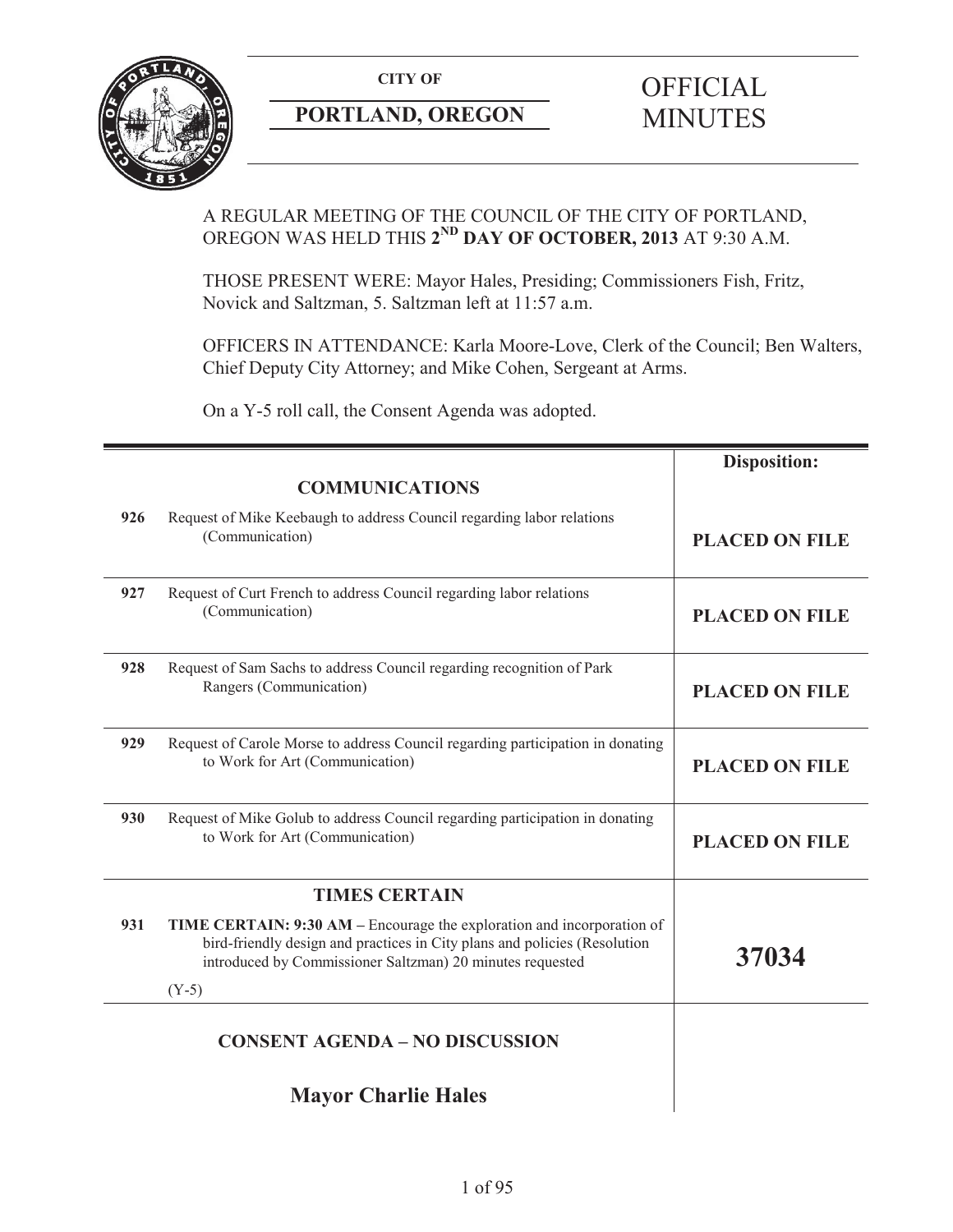**CITY OF**

**PORTLAND, OREGON**

# OFFICIAL MINUTES

A REGULAR MEETING OF THE COUNCIL OF THE CITY OF PORTLAND, OREGON WAS HELD THIS **2ND DAY OF OCTOBER, 2013** AT 9:30 A.M.

THOSE PRESENT WERE: Mayor Hales, Presiding; Commissioners Fish, Fritz, Novick and Saltzman, 5. Saltzman left at 11:57 a.m.

OFFICERS IN ATTENDANCE: Karla Moore-Love, Clerk of the Council; Ben Walters, Chief Deputy City Attorney; and Mike Cohen, Sergeant at Arms.

On a Y-5 roll call, the Consent Agenda was adopted.

| | | **Disposition:** |
|---|---|---|
| | **COMMUNICATIONS** | |
| **926** | Request of Mike Keebaugh to address Council regarding labor relations (Communication) | **PLACED ON FILE** |
| **927** | Request of Curt French to address Council regarding labor relations (Communication) | **PLACED ON FILE** |
| **928** | Request of Sam Sachs to address Council regarding recognition of Park Rangers (Communication) | **PLACED ON FILE** |
| **929** | Request of Carole Morse to address Council regarding participation in donating to Work for Art (Communication) | **PLACED ON FILE** |
| **930** | Request of Mike Golub to address Council regarding participation in donating to Work for Art (Communication) | **PLACED ON FILE** |
| | **TIMES CERTAIN** | |
| **931** | **TIME CERTAIN: 9:30 AM –** Encourage the exploration and incorporation of bird-friendly design and practices in City plans and policies (Resolution introduced by Commissioner Saltzman) 20 minutes requested<br><br>(Y-5) | **37034** |
| | **CONSENT AGENDA – NO DISCUSSION** | |
| | **Mayor Charlie Hales** | |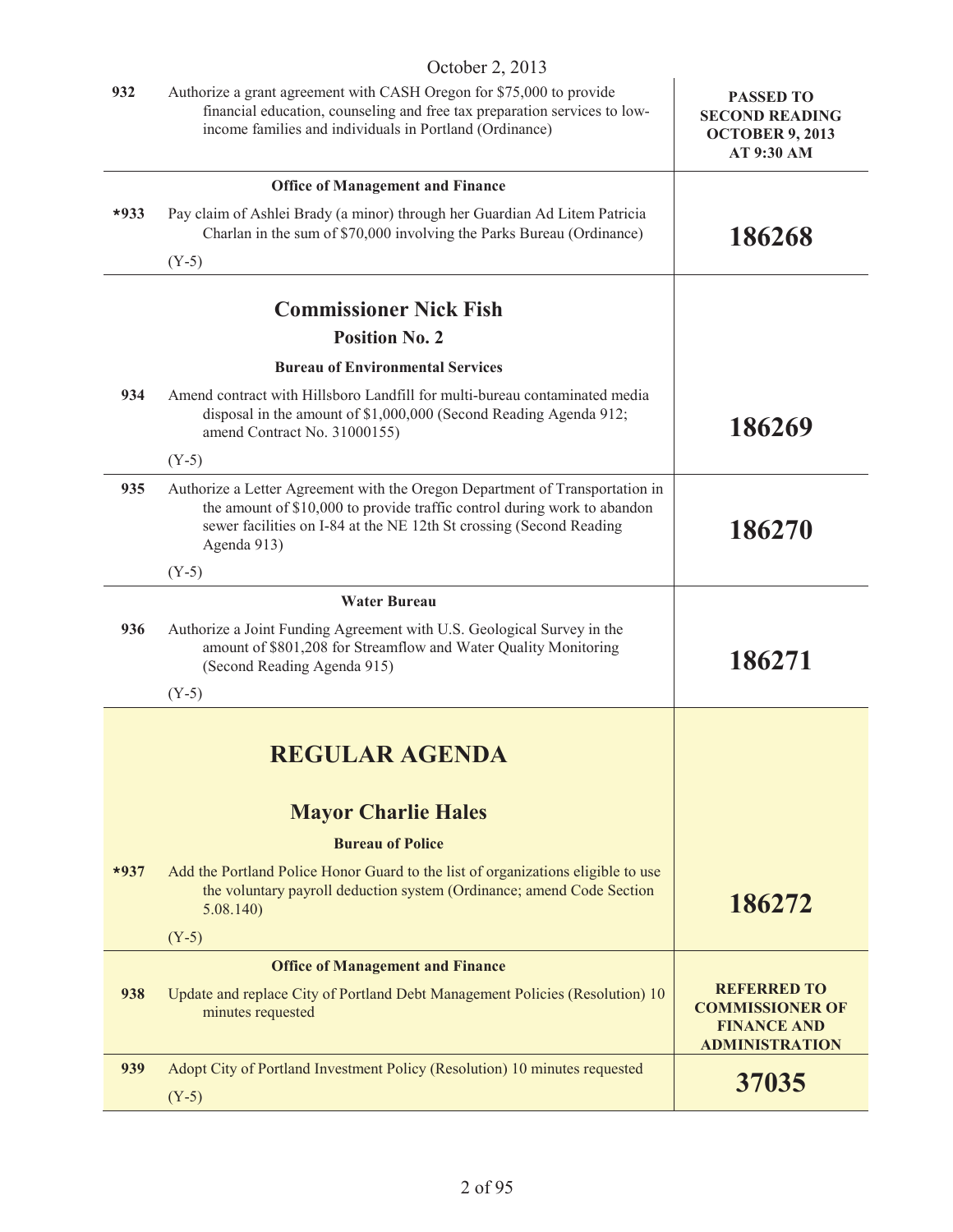October 2, 2013

| | | |
|---|---|---|
| 932 | Authorize a grant agreement with CASH Oregon for $75,000 to provide financial education, counseling and free tax preparation services to low-income families and individuals in Portland (Ordinance) | **PASSED TO SECOND READING OCTOBER 9, 2013 AT 9:30 AM** |
| | **Office of Management and Finance** | |
| *933 | Pay claim of Ashlei Brady (a minor) through her Guardian Ad Litem Patricia Charlan in the sum of $70,000 involving the Parks Bureau (Ordinance)<br>(Y-5) | **186268** |
| | **Commissioner Nick Fish**<br>**Position No. 2**<br>**Bureau of Environmental Services** | |
| 934 | Amend contract with Hillsboro Landfill for multi-bureau contaminated media disposal in the amount of $1,000,000 (Second Reading Agenda 912; amend Contract No. 31000155)<br>(Y-5) | **186269** |
| 935 | Authorize a Letter Agreement with the Oregon Department of Transportation in the amount of $10,000 to provide traffic control during work to abandon sewer facilities on I-84 at the NE 12th St crossing (Second Reading Agenda 913)<br>(Y-5) | **186270** |
| | **Water Bureau** | |
| 936 | Authorize a Joint Funding Agreement with U.S. Geological Survey in the amount of $801,208 for Streamflow and Water Quality Monitoring (Second Reading Agenda 915)<br>(Y-5) | **186271** |
| | **REGULAR AGENDA**<br>**Mayor Charlie Hales**<br>**Bureau of Police** | |
| *937 | Add the Portland Police Honor Guard to the list of organizations eligible to use the voluntary payroll deduction system (Ordinance; amend Code Section 5.08.140)<br>(Y-5) | **186272** |
| | **Office of Management and Finance** | |
| 938 | Update and replace City of Portland Debt Management Policies (Resolution) 10 minutes requested | **REFERRED TO COMMISSIONER OF FINANCE AND ADMINISTRATION** |
| 939 | Adopt City of Portland Investment Policy (Resolution) 10 minutes requested<br>(Y-5) | **37035** |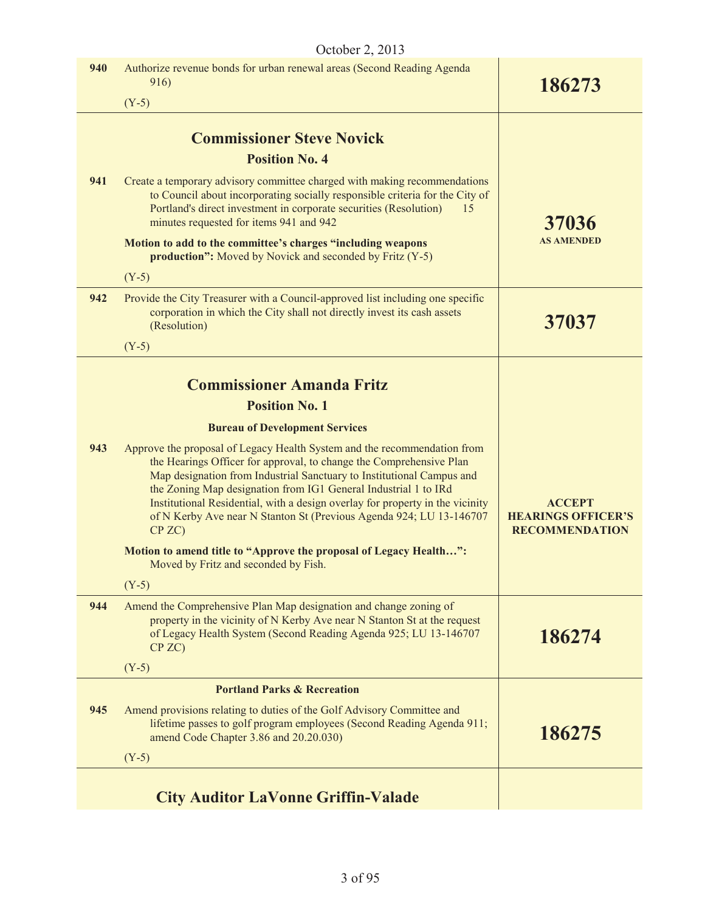| | | |
|---|---|---|
| **940** | Authorize revenue bonds for urban renewal areas (Second Reading Agenda 916)<br><br>(Y-5) | **186273** |
| | **Commissioner Steve Novick**<br>**Position No. 4** | |
| **941** | Create a temporary advisory committee charged with making recommendations to Council about incorporating socially responsible criteria for the City of Portland's direct investment in corporate securities (Resolution) 15 minutes requested for items 941 and 942<br><br>**Motion to add to the committee's charges "including weapons production":** Moved by Novick and seconded by Fritz (Y-5)<br><br>(Y-5) | **37036**<br>**AS AMENDED** |
| **942** | Provide the City Treasurer with a Council-approved list including one specific corporation in which the City shall not directly invest its cash assets (Resolution)<br><br>(Y-5) | **37037** |
| | **Commissioner Amanda Fritz**<br>**Position No. 1**<br><br>**Bureau of Development Services** | |
| **943** | Approve the proposal of Legacy Health System and the recommendation from the Hearings Officer for approval, to change the Comprehensive Plan Map designation from Industrial Sanctuary to Institutional Campus and the Zoning Map designation from IG1 General Industrial 1 to IRd Institutional Residential, with a design overlay for property in the vicinity of N Kerby Ave near N Stanton St (Previous Agenda 924; LU 13-146707 CP ZC)<br><br>**Motion to amend title to "Approve the proposal of Legacy Health…":** Moved by Fritz and seconded by Fish.<br><br>(Y-5) | **ACCEPT HEARINGS OFFICER'S RECOMMENDATION** |
| **944** | Amend the Comprehensive Plan Map designation and change zoning of property in the vicinity of N Kerby Ave near N Stanton St at the request of Legacy Health System (Second Reading Agenda 925; LU 13-146707 CP ZC)<br><br>(Y-5) | **186274** |
| | **Portland Parks & Recreation** | |
| **945** | Amend provisions relating to duties of the Golf Advisory Committee and lifetime passes to golf program employees (Second Reading Agenda 911; amend Code Chapter 3.86 and 20.20.030)<br><br>(Y-5) | **186275** |
| | **City Auditor LaVonne Griffin-Valade** | |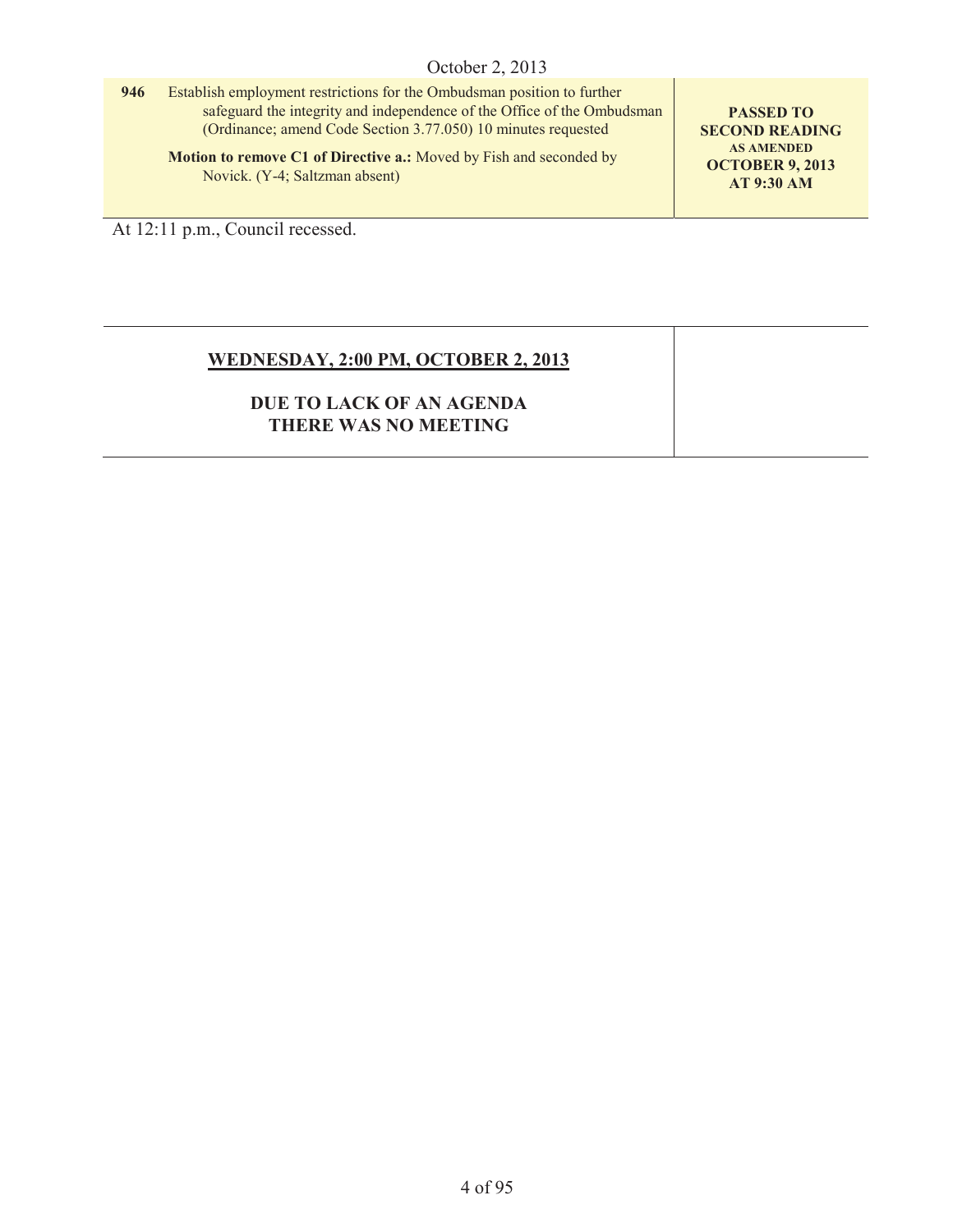| | | |
|---|---|---|
| **946** | Establish employment restrictions for the Ombudsman position to further safeguard the integrity and independence of the Office of the Ombudsman (Ordinance; amend Code Section 3.77.050) 10 minutes requested<br><br>**Motion to remove C1 of Directive a.:** Moved by Fish and seconded by Novick. (Y-4; Saltzman absent) | **PASSED TO SECOND READING AS AMENDED OCTOBER 9, 2013 AT 9:30 AM** |

At 12:11 p.m., Council recessed.

| | |
|---|---|
| **WEDNESDAY, 2:00 PM, OCTOBER 2, 2013**<br><br>**DUE TO LACK OF AN AGENDA THERE WAS NO MEETING** | |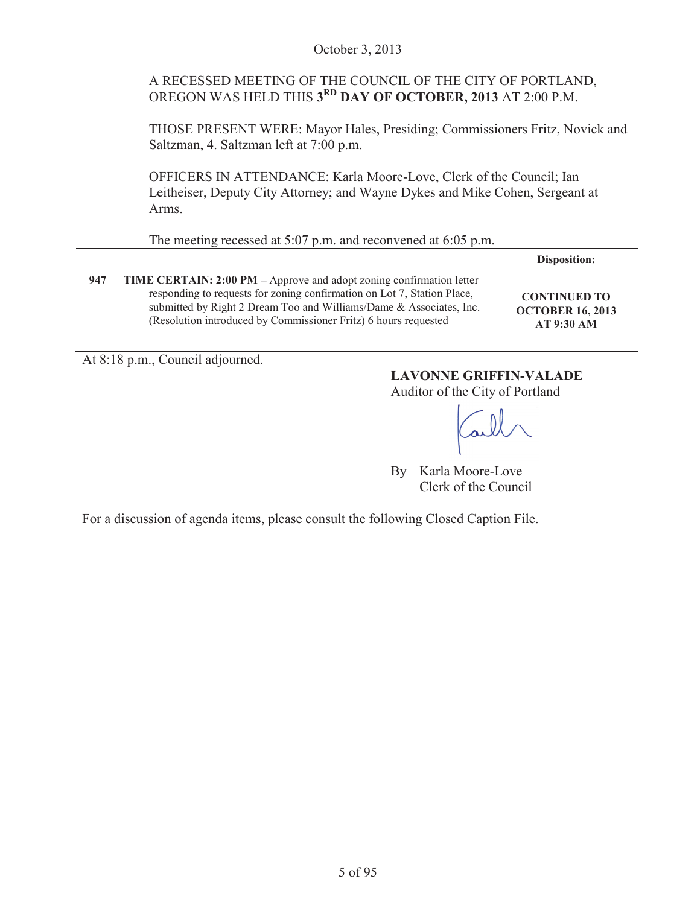October 3, 2013

A RECESSED MEETING OF THE COUNCIL OF THE CITY OF PORTLAND, OREGON WAS HELD THIS **3RD DAY OF OCTOBER, 2013** AT 2:00 P.M.

THOSE PRESENT WERE: Mayor Hales, Presiding; Commissioners Fritz, Novick and Saltzman, 4. Saltzman left at 7:00 p.m.

OFFICERS IN ATTENDANCE: Karla Moore-Love, Clerk of the Council; Ian Leitheiser, Deputy City Attorney; and Wayne Dykes and Mike Cohen, Sergeant at Arms.

The meeting recessed at 5:07 p.m. and reconvened at 6:05 p.m.

| | | **Disposition:** |
|---|---|---|
| **947** | **TIME CERTAIN: 2:00 PM –** Approve and adopt zoning confirmation letter responding to requests for zoning confirmation on Lot 7, Station Place, submitted by Right 2 Dream Too and Williams/Dame & Associates, Inc. (Resolution introduced by Commissioner Fritz) 6 hours requested | **CONTINUED TO OCTOBER 16, 2013 AT 9:30 AM** |

At 8:18 p.m., Council adjourned.

**LAVONNE GRIFFIN-VALADE**
Auditor of the City of Portland

By Karla Moore-Love
Clerk of the Council

For a discussion of agenda items, please consult the following Closed Caption File.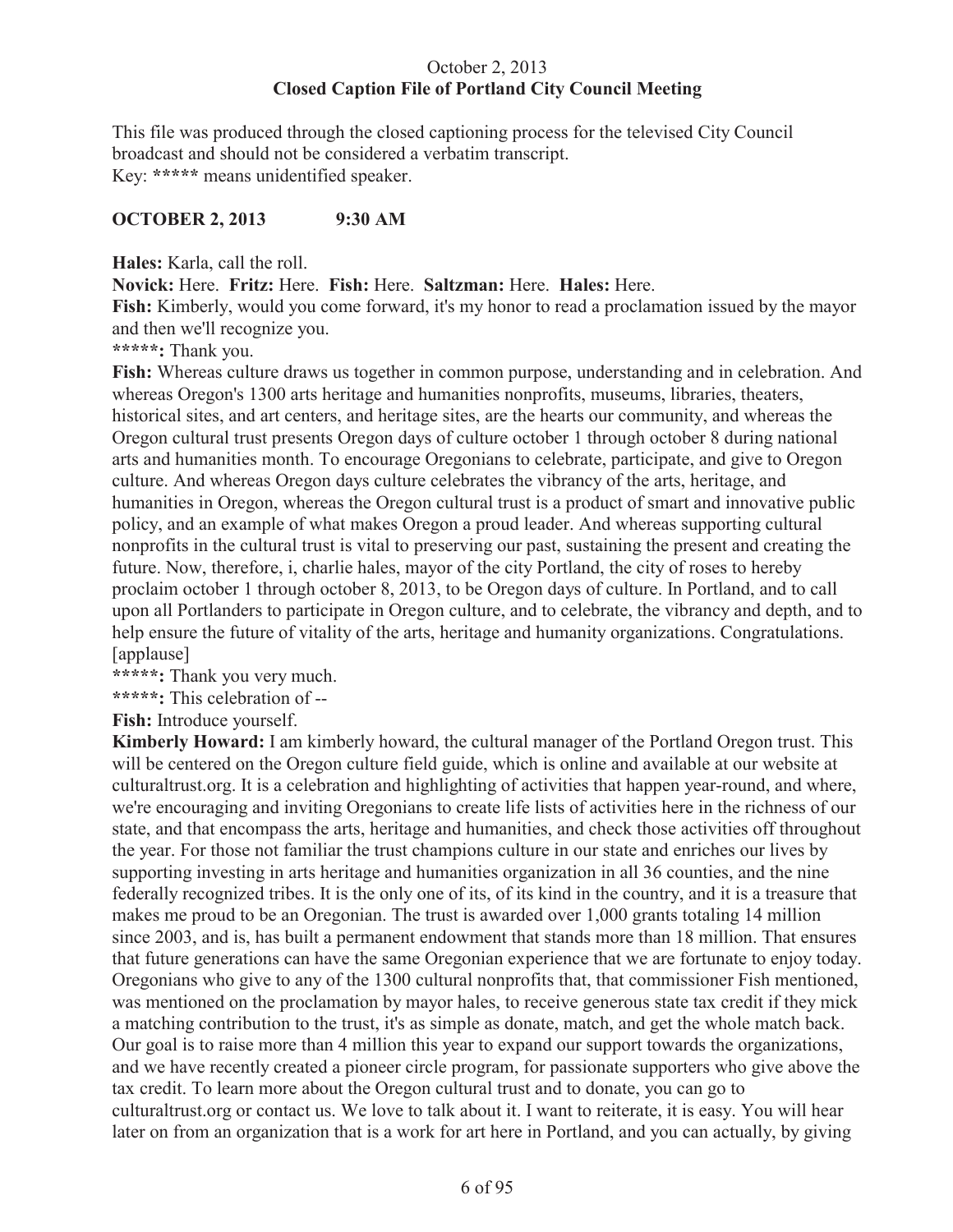October 2, 2013
**Closed Caption File of Portland City Council Meeting**

This file was produced through the closed captioning process for the televised City Council broadcast and should not be considered a verbatim transcript.
Key: **\*\*\*\*\*** means unidentified speaker.

**OCTOBER 2, 2013 9:30 AM**

**Hales:** Karla, call the roll.

**Novick:** Here. **Fritz:** Here. **Fish:** Here. **Saltzman:** Here. **Hales:** Here.

**Fish:** Kimberly, would you come forward, it's my honor to read a proclamation issued by the mayor and then we'll recognize you.

**\*\*\*\*\*:** Thank you.

**Fish:** Whereas culture draws us together in common purpose, understanding and in celebration. And whereas Oregon's 1300 arts heritage and humanities nonprofits, museums, libraries, theaters, historical sites, and art centers, and heritage sites, are the hearts our community, and whereas the Oregon cultural trust presents Oregon days of culture october 1 through october 8 during national arts and humanities month. To encourage Oregonians to celebrate, participate, and give to Oregon culture. And whereas Oregon days culture celebrates the vibrancy of the arts, heritage, and humanities in Oregon, whereas the Oregon cultural trust is a product of smart and innovative public policy, and an example of what makes Oregon a proud leader. And whereas supporting cultural nonprofits in the cultural trust is vital to preserving our past, sustaining the present and creating the future. Now, therefore, i, charlie hales, mayor of the city Portland, the city of roses to hereby proclaim october 1 through october 8, 2013, to be Oregon days of culture. In Portland, and to call upon all Portlanders to participate in Oregon culture, and to celebrate, the vibrancy and depth, and to help ensure the future of vitality of the arts, heritage and humanity organizations. Congratulations. [applause]

**\*\*\*\*\*:** Thank you very much.

**\*\*\*\*\*:** This celebration of --

**Fish:** Introduce yourself.

**Kimberly Howard:** I am kimberly howard, the cultural manager of the Portland Oregon trust. This will be centered on the Oregon culture field guide, which is online and available at our website at culturaltrust.org. It is a celebration and highlighting of activities that happen year-round, and where, we're encouraging and inviting Oregonians to create life lists of activities here in the richness of our state, and that encompass the arts, heritage and humanities, and check those activities off throughout the year. For those not familiar the trust champions culture in our state and enriches our lives by supporting investing in arts heritage and humanities organization in all 36 counties, and the nine federally recognized tribes. It is the only one of its, of its kind in the country, and it is a treasure that makes me proud to be an Oregonian. The trust is awarded over 1,000 grants totaling 14 million since 2003, and is, has built a permanent endowment that stands more than 18 million. That ensures that future generations can have the same Oregonian experience that we are fortunate to enjoy today. Oregonians who give to any of the 1300 cultural nonprofits that, that commissioner Fish mentioned, was mentioned on the proclamation by mayor hales, to receive generous state tax credit if they mick a matching contribution to the trust, it's as simple as donate, match, and get the whole match back. Our goal is to raise more than 4 million this year to expand our support towards the organizations, and we have recently created a pioneer circle program, for passionate supporters who give above the tax credit. To learn more about the Oregon cultural trust and to donate, you can go to culturaltrust.org or contact us. We love to talk about it. I want to reiterate, it is easy. You will hear later on from an organization that is a work for art here in Portland, and you can actually, by giving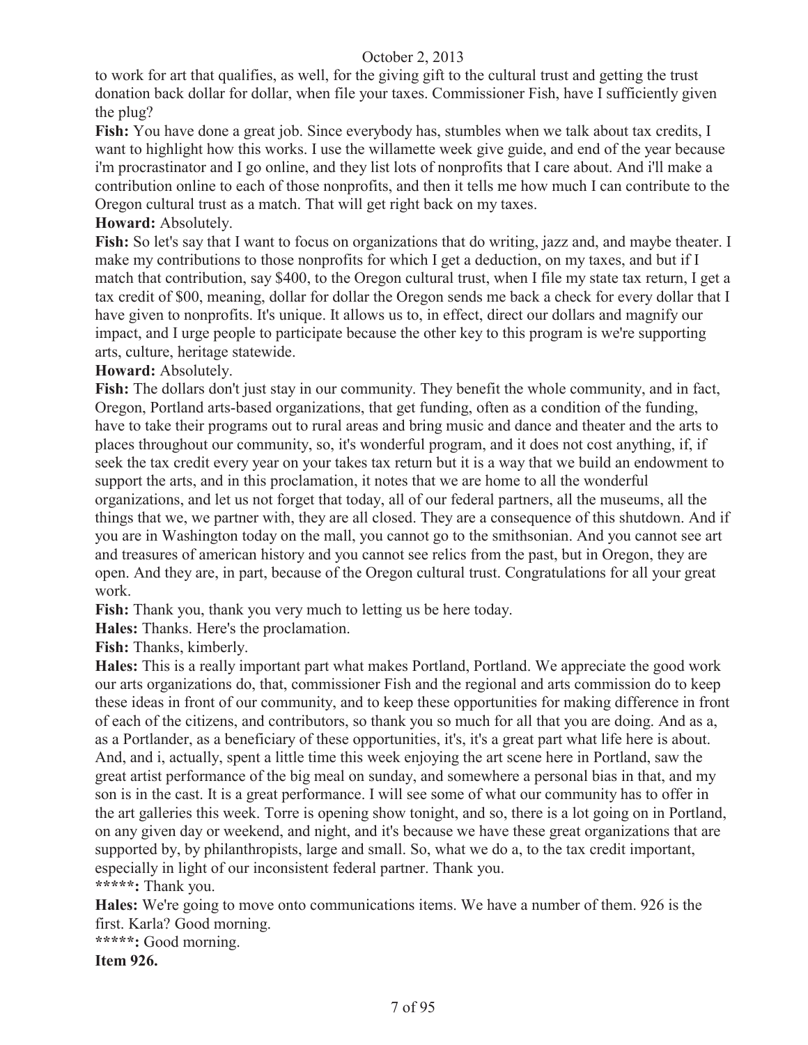to work for art that qualifies, as well, for the giving gift to the cultural trust and getting the trust donation back dollar for dollar, when file your taxes. Commissioner Fish, have I sufficiently given the plug?

**Fish:** You have done a great job. Since everybody has, stumbles when we talk about tax credits, I want to highlight how this works. I use the willamette week give guide, and end of the year because i'm procrastinator and I go online, and they list lots of nonprofits that I care about. And i'll make a contribution online to each of those nonprofits, and then it tells me how much I can contribute to the Oregon cultural trust as a match. That will get right back on my taxes.

**Howard:** Absolutely.

**Fish:** So let's say that I want to focus on organizations that do writing, jazz and, and maybe theater. I make my contributions to those nonprofits for which I get a deduction, on my taxes, and but if I match that contribution, say $400, to the Oregon cultural trust, when I file my state tax return, I get a tax credit of $00, meaning, dollar for dollar the Oregon sends me back a check for every dollar that I have given to nonprofits. It's unique. It allows us to, in effect, direct our dollars and magnify our impact, and I urge people to participate because the other key to this program is we're supporting arts, culture, heritage statewide.

**Howard:** Absolutely.

**Fish:** The dollars don't just stay in our community. They benefit the whole community, and in fact, Oregon, Portland arts-based organizations, that get funding, often as a condition of the funding, have to take their programs out to rural areas and bring music and dance and theater and the arts to places throughout our community, so, it's wonderful program, and it does not cost anything, if, if seek the tax credit every year on your takes tax return but it is a way that we build an endowment to support the arts, and in this proclamation, it notes that we are home to all the wonderful organizations, and let us not forget that today, all of our federal partners, all the museums, all the things that we, we partner with, they are all closed. They are a consequence of this shutdown. And if you are in Washington today on the mall, you cannot go to the smithsonian. And you cannot see art and treasures of american history and you cannot see relics from the past, but in Oregon, they are open. And they are, in part, because of the Oregon cultural trust. Congratulations for all your great work.

**Fish:** Thank you, thank you very much to letting us be here today.

**Hales:** Thanks. Here's the proclamation.

**Fish:** Thanks, kimberly.

**Hales:** This is a really important part what makes Portland, Portland. We appreciate the good work our arts organizations do, that, commissioner Fish and the regional and arts commission do to keep these ideas in front of our community, and to keep these opportunities for making difference in front of each of the citizens, and contributors, so thank you so much for all that you are doing. And as a, as a Portlander, as a beneficiary of these opportunities, it's, it's a great part what life here is about. And, and i, actually, spent a little time this week enjoying the art scene here in Portland, saw the great artist performance of the big meal on sunday, and somewhere a personal bias in that, and my son is in the cast. It is a great performance. I will see some of what our community has to offer in the art galleries this week. Torre is opening show tonight, and so, there is a lot going on in Portland, on any given day or weekend, and night, and it's because we have these great organizations that are supported by, by philanthropists, large and small. So, what we do a, to the tax credit important, especially in light of our inconsistent federal partner. Thank you.

**\*\*\*\*\*:** Thank you.

**Hales:** We're going to move onto communications items. We have a number of them. 926 is the first. Karla? Good morning.

**\*\*\*\*\*:** Good morning.

**Item 926.**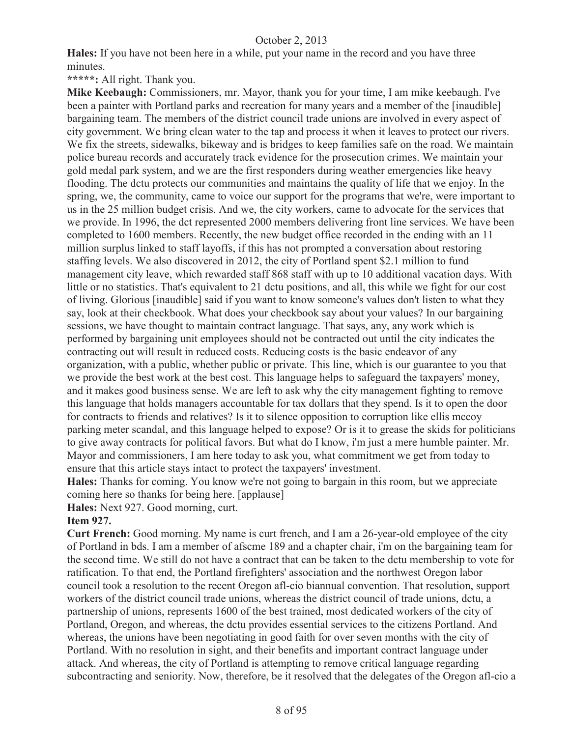**Hales:** If you have not been here in a while, put your name in the record and you have three minutes.

*****: All right. Thank you.

**Mike Keebaugh:** Commissioners, mr. Mayor, thank you for your time, I am mike keebaugh. I've been a painter with Portland parks and recreation for many years and a member of the [inaudible] bargaining team. The members of the district council trade unions are involved in every aspect of city government. We bring clean water to the tap and process it when it leaves to protect our rivers. We fix the streets, sidewalks, bikeway and is bridges to keep families safe on the road. We maintain police bureau records and accurately track evidence for the prosecution crimes. We maintain your gold medal park system, and we are the first responders during weather emergencies like heavy flooding. The dctu protects our communities and maintains the quality of life that we enjoy. In the spring, we, the community, came to voice our support for the programs that we're, were important to us in the 25 million budget crisis. And we, the city workers, came to advocate for the services that we provide. In 1996, the dct represented 2000 members delivering front line services. We have been completed to 1600 members. Recently, the new budget office recorded in the ending with an 11 million surplus linked to staff layoffs, if this has not prompted a conversation about restoring staffing levels. We also discovered in 2012, the city of Portland spent $2.1 million to fund management city leave, which rewarded staff 868 staff with up to 10 additional vacation days. With little or no statistics. That's equivalent to 21 dctu positions, and all, this while we fight for our cost of living. Glorious [inaudible] said if you want to know someone's values don't listen to what they say, look at their checkbook. What does your checkbook say about your values? In our bargaining sessions, we have thought to maintain contract language. That says, any, any work which is performed by bargaining unit employees should not be contracted out until the city indicates the contracting out will result in reduced costs. Reducing costs is the basic endeavor of any organization, with a public, whether public or private. This line, which is our guarantee to you that we provide the best work at the best cost. This language helps to safeguard the taxpayers' money, and it makes good business sense. We are left to ask why the city management fighting to remove this language that holds managers accountable for tax dollars that they spend. Is it to open the door for contracts to friends and relatives? Is it to silence opposition to corruption like ellis mccoy parking meter scandal, and this language helped to expose? Or is it to grease the skids for politicians to give away contracts for political favors. But what do I know, i'm just a mere humble painter. Mr. Mayor and commissioners, I am here today to ask you, what commitment we get from today to ensure that this article stays intact to protect the taxpayers' investment.

**Hales:** Thanks for coming. You know we're not going to bargain in this room, but we appreciate coming here so thanks for being here. [applause]

**Hales:** Next 927. Good morning, curt.

**Item 927.**

**Curt French:** Good morning. My name is curt french, and I am a 26-year-old employee of the city of Portland in bds. I am a member of afscme 189 and a chapter chair, i'm on the bargaining team for the second time. We still do not have a contract that can be taken to the dctu membership to vote for ratification. To that end, the Portland firefighters' association and the northwest Oregon labor council took a resolution to the recent Oregon afl-cio biannual convention. That resolution, support workers of the district council trade unions, whereas the district council of trade unions, dctu, a partnership of unions, represents 1600 of the best trained, most dedicated workers of the city of Portland, Oregon, and whereas, the dctu provides essential services to the citizens Portland. And whereas, the unions have been negotiating in good faith for over seven months with the city of Portland. With no resolution in sight, and their benefits and important contract language under attack. And whereas, the city of Portland is attempting to remove critical language regarding subcontracting and seniority. Now, therefore, be it resolved that the delegates of the Oregon afl-cio a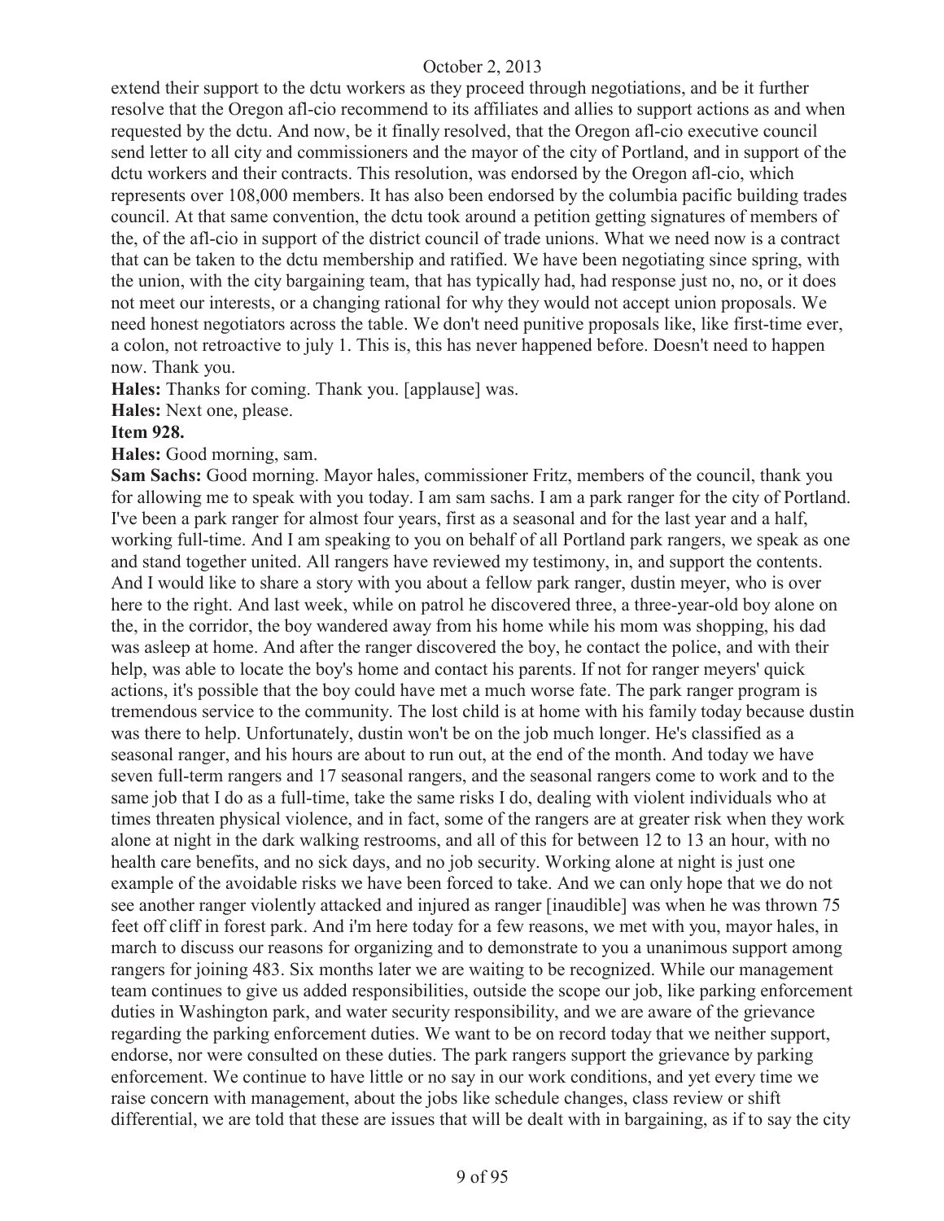extend their support to the dctu workers as they proceed through negotiations, and be it further resolve that the Oregon afl-cio recommend to its affiliates and allies to support actions as and when requested by the dctu. And now, be it finally resolved, that the Oregon afl-cio executive council send letter to all city and commissioners and the mayor of the city of Portland, and in support of the dctu workers and their contracts. This resolution, was endorsed by the Oregon afl-cio, which represents over 108,000 members. It has also been endorsed by the columbia pacific building trades council. At that same convention, the dctu took around a petition getting signatures of members of the, of the afl-cio in support of the district council of trade unions. What we need now is a contract that can be taken to the dctu membership and ratified. We have been negotiating since spring, with the union, with the city bargaining team, that has typically had, had response just no, no, or it does not meet our interests, or a changing rational for why they would not accept union proposals. We need honest negotiators across the table. We don't need punitive proposals like, like first-time ever, a colon, not retroactive to july 1. This is, this has never happened before. Doesn't need to happen now. Thank you.

**Hales:** Thanks for coming. Thank you. [applause] was.

**Hales:** Next one, please.

**Item 928.**

**Hales:** Good morning, sam.

**Sam Sachs:** Good morning. Mayor hales, commissioner Fritz, members of the council, thank you for allowing me to speak with you today. I am sam sachs. I am a park ranger for the city of Portland. I've been a park ranger for almost four years, first as a seasonal and for the last year and a half, working full-time. And I am speaking to you on behalf of all Portland park rangers, we speak as one and stand together united. All rangers have reviewed my testimony, in, and support the contents. And I would like to share a story with you about a fellow park ranger, dustin meyer, who is over here to the right. And last week, while on patrol he discovered three, a three-year-old boy alone on the, in the corridor, the boy wandered away from his home while his mom was shopping, his dad was asleep at home. And after the ranger discovered the boy, he contact the police, and with their help, was able to locate the boy's home and contact his parents. If not for ranger meyers' quick actions, it's possible that the boy could have met a much worse fate. The park ranger program is tremendous service to the community. The lost child is at home with his family today because dustin was there to help. Unfortunately, dustin won't be on the job much longer. He's classified as a seasonal ranger, and his hours are about to run out, at the end of the month. And today we have seven full-term rangers and 17 seasonal rangers, and the seasonal rangers come to work and to the same job that I do as a full-time, take the same risks I do, dealing with violent individuals who at times threaten physical violence, and in fact, some of the rangers are at greater risk when they work alone at night in the dark walking restrooms, and all of this for between 12 to 13 an hour, with no health care benefits, and no sick days, and no job security. Working alone at night is just one example of the avoidable risks we have been forced to take. And we can only hope that we do not see another ranger violently attacked and injured as ranger [inaudible] was when he was thrown 75 feet off cliff in forest park. And i'm here today for a few reasons, we met with you, mayor hales, in march to discuss our reasons for organizing and to demonstrate to you a unanimous support among rangers for joining 483. Six months later we are waiting to be recognized. While our management team continues to give us added responsibilities, outside the scope our job, like parking enforcement duties in Washington park, and water security responsibility, and we are aware of the grievance regarding the parking enforcement duties. We want to be on record today that we neither support, endorse, nor were consulted on these duties. The park rangers support the grievance by parking enforcement. We continue to have little or no say in our work conditions, and yet every time we raise concern with management, about the jobs like schedule changes, class review or shift differential, we are told that these are issues that will be dealt with in bargaining, as if to say the city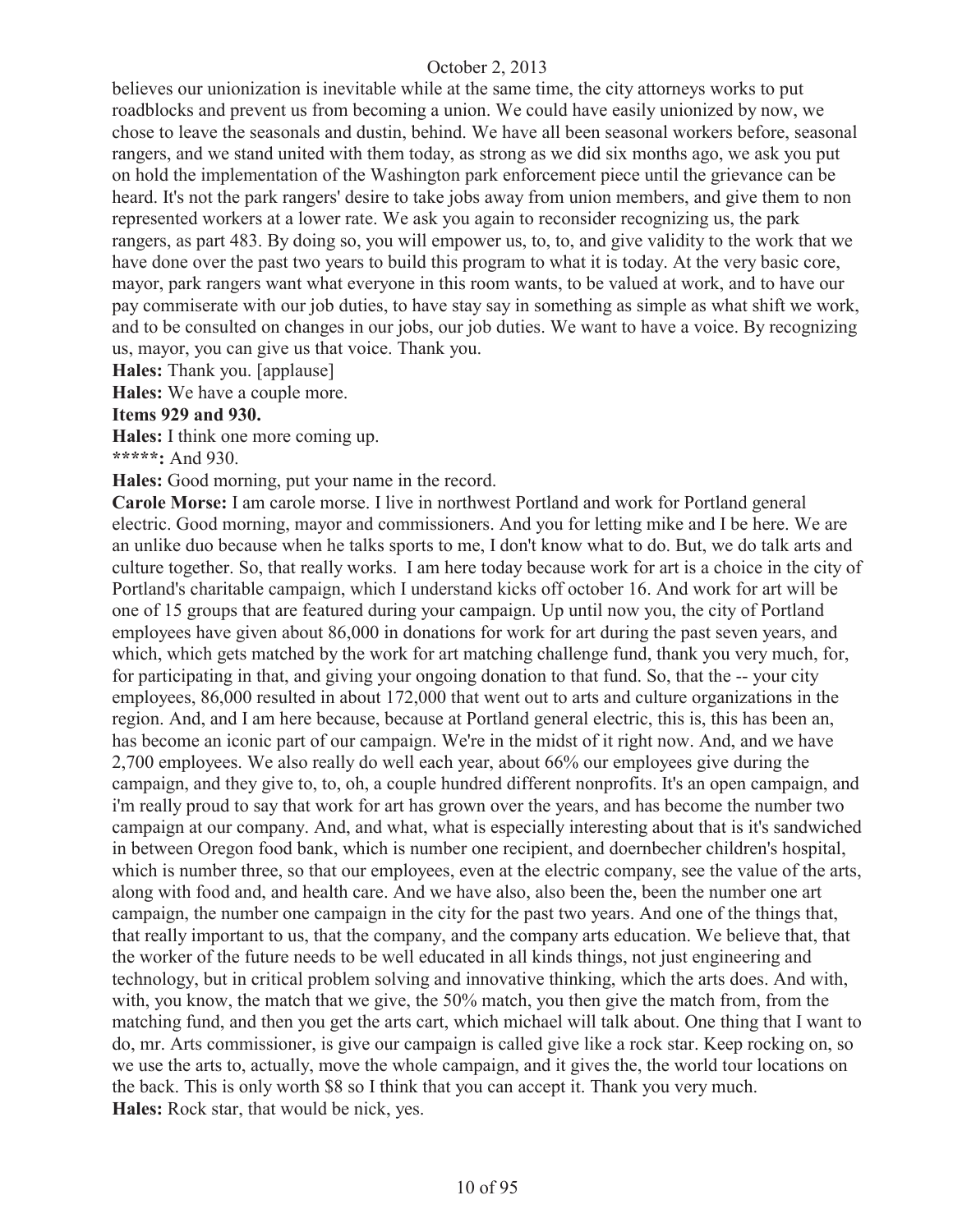believes our unionization is inevitable while at the same time, the city attorneys works to put roadblocks and prevent us from becoming a union. We could have easily unionized by now, we chose to leave the seasonals and dustin, behind. We have all been seasonal workers before, seasonal rangers, and we stand united with them today, as strong as we did six months ago, we ask you put on hold the implementation of the Washington park enforcement piece until the grievance can be heard. It's not the park rangers' desire to take jobs away from union members, and give them to non represented workers at a lower rate. We ask you again to reconsider recognizing us, the park rangers, as part 483. By doing so, you will empower us, to, to, and give validity to the work that we have done over the past two years to build this program to what it is today. At the very basic core, mayor, park rangers want what everyone in this room wants, to be valued at work, and to have our pay commiserate with our job duties, to have stay say in something as simple as what shift we work, and to be consulted on changes in our jobs, our job duties. We want to have a voice. By recognizing us, mayor, you can give us that voice. Thank you.

**Hales:** Thank you. [applause]

**Hales:** We have a couple more.

**Items 929 and 930.**

**Hales:** I think one more coming up.

**\*\*\*\*\*:** And 930.

**Hales:** Good morning, put your name in the record.

**Carole Morse:** I am carole morse. I live in northwest Portland and work for Portland general electric. Good morning, mayor and commissioners. And you for letting mike and I be here. We are an unlike duo because when he talks sports to me, I don't know what to do. But, we do talk arts and culture together. So, that really works. I am here today because work for art is a choice in the city of Portland's charitable campaign, which I understand kicks off october 16. And work for art will be one of 15 groups that are featured during your campaign. Up until now you, the city of Portland employees have given about 86,000 in donations for work for art during the past seven years, and which, which gets matched by the work for art matching challenge fund, thank you very much, for, for participating in that, and giving your ongoing donation to that fund. So, that the -- your city employees, 86,000 resulted in about 172,000 that went out to arts and culture organizations in the region. And, and I am here because, because at Portland general electric, this is, this has been an, has become an iconic part of our campaign. We're in the midst of it right now. And, and we have 2,700 employees. We also really do well each year, about 66% our employees give during the campaign, and they give to, to, oh, a couple hundred different nonprofits. It's an open campaign, and i'm really proud to say that work for art has grown over the years, and has become the number two campaign at our company. And, and what, what is especially interesting about that is it's sandwiched in between Oregon food bank, which is number one recipient, and doernbecher children's hospital, which is number three, so that our employees, even at the electric company, see the value of the arts, along with food and, and health care. And we have also, also been the, been the number one art campaign, the number one campaign in the city for the past two years. And one of the things that, that really important to us, that the company, and the company arts education. We believe that, that the worker of the future needs to be well educated in all kinds things, not just engineering and technology, but in critical problem solving and innovative thinking, which the arts does. And with, with, you know, the match that we give, the 50% match, you then give the match from, from the matching fund, and then you get the arts cart, which michael will talk about. One thing that I want to do, mr. Arts commissioner, is give our campaign is called give like a rock star. Keep rocking on, so we use the arts to, actually, move the whole campaign, and it gives the, the world tour locations on the back. This is only worth $8 so I think that you can accept it. Thank you very much.

**Hales:** Rock star, that would be nick, yes.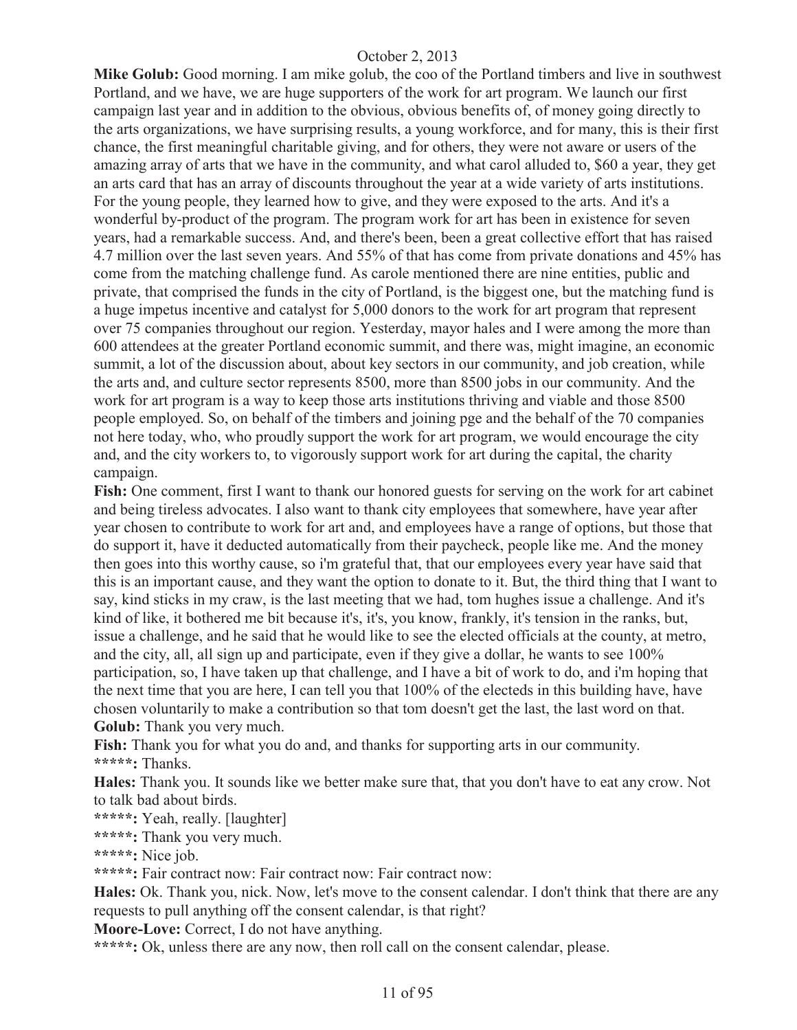**Mike Golub:** Good morning. I am mike golub, the coo of the Portland timbers and live in southwest Portland, and we have, we are huge supporters of the work for art program. We launch our first campaign last year and in addition to the obvious, obvious benefits of, of money going directly to the arts organizations, we have surprising results, a young workforce, and for many, this is their first chance, the first meaningful charitable giving, and for others, they were not aware or users of the amazing array of arts that we have in the community, and what carol alluded to, $60 a year, they get an arts card that has an array of discounts throughout the year at a wide variety of arts institutions. For the young people, they learned how to give, and they were exposed to the arts. And it's a wonderful by-product of the program. The program work for art has been in existence for seven years, had a remarkable success. And, and there's been, been a great collective effort that has raised 4.7 million over the last seven years. And 55% of that has come from private donations and 45% has come from the matching challenge fund. As carole mentioned there are nine entities, public and private, that comprised the funds in the city of Portland, is the biggest one, but the matching fund is a huge impetus incentive and catalyst for 5,000 donors to the work for art program that represent over 75 companies throughout our region. Yesterday, mayor hales and I were among the more than 600 attendees at the greater Portland economic summit, and there was, might imagine, an economic summit, a lot of the discussion about, about key sectors in our community, and job creation, while the arts and, and culture sector represents 8500, more than 8500 jobs in our community. And the work for art program is a way to keep those arts institutions thriving and viable and those 8500 people employed. So, on behalf of the timbers and joining pge and the behalf of the 70 companies not here today, who, who proudly support the work for art program, we would encourage the city and, and the city workers to, to vigorously support work for art during the capital, the charity campaign.

**Fish:** One comment, first I want to thank our honored guests for serving on the work for art cabinet and being tireless advocates. I also want to thank city employees that somewhere, have year after year chosen to contribute to work for art and, and employees have a range of options, but those that do support it, have it deducted automatically from their paycheck, people like me. And the money then goes into this worthy cause, so i'm grateful that, that our employees every year have said that this is an important cause, and they want the option to donate to it. But, the third thing that I want to say, kind sticks in my craw, is the last meeting that we had, tom hughes issue a challenge. And it's kind of like, it bothered me bit because it's, it's, you know, frankly, it's tension in the ranks, but, issue a challenge, and he said that he would like to see the elected officials at the county, at metro, and the city, all, all sign up and participate, even if they give a dollar, he wants to see 100% participation, so, I have taken up that challenge, and I have a bit of work to do, and i'm hoping that the next time that you are here, I can tell you that 100% of the electeds in this building have, have chosen voluntarily to make a contribution so that tom doesn't get the last, the last word on that.

**Golub:** Thank you very much.

**Fish:** Thank you for what you do and, and thanks for supporting arts in our community.

**\*\*\*\*\*:** Thanks.

**Hales:** Thank you. It sounds like we better make sure that, that you don't have to eat any crow. Not to talk bad about birds.

**\*\*\*\*\*:** Yeah, really. [laughter]

**\*\*\*\*\*:** Thank you very much.

**\*\*\*\*\*:** Nice job.

**\*\*\*\*\*:** Fair contract now: Fair contract now: Fair contract now:

**Hales:** Ok. Thank you, nick. Now, let's move to the consent calendar. I don't think that there are any requests to pull anything off the consent calendar, is that right?

**Moore-Love:** Correct, I do not have anything.

**\*\*\*\*\*:** Ok, unless there are any now, then roll call on the consent calendar, please.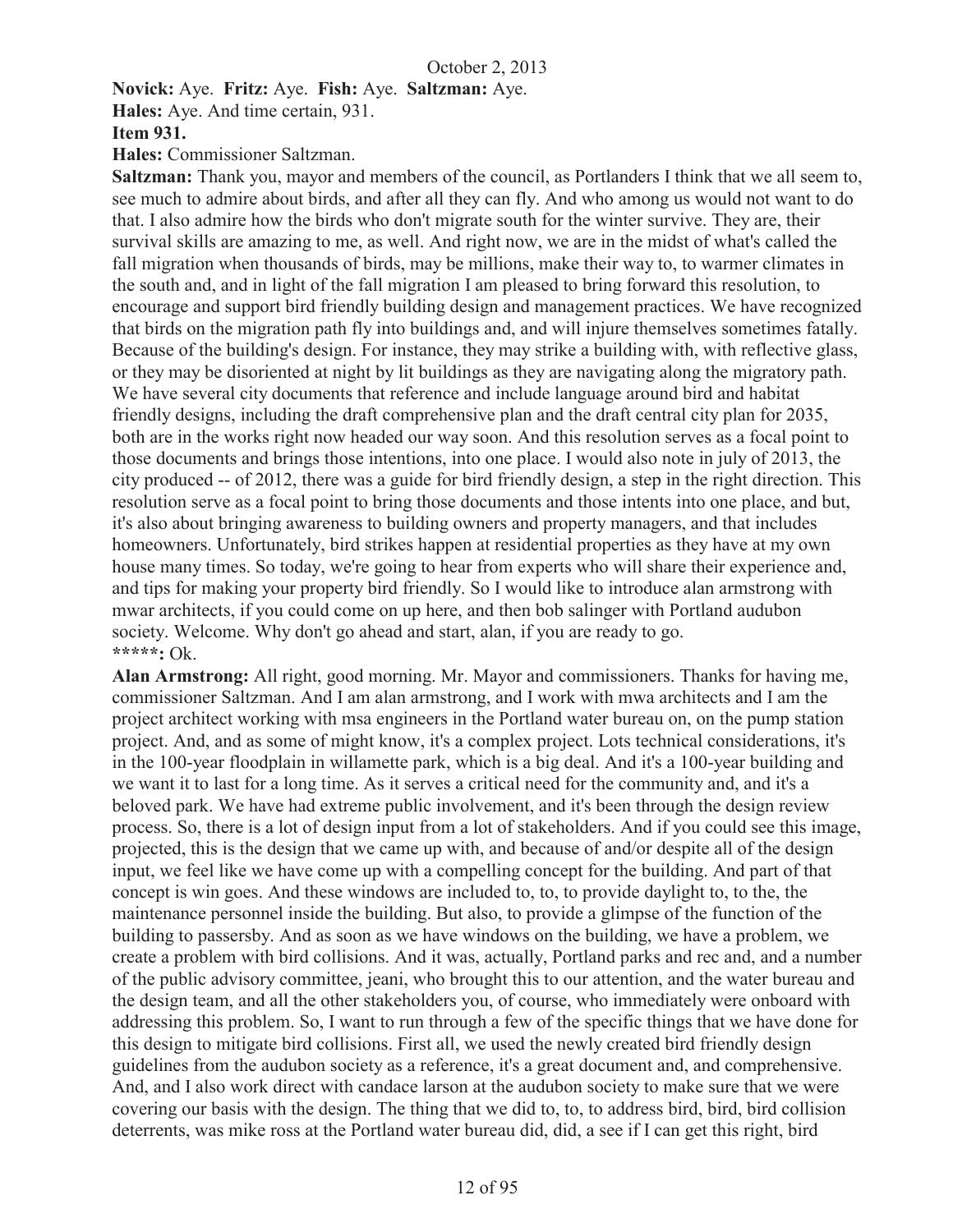**Novick:** Aye. **Fritz:** Aye. **Fish:** Aye. **Saltzman:** Aye.

**Hales:** Aye. And time certain, 931.

**Item 931.**

**Hales:** Commissioner Saltzman.

**Saltzman:** Thank you, mayor and members of the council, as Portlanders I think that we all seem to, see much to admire about birds, and after all they can fly. And who among us would not want to do that. I also admire how the birds who don't migrate south for the winter survive. They are, their survival skills are amazing to me, as well. And right now, we are in the midst of what's called the fall migration when thousands of birds, may be millions, make their way to, to warmer climates in the south and, and in light of the fall migration I am pleased to bring forward this resolution, to encourage and support bird friendly building design and management practices. We have recognized that birds on the migration path fly into buildings and, and will injure themselves sometimes fatally. Because of the building's design. For instance, they may strike a building with, with reflective glass, or they may be disoriented at night by lit buildings as they are navigating along the migratory path. We have several city documents that reference and include language around bird and habitat friendly designs, including the draft comprehensive plan and the draft central city plan for 2035, both are in the works right now headed our way soon. And this resolution serves as a focal point to those documents and brings those intentions, into one place. I would also note in july of 2013, the city produced -- of 2012, there was a guide for bird friendly design, a step in the right direction. This resolution serve as a focal point to bring those documents and those intents into one place, and but, it's also about bringing awareness to building owners and property managers, and that includes homeowners. Unfortunately, bird strikes happen at residential properties as they have at my own house many times. So today, we're going to hear from experts who will share their experience and, and tips for making your property bird friendly. So I would like to introduce alan armstrong with mwar architects, if you could come on up here, and then bob salinger with Portland audubon society. Welcome. Why don't go ahead and start, alan, if you are ready to go.

**\*\*\*\*\*:** Ok.

**Alan Armstrong:** All right, good morning. Mr. Mayor and commissioners. Thanks for having me, commissioner Saltzman. And I am alan armstrong, and I work with mwa architects and I am the project architect working with msa engineers in the Portland water bureau on, on the pump station project. And, and as some of might know, it's a complex project. Lots technical considerations, it's in the 100-year floodplain in willamette park, which is a big deal. And it's a 100-year building and we want it to last for a long time. As it serves a critical need for the community and, and it's a beloved park. We have had extreme public involvement, and it's been through the design review process. So, there is a lot of design input from a lot of stakeholders. And if you could see this image, projected, this is the design that we came up with, and because of and/or despite all of the design input, we feel like we have come up with a compelling concept for the building. And part of that concept is win goes. And these windows are included to, to, to provide daylight to, to the, the maintenance personnel inside the building. But also, to provide a glimpse of the function of the building to passersby. And as soon as we have windows on the building, we have a problem, we create a problem with bird collisions. And it was, actually, Portland parks and rec and, and a number of the public advisory committee, jeani, who brought this to our attention, and the water bureau and the design team, and all the other stakeholders you, of course, who immediately were onboard with addressing this problem. So, I want to run through a few of the specific things that we have done for this design to mitigate bird collisions. First all, we used the newly created bird friendly design guidelines from the audubon society as a reference, it's a great document and, and comprehensive. And, and I also work direct with candace larson at the audubon society to make sure that we were covering our basis with the design. The thing that we did to, to, to address bird, bird, bird collision deterrents, was mike ross at the Portland water bureau did, did, a see if I can get this right, bird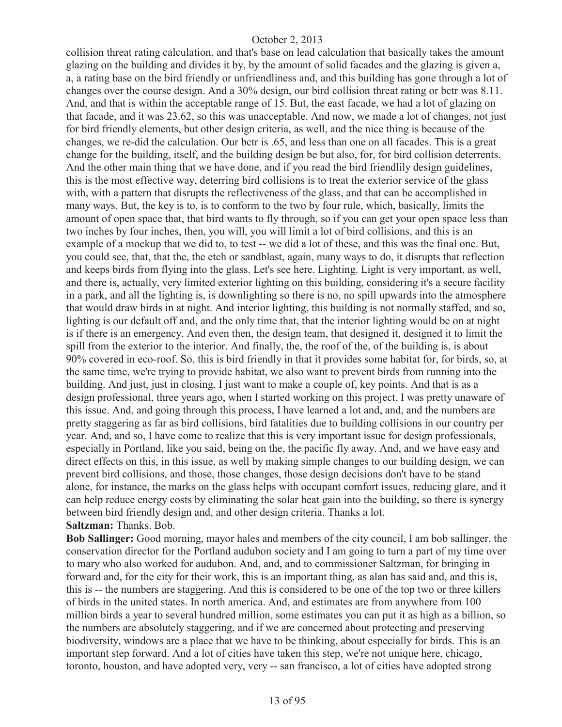collision threat rating calculation, and that's base on lead calculation that basically takes the amount glazing on the building and divides it by, by the amount of solid facades and the glazing is given a, a, a rating base on the bird friendly or unfriendliness and, and this building has gone through a lot of changes over the course design. And a 30% design, our bird collision threat rating or bctr was 8.11. And, and that is within the acceptable range of 15. But, the east facade, we had a lot of glazing on that facade, and it was 23.62, so this was unacceptable. And now, we made a lot of changes, not just for bird friendly elements, but other design criteria, as well, and the nice thing is because of the changes, we re-did the calculation. Our bctr is .65, and less than one on all facades. This is a great change for the building, itself, and the building design be but also, for, for bird collision deterrents. And the other main thing that we have done, and if you read the bird friendlily design guidelines, this is the most effective way, deterring bird collisions is to treat the exterior service of the glass with, with a pattern that disrupts the reflectiveness of the glass, and that can be accomplished in many ways. But, the key is to, is to conform to the two by four rule, which, basically, limits the amount of open space that, that bird wants to fly through, so if you can get your open space less than two inches by four inches, then, you will, you will limit a lot of bird collisions, and this is an example of a mockup that we did to, to test -- we did a lot of these, and this was the final one. But, you could see, that, that the, the etch or sandblast, again, many ways to do, it disrupts that reflection and keeps birds from flying into the glass. Let's see here. Lighting. Light is very important, as well, and there is, actually, very limited exterior lighting on this building, considering it's a secure facility in a park, and all the lighting is, is downlighting so there is no, no spill upwards into the atmosphere that would draw birds in at night. And interior lighting, this building is not normally staffed, and so, lighting is our default off and, and the only time that, that the interior lighting would be on at night is if there is an emergency. And even then, the design team, that designed it, designed it to limit the spill from the exterior to the interior. And finally, the, the roof of the, of the building is, is about 90% covered in eco-roof. So, this is bird friendly in that it provides some habitat for, for birds, so, at the same time, we're trying to provide habitat, we also want to prevent birds from running into the building. And just, just in closing, I just want to make a couple of, key points. And that is as a design professional, three years ago, when I started working on this project, I was pretty unaware of this issue. And, and going through this process, I have learned a lot and, and, and the numbers are pretty staggering as far as bird collisions, bird fatalities due to building collisions in our country per year. And, and so, I have come to realize that this is very important issue for design professionals, especially in Portland, like you said, being on the, the pacific fly away. And, and we have easy and direct effects on this, in this issue, as well by making simple changes to our building design, we can prevent bird collisions, and those, those changes, those design decisions don't have to be stand alone, for instance, the marks on the glass helps with occupant comfort issues, reducing glare, and it can help reduce energy costs by eliminating the solar heat gain into the building, so there is synergy between bird friendly design and, and other design criteria. Thanks a lot.

**Saltzman:** Thanks. Bob.

**Bob Sallinger:** Good morning, mayor hales and members of the city council, I am bob sallinger, the conservation director for the Portland audubon society and I am going to turn a part of my time over to mary who also worked for audubon. And, and, and to commissioner Saltzman, for bringing in forward and, for the city for their work, this is an important thing, as alan has said and, and this is, this is -- the numbers are staggering. And this is considered to be one of the top two or three killers of birds in the united states. In north america. And, and estimates are from anywhere from 100 million birds a year to several hundred million, some estimates you can put it as high as a billion, so the numbers are absolutely staggering, and if we are concerned about protecting and preserving biodiversity, windows are a place that we have to be thinking, about especially for birds. This is an important step forward. And a lot of cities have taken this step, we're not unique here, chicago, toronto, houston, and have adopted very, very -- san francisco, a lot of cities have adopted strong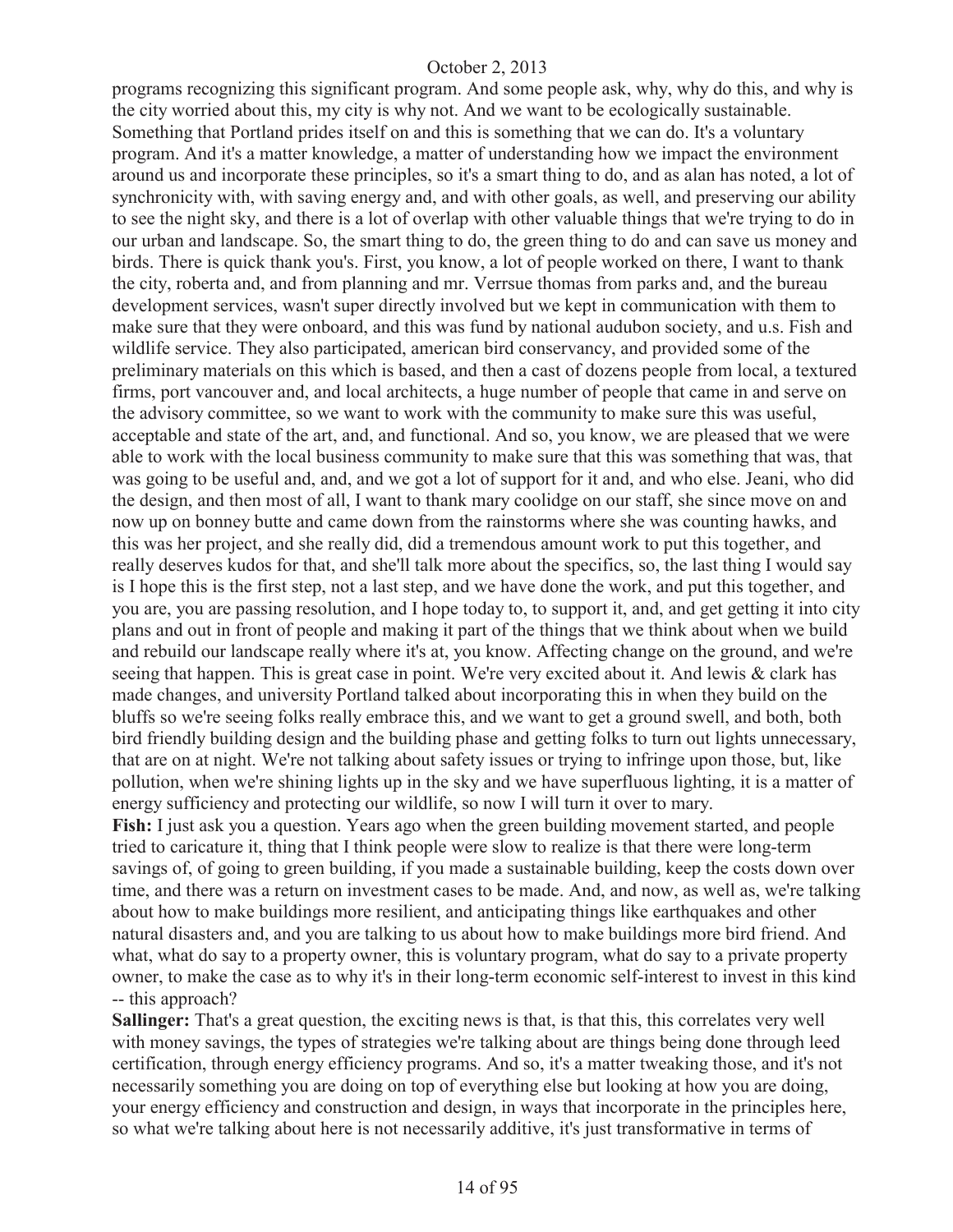programs recognizing this significant program. And some people ask, why, why do this, and why is the city worried about this, my city is why not. And we want to be ecologically sustainable. Something that Portland prides itself on and this is something that we can do. It's a voluntary program. And it's a matter knowledge, a matter of understanding how we impact the environment around us and incorporate these principles, so it's a smart thing to do, and as alan has noted, a lot of synchronicity with, with saving energy and, and with other goals, as well, and preserving our ability to see the night sky, and there is a lot of overlap with other valuable things that we're trying to do in our urban and landscape. So, the smart thing to do, the green thing to do and can save us money and birds. There is quick thank you's. First, you know, a lot of people worked on there, I want to thank the city, roberta and, and from planning and mr. Verrsue thomas from parks and, and the bureau development services, wasn't super directly involved but we kept in communication with them to make sure that they were onboard, and this was fund by national audubon society, and u.s. Fish and wildlife service. They also participated, american bird conservancy, and provided some of the preliminary materials on this which is based, and then a cast of dozens people from local, a textured firms, port vancouver and, and local architects, a huge number of people that came in and serve on the advisory committee, so we want to work with the community to make sure this was useful, acceptable and state of the art, and, and functional. And so, you know, we are pleased that we were able to work with the local business community to make sure that this was something that was, that was going to be useful and, and, and we got a lot of support for it and, and who else. Jeani, who did the design, and then most of all, I want to thank mary coolidge on our staff, she since move on and now up on bonney butte and came down from the rainstorms where she was counting hawks, and this was her project, and she really did, did a tremendous amount work to put this together, and really deserves kudos for that, and she'll talk more about the specifics, so, the last thing I would say is I hope this is the first step, not a last step, and we have done the work, and put this together, and you are, you are passing resolution, and I hope today to, to support it, and, and get getting it into city plans and out in front of people and making it part of the things that we think about when we build and rebuild our landscape really where it's at, you know. Affecting change on the ground, and we're seeing that happen. This is great case in point. We're very excited about it. And lewis & clark has made changes, and university Portland talked about incorporating this in when they build on the bluffs so we're seeing folks really embrace this, and we want to get a ground swell, and both, both bird friendly building design and the building phase and getting folks to turn out lights unnecessary, that are on at night. We're not talking about safety issues or trying to infringe upon those, but, like pollution, when we're shining lights up in the sky and we have superfluous lighting, it is a matter of energy sufficiency and protecting our wildlife, so now I will turn it over to mary.

**Fish:** I just ask you a question. Years ago when the green building movement started, and people tried to caricature it, thing that I think people were slow to realize is that there were long-term savings of, of going to green building, if you made a sustainable building, keep the costs down over time, and there was a return on investment cases to be made. And, and now, as well as, we're talking about how to make buildings more resilient, and anticipating things like earthquakes and other natural disasters and, and you are talking to us about how to make buildings more bird friend. And what, what do say to a property owner, this is voluntary program, what do say to a private property owner, to make the case as to why it's in their long-term economic self-interest to invest in this kind -- this approach?

**Sallinger:** That's a great question, the exciting news is that, is that this, this correlates very well with money savings, the types of strategies we're talking about are things being done through leed certification, through energy efficiency programs. And so, it's a matter tweaking those, and it's not necessarily something you are doing on top of everything else but looking at how you are doing, your energy efficiency and construction and design, in ways that incorporate in the principles here, so what we're talking about here is not necessarily additive, it's just transformative in terms of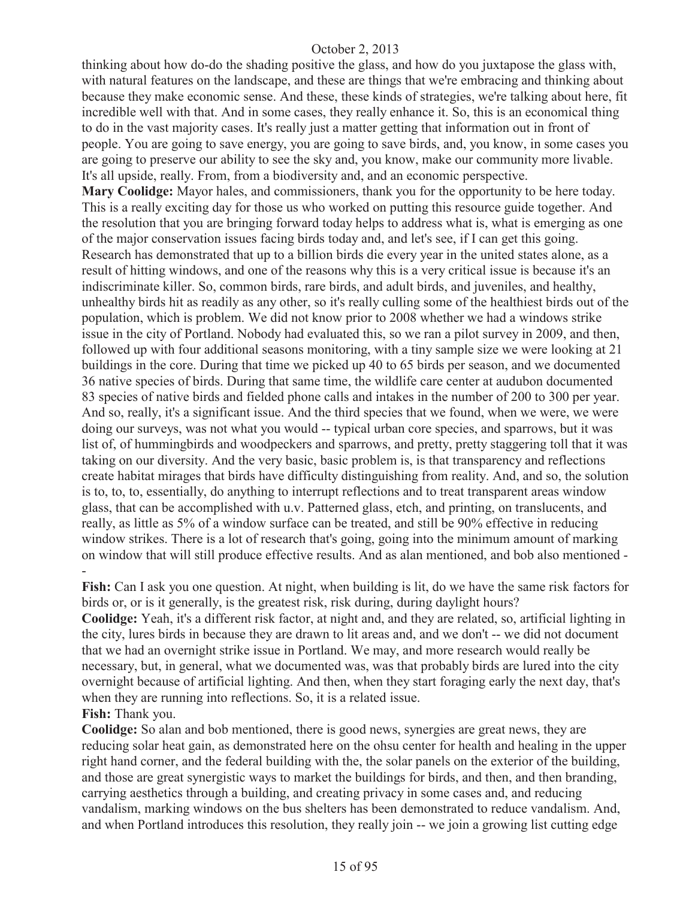thinking about how do-do the shading positive the glass, and how do you juxtapose the glass with, with natural features on the landscape, and these are things that we're embracing and thinking about because they make economic sense. And these, these kinds of strategies, we're talking about here, fit incredible well with that. And in some cases, they really enhance it. So, this is an economical thing to do in the vast majority cases. It's really just a matter getting that information out in front of people. You are going to save energy, you are going to save birds, and, you know, in some cases you are going to preserve our ability to see the sky and, you know, make our community more livable. It's all upside, really. From, from a biodiversity and, and an economic perspective.

**Mary Coolidge:** Mayor hales, and commissioners, thank you for the opportunity to be here today. This is a really exciting day for those us who worked on putting this resource guide together. And the resolution that you are bringing forward today helps to address what is, what is emerging as one of the major conservation issues facing birds today and, and let's see, if I can get this going. Research has demonstrated that up to a billion birds die every year in the united states alone, as a result of hitting windows, and one of the reasons why this is a very critical issue is because it's an indiscriminate killer. So, common birds, rare birds, and adult birds, and juveniles, and healthy, unhealthy birds hit as readily as any other, so it's really culling some of the healthiest birds out of the population, which is problem. We did not know prior to 2008 whether we had a windows strike issue in the city of Portland. Nobody had evaluated this, so we ran a pilot survey in 2009, and then, followed up with four additional seasons monitoring, with a tiny sample size we were looking at 21 buildings in the core. During that time we picked up 40 to 65 birds per season, and we documented 36 native species of birds. During that same time, the wildlife care center at audubon documented 83 species of native birds and fielded phone calls and intakes in the number of 200 to 300 per year. And so, really, it's a significant issue. And the third species that we found, when we were, we were doing our surveys, was not what you would -- typical urban core species, and sparrows, but it was list of, of hummingbirds and woodpeckers and sparrows, and pretty, pretty staggering toll that it was taking on our diversity. And the very basic, basic problem is, is that transparency and reflections create habitat mirages that birds have difficulty distinguishing from reality. And, and so, the solution is to, to, to, essentially, do anything to interrupt reflections and to treat transparent areas window glass, that can be accomplished with u.v. Patterned glass, etch, and printing, on translucents, and really, as little as 5% of a window surface can be treated, and still be 90% effective in reducing window strikes. There is a lot of research that's going, going into the minimum amount of marking on window that will still produce effective results. And as alan mentioned, and bob also mentioned --

**Fish:** Can I ask you one question. At night, when building is lit, do we have the same risk factors for birds or, or is it generally, is the greatest risk, risk during, during daylight hours?

**Coolidge:** Yeah, it's a different risk factor, at night and, and they are related, so, artificial lighting in the city, lures birds in because they are drawn to lit areas and, and we don't -- we did not document that we had an overnight strike issue in Portland. We may, and more research would really be necessary, but, in general, what we documented was, was that probably birds are lured into the city overnight because of artificial lighting. And then, when they start foraging early the next day, that's when they are running into reflections. So, it is a related issue.

**Fish:** Thank you.

**Coolidge:** So alan and bob mentioned, there is good news, synergies are great news, they are reducing solar heat gain, as demonstrated here on the ohsu center for health and healing in the upper right hand corner, and the federal building with the, the solar panels on the exterior of the building, and those are great synergistic ways to market the buildings for birds, and then, and then branding, carrying aesthetics through a building, and creating privacy in some cases and, and reducing vandalism, marking windows on the bus shelters has been demonstrated to reduce vandalism. And, and when Portland introduces this resolution, they really join -- we join a growing list cutting edge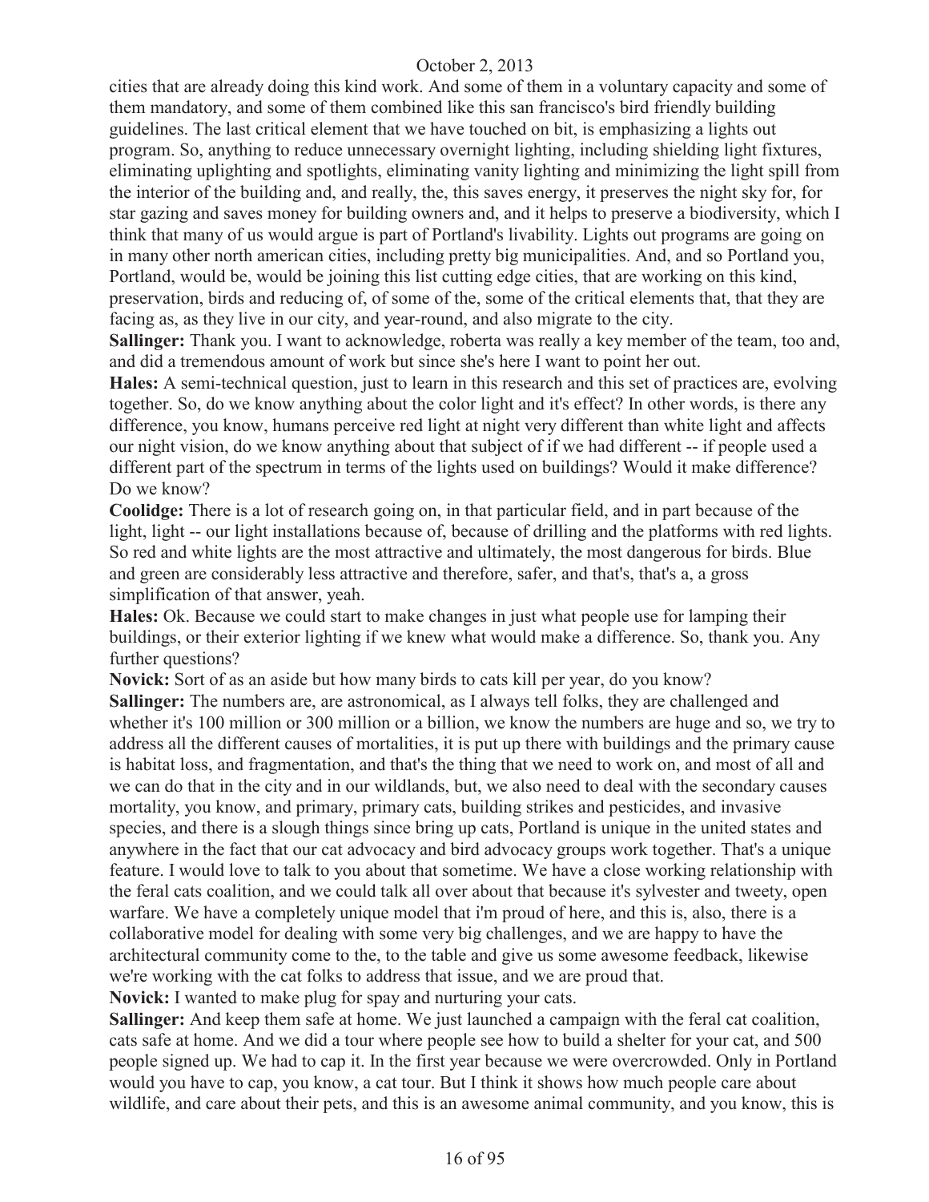cities that are already doing this kind work. And some of them in a voluntary capacity and some of them mandatory, and some of them combined like this san francisco's bird friendly building guidelines. The last critical element that we have touched on bit, is emphasizing a lights out program. So, anything to reduce unnecessary overnight lighting, including shielding light fixtures, eliminating uplighting and spotlights, eliminating vanity lighting and minimizing the light spill from the interior of the building and, and really, the, this saves energy, it preserves the night sky for, for star gazing and saves money for building owners and, and it helps to preserve a biodiversity, which I think that many of us would argue is part of Portland's livability. Lights out programs are going on in many other north american cities, including pretty big municipalities. And, and so Portland you, Portland, would be, would be joining this list cutting edge cities, that are working on this kind, preservation, birds and reducing of, of some of the, some of the critical elements that, that they are facing as, as they live in our city, and year-round, and also migrate to the city.

**Sallinger:** Thank you. I want to acknowledge, roberta was really a key member of the team, too and, and did a tremendous amount of work but since she's here I want to point her out.

**Hales:** A semi-technical question, just to learn in this research and this set of practices are, evolving together. So, do we know anything about the color light and it's effect? In other words, is there any difference, you know, humans perceive red light at night very different than white light and affects our night vision, do we know anything about that subject of if we had different -- if people used a different part of the spectrum in terms of the lights used on buildings? Would it make difference? Do we know?

**Coolidge:** There is a lot of research going on, in that particular field, and in part because of the light, light -- our light installations because of, because of drilling and the platforms with red lights. So red and white lights are the most attractive and ultimately, the most dangerous for birds. Blue and green are considerably less attractive and therefore, safer, and that's, that's a, a gross simplification of that answer, yeah.

**Hales:** Ok. Because we could start to make changes in just what people use for lamping their buildings, or their exterior lighting if we knew what would make a difference. So, thank you. Any further questions?

**Novick:** Sort of as an aside but how many birds to cats kill per year, do you know?

**Sallinger:** The numbers are, are astronomical, as I always tell folks, they are challenged and whether it's 100 million or 300 million or a billion, we know the numbers are huge and so, we try to address all the different causes of mortalities, it is put up there with buildings and the primary cause is habitat loss, and fragmentation, and that's the thing that we need to work on, and most of all and we can do that in the city and in our wildlands, but, we also need to deal with the secondary causes mortality, you know, and primary, primary cats, building strikes and pesticides, and invasive species, and there is a slough things since bring up cats, Portland is unique in the united states and anywhere in the fact that our cat advocacy and bird advocacy groups work together. That's a unique feature. I would love to talk to you about that sometime. We have a close working relationship with the feral cats coalition, and we could talk all over about that because it's sylvester and tweety, open warfare. We have a completely unique model that i'm proud of here, and this is, also, there is a collaborative model for dealing with some very big challenges, and we are happy to have the architectural community come to the, to the table and give us some awesome feedback, likewise we're working with the cat folks to address that issue, and we are proud that.

**Novick:** I wanted to make plug for spay and nurturing your cats.

**Sallinger:** And keep them safe at home. We just launched a campaign with the feral cat coalition, cats safe at home. And we did a tour where people see how to build a shelter for your cat, and 500 people signed up. We had to cap it. In the first year because we were overcrowded. Only in Portland would you have to cap, you know, a cat tour. But I think it shows how much people care about wildlife, and care about their pets, and this is an awesome animal community, and you know, this is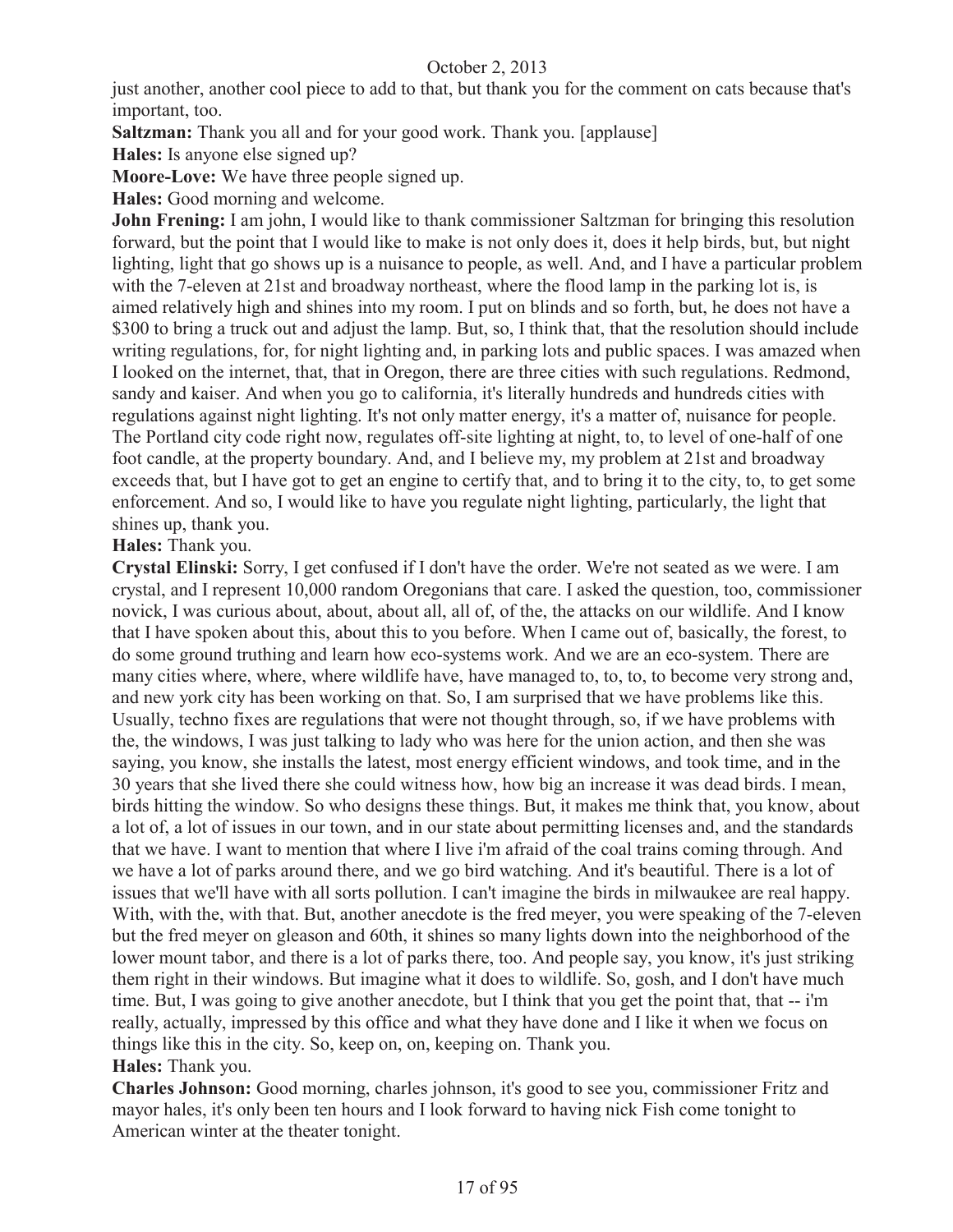just another, another cool piece to add to that, but thank you for the comment on cats because that's important, too.

**Saltzman:** Thank you all and for your good work. Thank you. [applause]

**Hales:** Is anyone else signed up?

**Moore-Love:** We have three people signed up.

**Hales:** Good morning and welcome.

**John Frening:** I am john, I would like to thank commissioner Saltzman for bringing this resolution forward, but the point that I would like to make is not only does it, does it help birds, but, but night lighting, light that go shows up is a nuisance to people, as well. And, and I have a particular problem with the 7-eleven at 21st and broadway northeast, where the flood lamp in the parking lot is, is aimed relatively high and shines into my room. I put on blinds and so forth, but, he does not have a $300 to bring a truck out and adjust the lamp. But, so, I think that, that the resolution should include writing regulations, for, for night lighting and, in parking lots and public spaces. I was amazed when I looked on the internet, that, that in Oregon, there are three cities with such regulations. Redmond, sandy and kaiser. And when you go to california, it's literally hundreds and hundreds cities with regulations against night lighting. It's not only matter energy, it's a matter of, nuisance for people. The Portland city code right now, regulates off-site lighting at night, to, to level of one-half of one foot candle, at the property boundary. And, and I believe my, my problem at 21st and broadway exceeds that, but I have got to get an engine to certify that, and to bring it to the city, to, to get some enforcement. And so, I would like to have you regulate night lighting, particularly, the light that shines up, thank you.

**Hales:** Thank you.

**Crystal Elinski:** Sorry, I get confused if I don't have the order. We're not seated as we were. I am crystal, and I represent 10,000 random Oregonians that care. I asked the question, too, commissioner novick, I was curious about, about, about all, all of, of the, the attacks on our wildlife. And I know that I have spoken about this, about this to you before. When I came out of, basically, the forest, to do some ground truthing and learn how eco-systems work. And we are an eco-system. There are many cities where, where, where wildlife have, have managed to, to, to, to become very strong and, and new york city has been working on that. So, I am surprised that we have problems like this. Usually, techno fixes are regulations that were not thought through, so, if we have problems with the, the windows, I was just talking to lady who was here for the union action, and then she was saying, you know, she installs the latest, most energy efficient windows, and took time, and in the 30 years that she lived there she could witness how, how big an increase it was dead birds. I mean, birds hitting the window. So who designs these things. But, it makes me think that, you know, about a lot of, a lot of issues in our town, and in our state about permitting licenses and, and the standards that we have. I want to mention that where I live i'm afraid of the coal trains coming through. And we have a lot of parks around there, and we go bird watching. And it's beautiful. There is a lot of issues that we'll have with all sorts pollution. I can't imagine the birds in milwaukee are real happy. With, with the, with that. But, another anecdote is the fred meyer, you were speaking of the 7-eleven but the fred meyer on gleason and 60th, it shines so many lights down into the neighborhood of the lower mount tabor, and there is a lot of parks there, too. And people say, you know, it's just striking them right in their windows. But imagine what it does to wildlife. So, gosh, and I don't have much time. But, I was going to give another anecdote, but I think that you get the point that, that -- i'm really, actually, impressed by this office and what they have done and I like it when we focus on things like this in the city. So, keep on, on, keeping on. Thank you.

**Hales:** Thank you.

**Charles Johnson:** Good morning, charles johnson, it's good to see you, commissioner Fritz and mayor hales, it's only been ten hours and I look forward to having nick Fish come tonight to American winter at the theater tonight.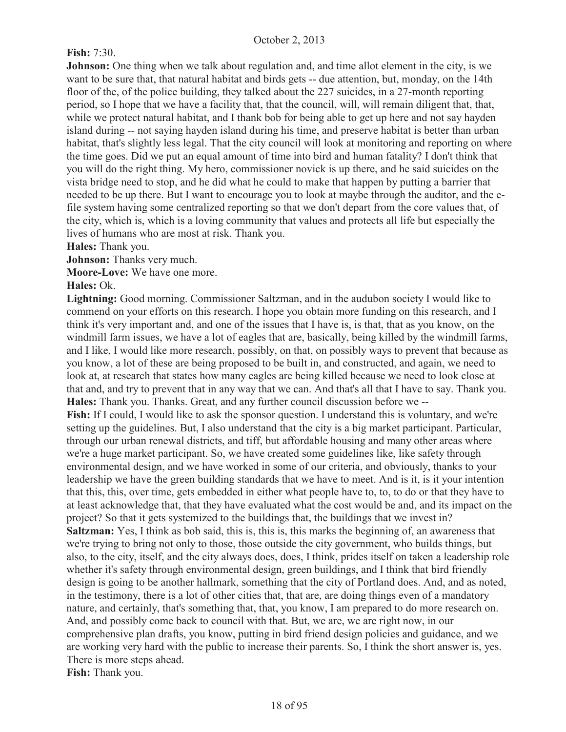**Fish:** 7:30.

**Johnson:** One thing when we talk about regulation and, and time allot element in the city, is we want to be sure that, that natural habitat and birds gets -- due attention, but, monday, on the 14th floor of the, of the police building, they talked about the 227 suicides, in a 27-month reporting period, so I hope that we have a facility that, that the council, will, will remain diligent that, that, while we protect natural habitat, and I thank bob for being able to get up here and not say hayden island during -- not saying hayden island during his time, and preserve habitat is better than urban habitat, that's slightly less legal. That the city council will look at monitoring and reporting on where the time goes. Did we put an equal amount of time into bird and human fatality? I don't think that you will do the right thing. My hero, commissioner novick is up there, and he said suicides on the vista bridge need to stop, and he did what he could to make that happen by putting a barrier that needed to be up there. But I want to encourage you to look at maybe through the auditor, and the e-file system having some centralized reporting so that we don't depart from the core values that, of the city, which is, which is a loving community that values and protects all life but especially the lives of humans who are most at risk. Thank you.

**Hales:** Thank you.

**Johnson:** Thanks very much.

**Moore-Love:** We have one more.

**Hales:** Ok.

**Lightning:** Good morning. Commissioner Saltzman, and in the audubon society I would like to commend on your efforts on this research. I hope you obtain more funding on this research, and I think it's very important and, and one of the issues that I have is, is that, that as you know, on the windmill farm issues, we have a lot of eagles that are, basically, being killed by the windmill farms, and I like, I would like more research, possibly, on that, on possibly ways to prevent that because as you know, a lot of these are being proposed to be built in, and constructed, and again, we need to look at, at research that states how many eagles are being killed because we need to look close at that and, and try to prevent that in any way that we can. And that's all that I have to say. Thank you.

**Hales:** Thank you. Thanks. Great, and any further council discussion before we --

**Fish:** If I could, I would like to ask the sponsor question. I understand this is voluntary, and we're setting up the guidelines. But, I also understand that the city is a big market participant. Particular, through our urban renewal districts, and tiff, but affordable housing and many other areas where we're a huge market participant. So, we have created some guidelines like, like safety through environmental design, and we have worked in some of our criteria, and obviously, thanks to your leadership we have the green building standards that we have to meet. And is it, is it your intention that this, this, over time, gets embedded in either what people have to, to, to do or that they have to at least acknowledge that, that they have evaluated what the cost would be and, and its impact on the project? So that it gets systemized to the buildings that, the buildings that we invest in?

**Saltzman:** Yes, I think as bob said, this is, this is, this marks the beginning of, an awareness that we're trying to bring not only to those, those outside the city government, who builds things, but also, to the city, itself, and the city always does, does, I think, prides itself on taken a leadership role whether it's safety through environmental design, green buildings, and I think that bird friendly design is going to be another hallmark, something that the city of Portland does. And, and as noted, in the testimony, there is a lot of other cities that, that are, are doing things even of a mandatory nature, and certainly, that's something that, that, you know, I am prepared to do more research on. And, and possibly come back to council with that. But, we are, we are right now, in our comprehensive plan drafts, you know, putting in bird friend design policies and guidance, and we are working very hard with the public to increase their parents. So, I think the short answer is, yes. There is more steps ahead.

**Fish:** Thank you.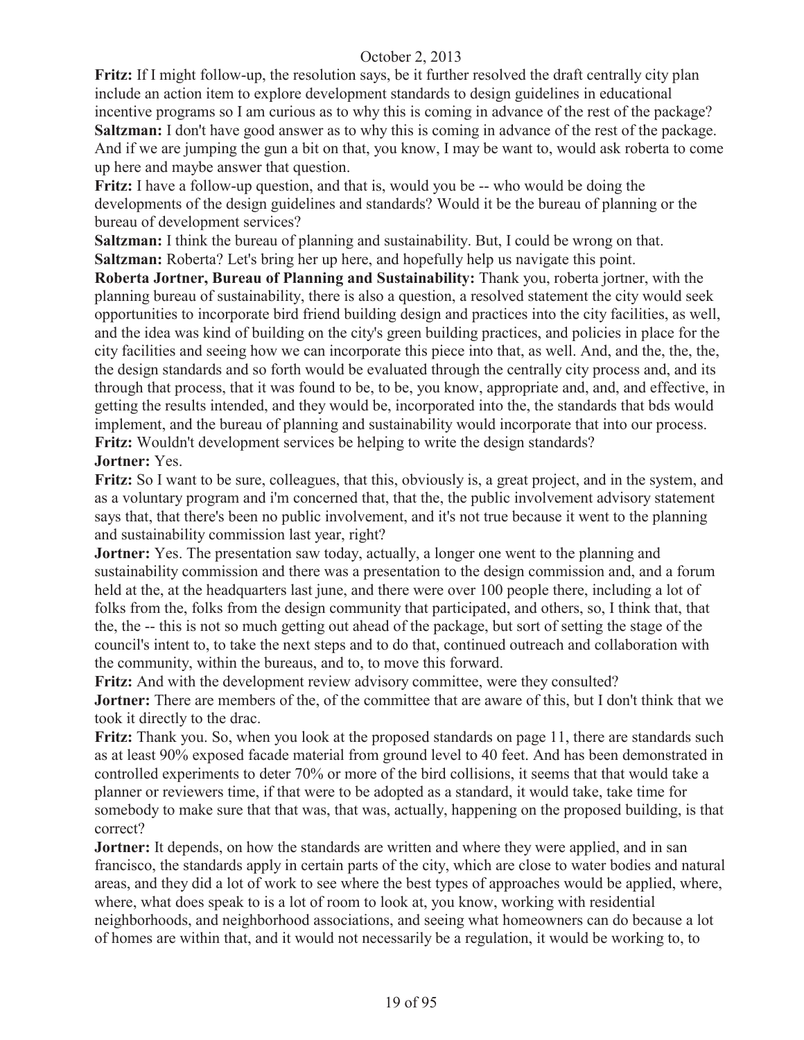**Fritz:** If I might follow-up, the resolution says, be it further resolved the draft centrally city plan include an action item to explore development standards to design guidelines in educational incentive programs so I am curious as to why this is coming in advance of the rest of the package?

**Saltzman:** I don't have good answer as to why this is coming in advance of the rest of the package. And if we are jumping the gun a bit on that, you know, I may be want to, would ask roberta to come up here and maybe answer that question.

**Fritz:** I have a follow-up question, and that is, would you be -- who would be doing the developments of the design guidelines and standards? Would it be the bureau of planning or the bureau of development services?

**Saltzman:** I think the bureau of planning and sustainability. But, I could be wrong on that.

**Saltzman:** Roberta? Let's bring her up here, and hopefully help us navigate this point.

**Roberta Jortner, Bureau of Planning and Sustainability:** Thank you, roberta jortner, with the planning bureau of sustainability, there is also a question, a resolved statement the city would seek opportunities to incorporate bird friend building design and practices into the city facilities, as well, and the idea was kind of building on the city's green building practices, and policies in place for the city facilities and seeing how we can incorporate this piece into that, as well. And, and the, the, the, the design standards and so forth would be evaluated through the centrally city process and, and its through that process, that it was found to be, to be, you know, appropriate and, and, and effective, in getting the results intended, and they would be, incorporated into the, the standards that bds would implement, and the bureau of planning and sustainability would incorporate that into our process.

**Fritz:** Wouldn't development services be helping to write the design standards?

**Jortner:** Yes.

**Fritz:** So I want to be sure, colleagues, that this, obviously is, a great project, and in the system, and as a voluntary program and i'm concerned that, that the, the public involvement advisory statement says that, that there's been no public involvement, and it's not true because it went to the planning and sustainability commission last year, right?

**Jortner:** Yes. The presentation saw today, actually, a longer one went to the planning and sustainability commission and there was a presentation to the design commission and, and a forum held at the, at the headquarters last june, and there were over 100 people there, including a lot of folks from the, folks from the design community that participated, and others, so, I think that, that the, the -- this is not so much getting out ahead of the package, but sort of setting the stage of the council's intent to, to take the next steps and to do that, continued outreach and collaboration with the community, within the bureaus, and to, to move this forward.

**Fritz:** And with the development review advisory committee, were they consulted?

**Jortner:** There are members of the, of the committee that are aware of this, but I don't think that we took it directly to the drac.

**Fritz:** Thank you. So, when you look at the proposed standards on page 11, there are standards such as at least 90% exposed facade material from ground level to 40 feet. And has been demonstrated in controlled experiments to deter 70% or more of the bird collisions, it seems that that would take a planner or reviewers time, if that were to be adopted as a standard, it would take, take time for somebody to make sure that that was, that was, actually, happening on the proposed building, is that correct?

**Jortner:** It depends, on how the standards are written and where they were applied, and in san francisco, the standards apply in certain parts of the city, which are close to water bodies and natural areas, and they did a lot of work to see where the best types of approaches would be applied, where, where, what does speak to is a lot of room to look at, you know, working with residential neighborhoods, and neighborhood associations, and seeing what homeowners can do because a lot of homes are within that, and it would not necessarily be a regulation, it would be working to, to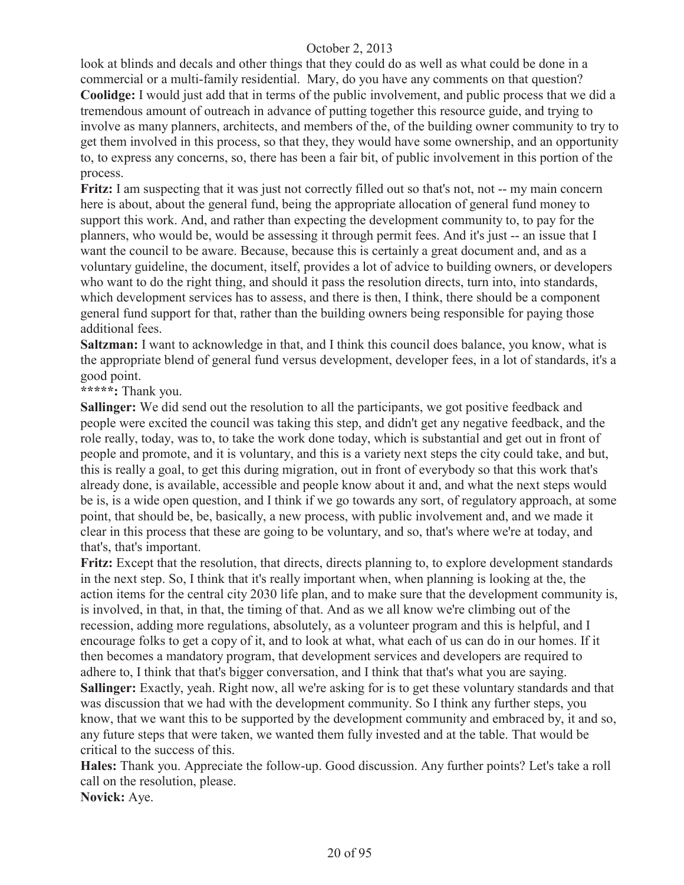look at blinds and decals and other things that they could do as well as what could be done in a commercial or a multi-family residential. Mary, do you have any comments on that question?

**Coolidge:** I would just add that in terms of the public involvement, and public process that we did a tremendous amount of outreach in advance of putting together this resource guide, and trying to involve as many planners, architects, and members of the, of the building owner community to try to get them involved in this process, so that they, they would have some ownership, and an opportunity to, to express any concerns, so, there has been a fair bit, of public involvement in this portion of the process.

**Fritz:** I am suspecting that it was just not correctly filled out so that's not, not -- my main concern here is about, about the general fund, being the appropriate allocation of general fund money to support this work. And, and rather than expecting the development community to, to pay for the planners, who would be, would be assessing it through permit fees. And it's just -- an issue that I want the council to be aware. Because, because this is certainly a great document and, and as a voluntary guideline, the document, itself, provides a lot of advice to building owners, or developers who want to do the right thing, and should it pass the resolution directs, turn into, into standards, which development services has to assess, and there is then, I think, there should be a component general fund support for that, rather than the building owners being responsible for paying those additional fees.

**Saltzman:** I want to acknowledge in that, and I think this council does balance, you know, what is the appropriate blend of general fund versus development, developer fees, in a lot of standards, it's a good point.

**\*\*\*\*\*:** Thank you.

**Sallinger:** We did send out the resolution to all the participants, we got positive feedback and people were excited the council was taking this step, and didn't get any negative feedback, and the role really, today, was to, to take the work done today, which is substantial and get out in front of people and promote, and it is voluntary, and this is a variety next steps the city could take, and but, this is really a goal, to get this during migration, out in front of everybody so that this work that's already done, is available, accessible and people know about it and, and what the next steps would be is, is a wide open question, and I think if we go towards any sort, of regulatory approach, at some point, that should be, be, basically, a new process, with public involvement and, and we made it clear in this process that these are going to be voluntary, and so, that's where we're at today, and that's, that's important.

**Fritz:** Except that the resolution, that directs, directs planning to, to explore development standards in the next step. So, I think that it's really important when, when planning is looking at the, the action items for the central city 2030 life plan, and to make sure that the development community is, is involved, in that, in that, the timing of that. And as we all know we're climbing out of the recession, adding more regulations, absolutely, as a volunteer program and this is helpful, and I encourage folks to get a copy of it, and to look at what, what each of us can do in our homes. If it then becomes a mandatory program, that development services and developers are required to adhere to, I think that that's bigger conversation, and I think that that's what you are saying.

**Sallinger:** Exactly, yeah. Right now, all we're asking for is to get these voluntary standards and that was discussion that we had with the development community. So I think any further steps, you know, that we want this to be supported by the development community and embraced by, it and so, any future steps that were taken, we wanted them fully invested and at the table. That would be critical to the success of this.

**Hales:** Thank you. Appreciate the follow-up. Good discussion. Any further points? Let's take a roll call on the resolution, please.

**Novick:** Aye.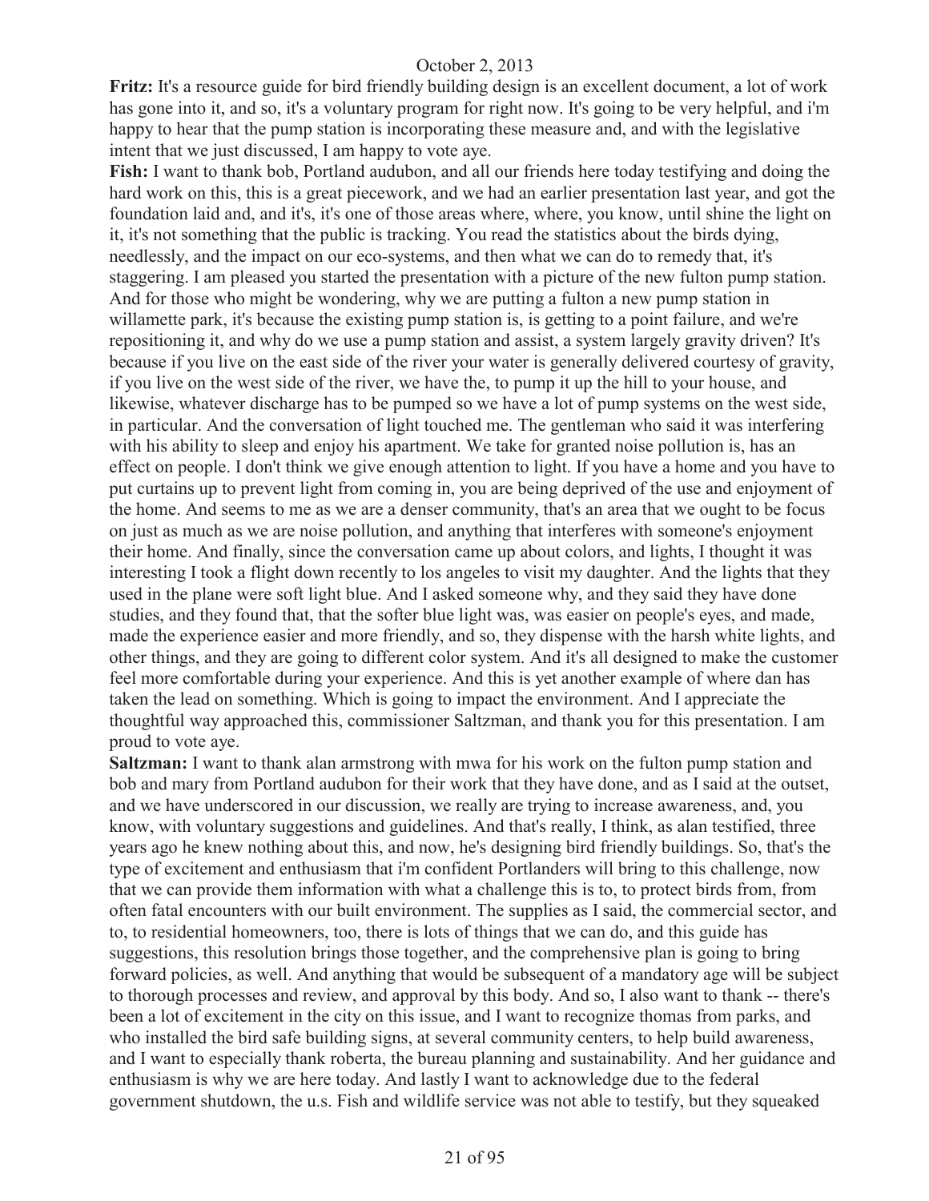**Fritz:** It's a resource guide for bird friendly building design is an excellent document, a lot of work has gone into it, and so, it's a voluntary program for right now. It's going to be very helpful, and i'm happy to hear that the pump station is incorporating these measure and, and with the legislative intent that we just discussed, I am happy to vote aye.

**Fish:** I want to thank bob, Portland audubon, and all our friends here today testifying and doing the hard work on this, this is a great piecework, and we had an earlier presentation last year, and got the foundation laid and, and it's, it's one of those areas where, where, you know, until shine the light on it, it's not something that the public is tracking. You read the statistics about the birds dying, needlessly, and the impact on our eco-systems, and then what we can do to remedy that, it's staggering. I am pleased you started the presentation with a picture of the new fulton pump station. And for those who might be wondering, why we are putting a fulton a new pump station in willamette park, it's because the existing pump station is, is getting to a point failure, and we're repositioning it, and why do we use a pump station and assist, a system largely gravity driven? It's because if you live on the east side of the river your water is generally delivered courtesy of gravity, if you live on the west side of the river, we have the, to pump it up the hill to your house, and likewise, whatever discharge has to be pumped so we have a lot of pump systems on the west side, in particular. And the conversation of light touched me. The gentleman who said it was interfering with his ability to sleep and enjoy his apartment. We take for granted noise pollution is, has an effect on people. I don't think we give enough attention to light. If you have a home and you have to put curtains up to prevent light from coming in, you are being deprived of the use and enjoyment of the home. And seems to me as we are a denser community, that's an area that we ought to be focus on just as much as we are noise pollution, and anything that interferes with someone's enjoyment their home. And finally, since the conversation came up about colors, and lights, I thought it was interesting I took a flight down recently to los angeles to visit my daughter. And the lights that they used in the plane were soft light blue. And I asked someone why, and they said they have done studies, and they found that, that the softer blue light was, was easier on people's eyes, and made, made the experience easier and more friendly, and so, they dispense with the harsh white lights, and other things, and they are going to different color system. And it's all designed to make the customer feel more comfortable during your experience. And this is yet another example of where dan has taken the lead on something. Which is going to impact the environment. And I appreciate the thoughtful way approached this, commissioner Saltzman, and thank you for this presentation. I am proud to vote aye.

**Saltzman:** I want to thank alan armstrong with mwa for his work on the fulton pump station and bob and mary from Portland audubon for their work that they have done, and as I said at the outset, and we have underscored in our discussion, we really are trying to increase awareness, and, you know, with voluntary suggestions and guidelines. And that's really, I think, as alan testified, three years ago he knew nothing about this, and now, he's designing bird friendly buildings. So, that's the type of excitement and enthusiasm that i'm confident Portlanders will bring to this challenge, now that we can provide them information with what a challenge this is to, to protect birds from, from often fatal encounters with our built environment. The supplies as I said, the commercial sector, and to, to residential homeowners, too, there is lots of things that we can do, and this guide has suggestions, this resolution brings those together, and the comprehensive plan is going to bring forward policies, as well. And anything that would be subsequent of a mandatory age will be subject to thorough processes and review, and approval by this body. And so, I also want to thank -- there's been a lot of excitement in the city on this issue, and I want to recognize thomas from parks, and who installed the bird safe building signs, at several community centers, to help build awareness, and I want to especially thank roberta, the bureau planning and sustainability. And her guidance and enthusiasm is why we are here today. And lastly I want to acknowledge due to the federal government shutdown, the u.s. Fish and wildlife service was not able to testify, but they squeaked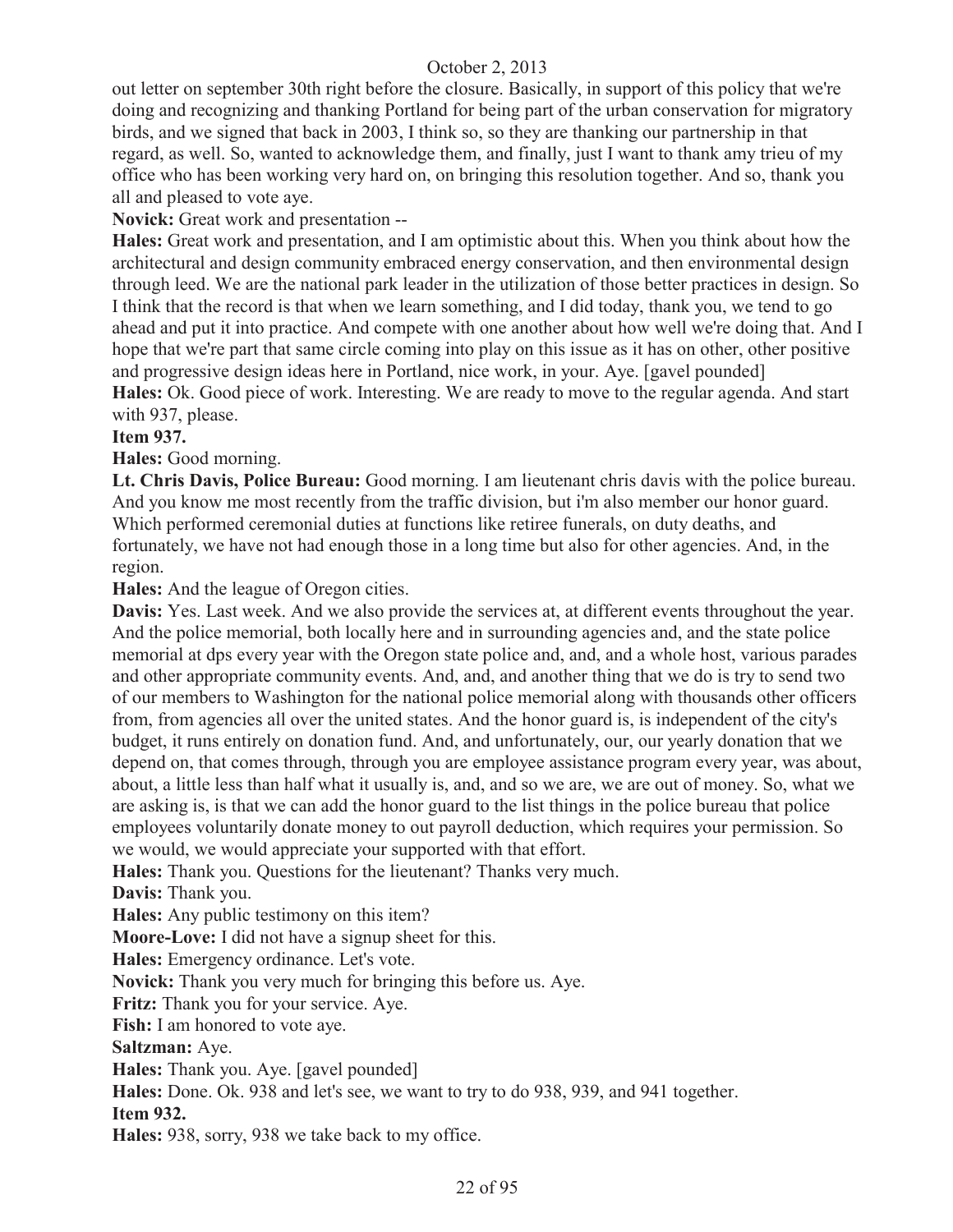out letter on september 30th right before the closure. Basically, in support of this policy that we're doing and recognizing and thanking Portland for being part of the urban conservation for migratory birds, and we signed that back in 2003, I think so, so they are thanking our partnership in that regard, as well. So, wanted to acknowledge them, and finally, just I want to thank amy trieu of my office who has been working very hard on, on bringing this resolution together. And so, thank you all and pleased to vote aye.

**Novick:** Great work and presentation --

**Hales:** Great work and presentation, and I am optimistic about this. When you think about how the architectural and design community embraced energy conservation, and then environmental design through leed. We are the national park leader in the utilization of those better practices in design. So I think that the record is that when we learn something, and I did today, thank you, we tend to go ahead and put it into practice. And compete with one another about how well we're doing that. And I hope that we're part that same circle coming into play on this issue as it has on other, other positive and progressive design ideas here in Portland, nice work, in your. Aye. [gavel pounded]

**Hales:** Ok. Good piece of work. Interesting. We are ready to move to the regular agenda. And start with 937, please.

**Item 937.**

**Hales:** Good morning.

**Lt. Chris Davis, Police Bureau:** Good morning. I am lieutenant chris davis with the police bureau. And you know me most recently from the traffic division, but i'm also member our honor guard. Which performed ceremonial duties at functions like retiree funerals, on duty deaths, and fortunately, we have not had enough those in a long time but also for other agencies. And, in the region.

**Hales:** And the league of Oregon cities.

**Davis:** Yes. Last week. And we also provide the services at, at different events throughout the year. And the police memorial, both locally here and in surrounding agencies and, and the state police memorial at dps every year with the Oregon state police and, and, and a whole host, various parades and other appropriate community events. And, and, and another thing that we do is try to send two of our members to Washington for the national police memorial along with thousands other officers from, from agencies all over the united states. And the honor guard is, is independent of the city's budget, it runs entirely on donation fund. And, and unfortunately, our, our yearly donation that we depend on, that comes through, through you are employee assistance program every year, was about, about, a little less than half what it usually is, and, and so we are, we are out of money. So, what we are asking is, is that we can add the honor guard to the list things in the police bureau that police employees voluntarily donate money to out payroll deduction, which requires your permission. So we would, we would appreciate your supported with that effort.

**Hales:** Thank you. Questions for the lieutenant? Thanks very much.

**Davis:** Thank you.

**Hales:** Any public testimony on this item?

**Moore-Love:** I did not have a signup sheet for this.

**Hales:** Emergency ordinance. Let's vote.

**Novick:** Thank you very much for bringing this before us. Aye.

**Fritz:** Thank you for your service. Aye.

**Fish:** I am honored to vote aye.

**Saltzman:** Aye.

**Hales:** Thank you. Aye. [gavel pounded]

**Hales:** Done. Ok. 938 and let's see, we want to try to do 938, 939, and 941 together.

**Item 932.**

**Hales:** 938, sorry, 938 we take back to my office.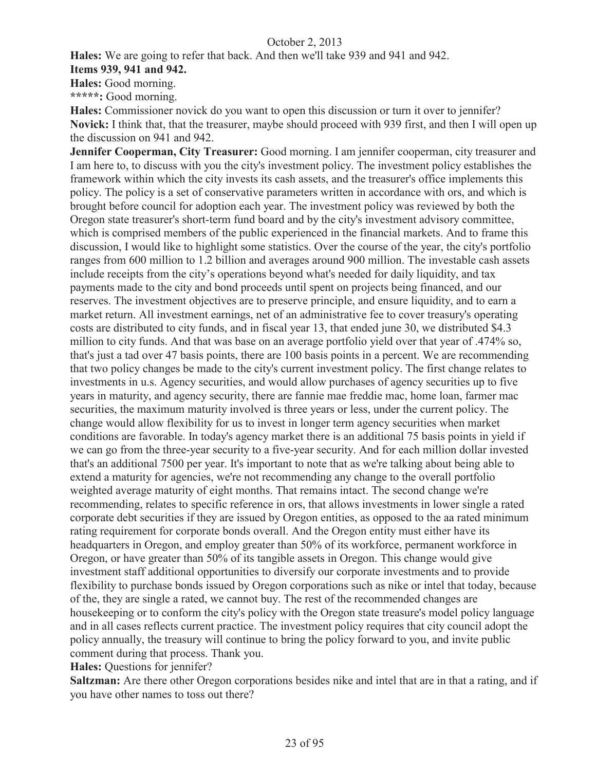**Hales:** We are going to refer that back. And then we'll take 939 and 941 and 942.

**Items 939, 941 and 942.**

**Hales:** Good morning.

**\*\*\*\*\*:** Good morning.

**Hales:** Commissioner novick do you want to open this discussion or turn it over to jennifer?

**Novick:** I think that, that the treasurer, maybe should proceed with 939 first, and then I will open up the discussion on 941 and 942.

**Jennifer Cooperman, City Treasurer:** Good morning. I am jennifer cooperman, city treasurer and I am here to, to discuss with you the city's investment policy. The investment policy establishes the framework within which the city invests its cash assets, and the treasurer's office implements this policy. The policy is a set of conservative parameters written in accordance with ors, and which is brought before council for adoption each year. The investment policy was reviewed by both the Oregon state treasurer's short-term fund board and by the city's investment advisory committee, which is comprised members of the public experienced in the financial markets. And to frame this discussion, I would like to highlight some statistics. Over the course of the year, the city's portfolio ranges from 600 million to 1.2 billion and averages around 900 million. The investable cash assets include receipts from the city's operations beyond what's needed for daily liquidity, and tax payments made to the city and bond proceeds until spent on projects being financed, and our reserves. The investment objectives are to preserve principle, and ensure liquidity, and to earn a market return. All investment earnings, net of an administrative fee to cover treasury's operating costs are distributed to city funds, and in fiscal year 13, that ended june 30, we distributed $4.3 million to city funds. And that was base on an average portfolio yield over that year of .474% so, that's just a tad over 47 basis points, there are 100 basis points in a percent. We are recommending that two policy changes be made to the city's current investment policy. The first change relates to investments in u.s. Agency securities, and would allow purchases of agency securities up to five years in maturity, and agency security, there are fannie mae freddie mac, home loan, farmer mac securities, the maximum maturity involved is three years or less, under the current policy. The change would allow flexibility for us to invest in longer term agency securities when market conditions are favorable. In today's agency market there is an additional 75 basis points in yield if we can go from the three-year security to a five-year security. And for each million dollar invested that's an additional 7500 per year. It's important to note that as we're talking about being able to extend a maturity for agencies, we're not recommending any change to the overall portfolio weighted average maturity of eight months. That remains intact. The second change we're recommending, relates to specific reference in ors, that allows investments in lower single a rated corporate debt securities if they are issued by Oregon entities, as opposed to the aa rated minimum rating requirement for corporate bonds overall. And the Oregon entity must either have its headquarters in Oregon, and employ greater than 50% of its workforce, permanent workforce in Oregon, or have greater than 50% of its tangible assets in Oregon. This change would give investment staff additional opportunities to diversify our corporate investments and to provide flexibility to purchase bonds issued by Oregon corporations such as nike or intel that today, because of the, they are single a rated, we cannot buy. The rest of the recommended changes are housekeeping or to conform the city's policy with the Oregon state treasure's model policy language and in all cases reflects current practice. The investment policy requires that city council adopt the policy annually, the treasury will continue to bring the policy forward to you, and invite public comment during that process. Thank you.

**Hales:** Questions for jennifer?

**Saltzman:** Are there other Oregon corporations besides nike and intel that are in that a rating, and if you have other names to toss out there?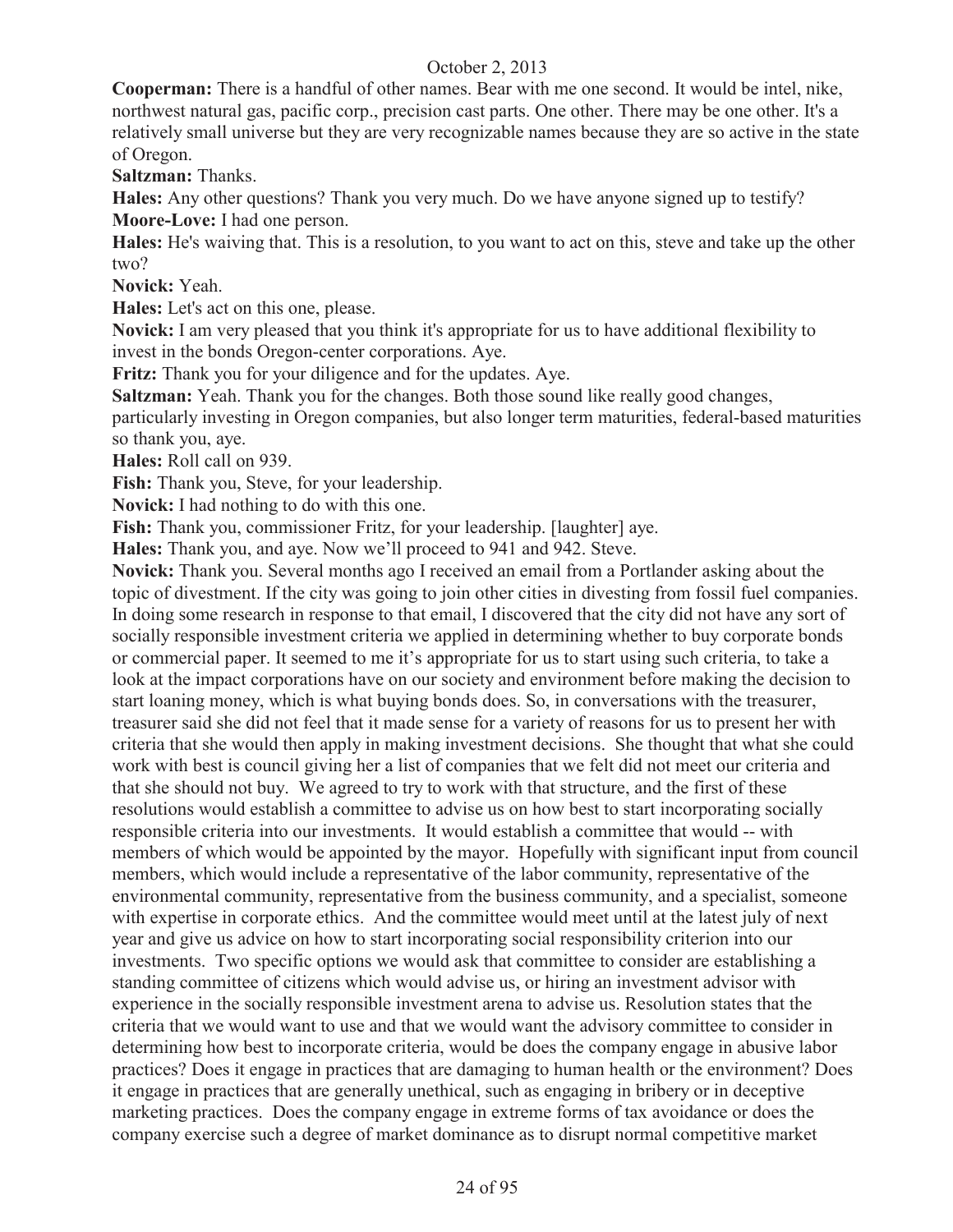**Cooperman:** There is a handful of other names. Bear with me one second. It would be intel, nike, northwest natural gas, pacific corp., precision cast parts. One other. There may be one other. It's a relatively small universe but they are very recognizable names because they are so active in the state of Oregon.

**Saltzman:** Thanks.

**Hales:** Any other questions? Thank you very much. Do we have anyone signed up to testify?

**Moore-Love:** I had one person.

**Hales:** He's waiving that. This is a resolution, to you want to act on this, steve and take up the other two?

**Novick:** Yeah.

**Hales:** Let's act on this one, please.

**Novick:** I am very pleased that you think it's appropriate for us to have additional flexibility to invest in the bonds Oregon-center corporations. Aye.

**Fritz:** Thank you for your diligence and for the updates. Aye.

**Saltzman:** Yeah. Thank you for the changes. Both those sound like really good changes, particularly investing in Oregon companies, but also longer term maturities, federal-based maturities so thank you, aye.

**Hales:** Roll call on 939.

**Fish:** Thank you, Steve, for your leadership.

**Novick:** I had nothing to do with this one.

**Fish:** Thank you, commissioner Fritz, for your leadership. [laughter] aye.

**Hales:** Thank you, and aye. Now we'll proceed to 941 and 942. Steve.

**Novick:** Thank you. Several months ago I received an email from a Portlander asking about the topic of divestment. If the city was going to join other cities in divesting from fossil fuel companies. In doing some research in response to that email, I discovered that the city did not have any sort of socially responsible investment criteria we applied in determining whether to buy corporate bonds or commercial paper. It seemed to me it's appropriate for us to start using such criteria, to take a look at the impact corporations have on our society and environment before making the decision to start loaning money, which is what buying bonds does. So, in conversations with the treasurer, treasurer said she did not feel that it made sense for a variety of reasons for us to present her with criteria that she would then apply in making investment decisions. She thought that what she could work with best is council giving her a list of companies that we felt did not meet our criteria and that she should not buy. We agreed to try to work with that structure, and the first of these resolutions would establish a committee to advise us on how best to start incorporating socially responsible criteria into our investments. It would establish a committee that would -- with members of which would be appointed by the mayor. Hopefully with significant input from council members, which would include a representative of the labor community, representative of the environmental community, representative from the business community, and a specialist, someone with expertise in corporate ethics. And the committee would meet until at the latest july of next year and give us advice on how to start incorporating social responsibility criterion into our investments. Two specific options we would ask that committee to consider are establishing a standing committee of citizens which would advise us, or hiring an investment advisor with experience in the socially responsible investment arena to advise us. Resolution states that the criteria that we would want to use and that we would want the advisory committee to consider in determining how best to incorporate criteria, would be does the company engage in abusive labor practices? Does it engage in practices that are damaging to human health or the environment? Does it engage in practices that are generally unethical, such as engaging in bribery or in deceptive marketing practices. Does the company engage in extreme forms of tax avoidance or does the company exercise such a degree of market dominance as to disrupt normal competitive market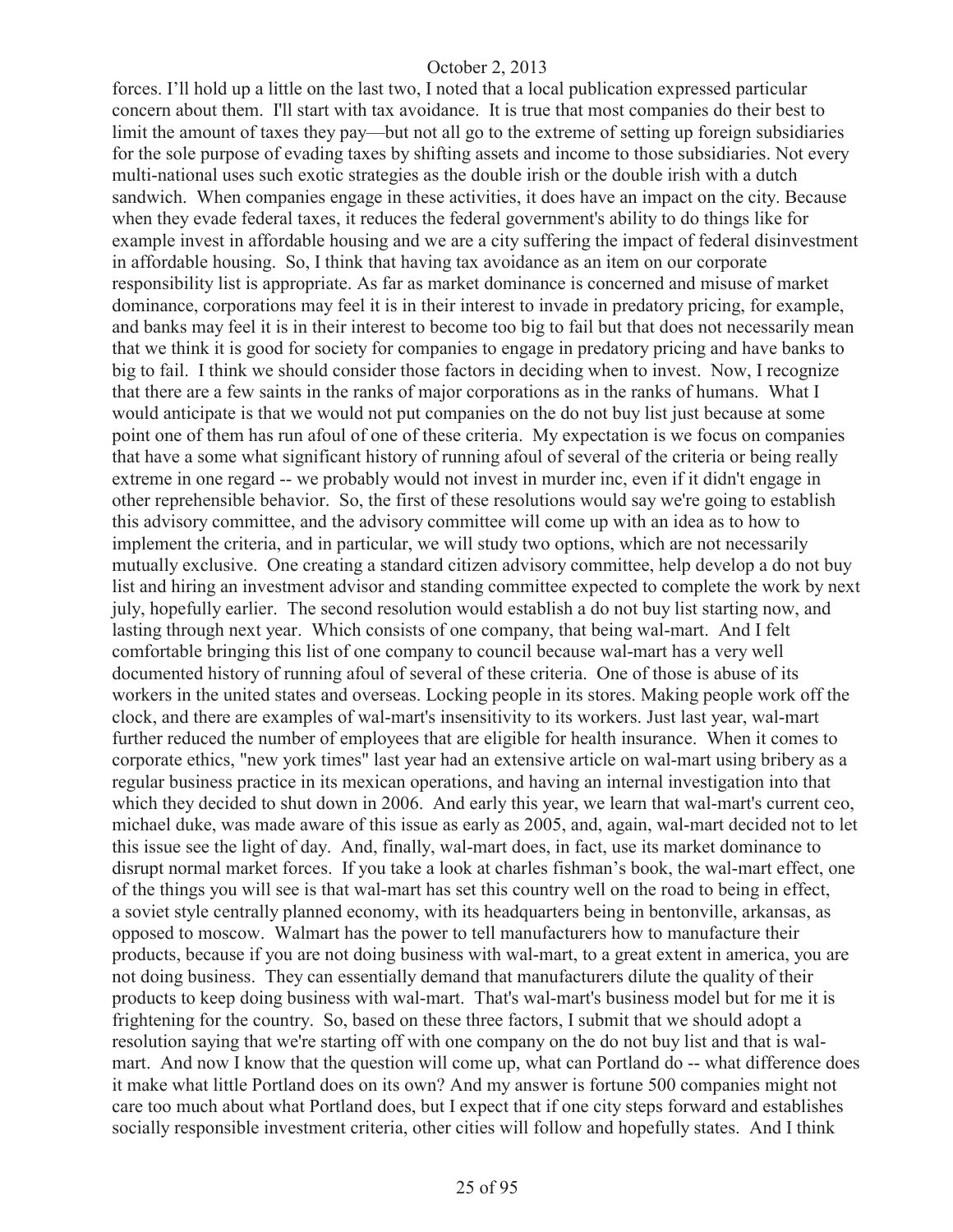forces. I'll hold up a little on the last two, I noted that a local publication expressed particular concern about them. I'll start with tax avoidance. It is true that most companies do their best to limit the amount of taxes they pay—but not all go to the extreme of setting up foreign subsidiaries for the sole purpose of evading taxes by shifting assets and income to those subsidiaries. Not every multi-national uses such exotic strategies as the double irish or the double irish with a dutch sandwich. When companies engage in these activities, it does have an impact on the city. Because when they evade federal taxes, it reduces the federal government's ability to do things like for example invest in affordable housing and we are a city suffering the impact of federal disinvestment in affordable housing. So, I think that having tax avoidance as an item on our corporate responsibility list is appropriate. As far as market dominance is concerned and misuse of market dominance, corporations may feel it is in their interest to invade in predatory pricing, for example, and banks may feel it is in their interest to become too big to fail but that does not necessarily mean that we think it is good for society for companies to engage in predatory pricing and have banks to big to fail. I think we should consider those factors in deciding when to invest. Now, I recognize that there are a few saints in the ranks of major corporations as in the ranks of humans. What I would anticipate is that we would not put companies on the do not buy list just because at some point one of them has run afoul of one of these criteria. My expectation is we focus on companies that have a some what significant history of running afoul of several of the criteria or being really extreme in one regard -- we probably would not invest in murder inc, even if it didn't engage in other reprehensible behavior. So, the first of these resolutions would say we're going to establish this advisory committee, and the advisory committee will come up with an idea as to how to implement the criteria, and in particular, we will study two options, which are not necessarily mutually exclusive. One creating a standard citizen advisory committee, help develop a do not buy list and hiring an investment advisor and standing committee expected to complete the work by next july, hopefully earlier. The second resolution would establish a do not buy list starting now, and lasting through next year. Which consists of one company, that being wal-mart. And I felt comfortable bringing this list of one company to council because wal-mart has a very well documented history of running afoul of several of these criteria. One of those is abuse of its workers in the united states and overseas. Locking people in its stores. Making people work off the clock, and there are examples of wal-mart's insensitivity to its workers. Just last year, wal-mart further reduced the number of employees that are eligible for health insurance. When it comes to corporate ethics, "new york times" last year had an extensive article on wal-mart using bribery as a regular business practice in its mexican operations, and having an internal investigation into that which they decided to shut down in 2006. And early this year, we learn that wal-mart's current ceo, michael duke, was made aware of this issue as early as 2005, and, again, wal-mart decided not to let this issue see the light of day. And, finally, wal-mart does, in fact, use its market dominance to disrupt normal market forces. If you take a look at charles fishman's book, the wal-mart effect, one of the things you will see is that wal-mart has set this country well on the road to being in effect, a soviet style centrally planned economy, with its headquarters being in bentonville, arkansas, as opposed to moscow. Walmart has the power to tell manufacturers how to manufacture their products, because if you are not doing business with wal-mart, to a great extent in america, you are not doing business. They can essentially demand that manufacturers dilute the quality of their products to keep doing business with wal-mart. That's wal-mart's business model but for me it is frightening for the country. So, based on these three factors, I submit that we should adopt a resolution saying that we're starting off with one company on the do not buy list and that is wal-mart. And now I know that the question will come up, what can Portland do -- what difference does it make what little Portland does on its own? And my answer is fortune 500 companies might not care too much about what Portland does, but I expect that if one city steps forward and establishes socially responsible investment criteria, other cities will follow and hopefully states. And I think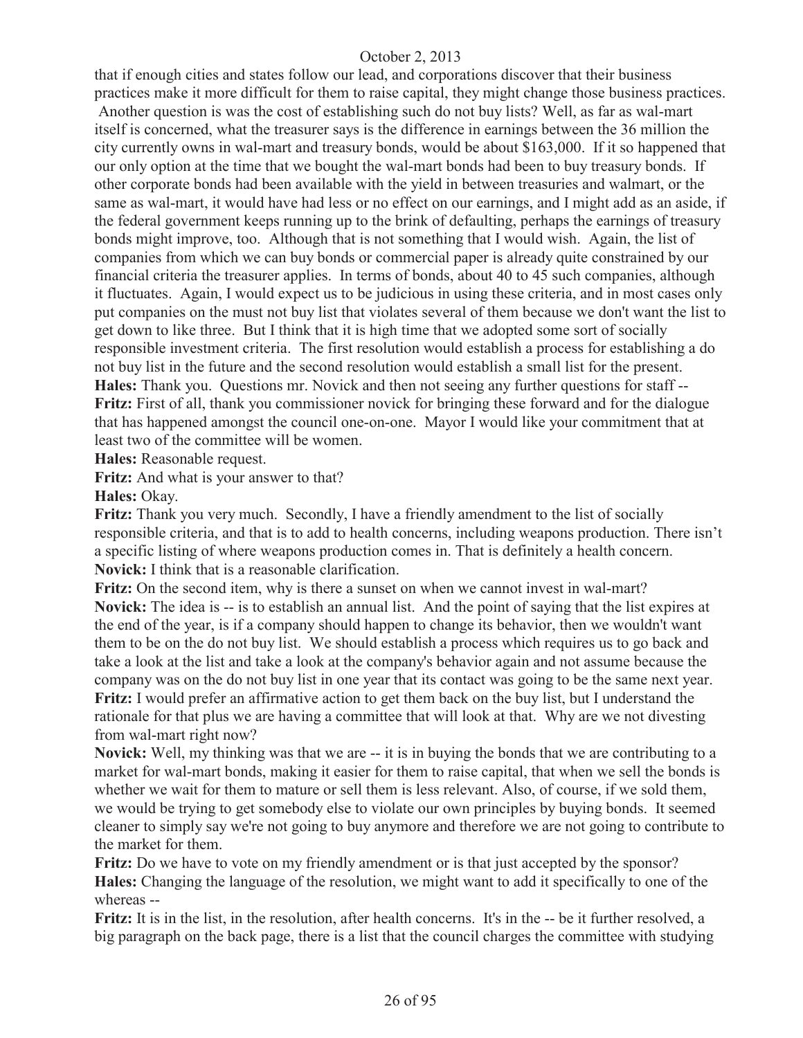that if enough cities and states follow our lead, and corporations discover that their business practices make it more difficult for them to raise capital, they might change those business practices. Another question is was the cost of establishing such do not buy lists? Well, as far as wal-mart itself is concerned, what the treasurer says is the difference in earnings between the 36 million the city currently owns in wal-mart and treasury bonds, would be about $163,000. If it so happened that our only option at the time that we bought the wal-mart bonds had been to buy treasury bonds. If other corporate bonds had been available with the yield in between treasuries and walmart, or the same as wal-mart, it would have had less or no effect on our earnings, and I might add as an aside, if the federal government keeps running up to the brink of defaulting, perhaps the earnings of treasury bonds might improve, too. Although that is not something that I would wish. Again, the list of companies from which we can buy bonds or commercial paper is already quite constrained by our financial criteria the treasurer applies. In terms of bonds, about 40 to 45 such companies, although it fluctuates. Again, I would expect us to be judicious in using these criteria, and in most cases only put companies on the must not buy list that violates several of them because we don't want the list to get down to like three. But I think that it is high time that we adopted some sort of socially responsible investment criteria. The first resolution would establish a process for establishing a do not buy list in the future and the second resolution would establish a small list for the present.

**Hales:** Thank you. Questions mr. Novick and then not seeing any further questions for staff --

**Fritz:** First of all, thank you commissioner novick for bringing these forward and for the dialogue that has happened amongst the council one-on-one. Mayor I would like your commitment that at least two of the committee will be women.

**Hales:** Reasonable request.

**Fritz:** And what is your answer to that?

**Hales:** Okay.

**Fritz:** Thank you very much. Secondly, I have a friendly amendment to the list of socially responsible criteria, and that is to add to health concerns, including weapons production. There isn't a specific listing of where weapons production comes in. That is definitely a health concern.

**Novick:** I think that is a reasonable clarification.

**Fritz:** On the second item, why is there a sunset on when we cannot invest in wal-mart?

**Novick:** The idea is -- is to establish an annual list. And the point of saying that the list expires at the end of the year, is if a company should happen to change its behavior, then we wouldn't want them to be on the do not buy list. We should establish a process which requires us to go back and take a look at the list and take a look at the company's behavior again and not assume because the company was on the do not buy list in one year that its contact was going to be the same next year.

**Fritz:** I would prefer an affirmative action to get them back on the buy list, but I understand the rationale for that plus we are having a committee that will look at that. Why are we not divesting from wal-mart right now?

**Novick:** Well, my thinking was that we are -- it is in buying the bonds that we are contributing to a market for wal-mart bonds, making it easier for them to raise capital, that when we sell the bonds is whether we wait for them to mature or sell them is less relevant. Also, of course, if we sold them, we would be trying to get somebody else to violate our own principles by buying bonds. It seemed cleaner to simply say we're not going to buy anymore and therefore we are not going to contribute to the market for them.

**Fritz:** Do we have to vote on my friendly amendment or is that just accepted by the sponsor?

**Hales:** Changing the language of the resolution, we might want to add it specifically to one of the whereas --

**Fritz:** It is in the list, in the resolution, after health concerns. It's in the -- be it further resolved, a big paragraph on the back page, there is a list that the council charges the committee with studying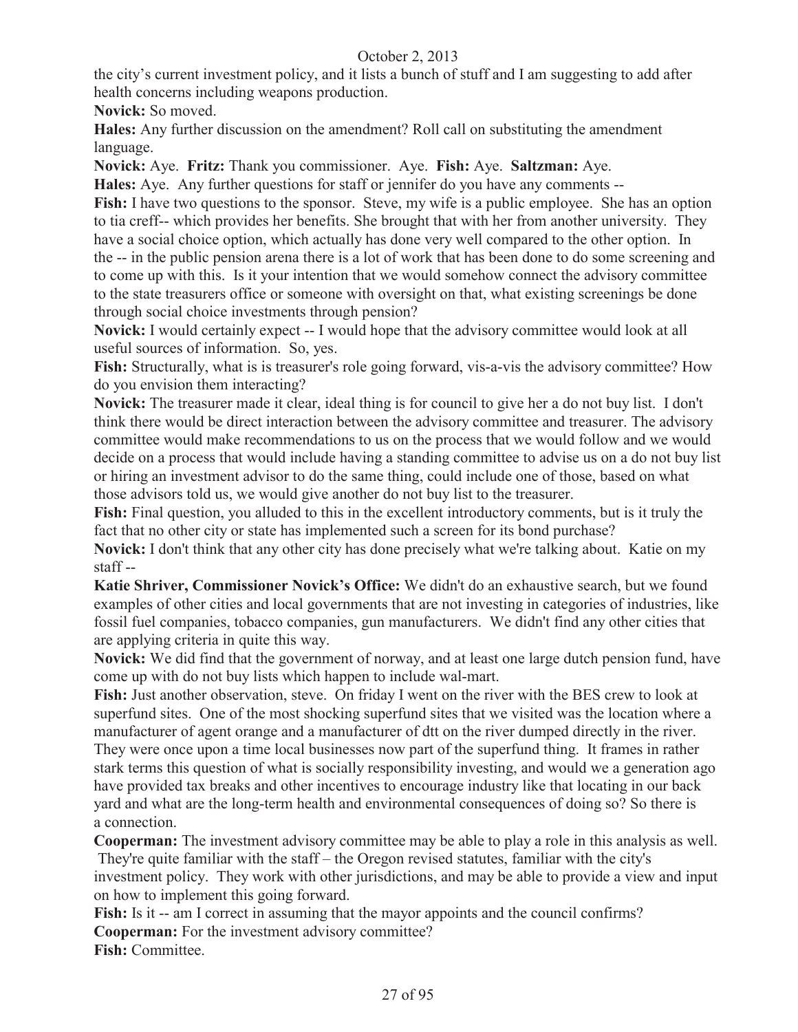the city's current investment policy, and it lists a bunch of stuff and I am suggesting to add after health concerns including weapons production.

**Novick:** So moved.

**Hales:** Any further discussion on the amendment? Roll call on substituting the amendment language.

**Novick:** Aye. **Fritz:** Thank you commissioner. Aye. **Fish:** Aye. **Saltzman:** Aye.

**Hales:** Aye. Any further questions for staff or jennifer do you have any comments --

**Fish:** I have two questions to the sponsor. Steve, my wife is a public employee. She has an option to tia creff-- which provides her benefits. She brought that with her from another university. They have a social choice option, which actually has done very well compared to the other option. In the -- in the public pension arena there is a lot of work that has been done to do some screening and to come up with this. Is it your intention that we would somehow connect the advisory committee to the state treasurers office or someone with oversight on that, what existing screenings be done through social choice investments through pension?

**Novick:** I would certainly expect -- I would hope that the advisory committee would look at all useful sources of information. So, yes.

**Fish:** Structurally, what is is treasurer's role going forward, vis-a-vis the advisory committee? How do you envision them interacting?

**Novick:** The treasurer made it clear, ideal thing is for council to give her a do not buy list. I don't think there would be direct interaction between the advisory committee and treasurer. The advisory committee would make recommendations to us on the process that we would follow and we would decide on a process that would include having a standing committee to advise us on a do not buy list or hiring an investment advisor to do the same thing, could include one of those, based on what those advisors told us, we would give another do not buy list to the treasurer.

**Fish:** Final question, you alluded to this in the excellent introductory comments, but is it truly the fact that no other city or state has implemented such a screen for its bond purchase?

**Novick:** I don't think that any other city has done precisely what we're talking about. Katie on my staff --

**Katie Shriver, Commissioner Novick's Office:** We didn't do an exhaustive search, but we found examples of other cities and local governments that are not investing in categories of industries, like fossil fuel companies, tobacco companies, gun manufacturers. We didn't find any other cities that are applying criteria in quite this way.

**Novick:** We did find that the government of norway, and at least one large dutch pension fund, have come up with do not buy lists which happen to include wal-mart.

**Fish:** Just another observation, steve. On friday I went on the river with the BES crew to look at superfund sites. One of the most shocking superfund sites that we visited was the location where a manufacturer of agent orange and a manufacturer of dtt on the river dumped directly in the river. They were once upon a time local businesses now part of the superfund thing. It frames in rather stark terms this question of what is socially responsibility investing, and would we a generation ago have provided tax breaks and other incentives to encourage industry like that locating in our back yard and what are the long-term health and environmental consequences of doing so? So there is a connection.

**Cooperman:** The investment advisory committee may be able to play a role in this analysis as well. They're quite familiar with the staff – the Oregon revised statutes, familiar with the city's investment policy. They work with other jurisdictions, and may be able to provide a view and input on how to implement this going forward.

**Fish:** Is it -- am I correct in assuming that the mayor appoints and the council confirms?

**Cooperman:** For the investment advisory committee?

**Fish:** Committee.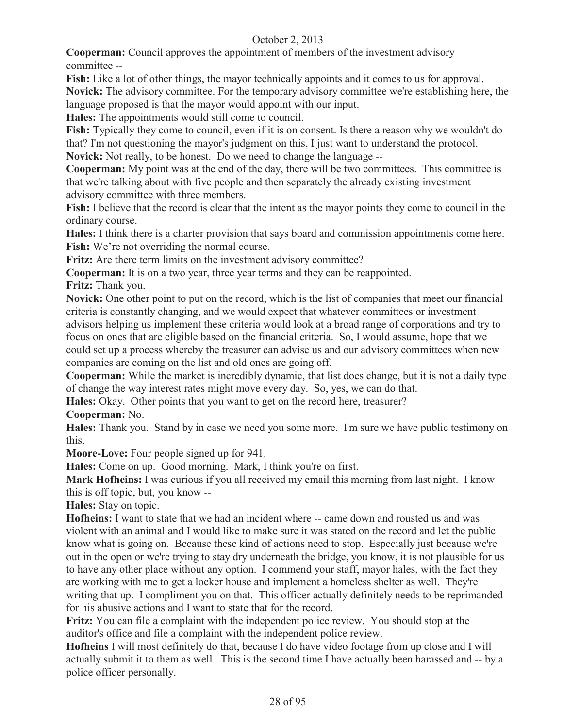**Cooperman:** Council approves the appointment of members of the investment advisory committee --

**Fish:** Like a lot of other things, the mayor technically appoints and it comes to us for approval.

**Novick:** The advisory committee. For the temporary advisory committee we're establishing here, the language proposed is that the mayor would appoint with our input.

**Hales:** The appointments would still come to council.

**Fish:** Typically they come to council, even if it is on consent. Is there a reason why we wouldn't do that? I'm not questioning the mayor's judgment on this, I just want to understand the protocol.

**Novick:** Not really, to be honest. Do we need to change the language --

**Cooperman:** My point was at the end of the day, there will be two committees. This committee is that we're talking about with five people and then separately the already existing investment advisory committee with three members.

**Fish:** I believe that the record is clear that the intent as the mayor points they come to council in the ordinary course.

**Hales:** I think there is a charter provision that says board and commission appointments come here.

**Fish:** We're not overriding the normal course.

**Fritz:** Are there term limits on the investment advisory committee?

**Cooperman:** It is on a two year, three year terms and they can be reappointed.

**Fritz:** Thank you.

**Novick:** One other point to put on the record, which is the list of companies that meet our financial criteria is constantly changing, and we would expect that whatever committees or investment advisors helping us implement these criteria would look at a broad range of corporations and try to focus on ones that are eligible based on the financial criteria. So, I would assume, hope that we could set up a process whereby the treasurer can advise us and our advisory committees when new companies are coming on the list and old ones are going off.

**Cooperman:** While the market is incredibly dynamic, that list does change, but it is not a daily type of change the way interest rates might move every day. So, yes, we can do that.

**Hales:** Okay. Other points that you want to get on the record here, treasurer?

**Cooperman:** No.

**Hales:** Thank you. Stand by in case we need you some more. I'm sure we have public testimony on this.

**Moore-Love:** Four people signed up for 941.

**Hales:** Come on up. Good morning. Mark, I think you're on first.

**Mark Hofheins:** I was curious if you all received my email this morning from last night. I know this is off topic, but, you know --

**Hales:** Stay on topic.

**Hofheins:** I want to state that we had an incident where -- came down and rousted us and was violent with an animal and I would like to make sure it was stated on the record and let the public know what is going on. Because these kind of actions need to stop. Especially just because we're out in the open or we're trying to stay dry underneath the bridge, you know, it is not plausible for us to have any other place without any option. I commend your staff, mayor hales, with the fact they are working with me to get a locker house and implement a homeless shelter as well. They're writing that up. I compliment you on that. This officer actually definitely needs to be reprimanded for his abusive actions and I want to state that for the record.

**Fritz:** You can file a complaint with the independent police review. You should stop at the auditor's office and file a complaint with the independent police review.

**Hofheins** I will most definitely do that, because I do have video footage from up close and I will actually submit it to them as well. This is the second time I have actually been harassed and -- by a police officer personally.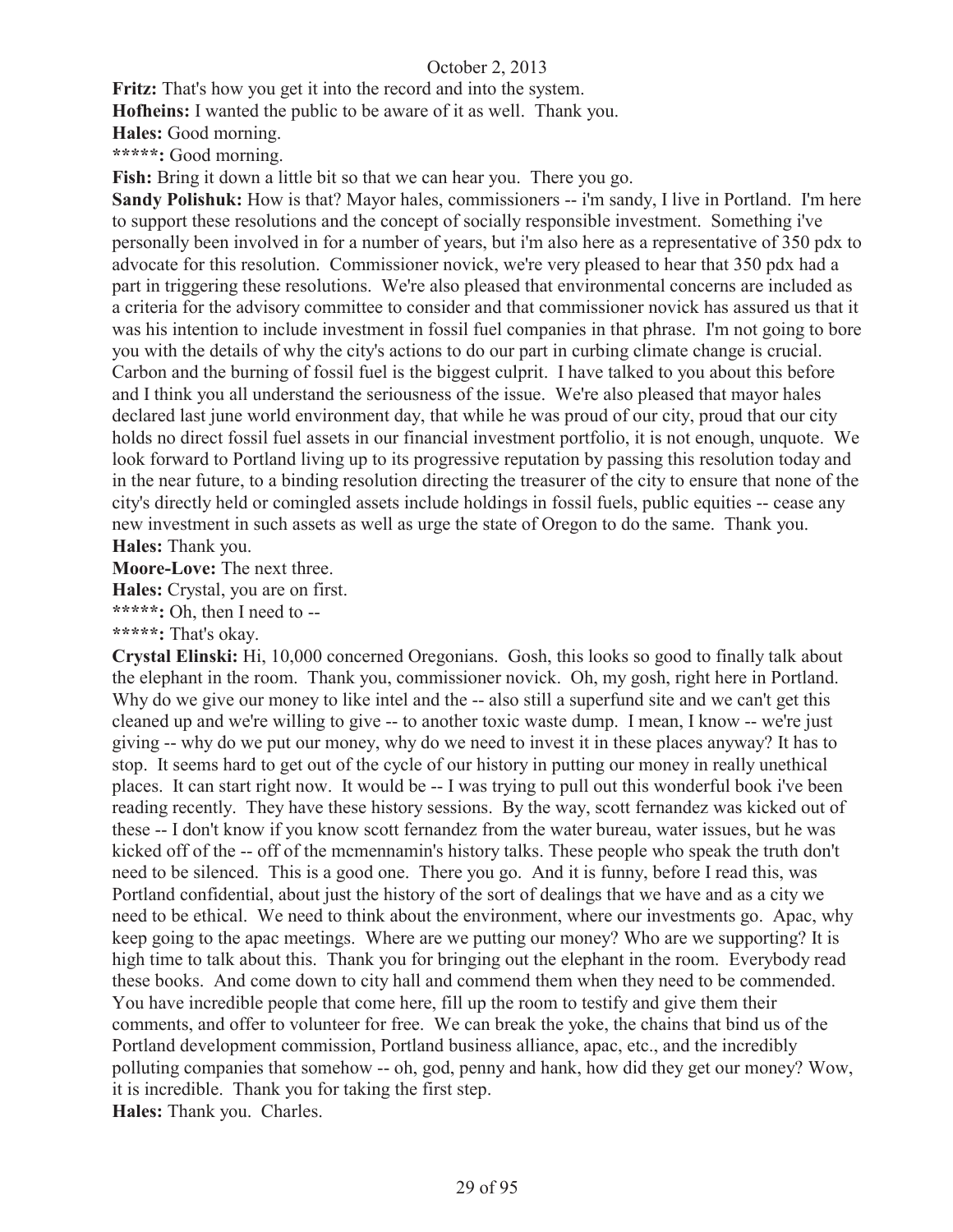**Fritz:** That's how you get it into the record and into the system.

**Hofheins:** I wanted the public to be aware of it as well. Thank you.

**Hales:** Good morning.

*****: Good morning.

**Fish:** Bring it down a little bit so that we can hear you. There you go.

**Sandy Polishuk:** How is that? Mayor hales, commissioners -- i'm sandy, I live in Portland. I'm here to support these resolutions and the concept of socially responsible investment. Something i've personally been involved in for a number of years, but i'm also here as a representative of 350 pdx to advocate for this resolution. Commissioner novick, we're very pleased to hear that 350 pdx had a part in triggering these resolutions. We're also pleased that environmental concerns are included as a criteria for the advisory committee to consider and that commissioner novick has assured us that it was his intention to include investment in fossil fuel companies in that phrase. I'm not going to bore you with the details of why the city's actions to do our part in curbing climate change is crucial. Carbon and the burning of fossil fuel is the biggest culprit. I have talked to you about this before and I think you all understand the seriousness of the issue. We're also pleased that mayor hales declared last june world environment day, that while he was proud of our city, proud that our city holds no direct fossil fuel assets in our financial investment portfolio, it is not enough, unquote. We look forward to Portland living up to its progressive reputation by passing this resolution today and in the near future, to a binding resolution directing the treasurer of the city to ensure that none of the city's directly held or comingled assets include holdings in fossil fuels, public equities -- cease any new investment in such assets as well as urge the state of Oregon to do the same. Thank you.

**Hales:** Thank you.

**Moore-Love:** The next three.

**Hales:** Crystal, you are on first.

*****: Oh, then I need to --

*****: That's okay.

**Crystal Elinski:** Hi, 10,000 concerned Oregonians. Gosh, this looks so good to finally talk about the elephant in the room. Thank you, commissioner novick. Oh, my gosh, right here in Portland. Why do we give our money to like intel and the -- also still a superfund site and we can't get this cleaned up and we're willing to give -- to another toxic waste dump. I mean, I know -- we're just giving -- why do we put our money, why do we need to invest it in these places anyway? It has to stop. It seems hard to get out of the cycle of our history in putting our money in really unethical places. It can start right now. It would be -- I was trying to pull out this wonderful book i've been reading recently. They have these history sessions. By the way, scott fernandez was kicked out of these -- I don't know if you know scott fernandez from the water bureau, water issues, but he was kicked off of the -- off of the mcmennamin's history talks. These people who speak the truth don't need to be silenced. This is a good one. There you go. And it is funny, before I read this, was Portland confidential, about just the history of the sort of dealings that we have and as a city we need to be ethical. We need to think about the environment, where our investments go. Apac, why keep going to the apac meetings. Where are we putting our money? Who are we supporting? It is high time to talk about this. Thank you for bringing out the elephant in the room. Everybody read these books. And come down to city hall and commend them when they need to be commended. You have incredible people that come here, fill up the room to testify and give them their comments, and offer to volunteer for free. We can break the yoke, the chains that bind us of the Portland development commission, Portland business alliance, apac, etc., and the incredibly polluting companies that somehow -- oh, god, penny and hank, how did they get our money? Wow, it is incredible. Thank you for taking the first step.

**Hales:** Thank you. Charles.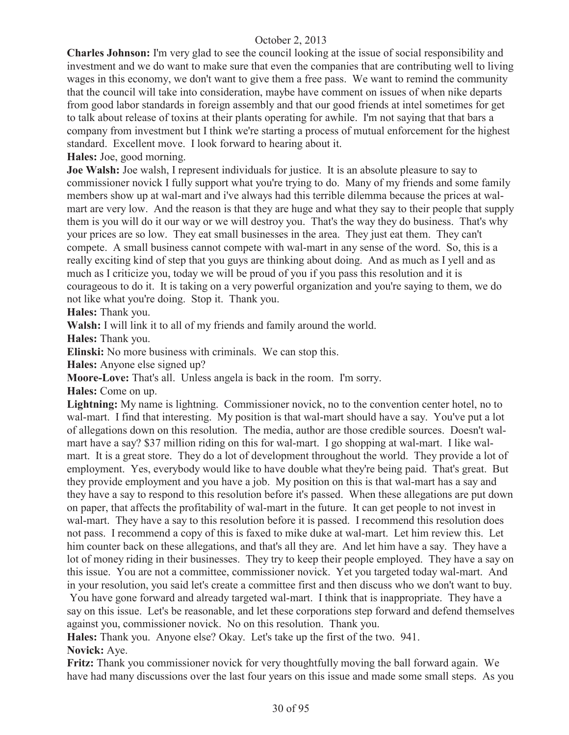**Charles Johnson:** I'm very glad to see the council looking at the issue of social responsibility and investment and we do want to make sure that even the companies that are contributing well to living wages in this economy, we don't want to give them a free pass. We want to remind the community that the council will take into consideration, maybe have comment on issues of when nike departs from good labor standards in foreign assembly and that our good friends at intel sometimes for get to talk about release of toxins at their plants operating for awhile. I'm not saying that that bars a company from investment but I think we're starting a process of mutual enforcement for the highest standard. Excellent move. I look forward to hearing about it.

**Hales:** Joe, good morning.

**Joe Walsh:** Joe walsh, I represent individuals for justice. It is an absolute pleasure to say to commissioner novick I fully support what you're trying to do. Many of my friends and some family members show up at wal-mart and i've always had this terrible dilemma because the prices at wal-mart are very low. And the reason is that they are huge and what they say to their people that supply them is you will do it our way or we will destroy you. That's the way they do business. That's why your prices are so low. They eat small businesses in the area. They just eat them. They can't compete. A small business cannot compete with wal-mart in any sense of the word. So, this is a really exciting kind of step that you guys are thinking about doing. And as much as I yell and as much as I criticize you, today we will be proud of you if you pass this resolution and it is courageous to do it. It is taking on a very powerful organization and you're saying to them, we do not like what you're doing. Stop it. Thank you.

**Hales:** Thank you.

**Walsh:** I will link it to all of my friends and family around the world.

**Hales:** Thank you.

**Elinski:** No more business with criminals. We can stop this.

**Hales:** Anyone else signed up?

**Moore-Love:** That's all. Unless angela is back in the room. I'm sorry.

**Hales:** Come on up.

**Lightning:** My name is lightning. Commissioner novick, no to the convention center hotel, no to wal-mart. I find that interesting. My position is that wal-mart should have a say. You've put a lot of allegations down on this resolution. The media, author are those credible sources. Doesn't wal-mart have a say? $37 million riding on this for wal-mart. I go shopping at wal-mart. I like wal-mart. It is a great store. They do a lot of development throughout the world. They provide a lot of employment. Yes, everybody would like to have double what they're being paid. That's great. But they provide employment and you have a job. My position on this is that wal-mart has a say and they have a say to respond to this resolution before it's passed. When these allegations are put down on paper, that affects the profitability of wal-mart in the future. It can get people to not invest in wal-mart. They have a say to this resolution before it is passed. I recommend this resolution does not pass. I recommend a copy of this is faxed to mike duke at wal-mart. Let him review this. Let him counter back on these allegations, and that's all they are. And let him have a say. They have a lot of money riding in their businesses. They try to keep their people employed. They have a say on this issue. You are not a committee, commissioner novick. Yet you targeted today wal-mart. And in your resolution, you said let's create a committee first and then discuss who we don't want to buy. You have gone forward and already targeted wal-mart. I think that is inappropriate. They have a say on this issue. Let's be reasonable, and let these corporations step forward and defend themselves against you, commissioner novick. No on this resolution. Thank you.

**Hales:** Thank you. Anyone else? Okay. Let's take up the first of the two. 941.

**Novick:** Aye.

**Fritz:** Thank you commissioner novick for very thoughtfully moving the ball forward again. We have had many discussions over the last four years on this issue and made some small steps. As you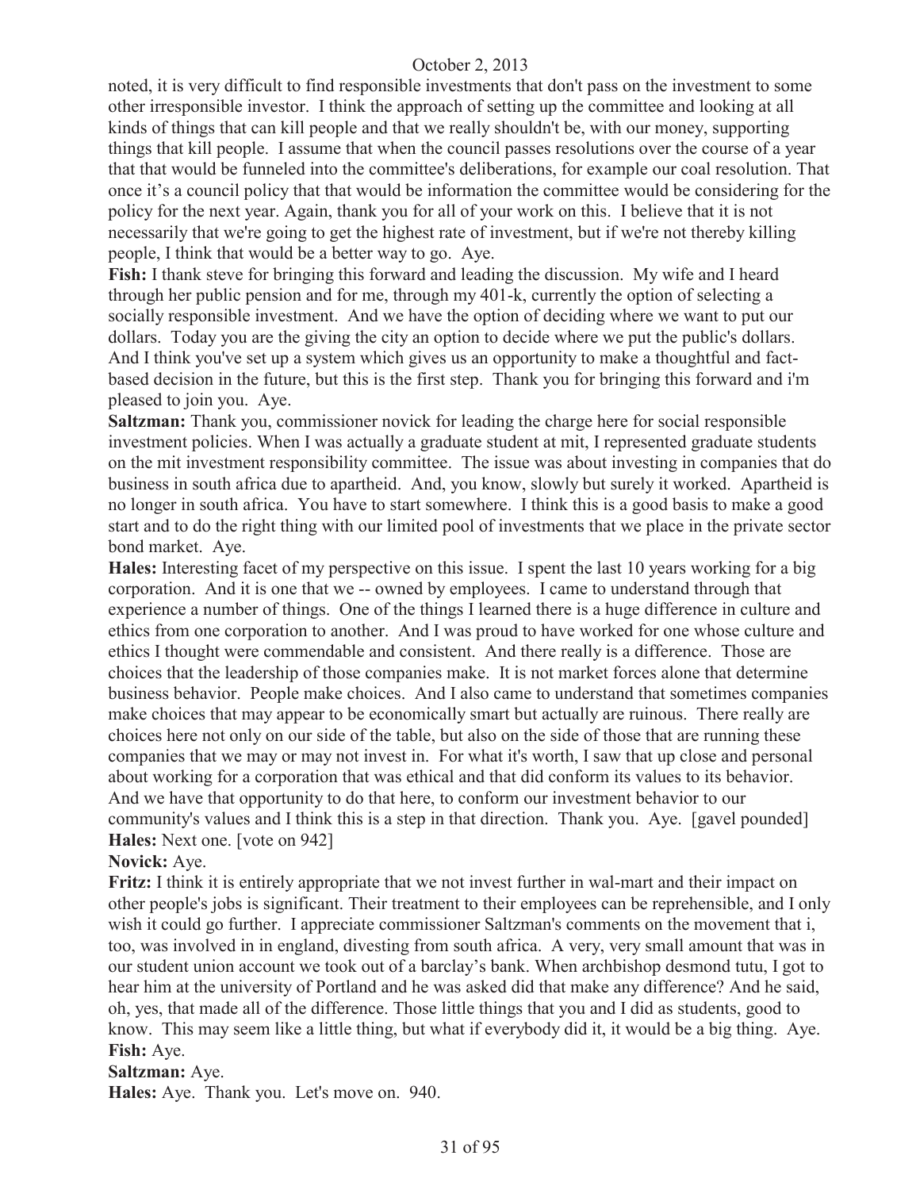noted, it is very difficult to find responsible investments that don't pass on the investment to some other irresponsible investor. I think the approach of setting up the committee and looking at all kinds of things that can kill people and that we really shouldn't be, with our money, supporting things that kill people. I assume that when the council passes resolutions over the course of a year that that would be funneled into the committee's deliberations, for example our coal resolution. That once it's a council policy that that would be information the committee would be considering for the policy for the next year. Again, thank you for all of your work on this. I believe that it is not necessarily that we're going to get the highest rate of investment, but if we're not thereby killing people, I think that would be a better way to go. Aye.

**Fish:** I thank steve for bringing this forward and leading the discussion. My wife and I heard through her public pension and for me, through my 401-k, currently the option of selecting a socially responsible investment. And we have the option of deciding where we want to put our dollars. Today you are the giving the city an option to decide where we put the public's dollars. And I think you've set up a system which gives us an opportunity to make a thoughtful and fact-based decision in the future, but this is the first step. Thank you for bringing this forward and i'm pleased to join you. Aye.

**Saltzman:** Thank you, commissioner novick for leading the charge here for social responsible investment policies. When I was actually a graduate student at mit, I represented graduate students on the mit investment responsibility committee. The issue was about investing in companies that do business in south africa due to apartheid. And, you know, slowly but surely it worked. Apartheid is no longer in south africa. You have to start somewhere. I think this is a good basis to make a good start and to do the right thing with our limited pool of investments that we place in the private sector bond market. Aye.

**Hales:** Interesting facet of my perspective on this issue. I spent the last 10 years working for a big corporation. And it is one that we -- owned by employees. I came to understand through that experience a number of things. One of the things I learned there is a huge difference in culture and ethics from one corporation to another. And I was proud to have worked for one whose culture and ethics I thought were commendable and consistent. And there really is a difference. Those are choices that the leadership of those companies make. It is not market forces alone that determine business behavior. People make choices. And I also came to understand that sometimes companies make choices that may appear to be economically smart but actually are ruinous. There really are choices here not only on our side of the table, but also on the side of those that are running these companies that we may or may not invest in. For what it's worth, I saw that up close and personal about working for a corporation that was ethical and that did conform its values to its behavior. And we have that opportunity to do that here, to conform our investment behavior to our community's values and I think this is a step in that direction. Thank you. Aye. [gavel pounded]

**Hales:** Next one. [vote on 942]

**Novick:** Aye.

**Fritz:** I think it is entirely appropriate that we not invest further in wal-mart and their impact on other people's jobs is significant. Their treatment to their employees can be reprehensible, and I only wish it could go further. I appreciate commissioner Saltzman's comments on the movement that i, too, was involved in in england, divesting from south africa. A very, very small amount that was in our student union account we took out of a barclay's bank. When archbishop desmond tutu, I got to hear him at the university of Portland and he was asked did that make any difference? And he said, oh, yes, that made all of the difference. Those little things that you and I did as students, good to know. This may seem like a little thing, but what if everybody did it, it would be a big thing. Aye.

**Fish:** Aye.

**Saltzman:** Aye.

**Hales:** Aye. Thank you. Let's move on. 940.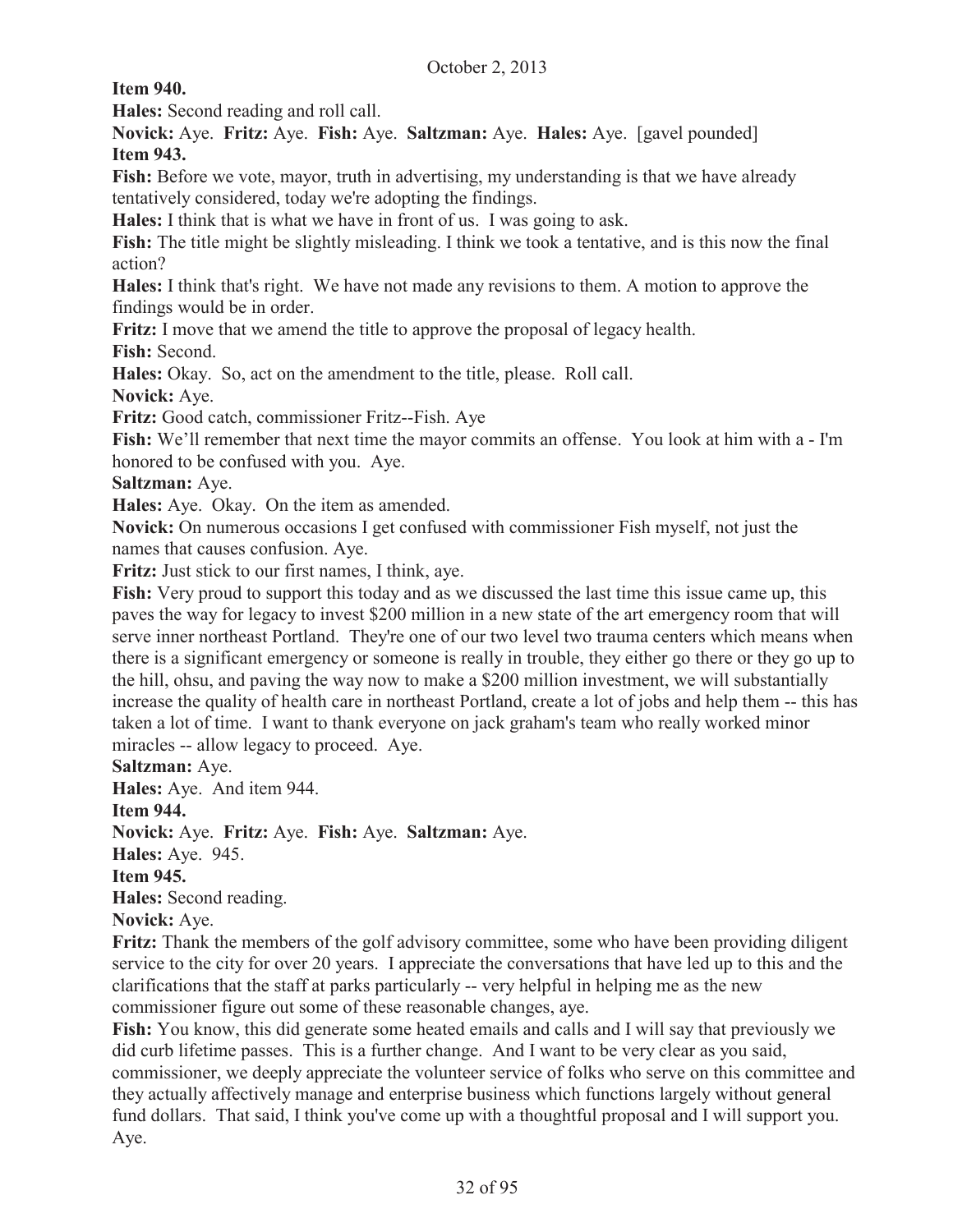**Item 940.**

**Hales:** Second reading and roll call.

**Novick:** Aye. **Fritz:** Aye. **Fish:** Aye. **Saltzman:** Aye. **Hales:** Aye. [gavel pounded]

**Item 943.**

**Fish:** Before we vote, mayor, truth in advertising, my understanding is that we have already tentatively considered, today we're adopting the findings.

**Hales:** I think that is what we have in front of us. I was going to ask.

**Fish:** The title might be slightly misleading. I think we took a tentative, and is this now the final action?

**Hales:** I think that's right. We have not made any revisions to them. A motion to approve the findings would be in order.

**Fritz:** I move that we amend the title to approve the proposal of legacy health.

**Fish:** Second.

**Hales:** Okay. So, act on the amendment to the title, please. Roll call.

**Novick:** Aye.

**Fritz:** Good catch, commissioner Fritz--Fish. Aye

**Fish:** We'll remember that next time the mayor commits an offense. You look at him with a - I'm honored to be confused with you. Aye.

**Saltzman:** Aye.

**Hales:** Aye. Okay. On the item as amended.

**Novick:** On numerous occasions I get confused with commissioner Fish myself, not just the names that causes confusion. Aye.

**Fritz:** Just stick to our first names, I think, aye.

**Fish:** Very proud to support this today and as we discussed the last time this issue came up, this paves the way for legacy to invest $200 million in a new state of the art emergency room that will serve inner northeast Portland. They're one of our two level two trauma centers which means when there is a significant emergency or someone is really in trouble, they either go there or they go up to the hill, ohsu, and paving the way now to make a $200 million investment, we will substantially increase the quality of health care in northeast Portland, create a lot of jobs and help them -- this has taken a lot of time. I want to thank everyone on jack graham's team who really worked minor miracles -- allow legacy to proceed. Aye.

**Saltzman:** Aye.

**Hales:** Aye. And item 944.

**Item 944.**

**Novick:** Aye. **Fritz:** Aye. **Fish:** Aye. **Saltzman:** Aye.

**Hales:** Aye. 945.

**Item 945.**

**Hales:** Second reading.

**Novick:** Aye.

**Fritz:** Thank the members of the golf advisory committee, some who have been providing diligent service to the city for over 20 years. I appreciate the conversations that have led up to this and the clarifications that the staff at parks particularly -- very helpful in helping me as the new commissioner figure out some of these reasonable changes, aye.

**Fish:** You know, this did generate some heated emails and calls and I will say that previously we did curb lifetime passes. This is a further change. And I want to be very clear as you said, commissioner, we deeply appreciate the volunteer service of folks who serve on this committee and they actually affectively manage and enterprise business which functions largely without general fund dollars. That said, I think you've come up with a thoughtful proposal and I will support you. Aye.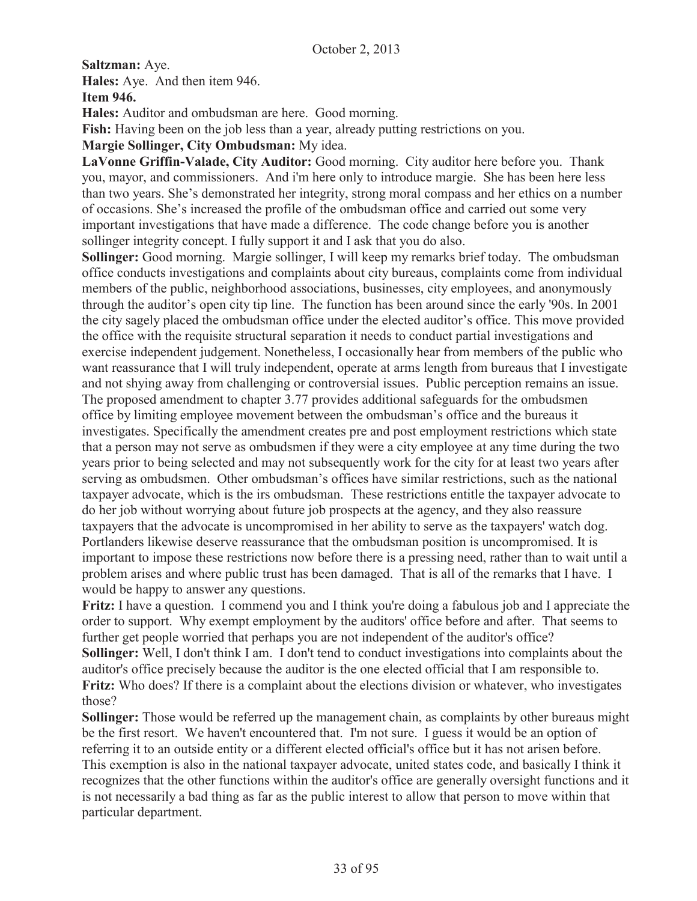**Saltzman:** Aye.

**Hales:** Aye. And then item 946.

**Item 946.**

**Hales:** Auditor and ombudsman are here. Good morning.

**Fish:** Having been on the job less than a year, already putting restrictions on you.

**Margie Sollinger, City Ombudsman:** My idea.

**LaVonne Griffin-Valade, City Auditor:** Good morning. City auditor here before you. Thank you, mayor, and commissioners. And i'm here only to introduce margie. She has been here less than two years. She's demonstrated her integrity, strong moral compass and her ethics on a number of occasions. She's increased the profile of the ombudsman office and carried out some very important investigations that have made a difference. The code change before you is another sollinger integrity concept. I fully support it and I ask that you do also.

**Sollinger:** Good morning. Margie sollinger, I will keep my remarks brief today. The ombudsman office conducts investigations and complaints about city bureaus, complaints come from individual members of the public, neighborhood associations, businesses, city employees, and anonymously through the auditor's open city tip line. The function has been around since the early '90s. In 2001 the city sagely placed the ombudsman office under the elected auditor's office. This move provided the office with the requisite structural separation it needs to conduct partial investigations and exercise independent judgement. Nonetheless, I occasionally hear from members of the public who want reassurance that I will truly independent, operate at arms length from bureaus that I investigate and not shying away from challenging or controversial issues. Public perception remains an issue. The proposed amendment to chapter 3.77 provides additional safeguards for the ombudsmen office by limiting employee movement between the ombudsman's office and the bureaus it investigates. Specifically the amendment creates pre and post employment restrictions which state that a person may not serve as ombudsmen if they were a city employee at any time during the two years prior to being selected and may not subsequently work for the city for at least two years after serving as ombudsmen. Other ombudsman's offices have similar restrictions, such as the national taxpayer advocate, which is the irs ombudsman. These restrictions entitle the taxpayer advocate to do her job without worrying about future job prospects at the agency, and they also reassure taxpayers that the advocate is uncompromised in her ability to serve as the taxpayers' watch dog. Portlanders likewise deserve reassurance that the ombudsman position is uncompromised. It is important to impose these restrictions now before there is a pressing need, rather than to wait until a problem arises and where public trust has been damaged. That is all of the remarks that I have. I would be happy to answer any questions.

**Fritz:** I have a question. I commend you and I think you're doing a fabulous job and I appreciate the order to support. Why exempt employment by the auditors' office before and after. That seems to further get people worried that perhaps you are not independent of the auditor's office?

**Sollinger:** Well, I don't think I am. I don't tend to conduct investigations into complaints about the auditor's office precisely because the auditor is the one elected official that I am responsible to.

**Fritz:** Who does? If there is a complaint about the elections division or whatever, who investigates those?

**Sollinger:** Those would be referred up the management chain, as complaints by other bureaus might be the first resort. We haven't encountered that. I'm not sure. I guess it would be an option of referring it to an outside entity or a different elected official's office but it has not arisen before. This exemption is also in the national taxpayer advocate, united states code, and basically I think it recognizes that the other functions within the auditor's office are generally oversight functions and it is not necessarily a bad thing as far as the public interest to allow that person to move within that particular department.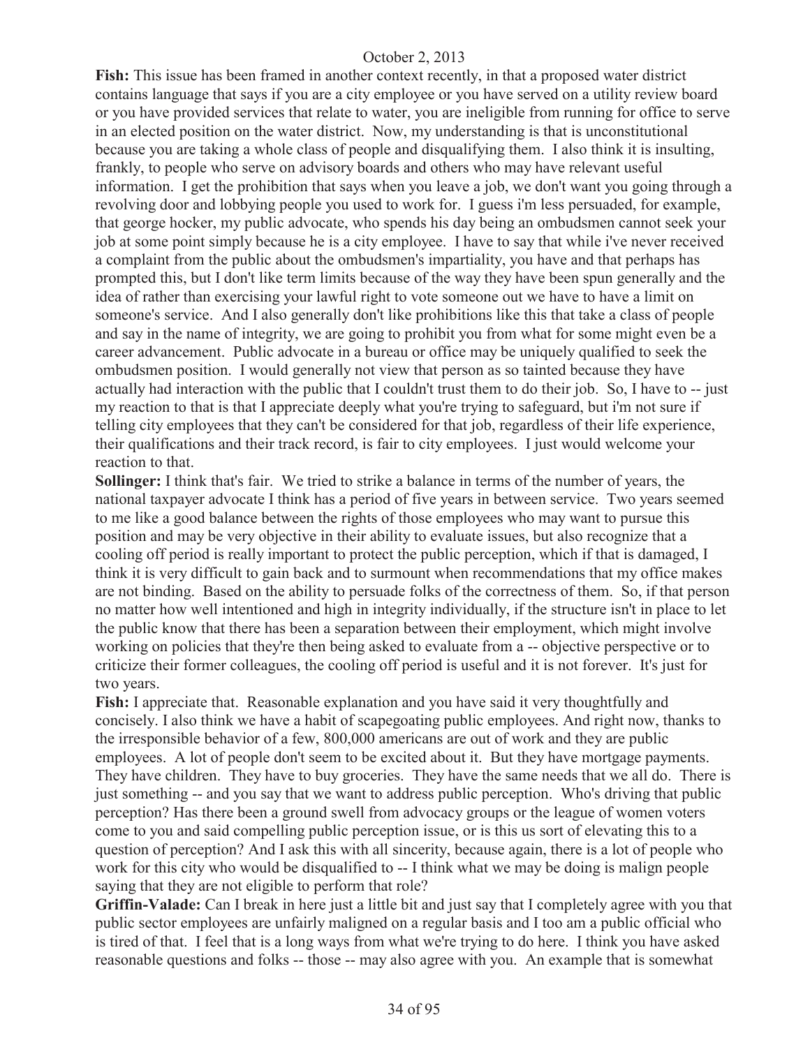**Fish:** This issue has been framed in another context recently, in that a proposed water district contains language that says if you are a city employee or you have served on a utility review board or you have provided services that relate to water, you are ineligible from running for office to serve in an elected position on the water district. Now, my understanding is that is unconstitutional because you are taking a whole class of people and disqualifying them. I also think it is insulting, frankly, to people who serve on advisory boards and others who may have relevant useful information. I get the prohibition that says when you leave a job, we don't want you going through a revolving door and lobbying people you used to work for. I guess i'm less persuaded, for example, that george hocker, my public advocate, who spends his day being an ombudsmen cannot seek your job at some point simply because he is a city employee. I have to say that while i've never received a complaint from the public about the ombudsmen's impartiality, you have and that perhaps has prompted this, but I don't like term limits because of the way they have been spun generally and the idea of rather than exercising your lawful right to vote someone out we have to have a limit on someone's service. And I also generally don't like prohibitions like this that take a class of people and say in the name of integrity, we are going to prohibit you from what for some might even be a career advancement. Public advocate in a bureau or office may be uniquely qualified to seek the ombudsmen position. I would generally not view that person as so tainted because they have actually had interaction with the public that I couldn't trust them to do their job. So, I have to -- just my reaction to that is that I appreciate deeply what you're trying to safeguard, but i'm not sure if telling city employees that they can't be considered for that job, regardless of their life experience, their qualifications and their track record, is fair to city employees. I just would welcome your reaction to that.

**Sollinger:** I think that's fair. We tried to strike a balance in terms of the number of years, the national taxpayer advocate I think has a period of five years in between service. Two years seemed to me like a good balance between the rights of those employees who may want to pursue this position and may be very objective in their ability to evaluate issues, but also recognize that a cooling off period is really important to protect the public perception, which if that is damaged, I think it is very difficult to gain back and to surmount when recommendations that my office makes are not binding. Based on the ability to persuade folks of the correctness of them. So, if that person no matter how well intentioned and high in integrity individually, if the structure isn't in place to let the public know that there has been a separation between their employment, which might involve working on policies that they're then being asked to evaluate from a -- objective perspective or to criticize their former colleagues, the cooling off period is useful and it is not forever. It's just for two years.

**Fish:** I appreciate that. Reasonable explanation and you have said it very thoughtfully and concisely. I also think we have a habit of scapegoating public employees. And right now, thanks to the irresponsible behavior of a few, 800,000 americans are out of work and they are public employees. A lot of people don't seem to be excited about it. But they have mortgage payments. They have children. They have to buy groceries. They have the same needs that we all do. There is just something -- and you say that we want to address public perception. Who's driving that public perception? Has there been a ground swell from advocacy groups or the league of women voters come to you and said compelling public perception issue, or is this us sort of elevating this to a question of perception? And I ask this with all sincerity, because again, there is a lot of people who work for this city who would be disqualified to -- I think what we may be doing is malign people saying that they are not eligible to perform that role?

**Griffin-Valade:** Can I break in here just a little bit and just say that I completely agree with you that public sector employees are unfairly maligned on a regular basis and I too am a public official who is tired of that. I feel that is a long ways from what we're trying to do here. I think you have asked reasonable questions and folks -- those -- may also agree with you. An example that is somewhat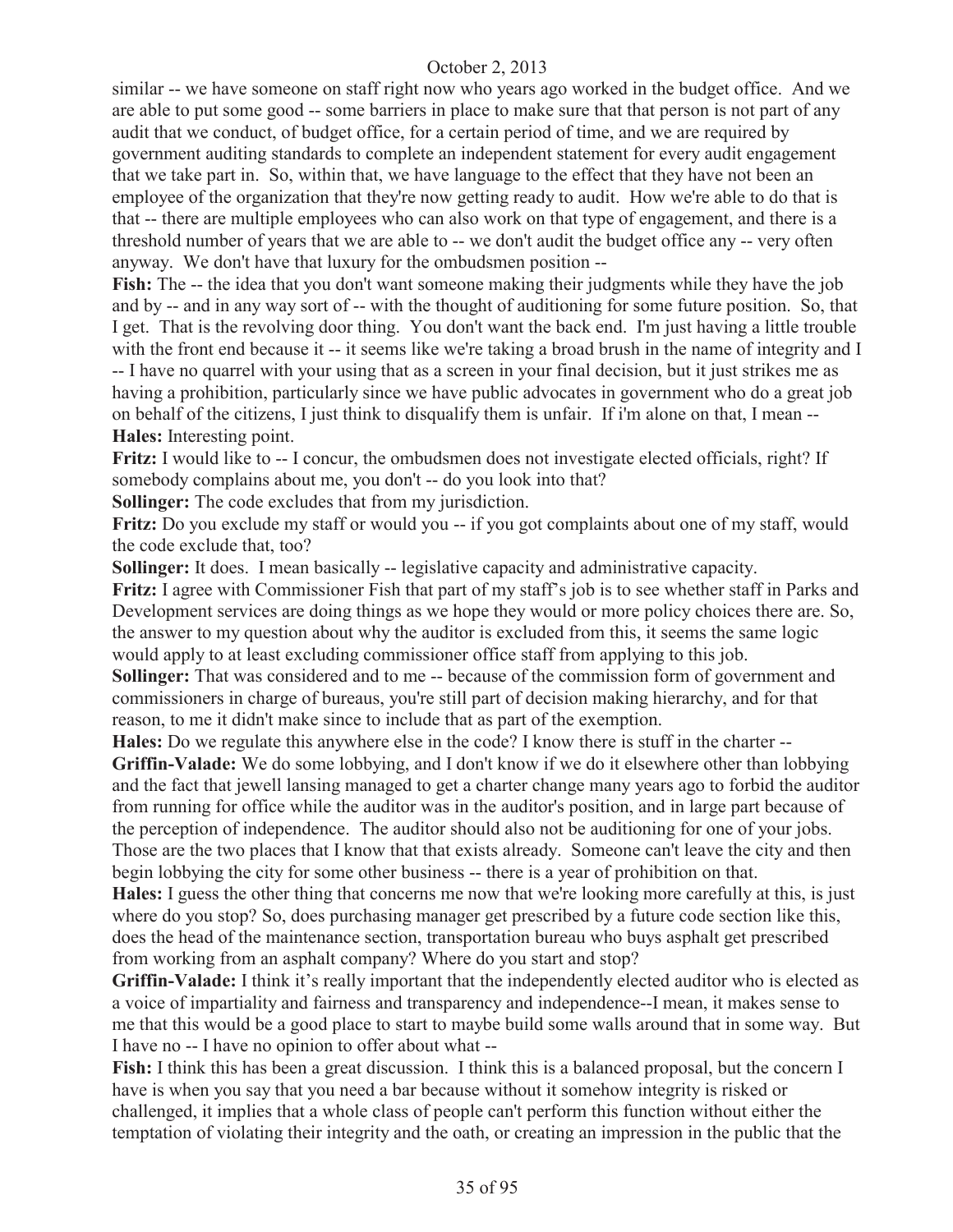similar -- we have someone on staff right now who years ago worked in the budget office. And we are able to put some good -- some barriers in place to make sure that that person is not part of any audit that we conduct, of budget office, for a certain period of time, and we are required by government auditing standards to complete an independent statement for every audit engagement that we take part in. So, within that, we have language to the effect that they have not been an employee of the organization that they're now getting ready to audit. How we're able to do that is that -- there are multiple employees who can also work on that type of engagement, and there is a threshold number of years that we are able to -- we don't audit the budget office any -- very often anyway. We don't have that luxury for the ombudsmen position --

**Fish:** The -- the idea that you don't want someone making their judgments while they have the job and by -- and in any way sort of -- with the thought of auditioning for some future position. So, that I get. That is the revolving door thing. You don't want the back end. I'm just having a little trouble with the front end because it -- it seems like we're taking a broad brush in the name of integrity and I -- I have no quarrel with your using that as a screen in your final decision, but it just strikes me as having a prohibition, particularly since we have public advocates in government who do a great job on behalf of the citizens, I just think to disqualify them is unfair. If i'm alone on that, I mean --

**Hales:** Interesting point.

**Fritz:** I would like to -- I concur, the ombudsmen does not investigate elected officials, right? If somebody complains about me, you don't -- do you look into that?

**Sollinger:** The code excludes that from my jurisdiction.

**Fritz:** Do you exclude my staff or would you -- if you got complaints about one of my staff, would the code exclude that, too?

**Sollinger:** It does. I mean basically -- legislative capacity and administrative capacity.

**Fritz:** I agree with Commissioner Fish that part of my staff's job is to see whether staff in Parks and Development services are doing things as we hope they would or more policy choices there are. So, the answer to my question about why the auditor is excluded from this, it seems the same logic would apply to at least excluding commissioner office staff from applying to this job.

**Sollinger:** That was considered and to me -- because of the commission form of government and commissioners in charge of bureaus, you're still part of decision making hierarchy, and for that reason, to me it didn't make since to include that as part of the exemption.

**Hales:** Do we regulate this anywhere else in the code? I know there is stuff in the charter --

**Griffin-Valade:** We do some lobbying, and I don't know if we do it elsewhere other than lobbying and the fact that jewell lansing managed to get a charter change many years ago to forbid the auditor from running for office while the auditor was in the auditor's position, and in large part because of the perception of independence. The auditor should also not be auditioning for one of your jobs. Those are the two places that I know that that exists already. Someone can't leave the city and then begin lobbying the city for some other business -- there is a year of prohibition on that.

**Hales:** I guess the other thing that concerns me now that we're looking more carefully at this, is just where do you stop? So, does purchasing manager get prescribed by a future code section like this, does the head of the maintenance section, transportation bureau who buys asphalt get prescribed from working from an asphalt company? Where do you start and stop?

**Griffin-Valade:** I think it's really important that the independently elected auditor who is elected as a voice of impartiality and fairness and transparency and independence--I mean, it makes sense to me that this would be a good place to start to maybe build some walls around that in some way. But I have no -- I have no opinion to offer about what --

**Fish:** I think this has been a great discussion. I think this is a balanced proposal, but the concern I have is when you say that you need a bar because without it somehow integrity is risked or challenged, it implies that a whole class of people can't perform this function without either the temptation of violating their integrity and the oath, or creating an impression in the public that the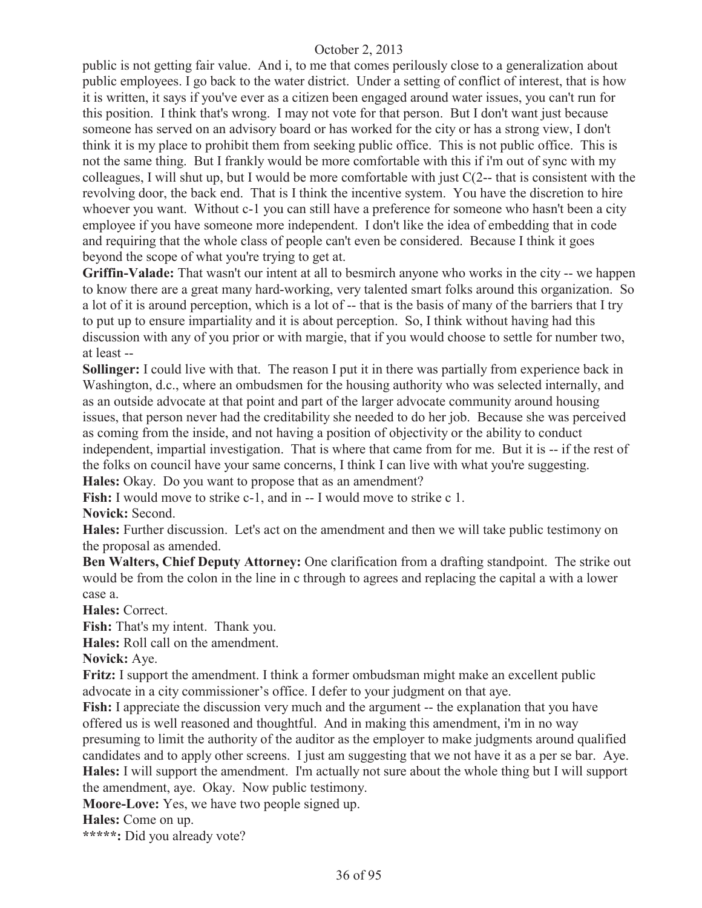public is not getting fair value. And i, to me that comes perilously close to a generalization about public employees. I go back to the water district. Under a setting of conflict of interest, that is how it is written, it says if you've ever as a citizen been engaged around water issues, you can't run for this position. I think that's wrong. I may not vote for that person. But I don't want just because someone has served on an advisory board or has worked for the city or has a strong view, I don't think it is my place to prohibit them from seeking public office. This is not public office. This is not the same thing. But I frankly would be more comfortable with this if i'm out of sync with my colleagues, I will shut up, but I would be more comfortable with just C(2-- that is consistent with the revolving door, the back end. That is I think the incentive system. You have the discretion to hire whoever you want. Without c-1 you can still have a preference for someone who hasn't been a city employee if you have someone more independent. I don't like the idea of embedding that in code and requiring that the whole class of people can't even be considered. Because I think it goes beyond the scope of what you're trying to get at.

**Griffin-Valade:** That wasn't our intent at all to besmirch anyone who works in the city -- we happen to know there are a great many hard-working, very talented smart folks around this organization. So a lot of it is around perception, which is a lot of -- that is the basis of many of the barriers that I try to put up to ensure impartiality and it is about perception. So, I think without having had this discussion with any of you prior or with margie, that if you would choose to settle for number two, at least --

**Sollinger:** I could live with that. The reason I put it in there was partially from experience back in Washington, d.c., where an ombudsmen for the housing authority who was selected internally, and as an outside advocate at that point and part of the larger advocate community around housing issues, that person never had the creditability she needed to do her job. Because she was perceived as coming from the inside, and not having a position of objectivity or the ability to conduct independent, impartial investigation. That is where that came from for me. But it is -- if the rest of the folks on council have your same concerns, I think I can live with what you're suggesting.

**Hales:** Okay. Do you want to propose that as an amendment?

**Fish:** I would move to strike c-1, and in -- I would move to strike c 1.

**Novick:** Second.

**Hales:** Further discussion. Let's act on the amendment and then we will take public testimony on the proposal as amended.

**Ben Walters, Chief Deputy Attorney:** One clarification from a drafting standpoint. The strike out would be from the colon in the line in c through to agrees and replacing the capital a with a lower case a.

**Hales:** Correct.

**Fish:** That's my intent. Thank you.

**Hales:** Roll call on the amendment.

**Novick:** Aye.

**Fritz:** I support the amendment. I think a former ombudsman might make an excellent public advocate in a city commissioner's office. I defer to your judgment on that aye.

**Fish:** I appreciate the discussion very much and the argument -- the explanation that you have offered us is well reasoned and thoughtful. And in making this amendment, i'm in no way presuming to limit the authority of the auditor as the employer to make judgments around qualified candidates and to apply other screens. I just am suggesting that we not have it as a per se bar. Aye.

**Hales:** I will support the amendment. I'm actually not sure about the whole thing but I will support the amendment, aye. Okay. Now public testimony.

**Moore-Love:** Yes, we have two people signed up.

**Hales:** Come on up.

**\*\*\*\*\*:** Did you already vote?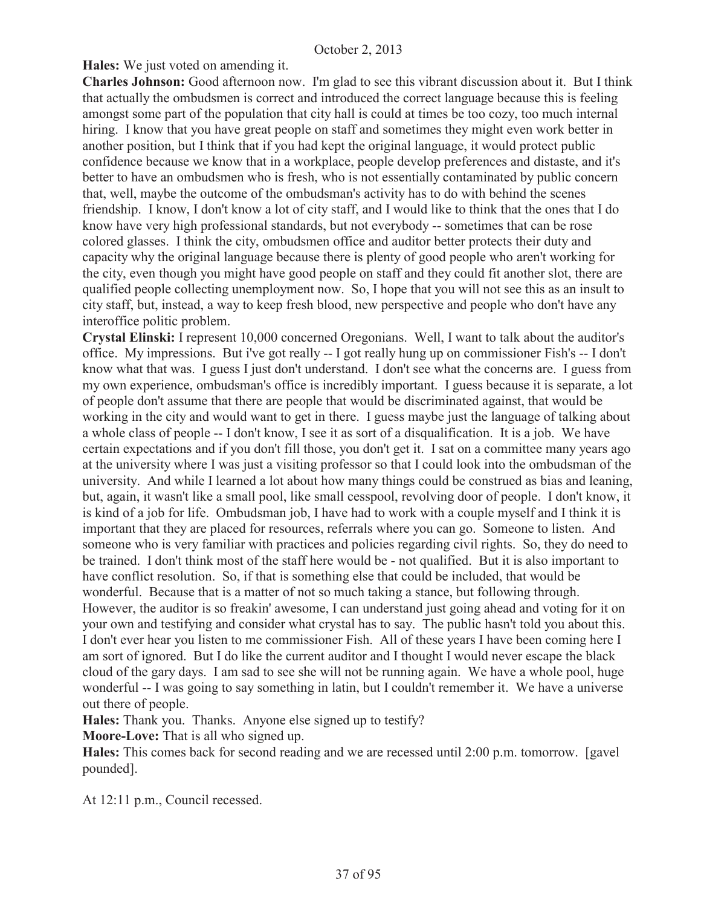**Hales:** We just voted on amending it.

**Charles Johnson:** Good afternoon now. I'm glad to see this vibrant discussion about it. But I think that actually the ombudsmen is correct and introduced the correct language because this is feeling amongst some part of the population that city hall is could at times be too cozy, too much internal hiring. I know that you have great people on staff and sometimes they might even work better in another position, but I think that if you had kept the original language, it would protect public confidence because we know that in a workplace, people develop preferences and distaste, and it's better to have an ombudsmen who is fresh, who is not essentially contaminated by public concern that, well, maybe the outcome of the ombudsman's activity has to do with behind the scenes friendship. I know, I don't know a lot of city staff, and I would like to think that the ones that I do know have very high professional standards, but not everybody -- sometimes that can be rose colored glasses. I think the city, ombudsmen office and auditor better protects their duty and capacity why the original language because there is plenty of good people who aren't working for the city, even though you might have good people on staff and they could fit another slot, there are qualified people collecting unemployment now. So, I hope that you will not see this as an insult to city staff, but, instead, a way to keep fresh blood, new perspective and people who don't have any interoffice politic problem.

**Crystal Elinski:** I represent 10,000 concerned Oregonians. Well, I want to talk about the auditor's office. My impressions. But i've got really -- I got really hung up on commissioner Fish's -- I don't know what that was. I guess I just don't understand. I don't see what the concerns are. I guess from my own experience, ombudsman's office is incredibly important. I guess because it is separate, a lot of people don't assume that there are people that would be discriminated against, that would be working in the city and would want to get in there. I guess maybe just the language of talking about a whole class of people -- I don't know, I see it as sort of a disqualification. It is a job. We have certain expectations and if you don't fill those, you don't get it. I sat on a committee many years ago at the university where I was just a visiting professor so that I could look into the ombudsman of the university. And while I learned a lot about how many things could be construed as bias and leaning, but, again, it wasn't like a small pool, like small cesspool, revolving door of people. I don't know, it is kind of a job for life. Ombudsman job, I have had to work with a couple myself and I think it is important that they are placed for resources, referrals where you can go. Someone to listen. And someone who is very familiar with practices and policies regarding civil rights. So, they do need to be trained. I don't think most of the staff here would be - not qualified. But it is also important to have conflict resolution. So, if that is something else that could be included, that would be wonderful. Because that is a matter of not so much taking a stance, but following through. However, the auditor is so freakin' awesome, I can understand just going ahead and voting for it on your own and testifying and consider what crystal has to say. The public hasn't told you about this. I don't ever hear you listen to me commissioner Fish. All of these years I have been coming here I am sort of ignored. But I do like the current auditor and I thought I would never escape the black cloud of the gary days. I am sad to see she will not be running again. We have a whole pool, huge wonderful -- I was going to say something in latin, but I couldn't remember it. We have a universe out there of people.

**Hales:** Thank you. Thanks. Anyone else signed up to testify?

**Moore-Love:** That is all who signed up.

**Hales:** This comes back for second reading and we are recessed until 2:00 p.m. tomorrow. [gavel pounded].

At 12:11 p.m., Council recessed.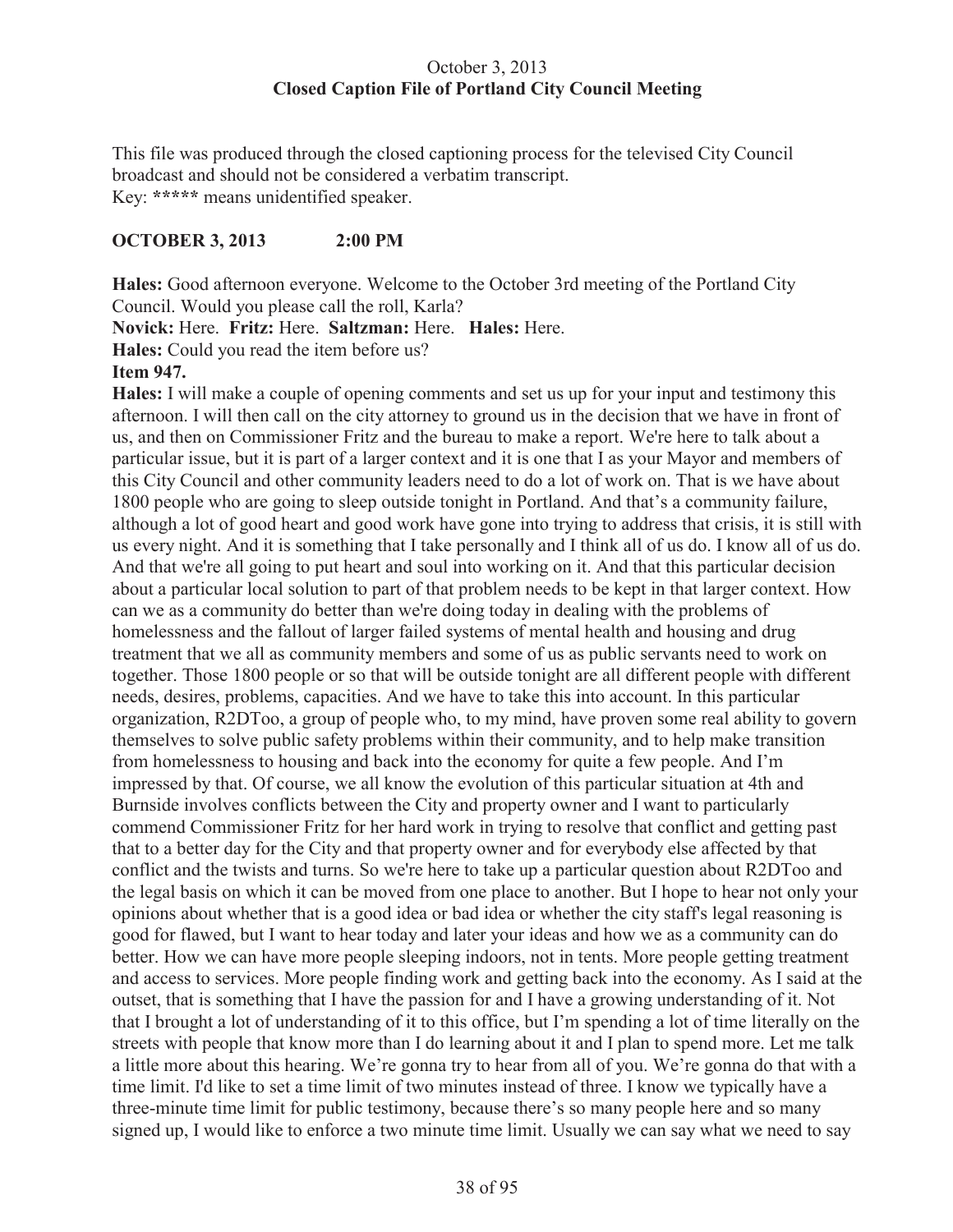October 3, 2013
**Closed Caption File of Portland City Council Meeting**

This file was produced through the closed captioning process for the televised City Council broadcast and should not be considered a verbatim transcript.
Key: **\*\*\*\*\*** means unidentified speaker.

**OCTOBER 3, 2013 2:00 PM**

**Hales:** Good afternoon everyone. Welcome to the October 3rd meeting of the Portland City Council. Would you please call the roll, Karla?
**Novick:** Here. **Fritz:** Here. **Saltzman:** Here. **Hales:** Here.
**Hales:** Could you read the item before us?
**Item 947.**
**Hales:** I will make a couple of opening comments and set us up for your input and testimony this afternoon. I will then call on the city attorney to ground us in the decision that we have in front of us, and then on Commissioner Fritz and the bureau to make a report. We're here to talk about a particular issue, but it is part of a larger context and it is one that I as your Mayor and members of this City Council and other community leaders need to do a lot of work on. That is we have about 1800 people who are going to sleep outside tonight in Portland. And that's a community failure, although a lot of good heart and good work have gone into trying to address that crisis, it is still with us every night. And it is something that I take personally and I think all of us do. I know all of us do. And that we're all going to put heart and soul into working on it. And that this particular decision about a particular local solution to part of that problem needs to be kept in that larger context. How can we as a community do better than we're doing today in dealing with the problems of homelessness and the fallout of larger failed systems of mental health and housing and drug treatment that we all as community members and some of us as public servants need to work on together. Those 1800 people or so that will be outside tonight are all different people with different needs, desires, problems, capacities. And we have to take this into account. In this particular organization, R2DToo, a group of people who, to my mind, have proven some real ability to govern themselves to solve public safety problems within their community, and to help make transition from homelessness to housing and back into the economy for quite a few people. And I'm impressed by that. Of course, we all know the evolution of this particular situation at 4th and Burnside involves conflicts between the City and property owner and I want to particularly commend Commissioner Fritz for her hard work in trying to resolve that conflict and getting past that to a better day for the City and that property owner and for everybody else affected by that conflict and the twists and turns. So we're here to take up a particular question about R2DToo and the legal basis on which it can be moved from one place to another. But I hope to hear not only your opinions about whether that is a good idea or bad idea or whether the city staff's legal reasoning is good for flawed, but I want to hear today and later your ideas and how we as a community can do better. How we can have more people sleeping indoors, not in tents. More people getting treatment and access to services. More people finding work and getting back into the economy. As I said at the outset, that is something that I have the passion for and I have a growing understanding of it. Not that I brought a lot of understanding of it to this office, but I'm spending a lot of time literally on the streets with people that know more than I do learning about it and I plan to spend more. Let me talk a little more about this hearing. We're gonna try to hear from all of you. We're gonna do that with a time limit. I'd like to set a time limit of two minutes instead of three. I know we typically have a three-minute time limit for public testimony, because there's so many people here and so many signed up, I would like to enforce a two minute time limit. Usually we can say what we need to say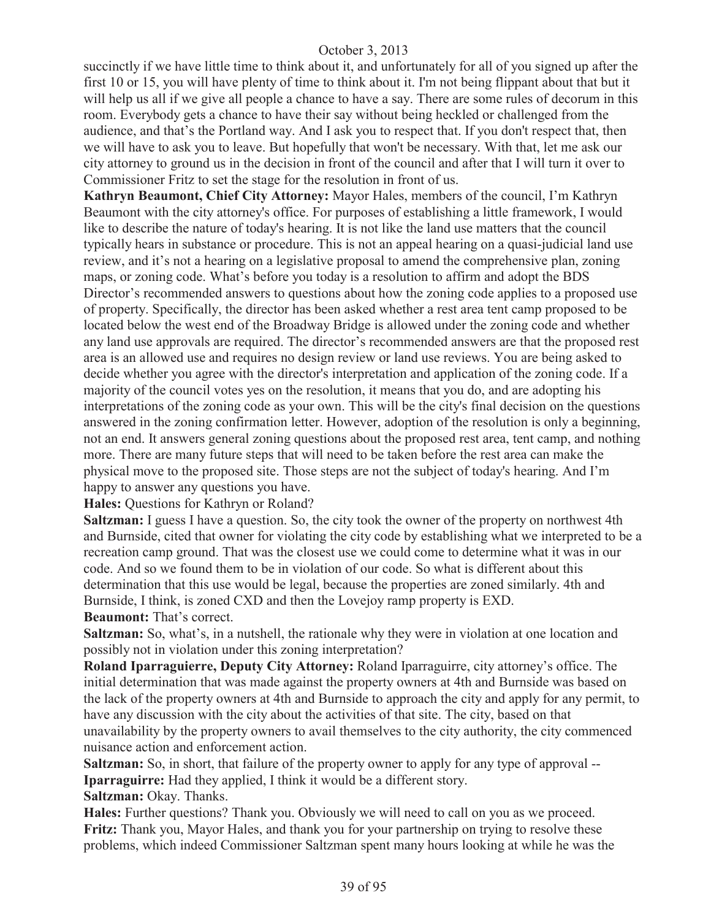succinctly if we have little time to think about it, and unfortunately for all of you signed up after the first 10 or 15, you will have plenty of time to think about it. I'm not being flippant about that but it will help us all if we give all people a chance to have a say. There are some rules of decorum in this room. Everybody gets a chance to have their say without being heckled or challenged from the audience, and that's the Portland way. And I ask you to respect that. If you don't respect that, then we will have to ask you to leave. But hopefully that won't be necessary. With that, let me ask our city attorney to ground us in the decision in front of the council and after that I will turn it over to Commissioner Fritz to set the stage for the resolution in front of us.

**Kathryn Beaumont, Chief City Attorney:** Mayor Hales, members of the council, I'm Kathryn Beaumont with the city attorney's office. For purposes of establishing a little framework, I would like to describe the nature of today's hearing. It is not like the land use matters that the council typically hears in substance or procedure. This is not an appeal hearing on a quasi-judicial land use review, and it's not a hearing on a legislative proposal to amend the comprehensive plan, zoning maps, or zoning code. What's before you today is a resolution to affirm and adopt the BDS Director's recommended answers to questions about how the zoning code applies to a proposed use of property. Specifically, the director has been asked whether a rest area tent camp proposed to be located below the west end of the Broadway Bridge is allowed under the zoning code and whether any land use approvals are required. The director's recommended answers are that the proposed rest area is an allowed use and requires no design review or land use reviews. You are being asked to decide whether you agree with the director's interpretation and application of the zoning code. If a majority of the council votes yes on the resolution, it means that you do, and are adopting his interpretations of the zoning code as your own. This will be the city's final decision on the questions answered in the zoning confirmation letter. However, adoption of the resolution is only a beginning, not an end. It answers general zoning questions about the proposed rest area, tent camp, and nothing more. There are many future steps that will need to be taken before the rest area can make the physical move to the proposed site. Those steps are not the subject of today's hearing. And I'm happy to answer any questions you have.

**Hales:** Questions for Kathryn or Roland?

**Saltzman:** I guess I have a question. So, the city took the owner of the property on northwest 4th and Burnside, cited that owner for violating the city code by establishing what we interpreted to be a recreation camp ground. That was the closest use we could come to determine what it was in our code. And so we found them to be in violation of our code. So what is different about this determination that this use would be legal, because the properties are zoned similarly. 4th and Burnside, I think, is zoned CXD and then the Lovejoy ramp property is EXD.

**Beaumont:** That's correct.

**Saltzman:** So, what's, in a nutshell, the rationale why they were in violation at one location and possibly not in violation under this zoning interpretation?

**Roland Iparraguierre, Deputy City Attorney:** Roland Iparraguirre, city attorney's office. The initial determination that was made against the property owners at 4th and Burnside was based on the lack of the property owners at 4th and Burnside to approach the city and apply for any permit, to have any discussion with the city about the activities of that site. The city, based on that unavailability by the property owners to avail themselves to the city authority, the city commenced nuisance action and enforcement action.

**Saltzman:** So, in short, that failure of the property owner to apply for any type of approval --

**Iparraguirre:** Had they applied, I think it would be a different story.

**Saltzman:** Okay. Thanks.

**Hales:** Further questions? Thank you. Obviously we will need to call on you as we proceed.

**Fritz:** Thank you, Mayor Hales, and thank you for your partnership on trying to resolve these problems, which indeed Commissioner Saltzman spent many hours looking at while he was the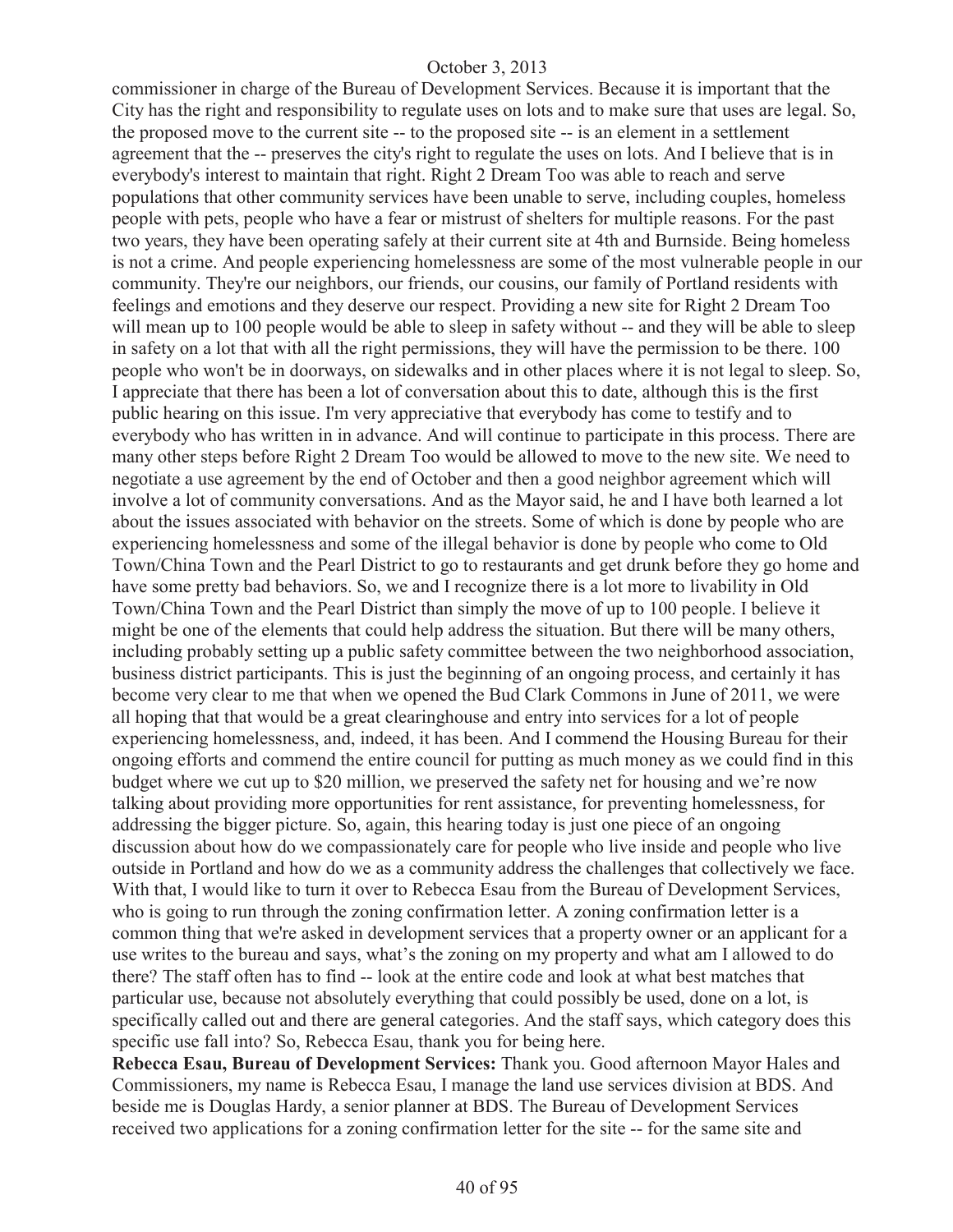commissioner in charge of the Bureau of Development Services. Because it is important that the City has the right and responsibility to regulate uses on lots and to make sure that uses are legal. So, the proposed move to the current site -- to the proposed site -- is an element in a settlement agreement that the -- preserves the city's right to regulate the uses on lots. And I believe that is in everybody's interest to maintain that right. Right 2 Dream Too was able to reach and serve populations that other community services have been unable to serve, including couples, homeless people with pets, people who have a fear or mistrust of shelters for multiple reasons. For the past two years, they have been operating safely at their current site at 4th and Burnside. Being homeless is not a crime. And people experiencing homelessness are some of the most vulnerable people in our community. They're our neighbors, our friends, our cousins, our family of Portland residents with feelings and emotions and they deserve our respect. Providing a new site for Right 2 Dream Too will mean up to 100 people would be able to sleep in safety without -- and they will be able to sleep in safety on a lot that with all the right permissions, they will have the permission to be there. 100 people who won't be in doorways, on sidewalks and in other places where it is not legal to sleep. So, I appreciate that there has been a lot of conversation about this to date, although this is the first public hearing on this issue. I'm very appreciative that everybody has come to testify and to everybody who has written in in advance. And will continue to participate in this process. There are many other steps before Right 2 Dream Too would be allowed to move to the new site. We need to negotiate a use agreement by the end of October and then a good neighbor agreement which will involve a lot of community conversations. And as the Mayor said, he and I have both learned a lot about the issues associated with behavior on the streets. Some of which is done by people who are experiencing homelessness and some of the illegal behavior is done by people who come to Old Town/China Town and the Pearl District to go to restaurants and get drunk before they go home and have some pretty bad behaviors. So, we and I recognize there is a lot more to livability in Old Town/China Town and the Pearl District than simply the move of up to 100 people. I believe it might be one of the elements that could help address the situation. But there will be many others, including probably setting up a public safety committee between the two neighborhood association, business district participants. This is just the beginning of an ongoing process, and certainly it has become very clear to me that when we opened the Bud Clark Commons in June of 2011, we were all hoping that that would be a great clearinghouse and entry into services for a lot of people experiencing homelessness, and, indeed, it has been. And I commend the Housing Bureau for their ongoing efforts and commend the entire council for putting as much money as we could find in this budget where we cut up to $20 million, we preserved the safety net for housing and we're now talking about providing more opportunities for rent assistance, for preventing homelessness, for addressing the bigger picture. So, again, this hearing today is just one piece of an ongoing discussion about how do we compassionately care for people who live inside and people who live outside in Portland and how do we as a community address the challenges that collectively we face. With that, I would like to turn it over to Rebecca Esau from the Bureau of Development Services, who is going to run through the zoning confirmation letter. A zoning confirmation letter is a common thing that we're asked in development services that a property owner or an applicant for a use writes to the bureau and says, what's the zoning on my property and what am I allowed to do there? The staff often has to find -- look at the entire code and look at what best matches that particular use, because not absolutely everything that could possibly be used, done on a lot, is specifically called out and there are general categories. And the staff says, which category does this specific use fall into? So, Rebecca Esau, thank you for being here.

**Rebecca Esau, Bureau of Development Services:** Thank you. Good afternoon Mayor Hales and Commissioners, my name is Rebecca Esau, I manage the land use services division at BDS. And beside me is Douglas Hardy, a senior planner at BDS. The Bureau of Development Services received two applications for a zoning confirmation letter for the site -- for the same site and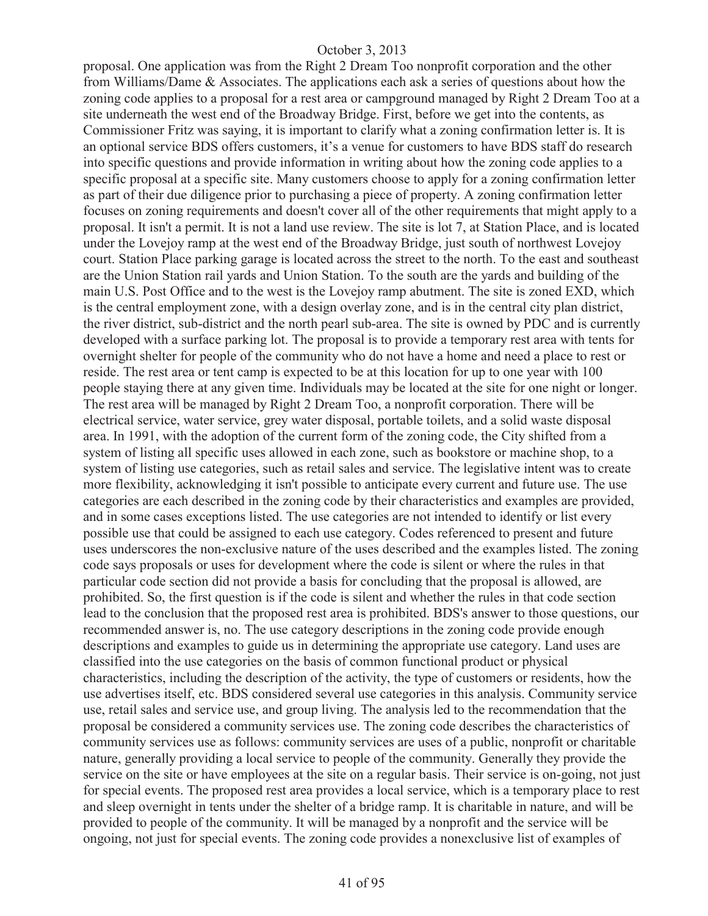proposal. One application was from the Right 2 Dream Too nonprofit corporation and the other from Williams/Dame & Associates. The applications each ask a series of questions about how the zoning code applies to a proposal for a rest area or campground managed by Right 2 Dream Too at a site underneath the west end of the Broadway Bridge. First, before we get into the contents, as Commissioner Fritz was saying, it is important to clarify what a zoning confirmation letter is. It is an optional service BDS offers customers, it's a venue for customers to have BDS staff do research into specific questions and provide information in writing about how the zoning code applies to a specific proposal at a specific site. Many customers choose to apply for a zoning confirmation letter as part of their due diligence prior to purchasing a piece of property. A zoning confirmation letter focuses on zoning requirements and doesn't cover all of the other requirements that might apply to a proposal. It isn't a permit. It is not a land use review. The site is lot 7, at Station Place, and is located under the Lovejoy ramp at the west end of the Broadway Bridge, just south of northwest Lovejoy court. Station Place parking garage is located across the street to the north. To the east and southeast are the Union Station rail yards and Union Station. To the south are the yards and building of the main U.S. Post Office and to the west is the Lovejoy ramp abutment. The site is zoned EXD, which is the central employment zone, with a design overlay zone, and is in the central city plan district, the river district, sub-district and the north pearl sub-area. The site is owned by PDC and is currently developed with a surface parking lot. The proposal is to provide a temporary rest area with tents for overnight shelter for people of the community who do not have a home and need a place to rest or reside. The rest area or tent camp is expected to be at this location for up to one year with 100 people staying there at any given time. Individuals may be located at the site for one night or longer. The rest area will be managed by Right 2 Dream Too, a nonprofit corporation. There will be electrical service, water service, grey water disposal, portable toilets, and a solid waste disposal area. In 1991, with the adoption of the current form of the zoning code, the City shifted from a system of listing all specific uses allowed in each zone, such as bookstore or machine shop, to a system of listing use categories, such as retail sales and service. The legislative intent was to create more flexibility, acknowledging it isn't possible to anticipate every current and future use. The use categories are each described in the zoning code by their characteristics and examples are provided, and in some cases exceptions listed. The use categories are not intended to identify or list every possible use that could be assigned to each use category. Codes referenced to present and future uses underscores the non-exclusive nature of the uses described and the examples listed. The zoning code says proposals or uses for development where the code is silent or where the rules in that particular code section did not provide a basis for concluding that the proposal is allowed, are prohibited. So, the first question is if the code is silent and whether the rules in that code section lead to the conclusion that the proposed rest area is prohibited. BDS's answer to those questions, our recommended answer is, no. The use category descriptions in the zoning code provide enough descriptions and examples to guide us in determining the appropriate use category. Land uses are classified into the use categories on the basis of common functional product or physical characteristics, including the description of the activity, the type of customers or residents, how the use advertises itself, etc. BDS considered several use categories in this analysis. Community service use, retail sales and service use, and group living. The analysis led to the recommendation that the proposal be considered a community services use. The zoning code describes the characteristics of community services use as follows: community services are uses of a public, nonprofit or charitable nature, generally providing a local service to people of the community. Generally they provide the service on the site or have employees at the site on a regular basis. Their service is on-going, not just for special events. The proposed rest area provides a local service, which is a temporary place to rest and sleep overnight in tents under the shelter of a bridge ramp. It is charitable in nature, and will be provided to people of the community. It will be managed by a nonprofit and the service will be ongoing, not just for special events. The zoning code provides a nonexclusive list of examples of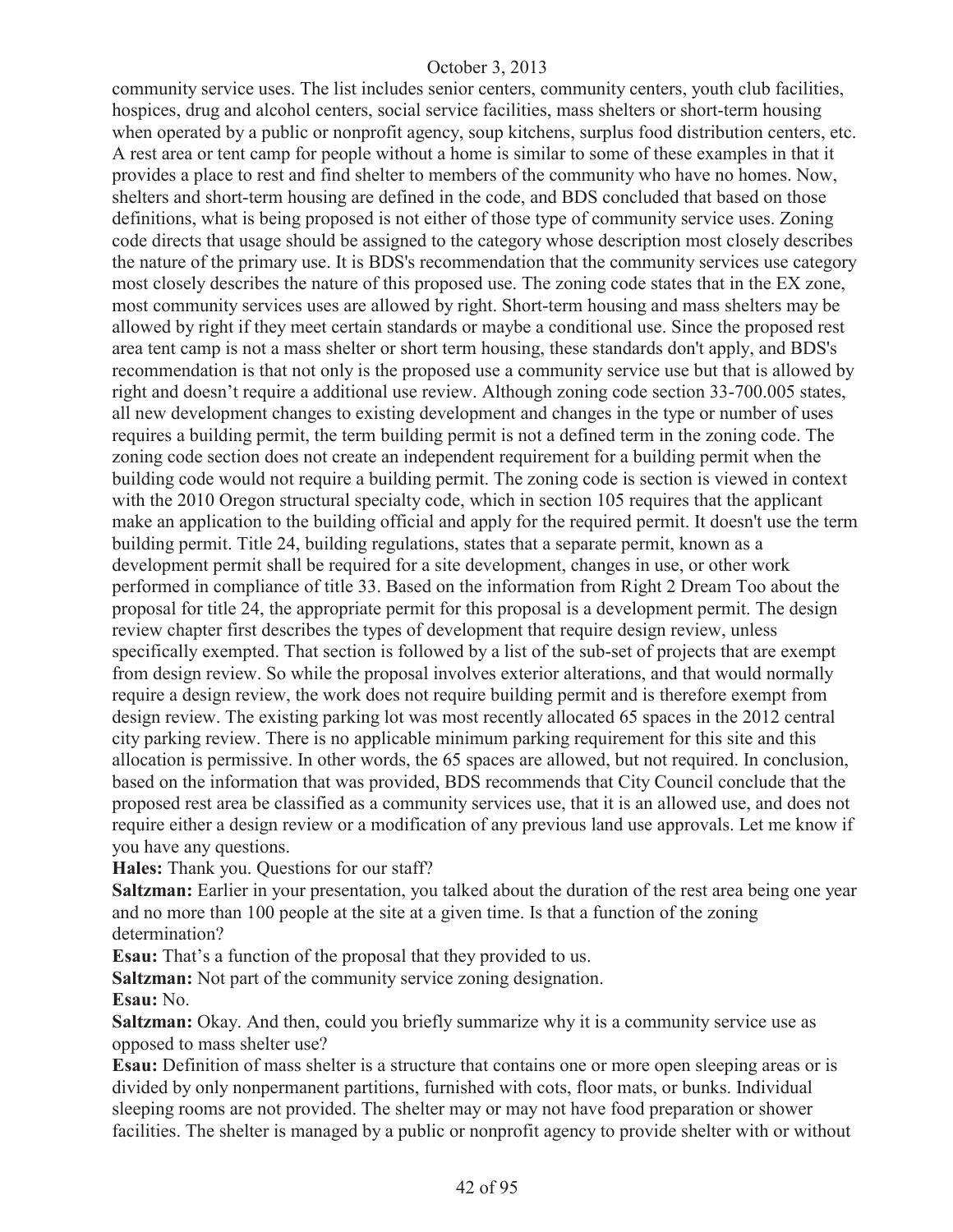community service uses. The list includes senior centers, community centers, youth club facilities, hospices, drug and alcohol centers, social service facilities, mass shelters or short-term housing when operated by a public or nonprofit agency, soup kitchens, surplus food distribution centers, etc. A rest area or tent camp for people without a home is similar to some of these examples in that it provides a place to rest and find shelter to members of the community who have no homes. Now, shelters and short-term housing are defined in the code, and BDS concluded that based on those definitions, what is being proposed is not either of those type of community service uses. Zoning code directs that usage should be assigned to the category whose description most closely describes the nature of the primary use. It is BDS's recommendation that the community services use category most closely describes the nature of this proposed use. The zoning code states that in the EX zone, most community services uses are allowed by right. Short-term housing and mass shelters may be allowed by right if they meet certain standards or maybe a conditional use. Since the proposed rest area tent camp is not a mass shelter or short term housing, these standards don't apply, and BDS's recommendation is that not only is the proposed use a community service use but that is allowed by right and doesn't require a additional use review. Although zoning code section 33-700.005 states, all new development changes to existing development and changes in the type or number of uses requires a building permit, the term building permit is not a defined term in the zoning code. The zoning code section does not create an independent requirement for a building permit when the building code would not require a building permit. The zoning code is section is viewed in context with the 2010 Oregon structural specialty code, which in section 105 requires that the applicant make an application to the building official and apply for the required permit. It doesn't use the term building permit. Title 24, building regulations, states that a separate permit, known as a development permit shall be required for a site development, changes in use, or other work performed in compliance of title 33. Based on the information from Right 2 Dream Too about the proposal for title 24, the appropriate permit for this proposal is a development permit. The design review chapter first describes the types of development that require design review, unless specifically exempted. That section is followed by a list of the sub-set of projects that are exempt from design review. So while the proposal involves exterior alterations, and that would normally require a design review, the work does not require building permit and is therefore exempt from design review. The existing parking lot was most recently allocated 65 spaces in the 2012 central city parking review. There is no applicable minimum parking requirement for this site and this allocation is permissive. In other words, the 65 spaces are allowed, but not required. In conclusion, based on the information that was provided, BDS recommends that City Council conclude that the proposed rest area be classified as a community services use, that it is an allowed use, and does not require either a design review or a modification of any previous land use approvals. Let me know if you have any questions.

**Hales:** Thank you. Questions for our staff?

**Saltzman:** Earlier in your presentation, you talked about the duration of the rest area being one year and no more than 100 people at the site at a given time. Is that a function of the zoning determination?

**Esau:** That's a function of the proposal that they provided to us.

**Saltzman:** Not part of the community service zoning designation.

**Esau:** No.

**Saltzman:** Okay. And then, could you briefly summarize why it is a community service use as opposed to mass shelter use?

**Esau:** Definition of mass shelter is a structure that contains one or more open sleeping areas or is divided by only nonpermanent partitions, furnished with cots, floor mats, or bunks. Individual sleeping rooms are not provided. The shelter may or may not have food preparation or shower facilities. The shelter is managed by a public or nonprofit agency to provide shelter with or without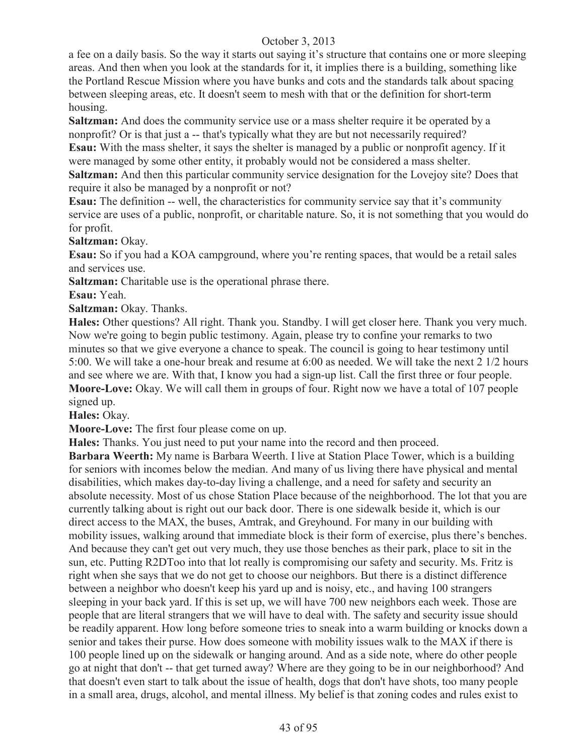a fee on a daily basis. So the way it starts out saying it's structure that contains one or more sleeping areas. And then when you look at the standards for it, it implies there is a building, something like the Portland Rescue Mission where you have bunks and cots and the standards talk about spacing between sleeping areas, etc. It doesn't seem to mesh with that or the definition for short-term housing.

**Saltzman:** And does the community service use or a mass shelter require it be operated by a nonprofit? Or is that just a -- that's typically what they are but not necessarily required?

**Esau:** With the mass shelter, it says the shelter is managed by a public or nonprofit agency. If it were managed by some other entity, it probably would not be considered a mass shelter.

**Saltzman:** And then this particular community service designation for the Lovejoy site? Does that require it also be managed by a nonprofit or not?

**Esau:** The definition -- well, the characteristics for community service say that it's community service are uses of a public, nonprofit, or charitable nature. So, it is not something that you would do for profit.

**Saltzman:** Okay.

**Esau:** So if you had a KOA campground, where you're renting spaces, that would be a retail sales and services use.

**Saltzman:** Charitable use is the operational phrase there.

**Esau:** Yeah.

**Saltzman:** Okay. Thanks.

**Hales:** Other questions? All right. Thank you. Standby. I will get closer here. Thank you very much. Now we're going to begin public testimony. Again, please try to confine your remarks to two minutes so that we give everyone a chance to speak. The council is going to hear testimony until 5:00. We will take a one-hour break and resume at 6:00 as needed. We will take the next 2 1/2 hours and see where we are. With that, I know you had a sign-up list. Call the first three or four people.

**Moore-Love:** Okay. We will call them in groups of four. Right now we have a total of 107 people signed up.

**Hales:** Okay.

**Moore-Love:** The first four please come on up.

**Hales:** Thanks. You just need to put your name into the record and then proceed.

**Barbara Weerth:** My name is Barbara Weerth. I live at Station Place Tower, which is a building for seniors with incomes below the median. And many of us living there have physical and mental disabilities, which makes day-to-day living a challenge, and a need for safety and security an absolute necessity. Most of us chose Station Place because of the neighborhood. The lot that you are currently talking about is right out our back door. There is one sidewalk beside it, which is our direct access to the MAX, the buses, Amtrak, and Greyhound. For many in our building with mobility issues, walking around that immediate block is their form of exercise, plus there's benches. And because they can't get out very much, they use those benches as their park, place to sit in the sun, etc. Putting R2DToo into that lot really is compromising our safety and security. Ms. Fritz is right when she says that we do not get to choose our neighbors. But there is a distinct difference between a neighbor who doesn't keep his yard up and is noisy, etc., and having 100 strangers sleeping in your back yard. If this is set up, we will have 700 new neighbors each week. Those are people that are literal strangers that we will have to deal with. The safety and security issue should be readily apparent. How long before someone tries to sneak into a warm building or knocks down a senior and takes their purse. How does someone with mobility issues walk to the MAX if there is 100 people lined up on the sidewalk or hanging around. And as a side note, where do other people go at night that don't -- that get turned away? Where are they going to be in our neighborhood? And that doesn't even start to talk about the issue of health, dogs that don't have shots, too many people in a small area, drugs, alcohol, and mental illness. My belief is that zoning codes and rules exist to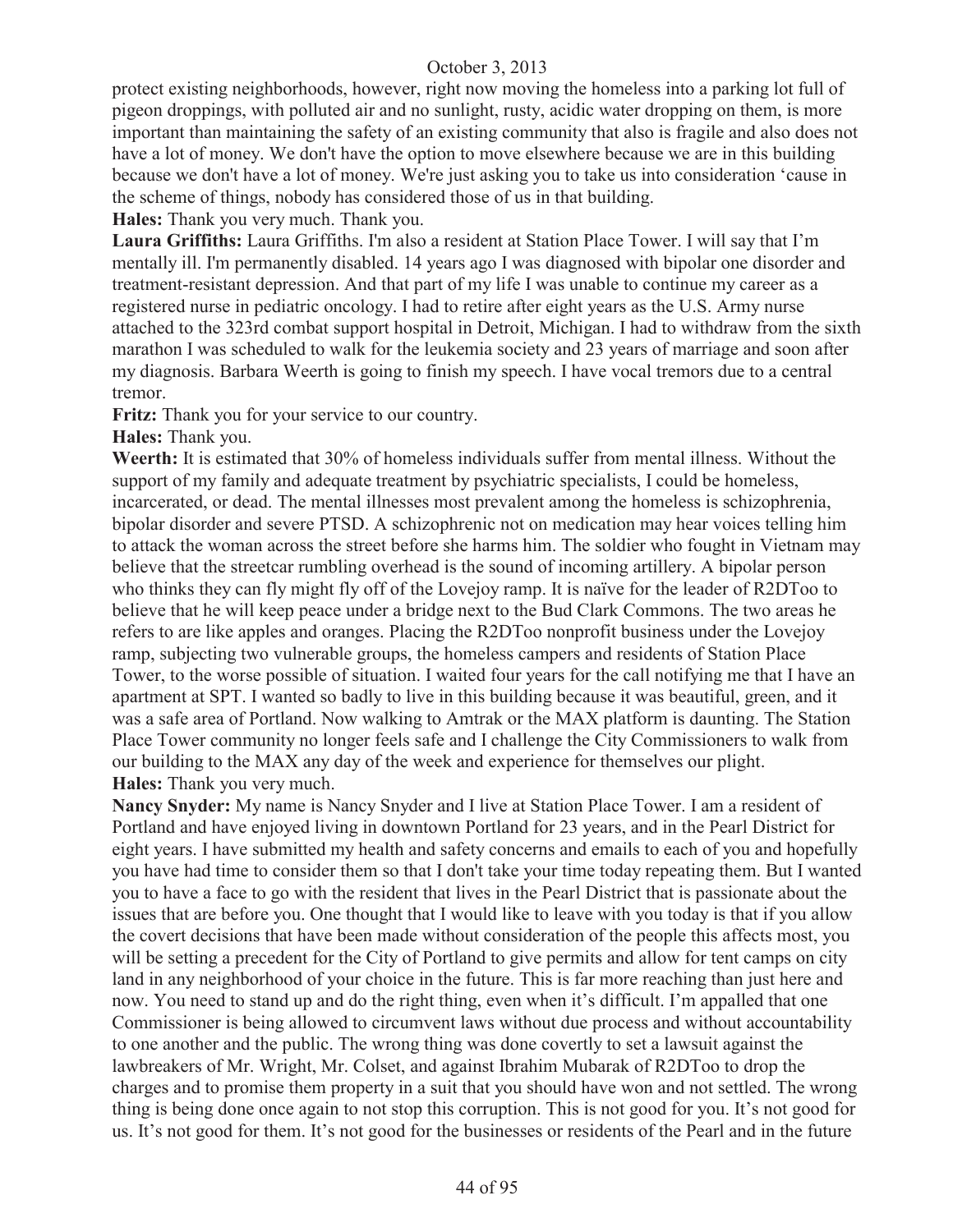protect existing neighborhoods, however, right now moving the homeless into a parking lot full of pigeon droppings, with polluted air and no sunlight, rusty, acidic water dropping on them, is more important than maintaining the safety of an existing community that also is fragile and also does not have a lot of money. We don't have the option to move elsewhere because we are in this building because we don't have a lot of money. We're just asking you to take us into consideration 'cause in the scheme of things, nobody has considered those of us in that building.

**Hales:** Thank you very much. Thank you.

**Laura Griffiths:** Laura Griffiths. I'm also a resident at Station Place Tower. I will say that I'm mentally ill. I'm permanently disabled. 14 years ago I was diagnosed with bipolar one disorder and treatment-resistant depression. And that part of my life I was unable to continue my career as a registered nurse in pediatric oncology. I had to retire after eight years as the U.S. Army nurse attached to the 323rd combat support hospital in Detroit, Michigan. I had to withdraw from the sixth marathon I was scheduled to walk for the leukemia society and 23 years of marriage and soon after my diagnosis. Barbara Weerth is going to finish my speech. I have vocal tremors due to a central tremor.

**Fritz:** Thank you for your service to our country.

**Hales:** Thank you.

**Weerth:** It is estimated that 30% of homeless individuals suffer from mental illness. Without the support of my family and adequate treatment by psychiatric specialists, I could be homeless, incarcerated, or dead. The mental illnesses most prevalent among the homeless is schizophrenia, bipolar disorder and severe PTSD. A schizophrenic not on medication may hear voices telling him to attack the woman across the street before she harms him. The soldier who fought in Vietnam may believe that the streetcar rumbling overhead is the sound of incoming artillery. A bipolar person who thinks they can fly might fly off of the Lovejoy ramp. It is naïve for the leader of R2DToo to believe that he will keep peace under a bridge next to the Bud Clark Commons. The two areas he refers to are like apples and oranges. Placing the R2DToo nonprofit business under the Lovejoy ramp, subjecting two vulnerable groups, the homeless campers and residents of Station Place Tower, to the worse possible of situation. I waited four years for the call notifying me that I have an apartment at SPT. I wanted so badly to live in this building because it was beautiful, green, and it was a safe area of Portland. Now walking to Amtrak or the MAX platform is daunting. The Station Place Tower community no longer feels safe and I challenge the City Commissioners to walk from our building to the MAX any day of the week and experience for themselves our plight.

**Hales:** Thank you very much.

**Nancy Snyder:** My name is Nancy Snyder and I live at Station Place Tower. I am a resident of Portland and have enjoyed living in downtown Portland for 23 years, and in the Pearl District for eight years. I have submitted my health and safety concerns and emails to each of you and hopefully you have had time to consider them so that I don't take your time today repeating them. But I wanted you to have a face to go with the resident that lives in the Pearl District that is passionate about the issues that are before you. One thought that I would like to leave with you today is that if you allow the covert decisions that have been made without consideration of the people this affects most, you will be setting a precedent for the City of Portland to give permits and allow for tent camps on city land in any neighborhood of your choice in the future. This is far more reaching than just here and now. You need to stand up and do the right thing, even when it's difficult. I'm appalled that one Commissioner is being allowed to circumvent laws without due process and without accountability to one another and the public. The wrong thing was done covertly to set a lawsuit against the lawbreakers of Mr. Wright, Mr. Colset, and against Ibrahim Mubarak of R2DToo to drop the charges and to promise them property in a suit that you should have won and not settled. The wrong thing is being done once again to not stop this corruption. This is not good for you. It's not good for us. It's not good for them. It's not good for the businesses or residents of the Pearl and in the future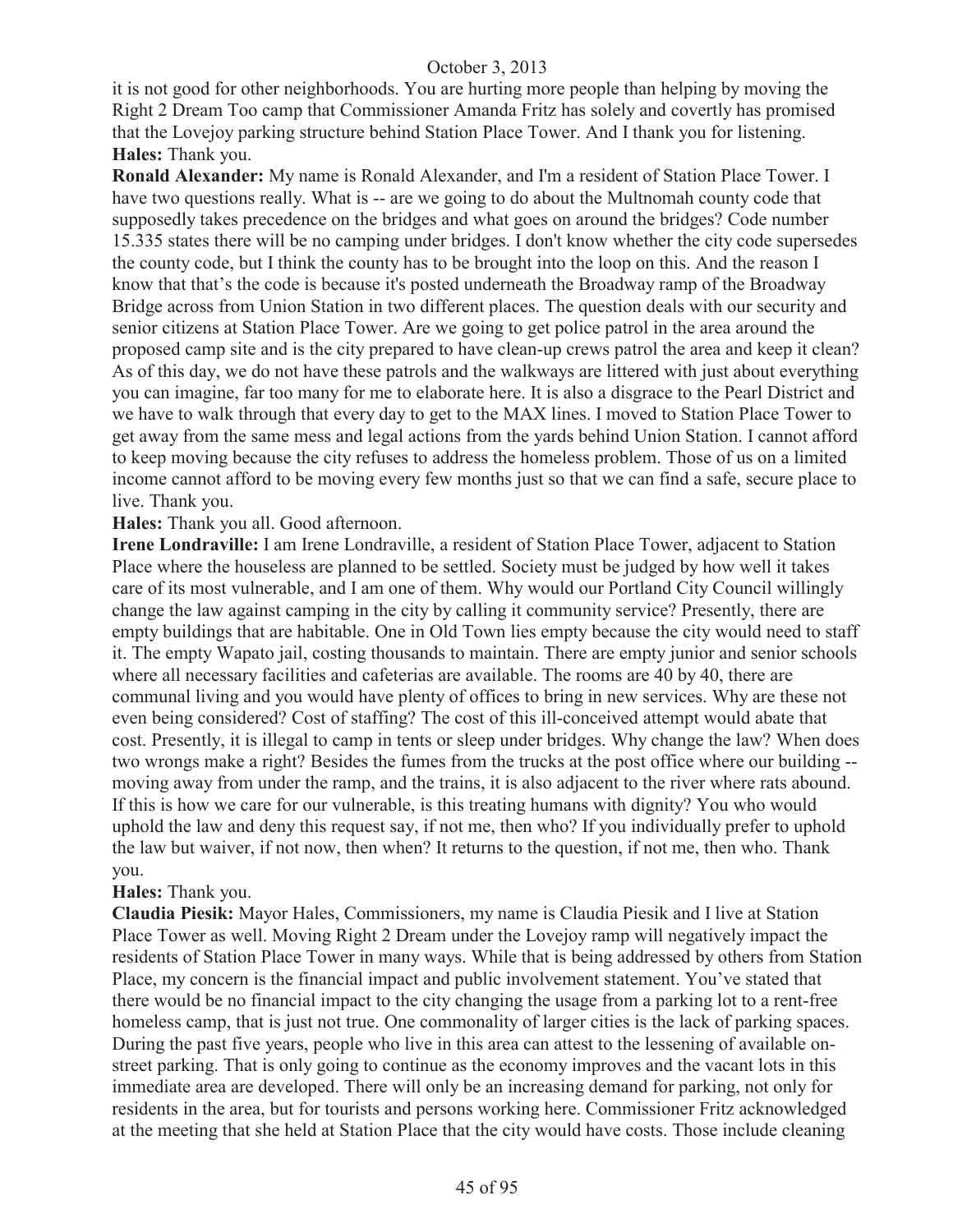it is not good for other neighborhoods. You are hurting more people than helping by moving the Right 2 Dream Too camp that Commissioner Amanda Fritz has solely and covertly has promised that the Lovejoy parking structure behind Station Place Tower. And I thank you for listening.

**Hales:** Thank you.

**Ronald Alexander:** My name is Ronald Alexander, and I'm a resident of Station Place Tower. I have two questions really. What is -- are we going to do about the Multnomah county code that supposedly takes precedence on the bridges and what goes on around the bridges? Code number 15.335 states there will be no camping under bridges. I don't know whether the city code supersedes the county code, but I think the county has to be brought into the loop on this. And the reason I know that that's the code is because it's posted underneath the Broadway ramp of the Broadway Bridge across from Union Station in two different places. The question deals with our security and senior citizens at Station Place Tower. Are we going to get police patrol in the area around the proposed camp site and is the city prepared to have clean-up crews patrol the area and keep it clean? As of this day, we do not have these patrols and the walkways are littered with just about everything you can imagine, far too many for me to elaborate here. It is also a disgrace to the Pearl District and we have to walk through that every day to get to the MAX lines. I moved to Station Place Tower to get away from the same mess and legal actions from the yards behind Union Station. I cannot afford to keep moving because the city refuses to address the homeless problem. Those of us on a limited income cannot afford to be moving every few months just so that we can find a safe, secure place to live. Thank you.

**Hales:** Thank you all. Good afternoon.

**Irene Londraville:** I am Irene Londraville, a resident of Station Place Tower, adjacent to Station Place where the houseless are planned to be settled. Society must be judged by how well it takes care of its most vulnerable, and I am one of them. Why would our Portland City Council willingly change the law against camping in the city by calling it community service? Presently, there are empty buildings that are habitable. One in Old Town lies empty because the city would need to staff it. The empty Wapato jail, costing thousands to maintain. There are empty junior and senior schools where all necessary facilities and cafeterias are available. The rooms are 40 by 40, there are communal living and you would have plenty of offices to bring in new services. Why are these not even being considered? Cost of staffing? The cost of this ill-conceived attempt would abate that cost. Presently, it is illegal to camp in tents or sleep under bridges. Why change the law? When does two wrongs make a right? Besides the fumes from the trucks at the post office where our building -- moving away from under the ramp, and the trains, it is also adjacent to the river where rats abound. If this is how we care for our vulnerable, is this treating humans with dignity? You who would uphold the law and deny this request say, if not me, then who? If you individually prefer to uphold the law but waiver, if not now, then when? It returns to the question, if not me, then who. Thank you.

**Hales:** Thank you.

**Claudia Piesik:** Mayor Hales, Commissioners, my name is Claudia Piesik and I live at Station Place Tower as well. Moving Right 2 Dream under the Lovejoy ramp will negatively impact the residents of Station Place Tower in many ways. While that is being addressed by others from Station Place, my concern is the financial impact and public involvement statement. You've stated that there would be no financial impact to the city changing the usage from a parking lot to a rent-free homeless camp, that is just not true. One commonality of larger cities is the lack of parking spaces. During the past five years, people who live in this area can attest to the lessening of available on-street parking. That is only going to continue as the economy improves and the vacant lots in this immediate area are developed. There will only be an increasing demand for parking, not only for residents in the area, but for tourists and persons working here. Commissioner Fritz acknowledged at the meeting that she held at Station Place that the city would have costs. Those include cleaning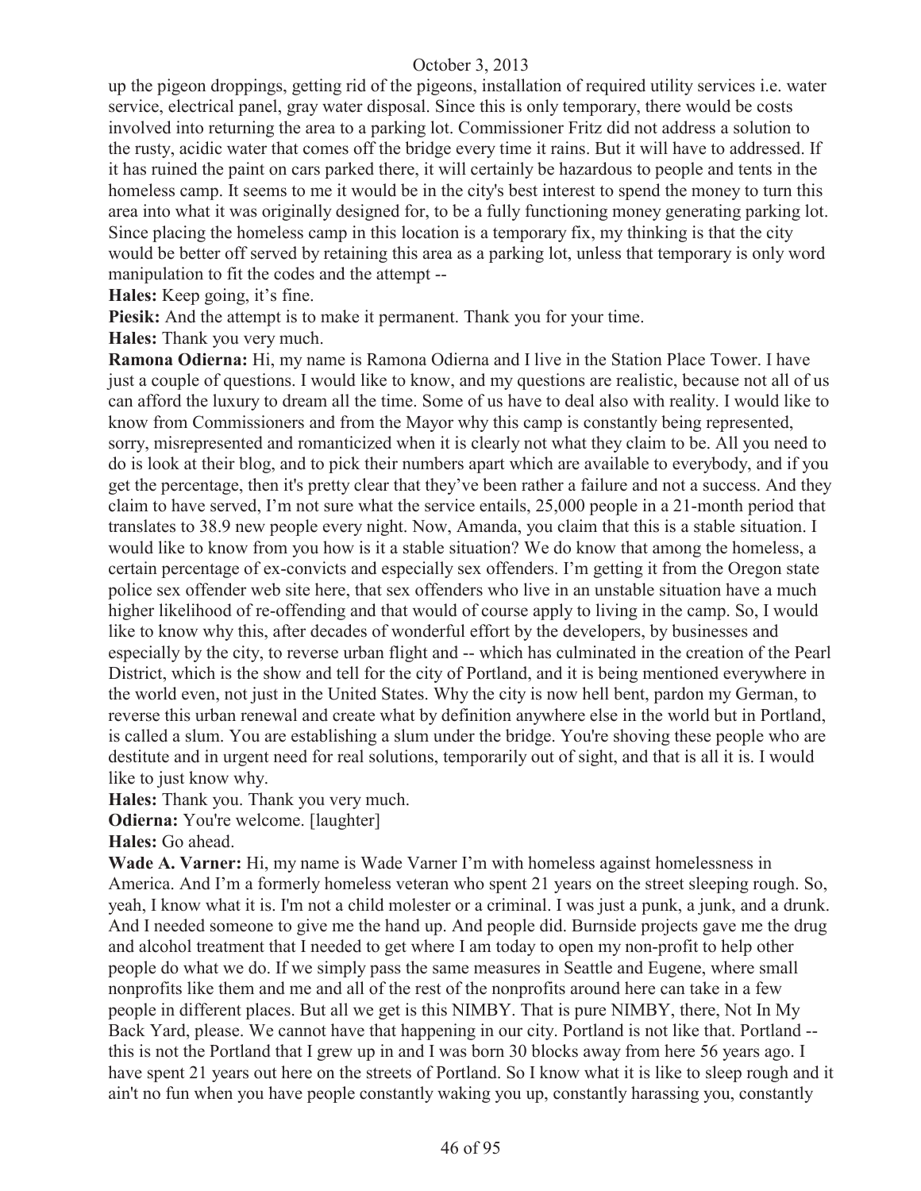up the pigeon droppings, getting rid of the pigeons, installation of required utility services i.e. water service, electrical panel, gray water disposal. Since this is only temporary, there would be costs involved into returning the area to a parking lot. Commissioner Fritz did not address a solution to the rusty, acidic water that comes off the bridge every time it rains. But it will have to addressed. If it has ruined the paint on cars parked there, it will certainly be hazardous to people and tents in the homeless camp. It seems to me it would be in the city's best interest to spend the money to turn this area into what it was originally designed for, to be a fully functioning money generating parking lot. Since placing the homeless camp in this location is a temporary fix, my thinking is that the city would be better off served by retaining this area as a parking lot, unless that temporary is only word manipulation to fit the codes and the attempt --

**Hales:** Keep going, it's fine.

**Piesik:** And the attempt is to make it permanent. Thank you for your time.

**Hales:** Thank you very much.

**Ramona Odierna:** Hi, my name is Ramona Odierna and I live in the Station Place Tower. I have just a couple of questions. I would like to know, and my questions are realistic, because not all of us can afford the luxury to dream all the time. Some of us have to deal also with reality. I would like to know from Commissioners and from the Mayor why this camp is constantly being represented, sorry, misrepresented and romanticized when it is clearly not what they claim to be. All you need to do is look at their blog, and to pick their numbers apart which are available to everybody, and if you get the percentage, then it's pretty clear that they've been rather a failure and not a success. And they claim to have served, I'm not sure what the service entails, 25,000 people in a 21-month period that translates to 38.9 new people every night. Now, Amanda, you claim that this is a stable situation. I would like to know from you how is it a stable situation? We do know that among the homeless, a certain percentage of ex-convicts and especially sex offenders. I'm getting it from the Oregon state police sex offender web site here, that sex offenders who live in an unstable situation have a much higher likelihood of re-offending and that would of course apply to living in the camp. So, I would like to know why this, after decades of wonderful effort by the developers, by businesses and especially by the city, to reverse urban flight and -- which has culminated in the creation of the Pearl District, which is the show and tell for the city of Portland, and it is being mentioned everywhere in the world even, not just in the United States. Why the city is now hell bent, pardon my German, to reverse this urban renewal and create what by definition anywhere else in the world but in Portland, is called a slum. You are establishing a slum under the bridge. You're shoving these people who are destitute and in urgent need for real solutions, temporarily out of sight, and that is all it is. I would like to just know why.

**Hales:** Thank you. Thank you very much.

**Odierna:** You're welcome. [laughter]

**Hales:** Go ahead.

**Wade A. Varner:** Hi, my name is Wade Varner I'm with homeless against homelessness in America. And I'm a formerly homeless veteran who spent 21 years on the street sleeping rough. So, yeah, I know what it is. I'm not a child molester or a criminal. I was just a punk, a junk, and a drunk. And I needed someone to give me the hand up. And people did. Burnside projects gave me the drug and alcohol treatment that I needed to get where I am today to open my non-profit to help other people do what we do. If we simply pass the same measures in Seattle and Eugene, where small nonprofits like them and me and all of the rest of the nonprofits around here can take in a few people in different places. But all we get is this NIMBY. That is pure NIMBY, there, Not In My Back Yard, please. We cannot have that happening in our city. Portland is not like that. Portland -- this is not the Portland that I grew up in and I was born 30 blocks away from here 56 years ago. I have spent 21 years out here on the streets of Portland. So I know what it is like to sleep rough and it ain't no fun when you have people constantly waking you up, constantly harassing you, constantly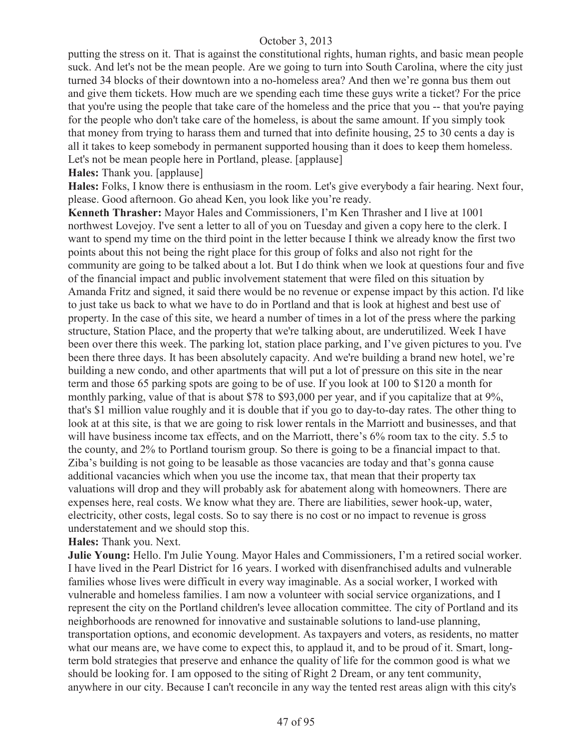putting the stress on it. That is against the constitutional rights, human rights, and basic mean people suck. And let's not be the mean people. Are we going to turn into South Carolina, where the city just turned 34 blocks of their downtown into a no-homeless area? And then we're gonna bus them out and give them tickets. How much are we spending each time these guys write a ticket? For the price that you're using the people that take care of the homeless and the price that you -- that you're paying for the people who don't take care of the homeless, is about the same amount. If you simply took that money from trying to harass them and turned that into definite housing, 25 to 30 cents a day is all it takes to keep somebody in permanent supported housing than it does to keep them homeless. Let's not be mean people here in Portland, please. [applause]

**Hales:** Thank you. [applause]

**Hales:** Folks, I know there is enthusiasm in the room. Let's give everybody a fair hearing. Next four, please. Good afternoon. Go ahead Ken, you look like you're ready.

**Kenneth Thrasher:** Mayor Hales and Commissioners, I'm Ken Thrasher and I live at 1001 northwest Lovejoy. I've sent a letter to all of you on Tuesday and given a copy here to the clerk. I want to spend my time on the third point in the letter because I think we already know the first two points about this not being the right place for this group of folks and also not right for the community are going to be talked about a lot. But I do think when we look at questions four and five of the financial impact and public involvement statement that were filed on this situation by Amanda Fritz and signed, it said there would be no revenue or expense impact by this action. I'd like to just take us back to what we have to do in Portland and that is look at highest and best use of property. In the case of this site, we heard a number of times in a lot of the press where the parking structure, Station Place, and the property that we're talking about, are underutilized. Week I have been over there this week. The parking lot, station place parking, and I've given pictures to you. I've been there three days. It has been absolutely capacity. And we're building a brand new hotel, we're building a new condo, and other apartments that will put a lot of pressure on this site in the near term and those 65 parking spots are going to be of use. If you look at 100 to $120 a month for monthly parking, value of that is about $78 to $93,000 per year, and if you capitalize that at 9%, that's $1 million value roughly and it is double that if you go to day-to-day rates. The other thing to look at at this site, is that we are going to risk lower rentals in the Marriott and businesses, and that will have business income tax effects, and on the Marriott, there's 6% room tax to the city. 5.5 to the county, and 2% to Portland tourism group. So there is going to be a financial impact to that. Ziba's building is not going to be leasable as those vacancies are today and that's gonna cause additional vacancies which when you use the income tax, that mean that their property tax valuations will drop and they will probably ask for abatement along with homeowners. There are expenses here, real costs. We know what they are. There are liabilities, sewer hook-up, water, electricity, other costs, legal costs. So to say there is no cost or no impact to revenue is gross understatement and we should stop this.

**Hales:** Thank you. Next.

**Julie Young:** Hello. I'm Julie Young. Mayor Hales and Commissioners, I'm a retired social worker. I have lived in the Pearl District for 16 years. I worked with disenfranchised adults and vulnerable families whose lives were difficult in every way imaginable. As a social worker, I worked with vulnerable and homeless families. I am now a volunteer with social service organizations, and I represent the city on the Portland children's levee allocation committee. The city of Portland and its neighborhoods are renowned for innovative and sustainable solutions to land-use planning, transportation options, and economic development. As taxpayers and voters, as residents, no matter what our means are, we have come to expect this, to applaud it, and to be proud of it. Smart, long-term bold strategies that preserve and enhance the quality of life for the common good is what we should be looking for. I am opposed to the siting of Right 2 Dream, or any tent community, anywhere in our city. Because I can't reconcile in any way the tented rest areas align with this city's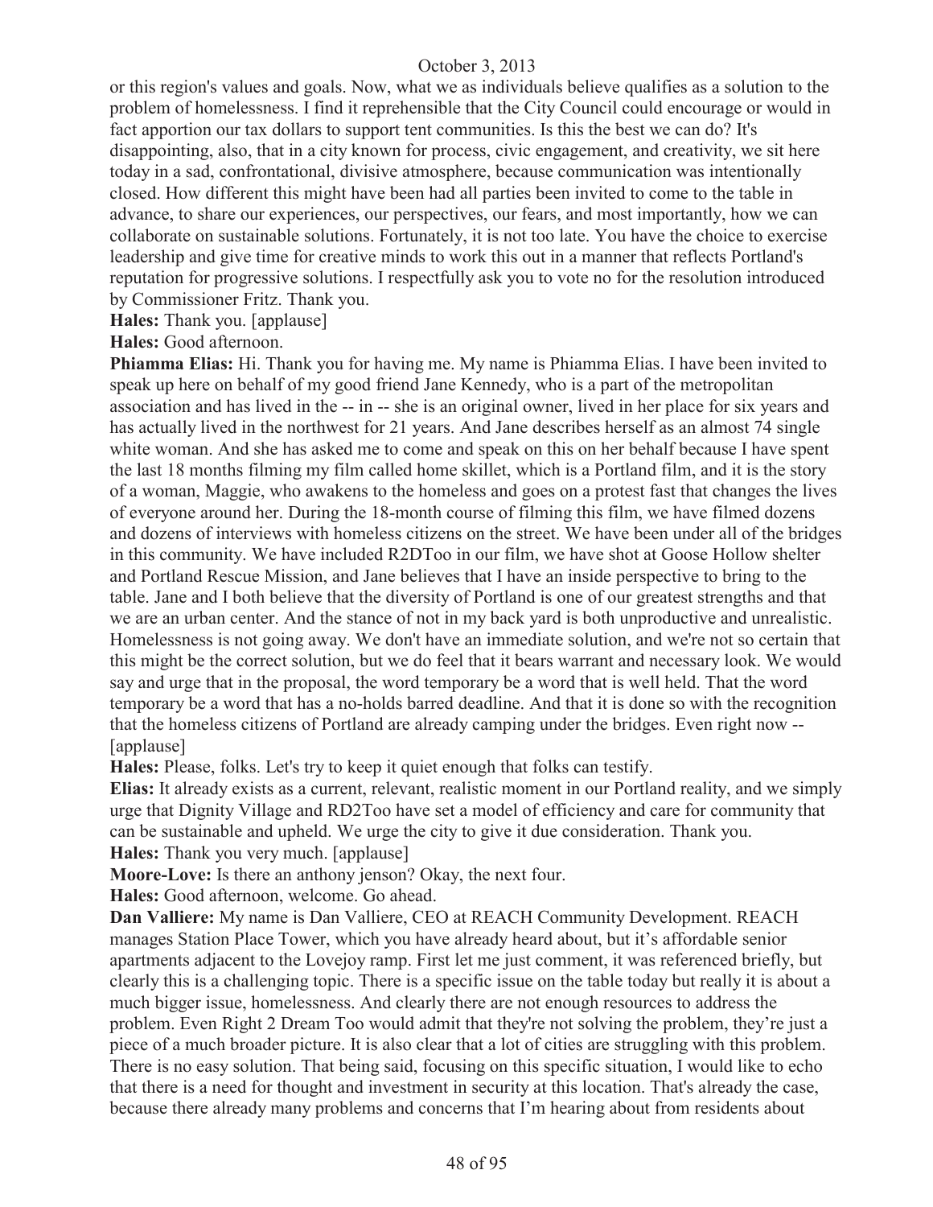or this region's values and goals. Now, what we as individuals believe qualifies as a solution to the problem of homelessness. I find it reprehensible that the City Council could encourage or would in fact apportion our tax dollars to support tent communities. Is this the best we can do? It's disappointing, also, that in a city known for process, civic engagement, and creativity, we sit here today in a sad, confrontational, divisive atmosphere, because communication was intentionally closed. How different this might have been had all parties been invited to come to the table in advance, to share our experiences, our perspectives, our fears, and most importantly, how we can collaborate on sustainable solutions. Fortunately, it is not too late. You have the choice to exercise leadership and give time for creative minds to work this out in a manner that reflects Portland's reputation for progressive solutions. I respectfully ask you to vote no for the resolution introduced by Commissioner Fritz. Thank you.

**Hales:** Thank you. [applause]

**Hales:** Good afternoon.

**Phiamma Elias:** Hi. Thank you for having me. My name is Phiamma Elias. I have been invited to speak up here on behalf of my good friend Jane Kennedy, who is a part of the metropolitan association and has lived in the -- in -- she is an original owner, lived in her place for six years and has actually lived in the northwest for 21 years. And Jane describes herself as an almost 74 single white woman. And she has asked me to come and speak on this on her behalf because I have spent the last 18 months filming my film called home skillet, which is a Portland film, and it is the story of a woman, Maggie, who awakens to the homeless and goes on a protest fast that changes the lives of everyone around her. During the 18-month course of filming this film, we have filmed dozens and dozens of interviews with homeless citizens on the street. We have been under all of the bridges in this community. We have included R2DToo in our film, we have shot at Goose Hollow shelter and Portland Rescue Mission, and Jane believes that I have an inside perspective to bring to the table. Jane and I both believe that the diversity of Portland is one of our greatest strengths and that we are an urban center. And the stance of not in my back yard is both unproductive and unrealistic. Homelessness is not going away. We don't have an immediate solution, and we're not so certain that this might be the correct solution, but we do feel that it bears warrant and necessary look. We would say and urge that in the proposal, the word temporary be a word that is well held. That the word temporary be a word that has a no-holds barred deadline. And that it is done so with the recognition that the homeless citizens of Portland are already camping under the bridges. Even right now -- [applause]

**Hales:** Please, folks. Let's try to keep it quiet enough that folks can testify.

**Elias:** It already exists as a current, relevant, realistic moment in our Portland reality, and we simply urge that Dignity Village and RD2Too have set a model of efficiency and care for community that can be sustainable and upheld. We urge the city to give it due consideration. Thank you.

**Hales:** Thank you very much. [applause]

**Moore-Love:** Is there an anthony jenson? Okay, the next four.

**Hales:** Good afternoon, welcome. Go ahead.

**Dan Valliere:** My name is Dan Valliere, CEO at REACH Community Development. REACH manages Station Place Tower, which you have already heard about, but it's affordable senior apartments adjacent to the Lovejoy ramp. First let me just comment, it was referenced briefly, but clearly this is a challenging topic. There is a specific issue on the table today but really it is about a much bigger issue, homelessness. And clearly there are not enough resources to address the problem. Even Right 2 Dream Too would admit that they're not solving the problem, they're just a piece of a much broader picture. It is also clear that a lot of cities are struggling with this problem. There is no easy solution. That being said, focusing on this specific situation, I would like to echo that there is a need for thought and investment in security at this location. That's already the case, because there already many problems and concerns that I'm hearing about from residents about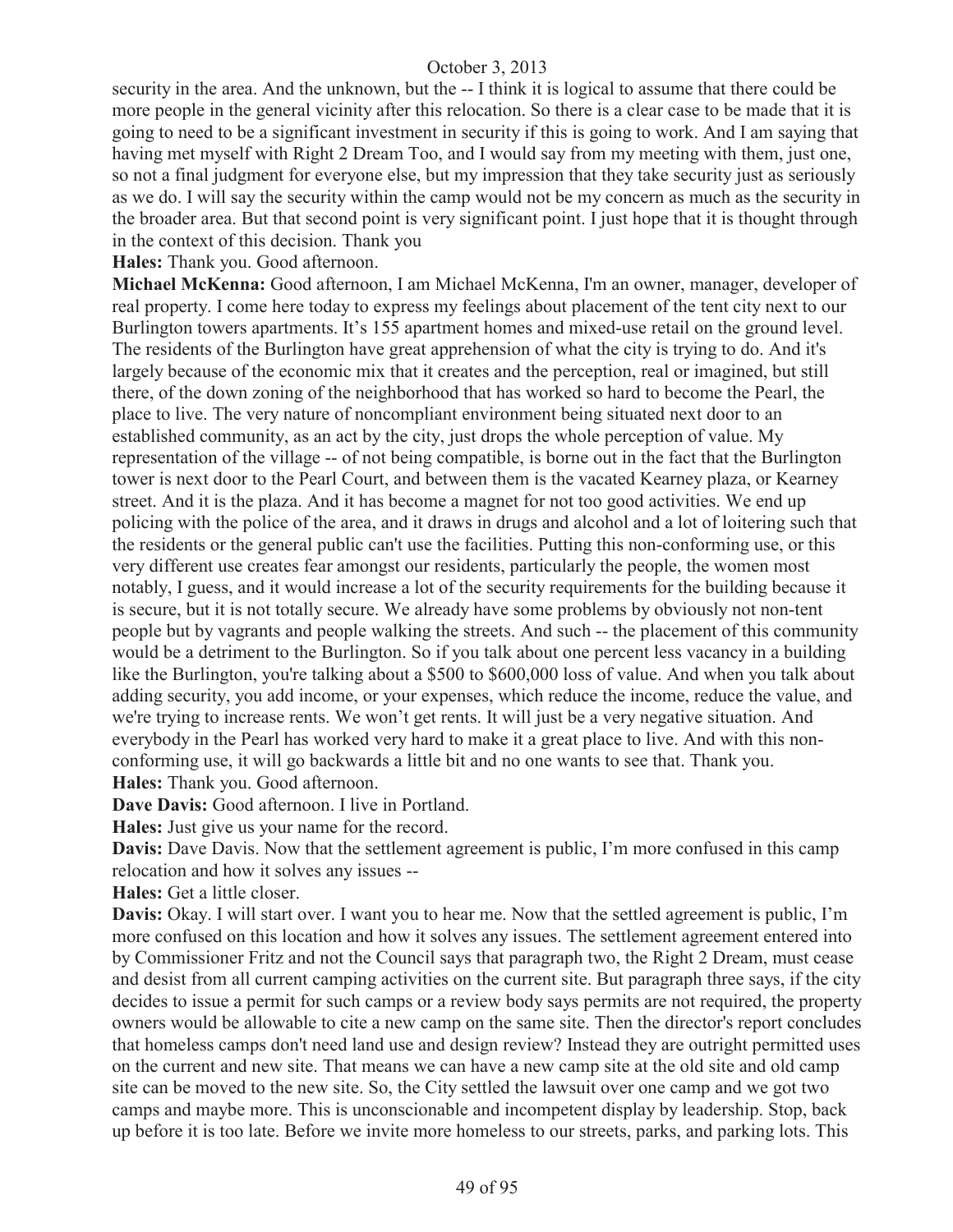security in the area. And the unknown, but the -- I think it is logical to assume that there could be more people in the general vicinity after this relocation. So there is a clear case to be made that it is going to need to be a significant investment in security if this is going to work. And I am saying that having met myself with Right 2 Dream Too, and I would say from my meeting with them, just one, so not a final judgment for everyone else, but my impression that they take security just as seriously as we do. I will say the security within the camp would not be my concern as much as the security in the broader area. But that second point is very significant point. I just hope that it is thought through in the context of this decision. Thank you

**Hales:** Thank you. Good afternoon.

**Michael McKenna:** Good afternoon, I am Michael McKenna, I'm an owner, manager, developer of real property. I come here today to express my feelings about placement of the tent city next to our Burlington towers apartments. It's 155 apartment homes and mixed-use retail on the ground level. The residents of the Burlington have great apprehension of what the city is trying to do. And it's largely because of the economic mix that it creates and the perception, real or imagined, but still there, of the down zoning of the neighborhood that has worked so hard to become the Pearl, the place to live. The very nature of noncompliant environment being situated next door to an established community, as an act by the city, just drops the whole perception of value. My representation of the village -- of not being compatible, is borne out in the fact that the Burlington tower is next door to the Pearl Court, and between them is the vacated Kearney plaza, or Kearney street. And it is the plaza. And it has become a magnet for not too good activities. We end up policing with the police of the area, and it draws in drugs and alcohol and a lot of loitering such that the residents or the general public can't use the facilities. Putting this non-conforming use, or this very different use creates fear amongst our residents, particularly the people, the women most notably, I guess, and it would increase a lot of the security requirements for the building because it is secure, but it is not totally secure. We already have some problems by obviously not non-tent people but by vagrants and people walking the streets. And such -- the placement of this community would be a detriment to the Burlington. So if you talk about one percent less vacancy in a building like the Burlington, you're talking about a $500 to $600,000 loss of value. And when you talk about adding security, you add income, or your expenses, which reduce the income, reduce the value, and we're trying to increase rents. We won't get rents. It will just be a very negative situation. And everybody in the Pearl has worked very hard to make it a great place to live. And with this non-conforming use, it will go backwards a little bit and no one wants to see that. Thank you.

**Hales:** Thank you. Good afternoon.

**Dave Davis:** Good afternoon. I live in Portland.

**Hales:** Just give us your name for the record.

**Davis:** Dave Davis. Now that the settlement agreement is public, I'm more confused in this camp relocation and how it solves any issues --

**Hales:** Get a little closer.

**Davis:** Okay. I will start over. I want you to hear me. Now that the settled agreement is public, I'm more confused on this location and how it solves any issues. The settlement agreement entered into by Commissioner Fritz and not the Council says that paragraph two, the Right 2 Dream, must cease and desist from all current camping activities on the current site. But paragraph three says, if the city decides to issue a permit for such camps or a review body says permits are not required, the property owners would be allowable to cite a new camp on the same site. Then the director's report concludes that homeless camps don't need land use and design review? Instead they are outright permitted uses on the current and new site. That means we can have a new camp site at the old site and old camp site can be moved to the new site. So, the City settled the lawsuit over one camp and we got two camps and maybe more. This is unconscionable and incompetent display by leadership. Stop, back up before it is too late. Before we invite more homeless to our streets, parks, and parking lots. This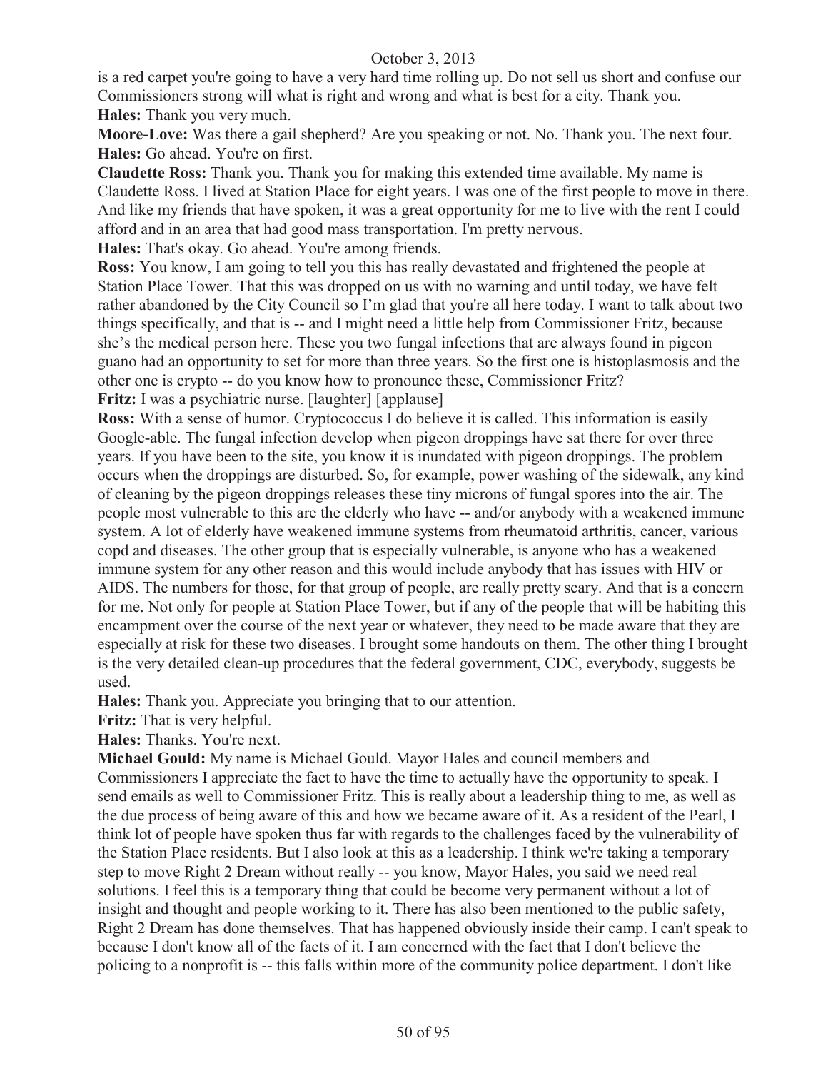is a red carpet you're going to have a very hard time rolling up. Do not sell us short and confuse our Commissioners strong will what is right and wrong and what is best for a city. Thank you.

**Hales:** Thank you very much.

**Moore-Love:** Was there a gail shepherd? Are you speaking or not. No. Thank you. The next four.

**Hales:** Go ahead. You're on first.

**Claudette Ross:** Thank you. Thank you for making this extended time available. My name is Claudette Ross. I lived at Station Place for eight years. I was one of the first people to move in there. And like my friends that have spoken, it was a great opportunity for me to live with the rent I could afford and in an area that had good mass transportation. I'm pretty nervous.

**Hales:** That's okay. Go ahead. You're among friends.

**Ross:** You know, I am going to tell you this has really devastated and frightened the people at Station Place Tower. That this was dropped on us with no warning and until today, we have felt rather abandoned by the City Council so I'm glad that you're all here today. I want to talk about two things specifically, and that is -- and I might need a little help from Commissioner Fritz, because she's the medical person here. These you two fungal infections that are always found in pigeon guano had an opportunity to set for more than three years. So the first one is histoplasmosis and the other one is crypto -- do you know how to pronounce these, Commissioner Fritz?

**Fritz:** I was a psychiatric nurse. [laughter] [applause]

**Ross:** With a sense of humor. Cryptococcus I do believe it is called. This information is easily Google-able. The fungal infection develop when pigeon droppings have sat there for over three years. If you have been to the site, you know it is inundated with pigeon droppings. The problem occurs when the droppings are disturbed. So, for example, power washing of the sidewalk, any kind of cleaning by the pigeon droppings releases these tiny microns of fungal spores into the air. The people most vulnerable to this are the elderly who have -- and/or anybody with a weakened immune system. A lot of elderly have weakened immune systems from rheumatoid arthritis, cancer, various copd and diseases. The other group that is especially vulnerable, is anyone who has a weakened immune system for any other reason and this would include anybody that has issues with HIV or AIDS. The numbers for those, for that group of people, are really pretty scary. And that is a concern for me. Not only for people at Station Place Tower, but if any of the people that will be habiting this encampment over the course of the next year or whatever, they need to be made aware that they are especially at risk for these two diseases. I brought some handouts on them. The other thing I brought is the very detailed clean-up procedures that the federal government, CDC, everybody, suggests be used.

**Hales:** Thank you. Appreciate you bringing that to our attention.

**Fritz:** That is very helpful.

**Hales:** Thanks. You're next.

**Michael Gould:** My name is Michael Gould. Mayor Hales and council members and Commissioners I appreciate the fact to have the time to actually have the opportunity to speak. I send emails as well to Commissioner Fritz. This is really about a leadership thing to me, as well as the due process of being aware of this and how we became aware of it. As a resident of the Pearl, I think lot of people have spoken thus far with regards to the challenges faced by the vulnerability of the Station Place residents. But I also look at this as a leadership. I think we're taking a temporary step to move Right 2 Dream without really -- you know, Mayor Hales, you said we need real solutions. I feel this is a temporary thing that could be become very permanent without a lot of insight and thought and people working to it. There has also been mentioned to the public safety, Right 2 Dream has done themselves. That has happened obviously inside their camp. I can't speak to because I don't know all of the facts of it. I am concerned with the fact that I don't believe the policing to a nonprofit is -- this falls within more of the community police department. I don't like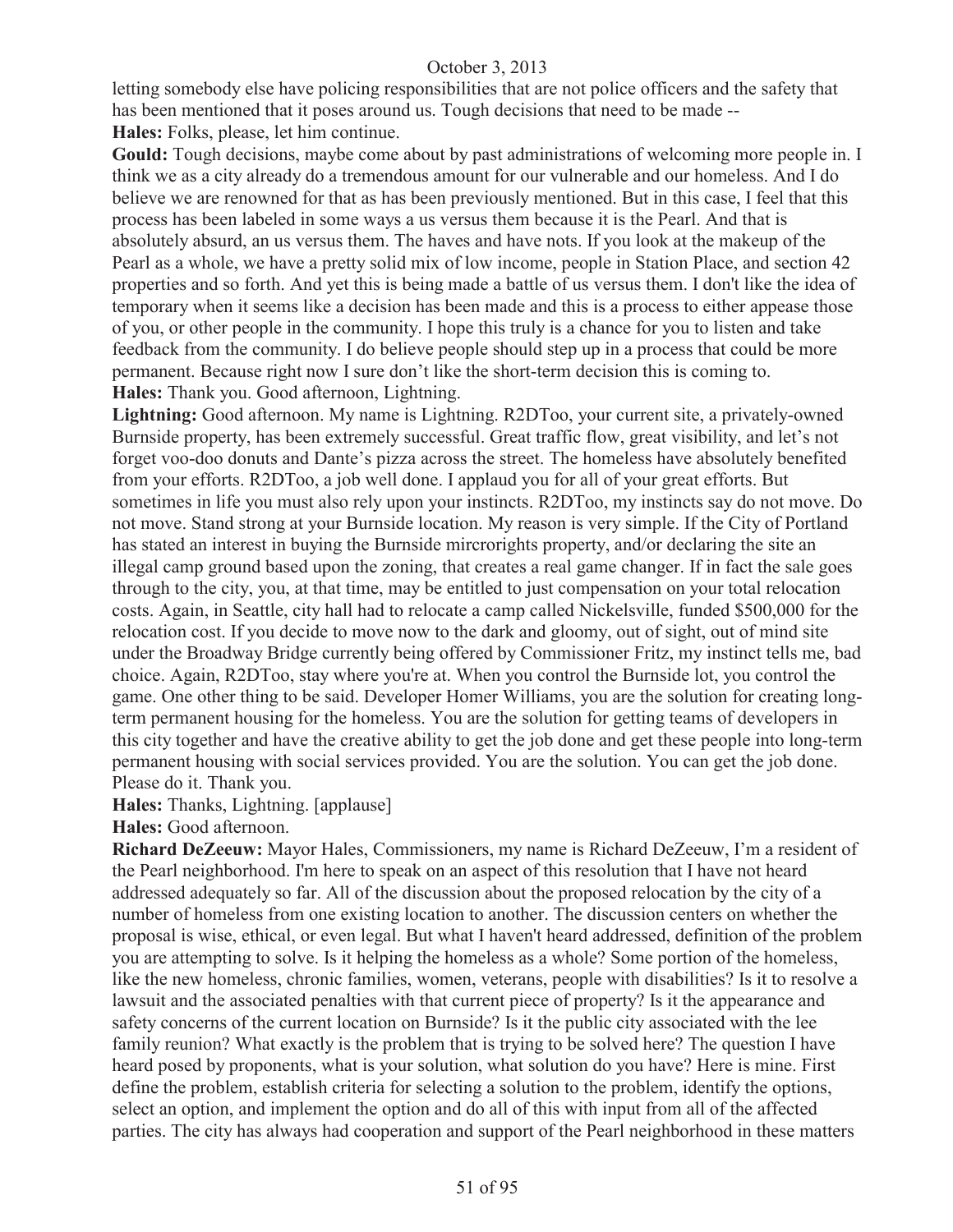letting somebody else have policing responsibilities that are not police officers and the safety that has been mentioned that it poses around us. Tough decisions that need to be made --

**Hales:** Folks, please, let him continue.

**Gould:** Tough decisions, maybe come about by past administrations of welcoming more people in. I think we as a city already do a tremendous amount for our vulnerable and our homeless. And I do believe we are renowned for that as has been previously mentioned. But in this case, I feel that this process has been labeled in some ways a us versus them because it is the Pearl. And that is absolutely absurd, an us versus them. The haves and have nots. If you look at the makeup of the Pearl as a whole, we have a pretty solid mix of low income, people in Station Place, and section 42 properties and so forth. And yet this is being made a battle of us versus them. I don't like the idea of temporary when it seems like a decision has been made and this is a process to either appease those of you, or other people in the community. I hope this truly is a chance for you to listen and take feedback from the community. I do believe people should step up in a process that could be more permanent. Because right now I sure don't like the short-term decision this is coming to.

**Hales:** Thank you. Good afternoon, Lightning.

**Lightning:** Good afternoon. My name is Lightning. R2DToo, your current site, a privately-owned Burnside property, has been extremely successful. Great traffic flow, great visibility, and let's not forget voo-doo donuts and Dante's pizza across the street. The homeless have absolutely benefited from your efforts. R2DToo, a job well done. I applaud you for all of your great efforts. But sometimes in life you must also rely upon your instincts. R2DToo, my instincts say do not move. Do not move. Stand strong at your Burnside location. My reason is very simple. If the City of Portland has stated an interest in buying the Burnside mircrorights property, and/or declaring the site an illegal camp ground based upon the zoning, that creates a real game changer. If in fact the sale goes through to the city, you, at that time, may be entitled to just compensation on your total relocation costs. Again, in Seattle, city hall had to relocate a camp called Nickelsville, funded $500,000 for the relocation cost. If you decide to move now to the dark and gloomy, out of sight, out of mind site under the Broadway Bridge currently being offered by Commissioner Fritz, my instinct tells me, bad choice. Again, R2DToo, stay where you're at. When you control the Burnside lot, you control the game. One other thing to be said. Developer Homer Williams, you are the solution for creating long-term permanent housing for the homeless. You are the solution for getting teams of developers in this city together and have the creative ability to get the job done and get these people into long-term permanent housing with social services provided. You are the solution. You can get the job done. Please do it. Thank you.

**Hales:** Thanks, Lightning. [applause]

**Hales:** Good afternoon.

**Richard DeZeeuw:** Mayor Hales, Commissioners, my name is Richard DeZeeuw, I'm a resident of the Pearl neighborhood. I'm here to speak on an aspect of this resolution that I have not heard addressed adequately so far. All of the discussion about the proposed relocation by the city of a number of homeless from one existing location to another. The discussion centers on whether the proposal is wise, ethical, or even legal. But what I haven't heard addressed, definition of the problem you are attempting to solve. Is it helping the homeless as a whole? Some portion of the homeless, like the new homeless, chronic families, women, veterans, people with disabilities? Is it to resolve a lawsuit and the associated penalties with that current piece of property? Is it the appearance and safety concerns of the current location on Burnside? Is it the public city associated with the lee family reunion? What exactly is the problem that is trying to be solved here? The question I have heard posed by proponents, what is your solution, what solution do you have? Here is mine. First define the problem, establish criteria for selecting a solution to the problem, identify the options, select an option, and implement the option and do all of this with input from all of the affected parties. The city has always had cooperation and support of the Pearl neighborhood in these matters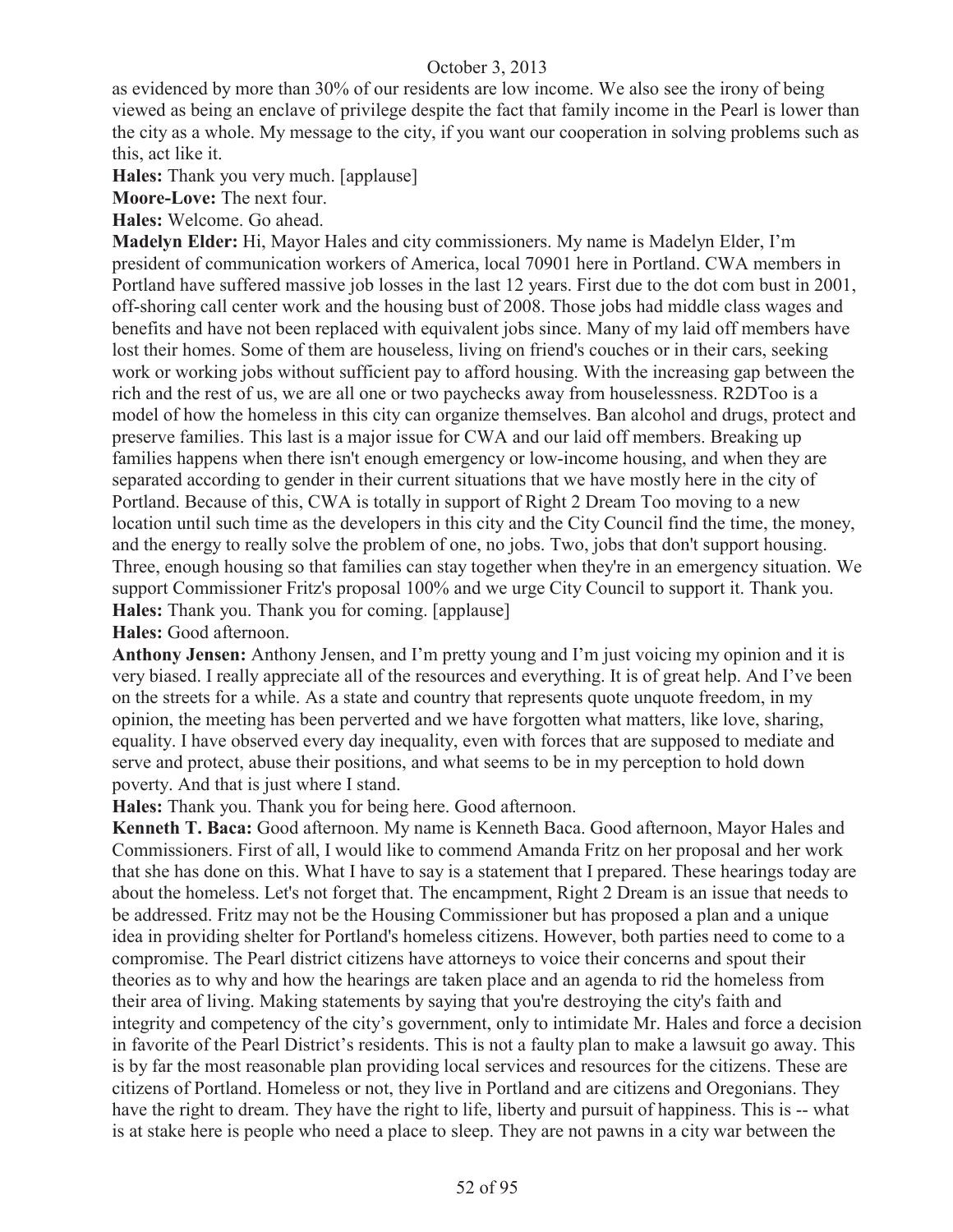as evidenced by more than 30% of our residents are low income. We also see the irony of being viewed as being an enclave of privilege despite the fact that family income in the Pearl is lower than the city as a whole. My message to the city, if you want our cooperation in solving problems such as this, act like it.

**Hales:** Thank you very much. [applause]

**Moore-Love:** The next four.

**Hales:** Welcome. Go ahead.

**Madelyn Elder:** Hi, Mayor Hales and city commissioners. My name is Madelyn Elder, I'm president of communication workers of America, local 70901 here in Portland. CWA members in Portland have suffered massive job losses in the last 12 years. First due to the dot com bust in 2001, off-shoring call center work and the housing bust of 2008. Those jobs had middle class wages and benefits and have not been replaced with equivalent jobs since. Many of my laid off members have lost their homes. Some of them are houseless, living on friend's couches or in their cars, seeking work or working jobs without sufficient pay to afford housing. With the increasing gap between the rich and the rest of us, we are all one or two paychecks away from houselessness. R2DToo is a model of how the homeless in this city can organize themselves. Ban alcohol and drugs, protect and preserve families. This last is a major issue for CWA and our laid off members. Breaking up families happens when there isn't enough emergency or low-income housing, and when they are separated according to gender in their current situations that we have mostly here in the city of Portland. Because of this, CWA is totally in support of Right 2 Dream Too moving to a new location until such time as the developers in this city and the City Council find the time, the money, and the energy to really solve the problem of one, no jobs. Two, jobs that don't support housing. Three, enough housing so that families can stay together when they're in an emergency situation. We support Commissioner Fritz's proposal 100% and we urge City Council to support it. Thank you.

**Hales:** Thank you. Thank you for coming. [applause]

**Hales:** Good afternoon.

**Anthony Jensen:** Anthony Jensen, and I'm pretty young and I'm just voicing my opinion and it is very biased. I really appreciate all of the resources and everything. It is of great help. And I've been on the streets for a while. As a state and country that represents quote unquote freedom, in my opinion, the meeting has been perverted and we have forgotten what matters, like love, sharing, equality. I have observed every day inequality, even with forces that are supposed to mediate and serve and protect, abuse their positions, and what seems to be in my perception to hold down poverty. And that is just where I stand.

**Hales:** Thank you. Thank you for being here. Good afternoon.

**Kenneth T. Baca:** Good afternoon. My name is Kenneth Baca. Good afternoon, Mayor Hales and Commissioners. First of all, I would like to commend Amanda Fritz on her proposal and her work that she has done on this. What I have to say is a statement that I prepared. These hearings today are about the homeless. Let's not forget that. The encampment, Right 2 Dream is an issue that needs to be addressed. Fritz may not be the Housing Commissioner but has proposed a plan and a unique idea in providing shelter for Portland's homeless citizens. However, both parties need to come to a compromise. The Pearl district citizens have attorneys to voice their concerns and spout their theories as to why and how the hearings are taken place and an agenda to rid the homeless from their area of living. Making statements by saying that you're destroying the city's faith and integrity and competency of the city's government, only to intimidate Mr. Hales and force a decision in favorite of the Pearl District's residents. This is not a faulty plan to make a lawsuit go away. This is by far the most reasonable plan providing local services and resources for the citizens. These are citizens of Portland. Homeless or not, they live in Portland and are citizens and Oregonians. They have the right to dream. They have the right to life, liberty and pursuit of happiness. This is -- what is at stake here is people who need a place to sleep. They are not pawns in a city war between the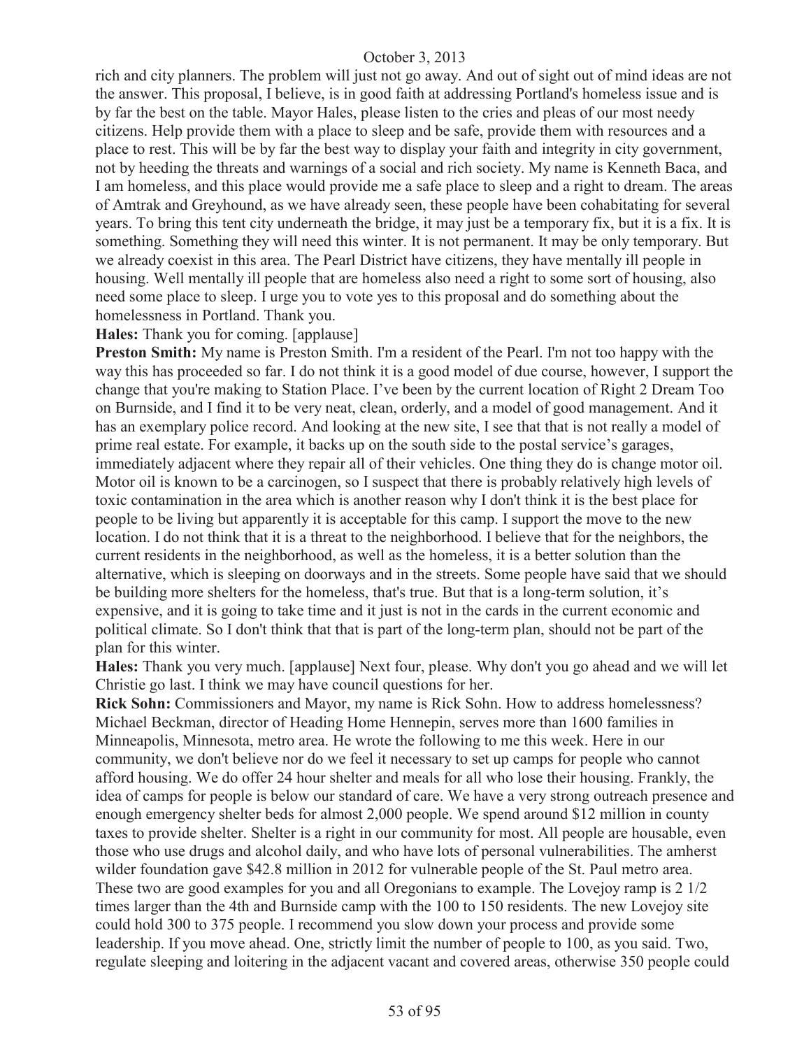rich and city planners. The problem will just not go away. And out of sight out of mind ideas are not the answer. This proposal, I believe, is in good faith at addressing Portland's homeless issue and is by far the best on the table. Mayor Hales, please listen to the cries and pleas of our most needy citizens. Help provide them with a place to sleep and be safe, provide them with resources and a place to rest. This will be by far the best way to display your faith and integrity in city government, not by heeding the threats and warnings of a social and rich society. My name is Kenneth Baca, and I am homeless, and this place would provide me a safe place to sleep and a right to dream. The areas of Amtrak and Greyhound, as we have already seen, these people have been cohabitating for several years. To bring this tent city underneath the bridge, it may just be a temporary fix, but it is a fix. It is something. Something they will need this winter. It is not permanent. It may be only temporary. But we already coexist in this area. The Pearl District have citizens, they have mentally ill people in housing. Well mentally ill people that are homeless also need a right to some sort of housing, also need some place to sleep. I urge you to vote yes to this proposal and do something about the homelessness in Portland. Thank you.

**Hales:** Thank you for coming. [applause]

**Preston Smith:** My name is Preston Smith. I'm a resident of the Pearl. I'm not too happy with the way this has proceeded so far. I do not think it is a good model of due course, however, I support the change that you're making to Station Place. I've been by the current location of Right 2 Dream Too on Burnside, and I find it to be very neat, clean, orderly, and a model of good management. And it has an exemplary police record. And looking at the new site, I see that that is not really a model of prime real estate. For example, it backs up on the south side to the postal service's garages, immediately adjacent where they repair all of their vehicles. One thing they do is change motor oil. Motor oil is known to be a carcinogen, so I suspect that there is probably relatively high levels of toxic contamination in the area which is another reason why I don't think it is the best place for people to be living but apparently it is acceptable for this camp. I support the move to the new location. I do not think that it is a threat to the neighborhood. I believe that for the neighbors, the current residents in the neighborhood, as well as the homeless, it is a better solution than the alternative, which is sleeping on doorways and in the streets. Some people have said that we should be building more shelters for the homeless, that's true. But that is a long-term solution, it's expensive, and it is going to take time and it just is not in the cards in the current economic and political climate. So I don't think that that is part of the long-term plan, should not be part of the plan for this winter.

**Hales:** Thank you very much. [applause] Next four, please. Why don't you go ahead and we will let Christie go last. I think we may have council questions for her.

**Rick Sohn:** Commissioners and Mayor, my name is Rick Sohn. How to address homelessness? Michael Beckman, director of Heading Home Hennepin, serves more than 1600 families in Minneapolis, Minnesota, metro area. He wrote the following to me this week. Here in our community, we don't believe nor do we feel it necessary to set up camps for people who cannot afford housing. We do offer 24 hour shelter and meals for all who lose their housing. Frankly, the idea of camps for people is below our standard of care. We have a very strong outreach presence and enough emergency shelter beds for almost 2,000 people. We spend around $12 million in county taxes to provide shelter. Shelter is a right in our community for most. All people are housable, even those who use drugs and alcohol daily, and who have lots of personal vulnerabilities. The amherst wilder foundation gave $42.8 million in 2012 for vulnerable people of the St. Paul metro area. These two are good examples for you and all Oregonians to example. The Lovejoy ramp is 2 1/2 times larger than the 4th and Burnside camp with the 100 to 150 residents. The new Lovejoy site could hold 300 to 375 people. I recommend you slow down your process and provide some leadership. If you move ahead. One, strictly limit the number of people to 100, as you said. Two, regulate sleeping and loitering in the adjacent vacant and covered areas, otherwise 350 people could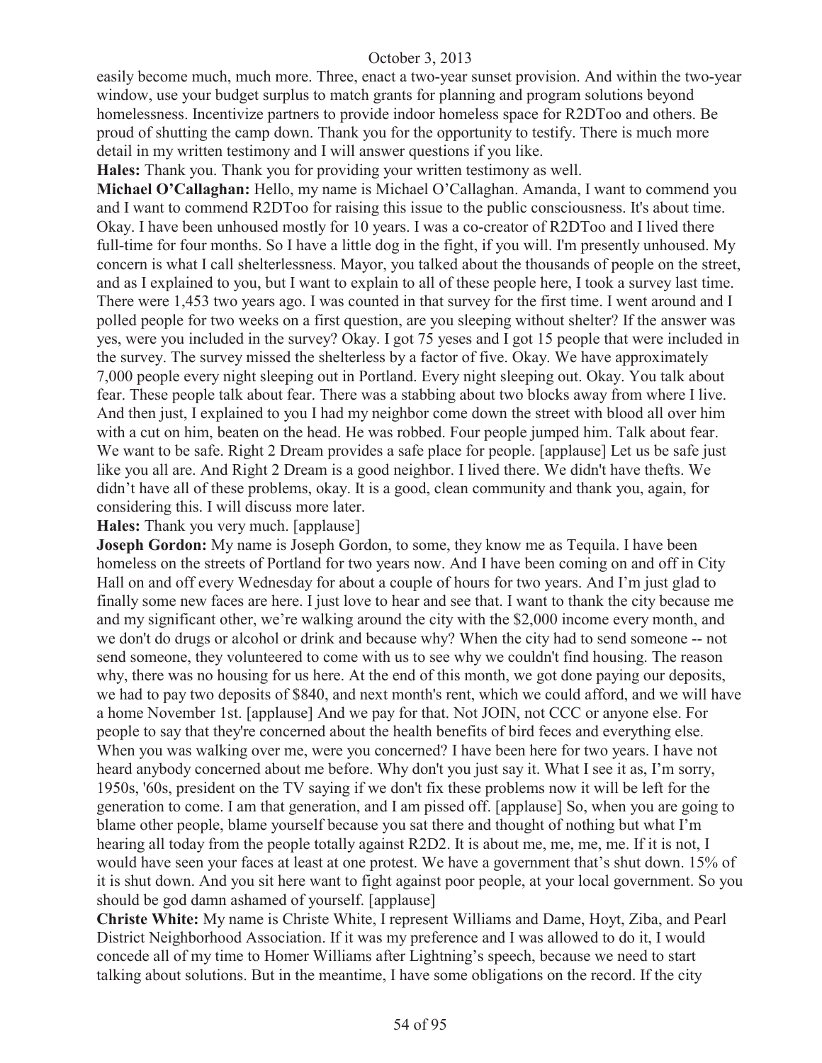easily become much, much more. Three, enact a two-year sunset provision. And within the two-year window, use your budget surplus to match grants for planning and program solutions beyond homelessness. Incentivize partners to provide indoor homeless space for R2DToo and others. Be proud of shutting the camp down. Thank you for the opportunity to testify. There is much more detail in my written testimony and I will answer questions if you like.

**Hales:** Thank you. Thank you for providing your written testimony as well.

**Michael O'Callaghan:** Hello, my name is Michael O'Callaghan. Amanda, I want to commend you and I want to commend R2DToo for raising this issue to the public consciousness. It's about time. Okay. I have been unhoused mostly for 10 years. I was a co-creator of R2DToo and I lived there full-time for four months. So I have a little dog in the fight, if you will. I'm presently unhoused. My concern is what I call shelterlessness. Mayor, you talked about the thousands of people on the street, and as I explained to you, but I want to explain to all of these people here, I took a survey last time. There were 1,453 two years ago. I was counted in that survey for the first time. I went around and I polled people for two weeks on a first question, are you sleeping without shelter? If the answer was yes, were you included in the survey? Okay. I got 75 yeses and I got 15 people that were included in the survey. The survey missed the shelterless by a factor of five. Okay. We have approximately 7,000 people every night sleeping out in Portland. Every night sleeping out. Okay. You talk about fear. These people talk about fear. There was a stabbing about two blocks away from where I live. And then just, I explained to you I had my neighbor come down the street with blood all over him with a cut on him, beaten on the head. He was robbed. Four people jumped him. Talk about fear. We want to be safe. Right 2 Dream provides a safe place for people. [applause] Let us be safe just like you all are. And Right 2 Dream is a good neighbor. I lived there. We didn't have thefts. We didn't have all of these problems, okay. It is a good, clean community and thank you, again, for considering this. I will discuss more later.

**Hales:** Thank you very much. [applause]

**Joseph Gordon:** My name is Joseph Gordon, to some, they know me as Tequila. I have been homeless on the streets of Portland for two years now. And I have been coming on and off in City Hall on and off every Wednesday for about a couple of hours for two years. And I'm just glad to finally some new faces are here. I just love to hear and see that. I want to thank the city because me and my significant other, we're walking around the city with the $2,000 income every month, and we don't do drugs or alcohol or drink and because why? When the city had to send someone -- not send someone, they volunteered to come with us to see why we couldn't find housing. The reason why, there was no housing for us here. At the end of this month, we got done paying our deposits, we had to pay two deposits of $840, and next month's rent, which we could afford, and we will have a home November 1st. [applause] And we pay for that. Not JOIN, not CCC or anyone else. For people to say that they're concerned about the health benefits of bird feces and everything else. When you was walking over me, were you concerned? I have been here for two years. I have not heard anybody concerned about me before. Why don't you just say it. What I see it as, I'm sorry, 1950s, '60s, president on the TV saying if we don't fix these problems now it will be left for the generation to come. I am that generation, and I am pissed off. [applause] So, when you are going to blame other people, blame yourself because you sat there and thought of nothing but what I'm hearing all today from the people totally against R2D2. It is about me, me, me, me. If it is not, I would have seen your faces at least at one protest. We have a government that's shut down. 15% of it is shut down. And you sit here want to fight against poor people, at your local government. So you should be god damn ashamed of yourself. [applause]

**Christe White:** My name is Christe White, I represent Williams and Dame, Hoyt, Ziba, and Pearl District Neighborhood Association. If it was my preference and I was allowed to do it, I would concede all of my time to Homer Williams after Lightning's speech, because we need to start talking about solutions. But in the meantime, I have some obligations on the record. If the city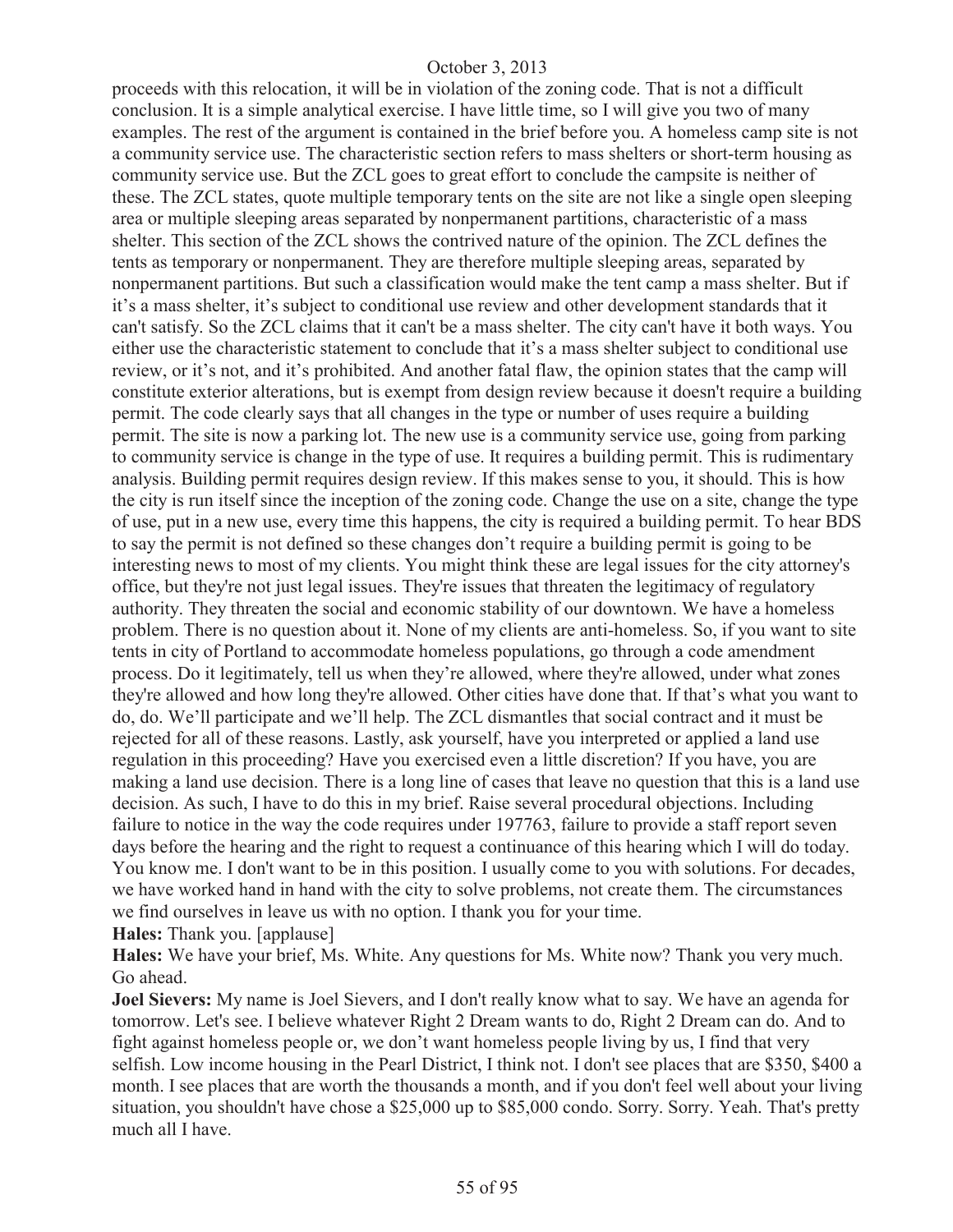proceeds with this relocation, it will be in violation of the zoning code. That is not a difficult conclusion. It is a simple analytical exercise. I have little time, so I will give you two of many examples. The rest of the argument is contained in the brief before you. A homeless camp site is not a community service use. The characteristic section refers to mass shelters or short-term housing as community service use. But the ZCL goes to great effort to conclude the campsite is neither of these. The ZCL states, quote multiple temporary tents on the site are not like a single open sleeping area or multiple sleeping areas separated by nonpermanent partitions, characteristic of a mass shelter. This section of the ZCL shows the contrived nature of the opinion. The ZCL defines the tents as temporary or nonpermanent. They are therefore multiple sleeping areas, separated by nonpermanent partitions. But such a classification would make the tent camp a mass shelter. But if it's a mass shelter, it's subject to conditional use review and other development standards that it can't satisfy. So the ZCL claims that it can't be a mass shelter. The city can't have it both ways. You either use the characteristic statement to conclude that it's a mass shelter subject to conditional use review, or it's not, and it's prohibited. And another fatal flaw, the opinion states that the camp will constitute exterior alterations, but is exempt from design review because it doesn't require a building permit. The code clearly says that all changes in the type or number of uses require a building permit. The site is now a parking lot. The new use is a community service use, going from parking to community service is change in the type of use. It requires a building permit. This is rudimentary analysis. Building permit requires design review. If this makes sense to you, it should. This is how the city is run itself since the inception of the zoning code. Change the use on a site, change the type of use, put in a new use, every time this happens, the city is required a building permit. To hear BDS to say the permit is not defined so these changes don't require a building permit is going to be interesting news to most of my clients. You might think these are legal issues for the city attorney's office, but they're not just legal issues. They're issues that threaten the legitimacy of regulatory authority. They threaten the social and economic stability of our downtown. We have a homeless problem. There is no question about it. None of my clients are anti-homeless. So, if you want to site tents in city of Portland to accommodate homeless populations, go through a code amendment process. Do it legitimately, tell us when they're allowed, where they're allowed, under what zones they're allowed and how long they're allowed. Other cities have done that. If that's what you want to do, do. We'll participate and we'll help. The ZCL dismantles that social contract and it must be rejected for all of these reasons. Lastly, ask yourself, have you interpreted or applied a land use regulation in this proceeding? Have you exercised even a little discretion? If you have, you are making a land use decision. There is a long line of cases that leave no question that this is a land use decision. As such, I have to do this in my brief. Raise several procedural objections. Including failure to notice in the way the code requires under 197763, failure to provide a staff report seven days before the hearing and the right to request a continuance of this hearing which I will do today. You know me. I don't want to be in this position. I usually come to you with solutions. For decades, we have worked hand in hand with the city to solve problems, not create them. The circumstances we find ourselves in leave us with no option. I thank you for your time.

**Hales:** Thank you. [applause]

**Hales:** We have your brief, Ms. White. Any questions for Ms. White now? Thank you very much. Go ahead.

**Joel Sievers:** My name is Joel Sievers, and I don't really know what to say. We have an agenda for tomorrow. Let's see. I believe whatever Right 2 Dream wants to do, Right 2 Dream can do. And to fight against homeless people or, we don't want homeless people living by us, I find that very selfish. Low income housing in the Pearl District, I think not. I don't see places that are $350, $400 a month. I see places that are worth the thousands a month, and if you don't feel well about your living situation, you shouldn't have chose a $25,000 up to $85,000 condo. Sorry. Sorry. Yeah. That's pretty much all I have.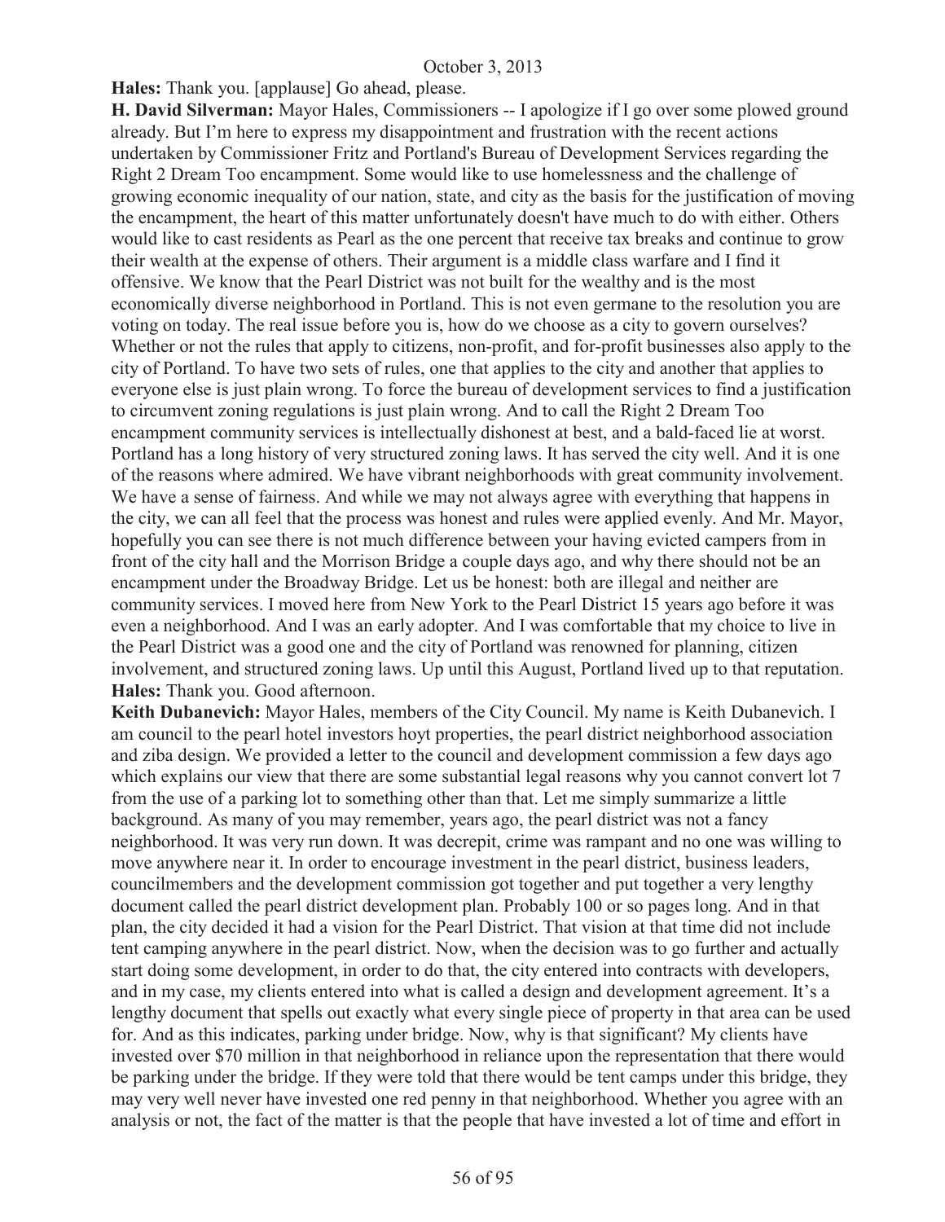**Hales:** Thank you. [applause] Go ahead, please.

**H. David Silverman:** Mayor Hales, Commissioners -- I apologize if I go over some plowed ground already. But I'm here to express my disappointment and frustration with the recent actions undertaken by Commissioner Fritz and Portland's Bureau of Development Services regarding the Right 2 Dream Too encampment. Some would like to use homelessness and the challenge of growing economic inequality of our nation, state, and city as the basis for the justification of moving the encampment, the heart of this matter unfortunately doesn't have much to do with either. Others would like to cast residents as Pearl as the one percent that receive tax breaks and continue to grow their wealth at the expense of others. Their argument is a middle class warfare and I find it offensive. We know that the Pearl District was not built for the wealthy and is the most economically diverse neighborhood in Portland. This is not even germane to the resolution you are voting on today. The real issue before you is, how do we choose as a city to govern ourselves? Whether or not the rules that apply to citizens, non-profit, and for-profit businesses also apply to the city of Portland. To have two sets of rules, one that applies to the city and another that applies to everyone else is just plain wrong. To force the bureau of development services to find a justification to circumvent zoning regulations is just plain wrong. And to call the Right 2 Dream Too encampment community services is intellectually dishonest at best, and a bald-faced lie at worst. Portland has a long history of very structured zoning laws. It has served the city well. And it is one of the reasons where admired. We have vibrant neighborhoods with great community involvement. We have a sense of fairness. And while we may not always agree with everything that happens in the city, we can all feel that the process was honest and rules were applied evenly. And Mr. Mayor, hopefully you can see there is not much difference between your having evicted campers from in front of the city hall and the Morrison Bridge a couple days ago, and why there should not be an encampment under the Broadway Bridge. Let us be honest: both are illegal and neither are community services. I moved here from New York to the Pearl District 15 years ago before it was even a neighborhood. And I was an early adopter. And I was comfortable that my choice to live in the Pearl District was a good one and the city of Portland was renowned for planning, citizen involvement, and structured zoning laws. Up until this August, Portland lived up to that reputation.

**Hales:** Thank you. Good afternoon.

**Keith Dubanevich:** Mayor Hales, members of the City Council. My name is Keith Dubanevich. I am council to the pearl hotel investors hoyt properties, the pearl district neighborhood association and ziba design. We provided a letter to the council and development commission a few days ago which explains our view that there are some substantial legal reasons why you cannot convert lot 7 from the use of a parking lot to something other than that. Let me simply summarize a little background. As many of you may remember, years ago, the pearl district was not a fancy neighborhood. It was very run down. It was decrepit, crime was rampant and no one was willing to move anywhere near it. In order to encourage investment in the pearl district, business leaders, councilmembers and the development commission got together and put together a very lengthy document called the pearl district development plan. Probably 100 or so pages long. And in that plan, the city decided it had a vision for the Pearl District. That vision at that time did not include tent camping anywhere in the pearl district. Now, when the decision was to go further and actually start doing some development, in order to do that, the city entered into contracts with developers, and in my case, my clients entered into what is called a design and development agreement. It's a lengthy document that spells out exactly what every single piece of property in that area can be used for. And as this indicates, parking under bridge. Now, why is that significant? My clients have invested over $70 million in that neighborhood in reliance upon the representation that there would be parking under the bridge. If they were told that there would be tent camps under this bridge, they may very well never have invested one red penny in that neighborhood. Whether you agree with an analysis or not, the fact of the matter is that the people that have invested a lot of time and effort in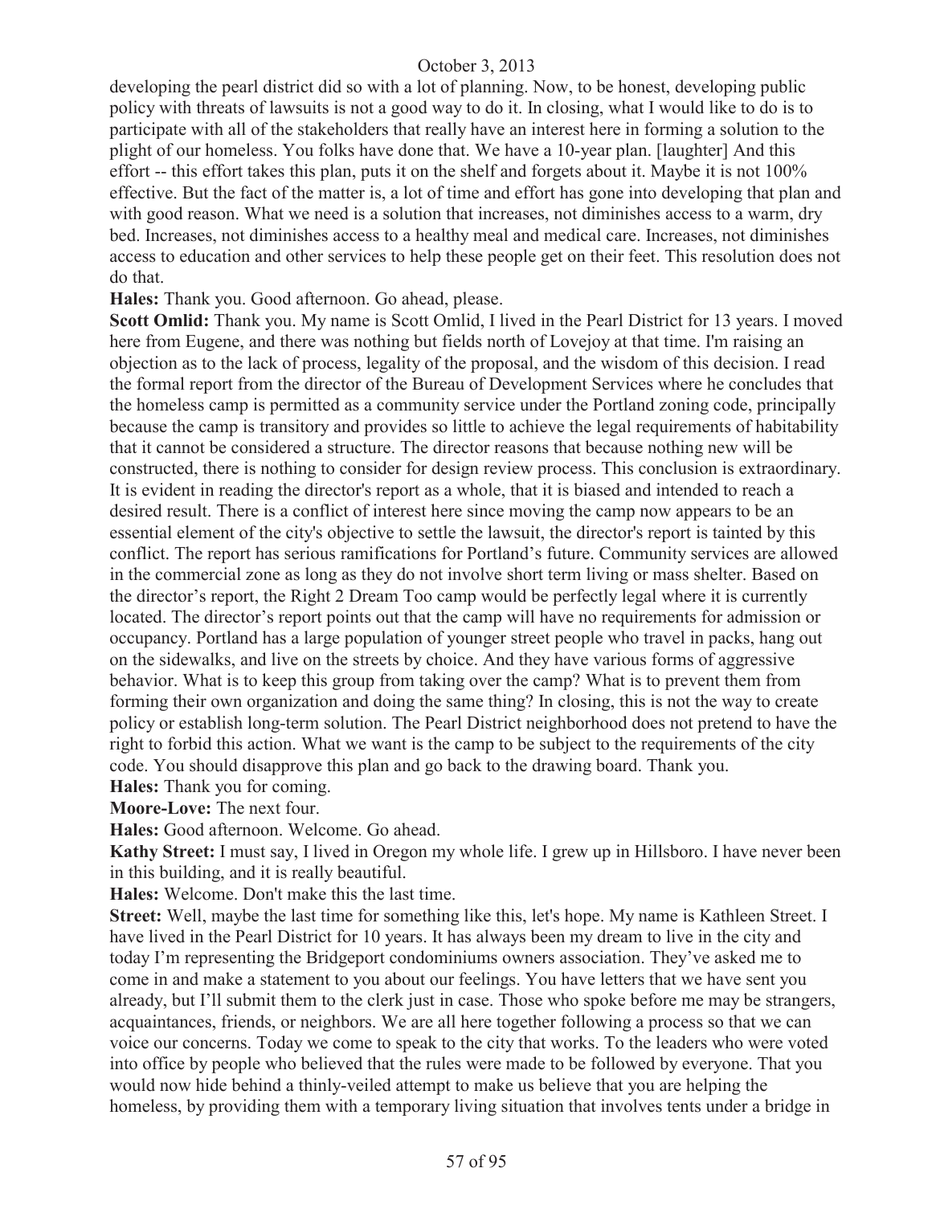developing the pearl district did so with a lot of planning. Now, to be honest, developing public policy with threats of lawsuits is not a good way to do it. In closing, what I would like to do is to participate with all of the stakeholders that really have an interest here in forming a solution to the plight of our homeless. You folks have done that. We have a 10-year plan. [laughter] And this effort -- this effort takes this plan, puts it on the shelf and forgets about it. Maybe it is not 100% effective. But the fact of the matter is, a lot of time and effort has gone into developing that plan and with good reason. What we need is a solution that increases, not diminishes access to a warm, dry bed. Increases, not diminishes access to a healthy meal and medical care. Increases, not diminishes access to education and other services to help these people get on their feet. This resolution does not do that.

**Hales:** Thank you. Good afternoon. Go ahead, please.

**Scott Omlid:** Thank you. My name is Scott Omlid, I lived in the Pearl District for 13 years. I moved here from Eugene, and there was nothing but fields north of Lovejoy at that time. I'm raising an objection as to the lack of process, legality of the proposal, and the wisdom of this decision. I read the formal report from the director of the Bureau of Development Services where he concludes that the homeless camp is permitted as a community service under the Portland zoning code, principally because the camp is transitory and provides so little to achieve the legal requirements of habitability that it cannot be considered a structure. The director reasons that because nothing new will be constructed, there is nothing to consider for design review process. This conclusion is extraordinary. It is evident in reading the director's report as a whole, that it is biased and intended to reach a desired result. There is a conflict of interest here since moving the camp now appears to be an essential element of the city's objective to settle the lawsuit, the director's report is tainted by this conflict. The report has serious ramifications for Portland's future. Community services are allowed in the commercial zone as long as they do not involve short term living or mass shelter. Based on the director's report, the Right 2 Dream Too camp would be perfectly legal where it is currently located. The director's report points out that the camp will have no requirements for admission or occupancy. Portland has a large population of younger street people who travel in packs, hang out on the sidewalks, and live on the streets by choice. And they have various forms of aggressive behavior. What is to keep this group from taking over the camp? What is to prevent them from forming their own organization and doing the same thing? In closing, this is not the way to create policy or establish long-term solution. The Pearl District neighborhood does not pretend to have the right to forbid this action. What we want is the camp to be subject to the requirements of the city code. You should disapprove this plan and go back to the drawing board. Thank you.

**Hales:** Thank you for coming.

**Moore-Love:** The next four.

**Hales:** Good afternoon. Welcome. Go ahead.

**Kathy Street:** I must say, I lived in Oregon my whole life. I grew up in Hillsboro. I have never been in this building, and it is really beautiful.

**Hales:** Welcome. Don't make this the last time.

**Street:** Well, maybe the last time for something like this, let's hope. My name is Kathleen Street. I have lived in the Pearl District for 10 years. It has always been my dream to live in the city and today I'm representing the Bridgeport condominiums owners association. They've asked me to come in and make a statement to you about our feelings. You have letters that we have sent you already, but I'll submit them to the clerk just in case. Those who spoke before me may be strangers, acquaintances, friends, or neighbors. We are all here together following a process so that we can voice our concerns. Today we come to speak to the city that works. To the leaders who were voted into office by people who believed that the rules were made to be followed by everyone. That you would now hide behind a thinly-veiled attempt to make us believe that you are helping the homeless, by providing them with a temporary living situation that involves tents under a bridge in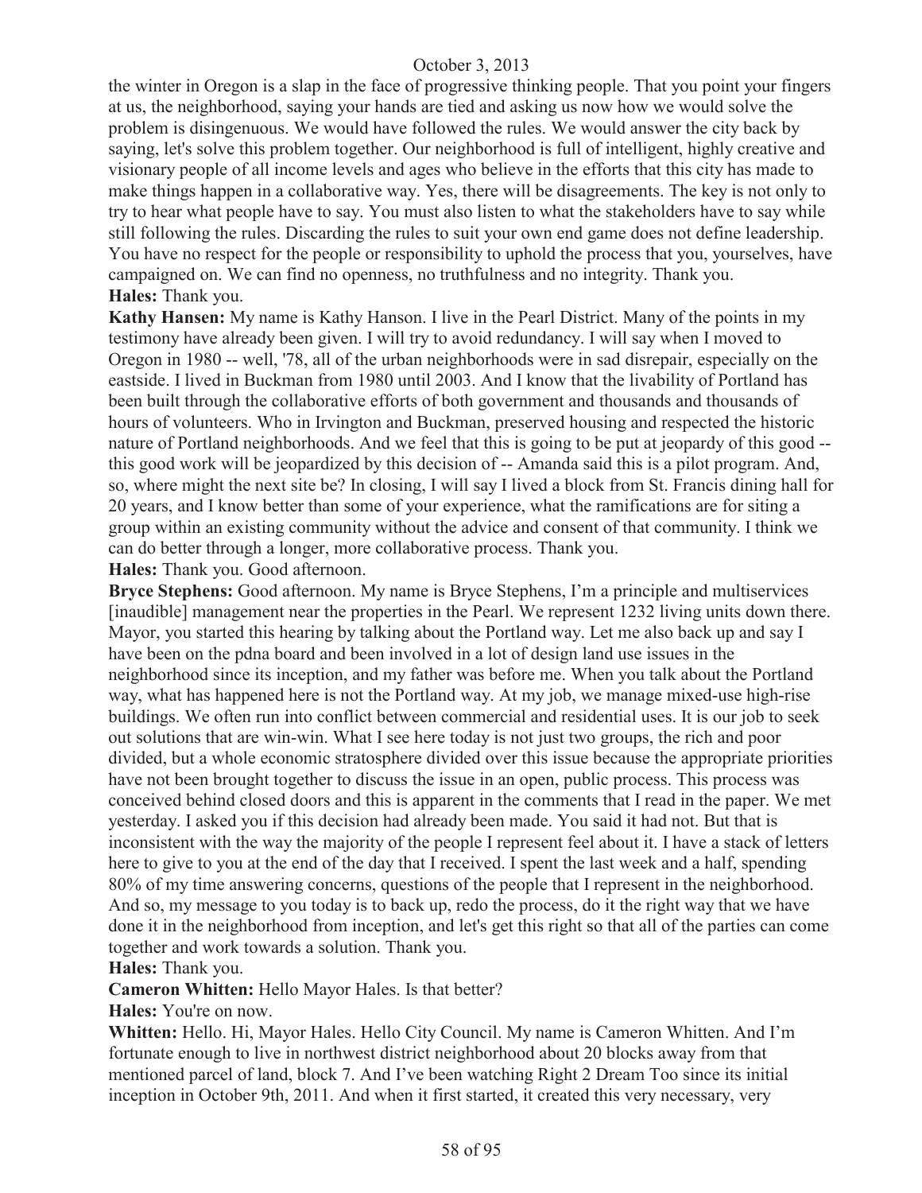the winter in Oregon is a slap in the face of progressive thinking people. That you point your fingers at us, the neighborhood, saying your hands are tied and asking us now how we would solve the problem is disingenuous. We would have followed the rules. We would answer the city back by saying, let's solve this problem together. Our neighborhood is full of intelligent, highly creative and visionary people of all income levels and ages who believe in the efforts that this city has made to make things happen in a collaborative way. Yes, there will be disagreements. The key is not only to try to hear what people have to say. You must also listen to what the stakeholders have to say while still following the rules. Discarding the rules to suit your own end game does not define leadership. You have no respect for the people or responsibility to uphold the process that you, yourselves, have campaigned on. We can find no openness, no truthfulness and no integrity. Thank you.

**Hales:** Thank you.

**Kathy Hansen:** My name is Kathy Hanson. I live in the Pearl District. Many of the points in my testimony have already been given. I will try to avoid redundancy. I will say when I moved to Oregon in 1980 -- well, '78, all of the urban neighborhoods were in sad disrepair, especially on the eastside. I lived in Buckman from 1980 until 2003. And I know that the livability of Portland has been built through the collaborative efforts of both government and thousands and thousands of hours of volunteers. Who in Irvington and Buckman, preserved housing and respected the historic nature of Portland neighborhoods. And we feel that this is going to be put at jeopardy of this good -- this good work will be jeopardized by this decision of -- Amanda said this is a pilot program. And, so, where might the next site be? In closing, I will say I lived a block from St. Francis dining hall for 20 years, and I know better than some of your experience, what the ramifications are for siting a group within an existing community without the advice and consent of that community. I think we can do better through a longer, more collaborative process. Thank you.

**Hales:** Thank you. Good afternoon.

**Bryce Stephens:** Good afternoon. My name is Bryce Stephens, I'm a principle and multiservices [inaudible] management near the properties in the Pearl. We represent 1232 living units down there. Mayor, you started this hearing by talking about the Portland way. Let me also back up and say I have been on the pdna board and been involved in a lot of design land use issues in the neighborhood since its inception, and my father was before me. When you talk about the Portland way, what has happened here is not the Portland way. At my job, we manage mixed-use high-rise buildings. We often run into conflict between commercial and residential uses. It is our job to seek out solutions that are win-win. What I see here today is not just two groups, the rich and poor divided, but a whole economic stratosphere divided over this issue because the appropriate priorities have not been brought together to discuss the issue in an open, public process. This process was conceived behind closed doors and this is apparent in the comments that I read in the paper. We met yesterday. I asked you if this decision had already been made. You said it had not. But that is inconsistent with the way the majority of the people I represent feel about it. I have a stack of letters here to give to you at the end of the day that I received. I spent the last week and a half, spending 80% of my time answering concerns, questions of the people that I represent in the neighborhood. And so, my message to you today is to back up, redo the process, do it the right way that we have done it in the neighborhood from inception, and let's get this right so that all of the parties can come together and work towards a solution. Thank you.

**Hales:** Thank you.

**Cameron Whitten:** Hello Mayor Hales. Is that better?

**Hales:** You're on now.

**Whitten:** Hello. Hi, Mayor Hales. Hello City Council. My name is Cameron Whitten. And I'm fortunate enough to live in northwest district neighborhood about 20 blocks away from that mentioned parcel of land, block 7. And I've been watching Right 2 Dream Too since its initial inception in October 9th, 2011. And when it first started, it created this very necessary, very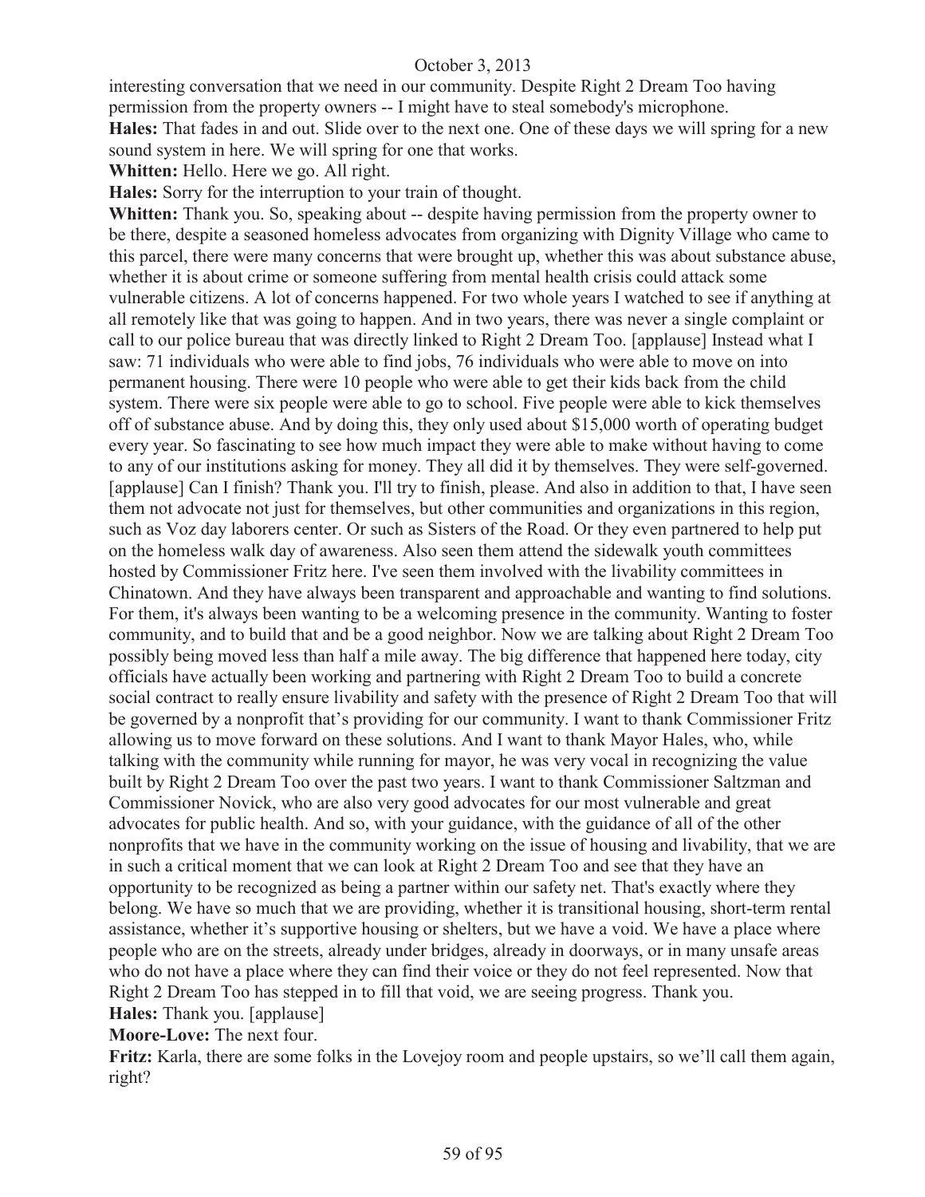interesting conversation that we need in our community. Despite Right 2 Dream Too having permission from the property owners -- I might have to steal somebody's microphone.

**Hales:** That fades in and out. Slide over to the next one. One of these days we will spring for a new sound system in here. We will spring for one that works.

**Whitten:** Hello. Here we go. All right.

**Hales:** Sorry for the interruption to your train of thought.

**Whitten:** Thank you. So, speaking about -- despite having permission from the property owner to be there, despite a seasoned homeless advocates from organizing with Dignity Village who came to this parcel, there were many concerns that were brought up, whether this was about substance abuse, whether it is about crime or someone suffering from mental health crisis could attack some vulnerable citizens. A lot of concerns happened. For two whole years I watched to see if anything at all remotely like that was going to happen. And in two years, there was never a single complaint or call to our police bureau that was directly linked to Right 2 Dream Too. [applause] Instead what I saw: 71 individuals who were able to find jobs, 76 individuals who were able to move on into permanent housing. There were 10 people who were able to get their kids back from the child system. There were six people were able to go to school. Five people were able to kick themselves off of substance abuse. And by doing this, they only used about $15,000 worth of operating budget every year. So fascinating to see how much impact they were able to make without having to come to any of our institutions asking for money. They all did it by themselves. They were self-governed. [applause] Can I finish? Thank you. I'll try to finish, please. And also in addition to that, I have seen them not advocate not just for themselves, but other communities and organizations in this region, such as Voz day laborers center. Or such as Sisters of the Road. Or they even partnered to help put on the homeless walk day of awareness. Also seen them attend the sidewalk youth committees hosted by Commissioner Fritz here. I've seen them involved with the livability committees in Chinatown. And they have always been transparent and approachable and wanting to find solutions. For them, it's always been wanting to be a welcoming presence in the community. Wanting to foster community, and to build that and be a good neighbor. Now we are talking about Right 2 Dream Too possibly being moved less than half a mile away. The big difference that happened here today, city officials have actually been working and partnering with Right 2 Dream Too to build a concrete social contract to really ensure livability and safety with the presence of Right 2 Dream Too that will be governed by a nonprofit that's providing for our community. I want to thank Commissioner Fritz allowing us to move forward on these solutions. And I want to thank Mayor Hales, who, while talking with the community while running for mayor, he was very vocal in recognizing the value built by Right 2 Dream Too over the past two years. I want to thank Commissioner Saltzman and Commissioner Novick, who are also very good advocates for our most vulnerable and great advocates for public health. And so, with your guidance, with the guidance of all of the other nonprofits that we have in the community working on the issue of housing and livability, that we are in such a critical moment that we can look at Right 2 Dream Too and see that they have an opportunity to be recognized as being a partner within our safety net. That's exactly where they belong. We have so much that we are providing, whether it is transitional housing, short-term rental assistance, whether it's supportive housing or shelters, but we have a void. We have a place where people who are on the streets, already under bridges, already in doorways, or in many unsafe areas who do not have a place where they can find their voice or they do not feel represented. Now that Right 2 Dream Too has stepped in to fill that void, we are seeing progress. Thank you.

**Hales:** Thank you. [applause]

**Moore-Love:** The next four.

**Fritz:** Karla, there are some folks in the Lovejoy room and people upstairs, so we'll call them again, right?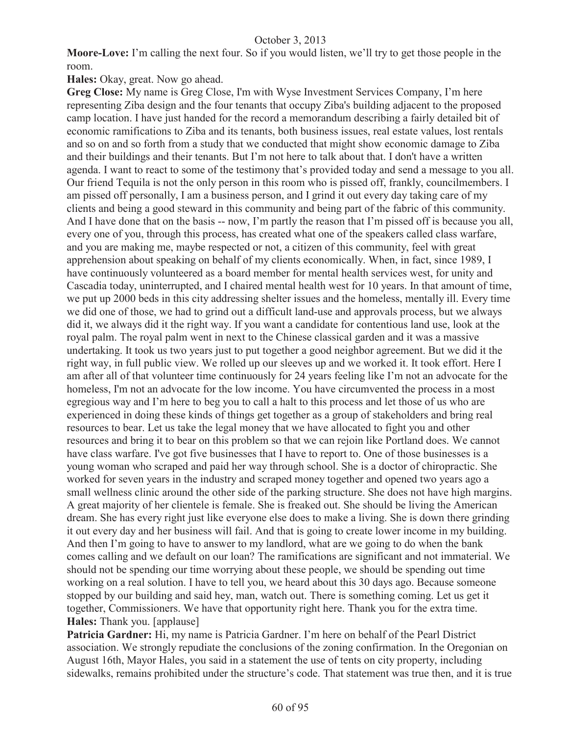**Moore-Love:** I'm calling the next four. So if you would listen, we'll try to get those people in the room.

**Hales:** Okay, great. Now go ahead.

**Greg Close:** My name is Greg Close, I'm with Wyse Investment Services Company, I'm here representing Ziba design and the four tenants that occupy Ziba's building adjacent to the proposed camp location. I have just handed for the record a memorandum describing a fairly detailed bit of economic ramifications to Ziba and its tenants, both business issues, real estate values, lost rentals and so on and so forth from a study that we conducted that might show economic damage to Ziba and their buildings and their tenants. But I'm not here to talk about that. I don't have a written agenda. I want to react to some of the testimony that's provided today and send a message to you all. Our friend Tequila is not the only person in this room who is pissed off, frankly, councilmembers. I am pissed off personally, I am a business person, and I grind it out every day taking care of my clients and being a good steward in this community and being part of the fabric of this community. And I have done that on the basis -- now, I'm partly the reason that I'm pissed off is because you all, every one of you, through this process, has created what one of the speakers called class warfare, and you are making me, maybe respected or not, a citizen of this community, feel with great apprehension about speaking on behalf of my clients economically. When, in fact, since 1989, I have continuously volunteered as a board member for mental health services west, for unity and Cascadia today, uninterrupted, and I chaired mental health west for 10 years. In that amount of time, we put up 2000 beds in this city addressing shelter issues and the homeless, mentally ill. Every time we did one of those, we had to grind out a difficult land-use and approvals process, but we always did it, we always did it the right way. If you want a candidate for contentious land use, look at the royal palm. The royal palm went in next to the Chinese classical garden and it was a massive undertaking. It took us two years just to put together a good neighbor agreement. But we did it the right way, in full public view. We rolled up our sleeves up and we worked it. It took effort. Here I am after all of that volunteer time continuously for 24 years feeling like I'm not an advocate for the homeless, I'm not an advocate for the low income. You have circumvented the process in a most egregious way and I'm here to beg you to call a halt to this process and let those of us who are experienced in doing these kinds of things get together as a group of stakeholders and bring real resources to bear. Let us take the legal money that we have allocated to fight you and other resources and bring it to bear on this problem so that we can rejoin like Portland does. We cannot have class warfare. I've got five businesses that I have to report to. One of those businesses is a young woman who scraped and paid her way through school. She is a doctor of chiropractic. She worked for seven years in the industry and scraped money together and opened two years ago a small wellness clinic around the other side of the parking structure. She does not have high margins. A great majority of her clientele is female. She is freaked out. She should be living the American dream. She has every right just like everyone else does to make a living. She is down there grinding it out every day and her business will fail. And that is going to create lower income in my building. And then I'm going to have to answer to my landlord, what are we going to do when the bank comes calling and we default on our loan? The ramifications are significant and not immaterial. We should not be spending our time worrying about these people, we should be spending out time working on a real solution. I have to tell you, we heard about this 30 days ago. Because someone stopped by our building and said hey, man, watch out. There is something coming. Let us get it together, Commissioners. We have that opportunity right here. Thank you for the extra time.

**Hales:** Thank you. [applause]

**Patricia Gardner:** Hi, my name is Patricia Gardner. I'm here on behalf of the Pearl District association. We strongly repudiate the conclusions of the zoning confirmation. In the Oregonian on August 16th, Mayor Hales, you said in a statement the use of tents on city property, including sidewalks, remains prohibited under the structure's code. That statement was true then, and it is true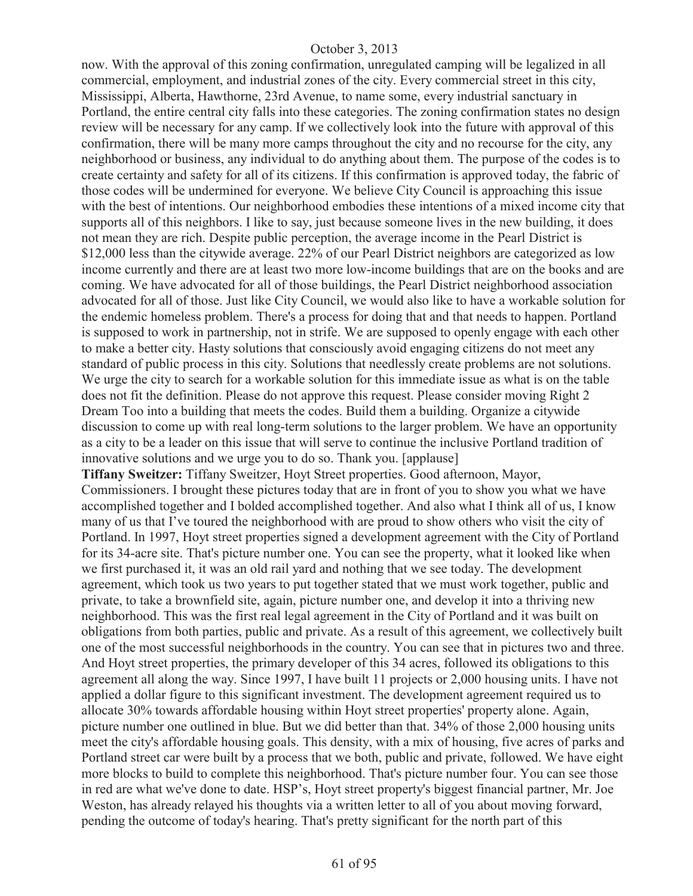now. With the approval of this zoning confirmation, unregulated camping will be legalized in all commercial, employment, and industrial zones of the city. Every commercial street in this city, Mississippi, Alberta, Hawthorne, 23rd Avenue, to name some, every industrial sanctuary in Portland, the entire central city falls into these categories. The zoning confirmation states no design review will be necessary for any camp. If we collectively look into the future with approval of this confirmation, there will be many more camps throughout the city and no recourse for the city, any neighborhood or business, any individual to do anything about them. The purpose of the codes is to create certainty and safety for all of its citizens. If this confirmation is approved today, the fabric of those codes will be undermined for everyone. We believe City Council is approaching this issue with the best of intentions. Our neighborhood embodies these intentions of a mixed income city that supports all of this neighbors. I like to say, just because someone lives in the new building, it does not mean they are rich. Despite public perception, the average income in the Pearl District is $12,000 less than the citywide average. 22% of our Pearl District neighbors are categorized as low income currently and there are at least two more low-income buildings that are on the books and are coming. We have advocated for all of those buildings, the Pearl District neighborhood association advocated for all of those. Just like City Council, we would also like to have a workable solution for the endemic homeless problem. There's a process for doing that and that needs to happen. Portland is supposed to work in partnership, not in strife. We are supposed to openly engage with each other to make a better city. Hasty solutions that consciously avoid engaging citizens do not meet any standard of public process in this city. Solutions that needlessly create problems are not solutions. We urge the city to search for a workable solution for this immediate issue as what is on the table does not fit the definition. Please do not approve this request. Please consider moving Right 2 Dream Too into a building that meets the codes. Build them a building. Organize a citywide discussion to come up with real long-term solutions to the larger problem. We have an opportunity as a city to be a leader on this issue that will serve to continue the inclusive Portland tradition of innovative solutions and we urge you to do so. Thank you. [applause]

**Tiffany Sweitzer:** Tiffany Sweitzer, Hoyt Street properties. Good afternoon, Mayor, Commissioners. I brought these pictures today that are in front of you to show you what we have accomplished together and I bolded accomplished together. And also what I think all of us, I know many of us that I've toured the neighborhood with are proud to show others who visit the city of Portland. In 1997, Hoyt street properties signed a development agreement with the City of Portland for its 34-acre site. That's picture number one. You can see the property, what it looked like when we first purchased it, it was an old rail yard and nothing that we see today. The development agreement, which took us two years to put together stated that we must work together, public and private, to take a brownfield site, again, picture number one, and develop it into a thriving new neighborhood. This was the first real legal agreement in the City of Portland and it was built on obligations from both parties, public and private. As a result of this agreement, we collectively built one of the most successful neighborhoods in the country. You can see that in pictures two and three. And Hoyt street properties, the primary developer of this 34 acres, followed its obligations to this agreement all along the way. Since 1997, I have built 11 projects or 2,000 housing units. I have not applied a dollar figure to this significant investment. The development agreement required us to allocate 30% towards affordable housing within Hoyt street properties' property alone. Again, picture number one outlined in blue. But we did better than that. 34% of those 2,000 housing units meet the city's affordable housing goals. This density, with a mix of housing, five acres of parks and Portland street car were built by a process that we both, public and private, followed. We have eight more blocks to build to complete this neighborhood. That's picture number four. You can see those in red are what we've done to date. HSP's, Hoyt street property's biggest financial partner, Mr. Joe Weston, has already relayed his thoughts via a written letter to all of you about moving forward, pending the outcome of today's hearing. That's pretty significant for the north part of this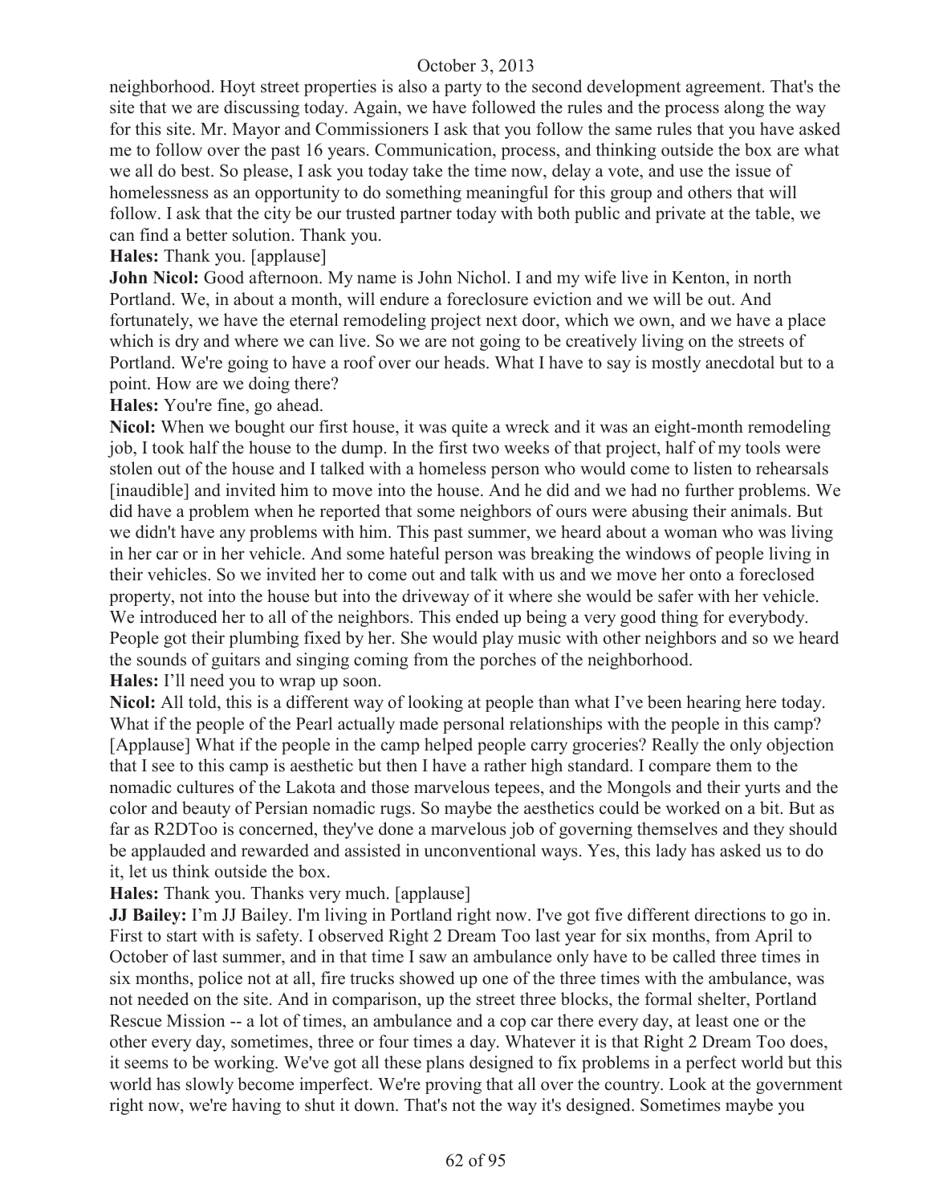neighborhood. Hoyt street properties is also a party to the second development agreement. That's the site that we are discussing today. Again, we have followed the rules and the process along the way for this site. Mr. Mayor and Commissioners I ask that you follow the same rules that you have asked me to follow over the past 16 years. Communication, process, and thinking outside the box are what we all do best. So please, I ask you today take the time now, delay a vote, and use the issue of homelessness as an opportunity to do something meaningful for this group and others that will follow. I ask that the city be our trusted partner today with both public and private at the table, we can find a better solution. Thank you.

**Hales:** Thank you. [applause]

**John Nicol:** Good afternoon. My name is John Nichol. I and my wife live in Kenton, in north Portland. We, in about a month, will endure a foreclosure eviction and we will be out. And fortunately, we have the eternal remodeling project next door, which we own, and we have a place which is dry and where we can live. So we are not going to be creatively living on the streets of Portland. We're going to have a roof over our heads. What I have to say is mostly anecdotal but to a point. How are we doing there?

**Hales:** You're fine, go ahead.

**Nicol:** When we bought our first house, it was quite a wreck and it was an eight-month remodeling job, I took half the house to the dump. In the first two weeks of that project, half of my tools were stolen out of the house and I talked with a homeless person who would come to listen to rehearsals [inaudible] and invited him to move into the house. And he did and we had no further problems. We did have a problem when he reported that some neighbors of ours were abusing their animals. But we didn't have any problems with him. This past summer, we heard about a woman who was living in her car or in her vehicle. And some hateful person was breaking the windows of people living in their vehicles. So we invited her to come out and talk with us and we move her onto a foreclosed property, not into the house but into the driveway of it where she would be safer with her vehicle. We introduced her to all of the neighbors. This ended up being a very good thing for everybody. People got their plumbing fixed by her. She would play music with other neighbors and so we heard the sounds of guitars and singing coming from the porches of the neighborhood.

**Hales:** I'll need you to wrap up soon.

**Nicol:** All told, this is a different way of looking at people than what I've been hearing here today. What if the people of the Pearl actually made personal relationships with the people in this camp? [Applause] What if the people in the camp helped people carry groceries? Really the only objection that I see to this camp is aesthetic but then I have a rather high standard. I compare them to the nomadic cultures of the Lakota and those marvelous tepees, and the Mongols and their yurts and the color and beauty of Persian nomadic rugs. So maybe the aesthetics could be worked on a bit. But as far as R2DToo is concerned, they've done a marvelous job of governing themselves and they should be applauded and rewarded and assisted in unconventional ways. Yes, this lady has asked us to do it, let us think outside the box.

**Hales:** Thank you. Thanks very much. [applause]

**JJ Bailey:** I'm JJ Bailey. I'm living in Portland right now. I've got five different directions to go in. First to start with is safety. I observed Right 2 Dream Too last year for six months, from April to October of last summer, and in that time I saw an ambulance only have to be called three times in six months, police not at all, fire trucks showed up one of the three times with the ambulance, was not needed on the site. And in comparison, up the street three blocks, the formal shelter, Portland Rescue Mission -- a lot of times, an ambulance and a cop car there every day, at least one or the other every day, sometimes, three or four times a day. Whatever it is that Right 2 Dream Too does, it seems to be working. We've got all these plans designed to fix problems in a perfect world but this world has slowly become imperfect. We're proving that all over the country. Look at the government right now, we're having to shut it down. That's not the way it's designed. Sometimes maybe you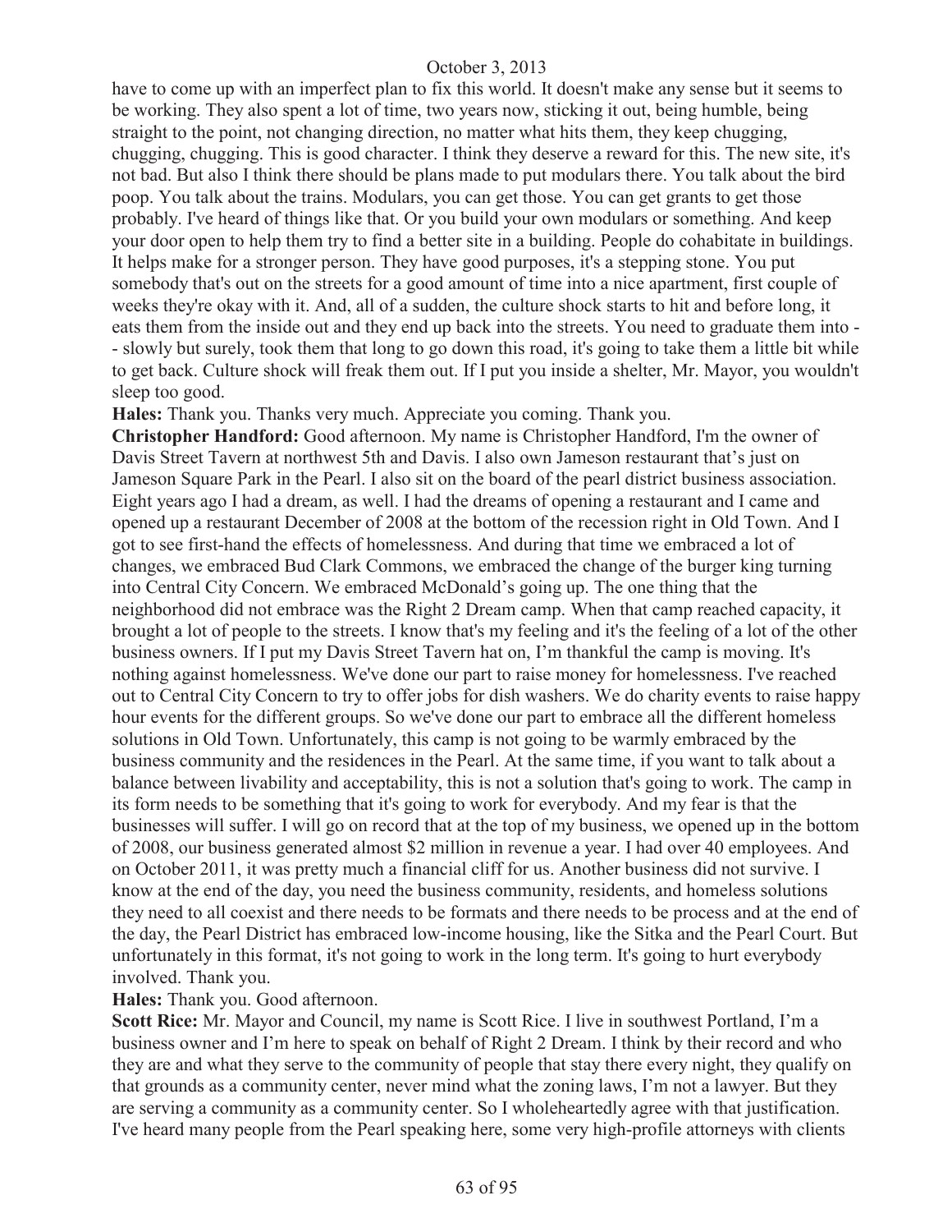have to come up with an imperfect plan to fix this world. It doesn't make any sense but it seems to be working. They also spent a lot of time, two years now, sticking it out, being humble, being straight to the point, not changing direction, no matter what hits them, they keep chugging, chugging, chugging. This is good character. I think they deserve a reward for this. The new site, it's not bad. But also I think there should be plans made to put modulars there. You talk about the bird poop. You talk about the trains. Modulars, you can get those. You can get grants to get those probably. I've heard of things like that. Or you build your own modulars or something. And keep your door open to help them try to find a better site in a building. People do cohabitate in buildings. It helps make for a stronger person. They have good purposes, it's a stepping stone. You put somebody that's out on the streets for a good amount of time into a nice apartment, first couple of weeks they're okay with it. And, all of a sudden, the culture shock starts to hit and before long, it eats them from the inside out and they end up back into the streets. You need to graduate them into - - slowly but surely, took them that long to go down this road, it's going to take them a little bit while to get back. Culture shock will freak them out. If I put you inside a shelter, Mr. Mayor, you wouldn't sleep too good.

**Hales:** Thank you. Thanks very much. Appreciate you coming. Thank you.

**Christopher Handford:** Good afternoon. My name is Christopher Handford, I'm the owner of Davis Street Tavern at northwest 5th and Davis. I also own Jameson restaurant that's just on Jameson Square Park in the Pearl. I also sit on the board of the pearl district business association. Eight years ago I had a dream, as well. I had the dreams of opening a restaurant and I came and opened up a restaurant December of 2008 at the bottom of the recession right in Old Town. And I got to see first-hand the effects of homelessness. And during that time we embraced a lot of changes, we embraced Bud Clark Commons, we embraced the change of the burger king turning into Central City Concern. We embraced McDonald's going up. The one thing that the neighborhood did not embrace was the Right 2 Dream camp. When that camp reached capacity, it brought a lot of people to the streets. I know that's my feeling and it's the feeling of a lot of the other business owners. If I put my Davis Street Tavern hat on, I'm thankful the camp is moving. It's nothing against homelessness. We've done our part to raise money for homelessness. I've reached out to Central City Concern to try to offer jobs for dish washers. We do charity events to raise happy hour events for the different groups. So we've done our part to embrace all the different homeless solutions in Old Town. Unfortunately, this camp is not going to be warmly embraced by the business community and the residences in the Pearl. At the same time, if you want to talk about a balance between livability and acceptability, this is not a solution that's going to work. The camp in its form needs to be something that it's going to work for everybody. And my fear is that the businesses will suffer. I will go on record that at the top of my business, we opened up in the bottom of 2008, our business generated almost $2 million in revenue a year. I had over 40 employees. And on October 2011, it was pretty much a financial cliff for us. Another business did not survive. I know at the end of the day, you need the business community, residents, and homeless solutions they need to all coexist and there needs to be formats and there needs to be process and at the end of the day, the Pearl District has embraced low-income housing, like the Sitka and the Pearl Court. But unfortunately in this format, it's not going to work in the long term. It's going to hurt everybody involved. Thank you.

**Hales:** Thank you. Good afternoon.

**Scott Rice:** Mr. Mayor and Council, my name is Scott Rice. I live in southwest Portland, I'm a business owner and I'm here to speak on behalf of Right 2 Dream. I think by their record and who they are and what they serve to the community of people that stay there every night, they qualify on that grounds as a community center, never mind what the zoning laws, I'm not a lawyer. But they are serving a community as a community center. So I wholeheartedly agree with that justification. I've heard many people from the Pearl speaking here, some very high-profile attorneys with clients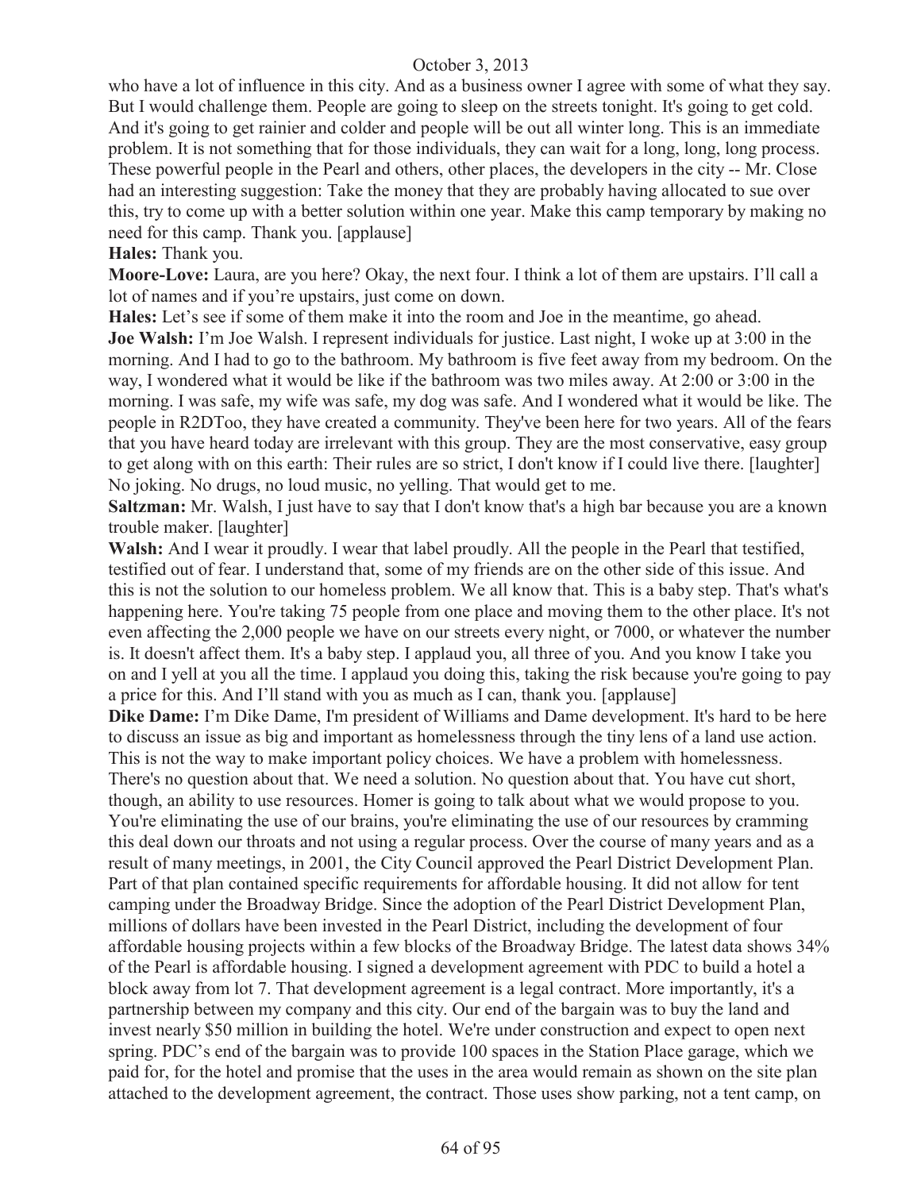who have a lot of influence in this city. And as a business owner I agree with some of what they say. But I would challenge them. People are going to sleep on the streets tonight. It's going to get cold. And it's going to get rainier and colder and people will be out all winter long. This is an immediate problem. It is not something that for those individuals, they can wait for a long, long, long process. These powerful people in the Pearl and others, other places, the developers in the city -- Mr. Close had an interesting suggestion: Take the money that they are probably having allocated to sue over this, try to come up with a better solution within one year. Make this camp temporary by making no need for this camp. Thank you. [applause]

**Hales:** Thank you.

**Moore-Love:** Laura, are you here? Okay, the next four. I think a lot of them are upstairs. I'll call a lot of names and if you're upstairs, just come on down.

**Hales:** Let's see if some of them make it into the room and Joe in the meantime, go ahead.

**Joe Walsh:** I'm Joe Walsh. I represent individuals for justice. Last night, I woke up at 3:00 in the morning. And I had to go to the bathroom. My bathroom is five feet away from my bedroom. On the way, I wondered what it would be like if the bathroom was two miles away. At 2:00 or 3:00 in the morning. I was safe, my wife was safe, my dog was safe. And I wondered what it would be like. The people in R2DToo, they have created a community. They've been here for two years. All of the fears that you have heard today are irrelevant with this group. They are the most conservative, easy group to get along with on this earth: Their rules are so strict, I don't know if I could live there. [laughter] No joking. No drugs, no loud music, no yelling. That would get to me.

**Saltzman:** Mr. Walsh, I just have to say that I don't know that's a high bar because you are a known trouble maker. [laughter]

**Walsh:** And I wear it proudly. I wear that label proudly. All the people in the Pearl that testified, testified out of fear. I understand that, some of my friends are on the other side of this issue. And this is not the solution to our homeless problem. We all know that. This is a baby step. That's what's happening here. You're taking 75 people from one place and moving them to the other place. It's not even affecting the 2,000 people we have on our streets every night, or 7000, or whatever the number is. It doesn't affect them. It's a baby step. I applaud you, all three of you. And you know I take you on and I yell at you all the time. I applaud you doing this, taking the risk because you're going to pay a price for this. And I'll stand with you as much as I can, thank you. [applause]

**Dike Dame:** I'm Dike Dame, I'm president of Williams and Dame development. It's hard to be here to discuss an issue as big and important as homelessness through the tiny lens of a land use action. This is not the way to make important policy choices. We have a problem with homelessness. There's no question about that. We need a solution. No question about that. You have cut short, though, an ability to use resources. Homer is going to talk about what we would propose to you. You're eliminating the use of our brains, you're eliminating the use of our resources by cramming this deal down our throats and not using a regular process. Over the course of many years and as a result of many meetings, in 2001, the City Council approved the Pearl District Development Plan. Part of that plan contained specific requirements for affordable housing. It did not allow for tent camping under the Broadway Bridge. Since the adoption of the Pearl District Development Plan, millions of dollars have been invested in the Pearl District, including the development of four affordable housing projects within a few blocks of the Broadway Bridge. The latest data shows 34% of the Pearl is affordable housing. I signed a development agreement with PDC to build a hotel a block away from lot 7. That development agreement is a legal contract. More importantly, it's a partnership between my company and this city. Our end of the bargain was to buy the land and invest nearly $50 million in building the hotel. We're under construction and expect to open next spring. PDC's end of the bargain was to provide 100 spaces in the Station Place garage, which we paid for, for the hotel and promise that the uses in the area would remain as shown on the site plan attached to the development agreement, the contract. Those uses show parking, not a tent camp, on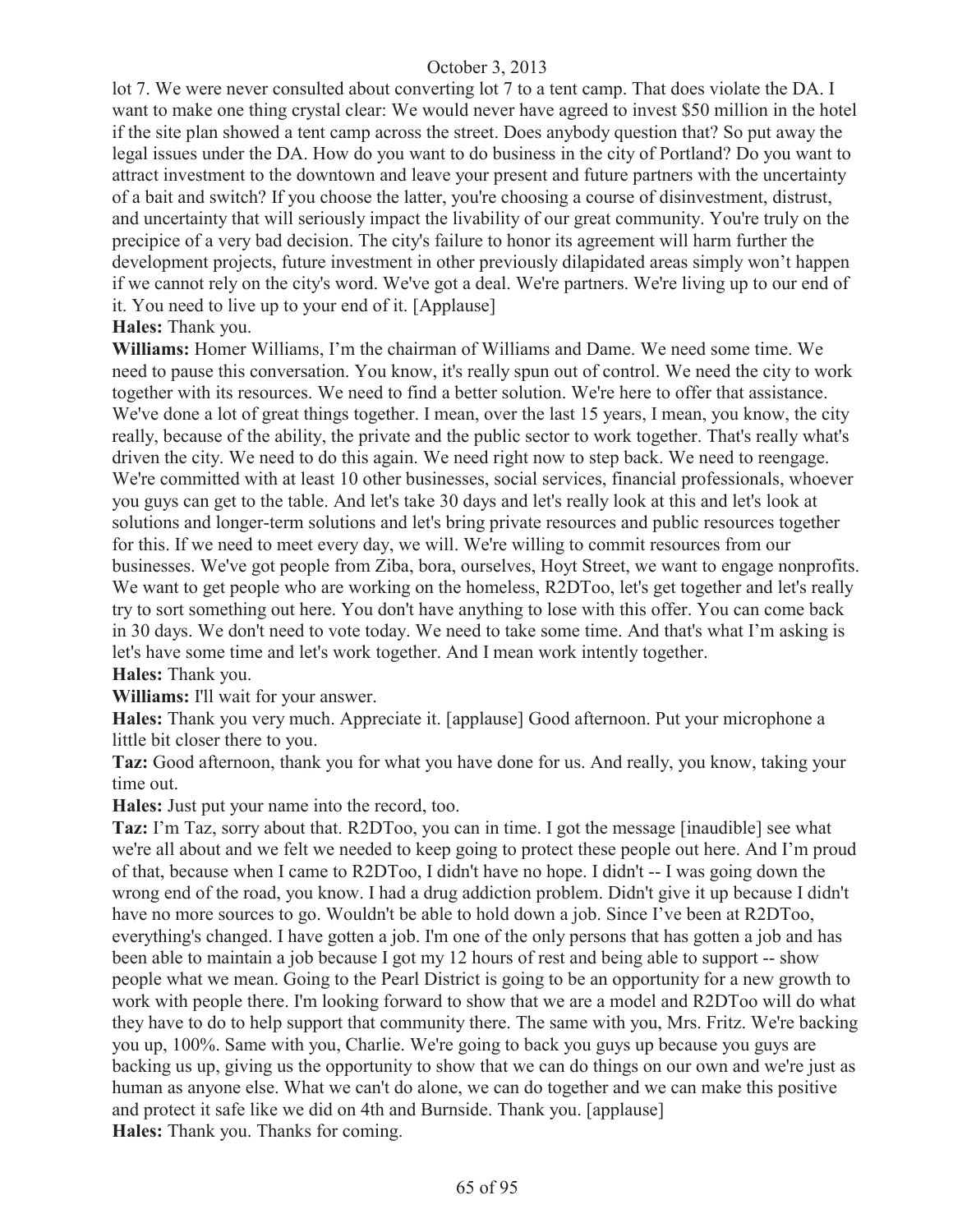lot 7. We were never consulted about converting lot 7 to a tent camp. That does violate the DA. I want to make one thing crystal clear: We would never have agreed to invest $50 million in the hotel if the site plan showed a tent camp across the street. Does anybody question that? So put away the legal issues under the DA. How do you want to do business in the city of Portland? Do you want to attract investment to the downtown and leave your present and future partners with the uncertainty of a bait and switch? If you choose the latter, you're choosing a course of disinvestment, distrust, and uncertainty that will seriously impact the livability of our great community. You're truly on the precipice of a very bad decision. The city's failure to honor its agreement will harm further the development projects, future investment in other previously dilapidated areas simply won't happen if we cannot rely on the city's word. We've got a deal. We're partners. We're living up to our end of it. You need to live up to your end of it. [Applause]

**Hales:** Thank you.

**Williams:** Homer Williams, I'm the chairman of Williams and Dame. We need some time. We need to pause this conversation. You know, it's really spun out of control. We need the city to work together with its resources. We need to find a better solution. We're here to offer that assistance. We've done a lot of great things together. I mean, over the last 15 years, I mean, you know, the city really, because of the ability, the private and the public sector to work together. That's really what's driven the city. We need to do this again. We need right now to step back. We need to reengage. We're committed with at least 10 other businesses, social services, financial professionals, whoever you guys can get to the table. And let's take 30 days and let's really look at this and let's look at solutions and longer-term solutions and let's bring private resources and public resources together for this. If we need to meet every day, we will. We're willing to commit resources from our businesses. We've got people from Ziba, bora, ourselves, Hoyt Street, we want to engage nonprofits. We want to get people who are working on the homeless, R2DToo, let's get together and let's really try to sort something out here. You don't have anything to lose with this offer. You can come back in 30 days. We don't need to vote today. We need to take some time. And that's what I'm asking is let's have some time and let's work together. And I mean work intently together.

**Hales:** Thank you.

**Williams:** I'll wait for your answer.

**Hales:** Thank you very much. Appreciate it. [applause] Good afternoon. Put your microphone a little bit closer there to you.

**Taz:** Good afternoon, thank you for what you have done for us. And really, you know, taking your time out.

**Hales:** Just put your name into the record, too.

**Taz:** I'm Taz, sorry about that. R2DToo, you can in time. I got the message [inaudible] see what we're all about and we felt we needed to keep going to protect these people out here. And I'm proud of that, because when I came to R2DToo, I didn't have no hope. I didn't -- I was going down the wrong end of the road, you know. I had a drug addiction problem. Didn't give it up because I didn't have no more sources to go. Wouldn't be able to hold down a job. Since I've been at R2DToo, everything's changed. I have gotten a job. I'm one of the only persons that has gotten a job and has been able to maintain a job because I got my 12 hours of rest and being able to support -- show people what we mean. Going to the Pearl District is going to be an opportunity for a new growth to work with people there. I'm looking forward to show that we are a model and R2DToo will do what they have to do to help support that community there. The same with you, Mrs. Fritz. We're backing you up, 100%. Same with you, Charlie. We're going to back you guys up because you guys are backing us up, giving us the opportunity to show that we can do things on our own and we're just as human as anyone else. What we can't do alone, we can do together and we can make this positive and protect it safe like we did on 4th and Burnside. Thank you. [applause]

**Hales:** Thank you. Thanks for coming.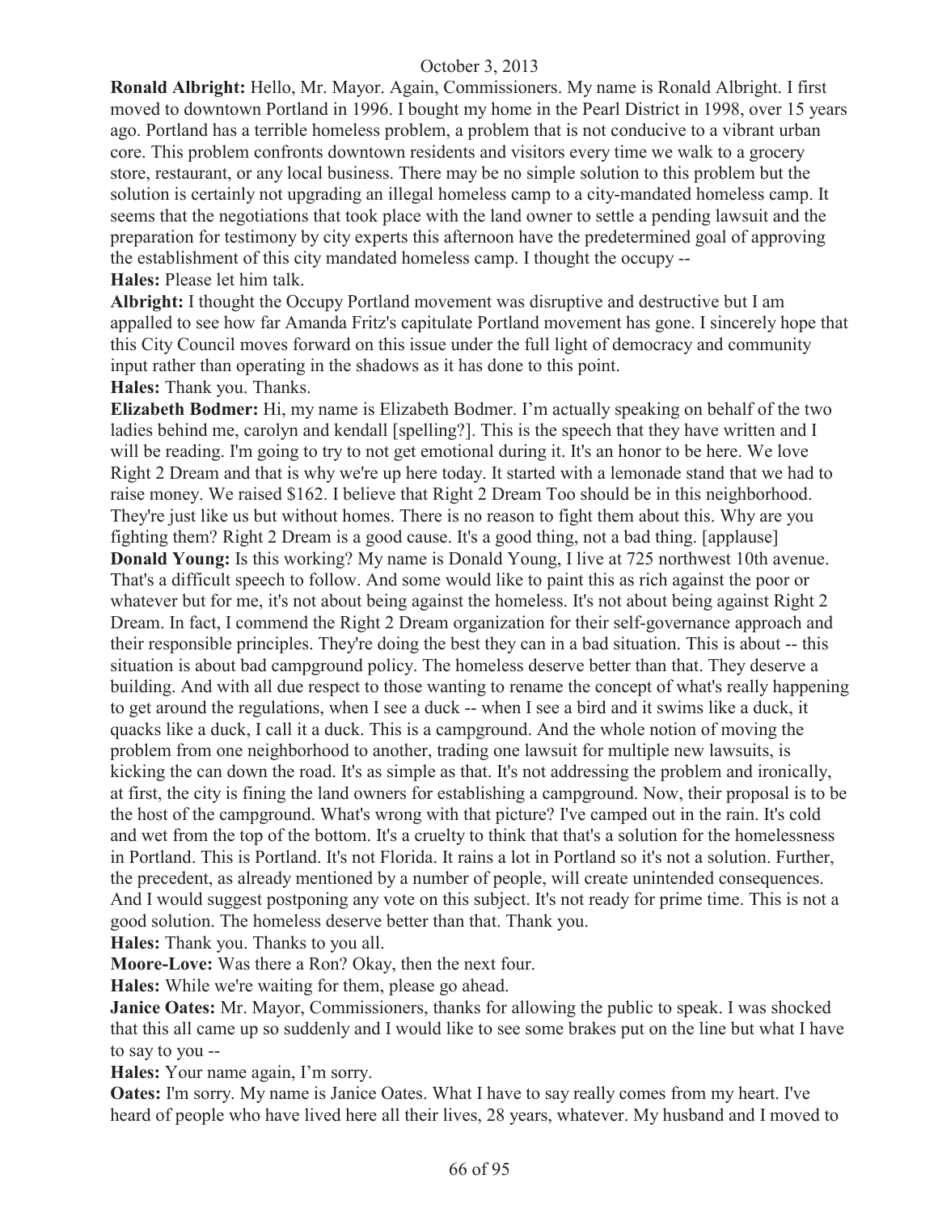**Ronald Albright:** Hello, Mr. Mayor. Again, Commissioners. My name is Ronald Albright. I first moved to downtown Portland in 1996. I bought my home in the Pearl District in 1998, over 15 years ago. Portland has a terrible homeless problem, a problem that is not conducive to a vibrant urban core. This problem confronts downtown residents and visitors every time we walk to a grocery store, restaurant, or any local business. There may be no simple solution to this problem but the solution is certainly not upgrading an illegal homeless camp to a city-mandated homeless camp. It seems that the negotiations that took place with the land owner to settle a pending lawsuit and the preparation for testimony by city experts this afternoon have the predetermined goal of approving the establishment of this city mandated homeless camp. I thought the occupy --

**Hales:** Please let him talk.

**Albright:** I thought the Occupy Portland movement was disruptive and destructive but I am appalled to see how far Amanda Fritz's capitulate Portland movement has gone. I sincerely hope that this City Council moves forward on this issue under the full light of democracy and community input rather than operating in the shadows as it has done to this point.

**Hales:** Thank you. Thanks.

**Elizabeth Bodmer:** Hi, my name is Elizabeth Bodmer. I'm actually speaking on behalf of the two ladies behind me, carolyn and kendall [spelling?]. This is the speech that they have written and I will be reading. I'm going to try to not get emotional during it. It's an honor to be here. We love Right 2 Dream and that is why we're up here today. It started with a lemonade stand that we had to raise money. We raised $162. I believe that Right 2 Dream Too should be in this neighborhood. They're just like us but without homes. There is no reason to fight them about this. Why are you fighting them? Right 2 Dream is a good cause. It's a good thing, not a bad thing. [applause]

**Donald Young:** Is this working? My name is Donald Young, I live at 725 northwest 10th avenue. That's a difficult speech to follow. And some would like to paint this as rich against the poor or whatever but for me, it's not about being against the homeless. It's not about being against Right 2 Dream. In fact, I commend the Right 2 Dream organization for their self-governance approach and their responsible principles. They're doing the best they can in a bad situation. This is about -- this situation is about bad campground policy. The homeless deserve better than that. They deserve a building. And with all due respect to those wanting to rename the concept of what's really happening to get around the regulations, when I see a duck -- when I see a bird and it swims like a duck, it quacks like a duck, I call it a duck. This is a campground. And the whole notion of moving the problem from one neighborhood to another, trading one lawsuit for multiple new lawsuits, is kicking the can down the road. It's as simple as that. It's not addressing the problem and ironically, at first, the city is fining the land owners for establishing a campground. Now, their proposal is to be the host of the campground. What's wrong with that picture? I've camped out in the rain. It's cold and wet from the top of the bottom. It's a cruelty to think that that's a solution for the homelessness in Portland. This is Portland. It's not Florida. It rains a lot in Portland so it's not a solution. Further, the precedent, as already mentioned by a number of people, will create unintended consequences. And I would suggest postponing any vote on this subject. It's not ready for prime time. This is not a good solution. The homeless deserve better than that. Thank you.

**Hales:** Thank you. Thanks to you all.

**Moore-Love:** Was there a Ron? Okay, then the next four.

**Hales:** While we're waiting for them, please go ahead.

**Janice Oates:** Mr. Mayor, Commissioners, thanks for allowing the public to speak. I was shocked that this all came up so suddenly and I would like to see some brakes put on the line but what I have to say to you --

**Hales:** Your name again, I'm sorry.

**Oates:** I'm sorry. My name is Janice Oates. What I have to say really comes from my heart. I've heard of people who have lived here all their lives, 28 years, whatever. My husband and I moved to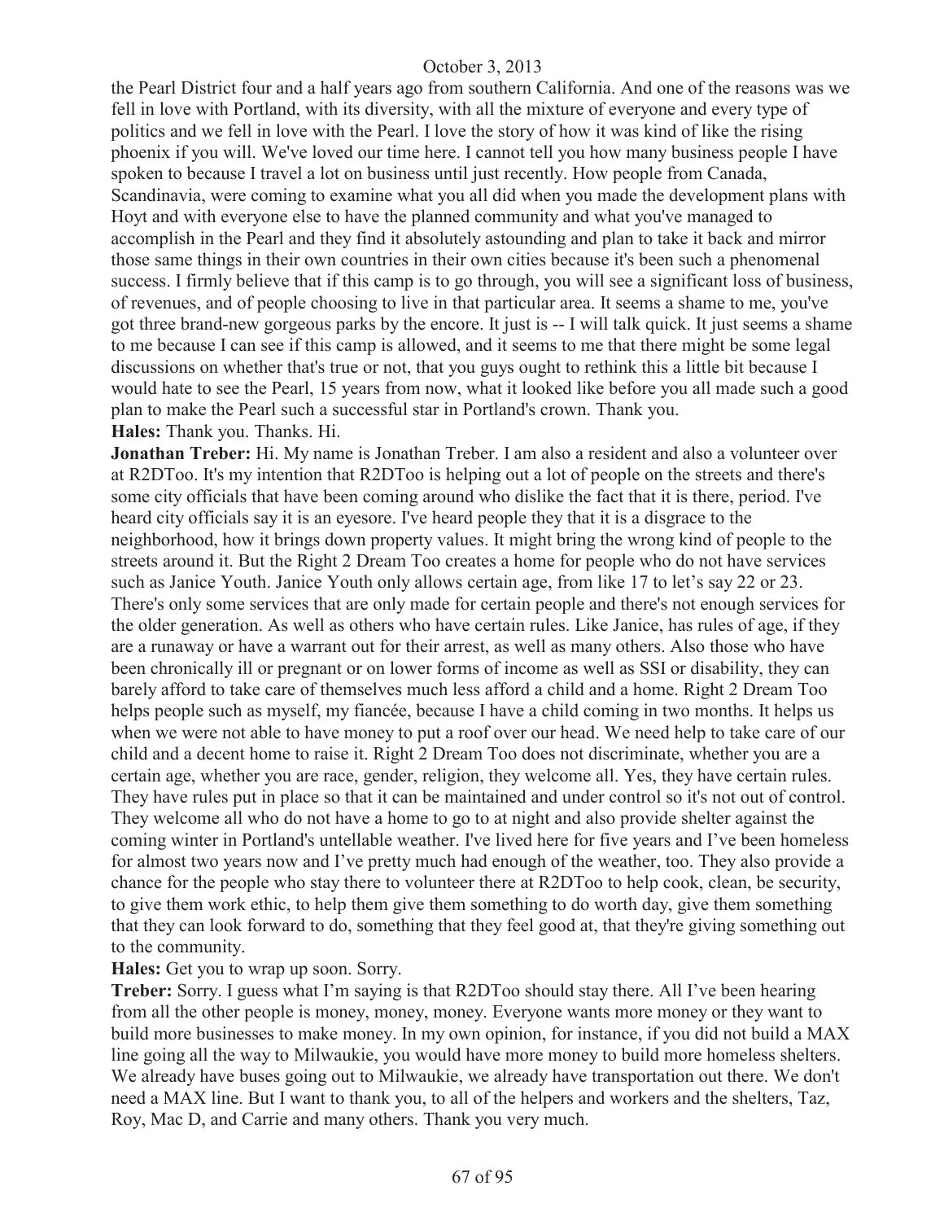the Pearl District four and a half years ago from southern California. And one of the reasons was we fell in love with Portland, with its diversity, with all the mixture of everyone and every type of politics and we fell in love with the Pearl. I love the story of how it was kind of like the rising phoenix if you will. We've loved our time here. I cannot tell you how many business people I have spoken to because I travel a lot on business until just recently. How people from Canada, Scandinavia, were coming to examine what you all did when you made the development plans with Hoyt and with everyone else to have the planned community and what you've managed to accomplish in the Pearl and they find it absolutely astounding and plan to take it back and mirror those same things in their own countries in their own cities because it's been such a phenomenal success. I firmly believe that if this camp is to go through, you will see a significant loss of business, of revenues, and of people choosing to live in that particular area. It seems a shame to me, you've got three brand-new gorgeous parks by the encore. It just is -- I will talk quick. It just seems a shame to me because I can see if this camp is allowed, and it seems to me that there might be some legal discussions on whether that's true or not, that you guys ought to rethink this a little bit because I would hate to see the Pearl, 15 years from now, what it looked like before you all made such a good plan to make the Pearl such a successful star in Portland's crown. Thank you.

**Hales:** Thank you. Thanks. Hi.

**Jonathan Treber:** Hi. My name is Jonathan Treber. I am also a resident and also a volunteer over at R2DToo. It's my intention that R2DToo is helping out a lot of people on the streets and there's some city officials that have been coming around who dislike the fact that it is there, period. I've heard city officials say it is an eyesore. I've heard people they that it is a disgrace to the neighborhood, how it brings down property values. It might bring the wrong kind of people to the streets around it. But the Right 2 Dream Too creates a home for people who do not have services such as Janice Youth. Janice Youth only allows certain age, from like 17 to let's say 22 or 23. There's only some services that are only made for certain people and there's not enough services for the older generation. As well as others who have certain rules. Like Janice, has rules of age, if they are a runaway or have a warrant out for their arrest, as well as many others. Also those who have been chronically ill or pregnant or on lower forms of income as well as SSI or disability, they can barely afford to take care of themselves much less afford a child and a home. Right 2 Dream Too helps people such as myself, my fiancée, because I have a child coming in two months. It helps us when we were not able to have money to put a roof over our head. We need help to take care of our child and a decent home to raise it. Right 2 Dream Too does not discriminate, whether you are a certain age, whether you are race, gender, religion, they welcome all. Yes, they have certain rules. They have rules put in place so that it can be maintained and under control so it's not out of control. They welcome all who do not have a home to go to at night and also provide shelter against the coming winter in Portland's untellable weather. I've lived here for five years and I've been homeless for almost two years now and I've pretty much had enough of the weather, too. They also provide a chance for the people who stay there to volunteer there at R2DToo to help cook, clean, be security, to give them work ethic, to help them give them something to do worth day, give them something that they can look forward to do, something that they feel good at, that they're giving something out to the community.

**Hales:** Get you to wrap up soon. Sorry.

**Treber:** Sorry. I guess what I'm saying is that R2DToo should stay there. All I've been hearing from all the other people is money, money, money. Everyone wants more money or they want to build more businesses to make money. In my own opinion, for instance, if you did not build a MAX line going all the way to Milwaukie, you would have more money to build more homeless shelters. We already have buses going out to Milwaukie, we already have transportation out there. We don't need a MAX line. But I want to thank you, to all of the helpers and workers and the shelters, Taz, Roy, Mac D, and Carrie and many others. Thank you very much.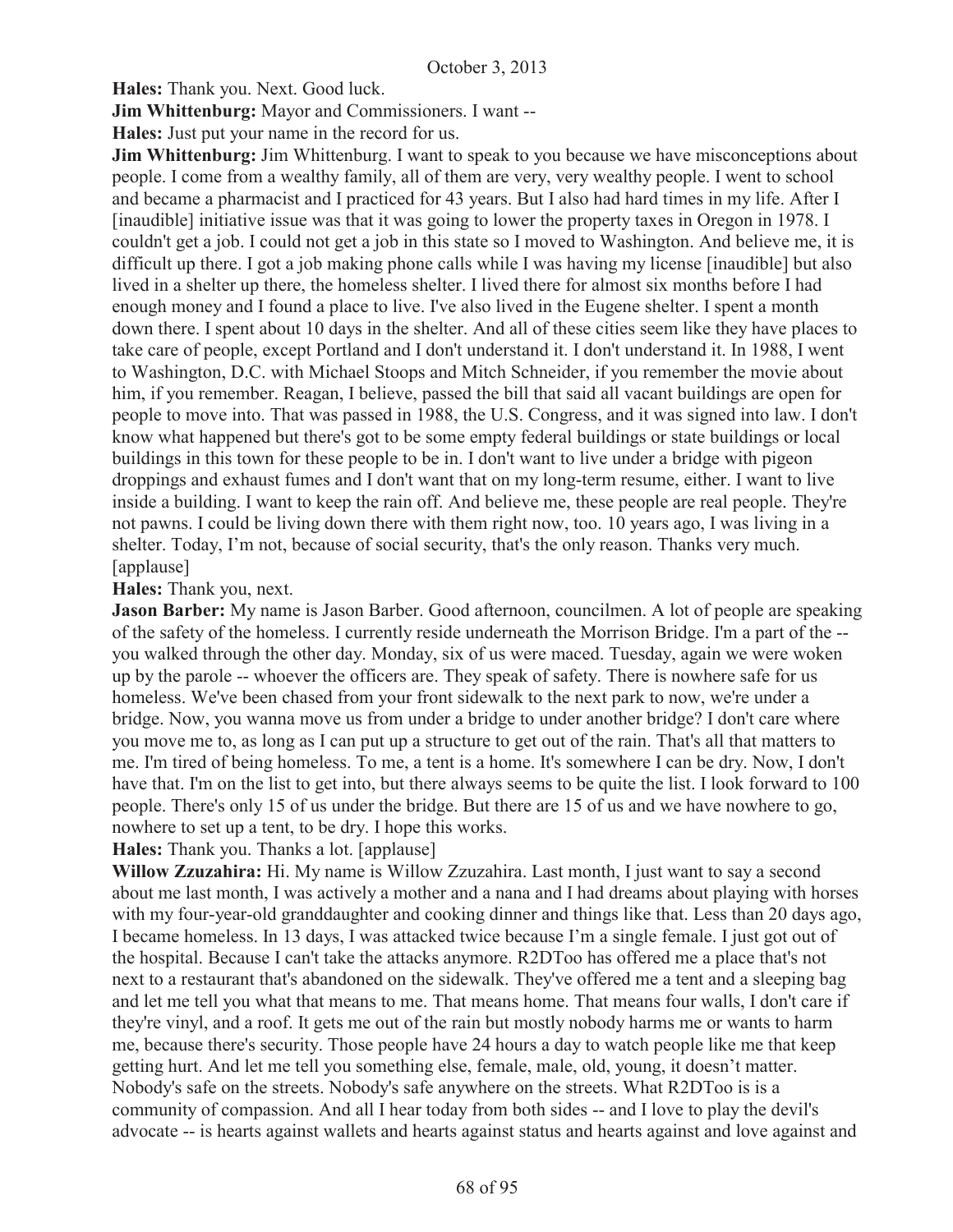**Hales:** Thank you. Next. Good luck.

**Jim Whittenburg:** Mayor and Commissioners. I want --

**Hales:** Just put your name in the record for us.

**Jim Whittenburg:** Jim Whittenburg. I want to speak to you because we have misconceptions about people. I come from a wealthy family, all of them are very, very wealthy people. I went to school and became a pharmacist and I practiced for 43 years. But I also had hard times in my life. After I [inaudible] initiative issue was that it was going to lower the property taxes in Oregon in 1978. I couldn't get a job. I could not get a job in this state so I moved to Washington. And believe me, it is difficult up there. I got a job making phone calls while I was having my license [inaudible] but also lived in a shelter up there, the homeless shelter. I lived there for almost six months before I had enough money and I found a place to live. I've also lived in the Eugene shelter. I spent a month down there. I spent about 10 days in the shelter. And all of these cities seem like they have places to take care of people, except Portland and I don't understand it. I don't understand it. In 1988, I went to Washington, D.C. with Michael Stoops and Mitch Schneider, if you remember the movie about him, if you remember. Reagan, I believe, passed the bill that said all vacant buildings are open for people to move into. That was passed in 1988, the U.S. Congress, and it was signed into law. I don't know what happened but there's got to be some empty federal buildings or state buildings or local buildings in this town for these people to be in. I don't want to live under a bridge with pigeon droppings and exhaust fumes and I don't want that on my long-term resume, either. I want to live inside a building. I want to keep the rain off. And believe me, these people are real people. They're not pawns. I could be living down there with them right now, too. 10 years ago, I was living in a shelter. Today, I'm not, because of social security, that's the only reason. Thanks very much. [applause]

**Hales:** Thank you, next.

**Jason Barber:** My name is Jason Barber. Good afternoon, councilmen. A lot of people are speaking of the safety of the homeless. I currently reside underneath the Morrison Bridge. I'm a part of the -- you walked through the other day. Monday, six of us were maced. Tuesday, again we were woken up by the parole -- whoever the officers are. They speak of safety. There is nowhere safe for us homeless. We've been chased from your front sidewalk to the next park to now, we're under a bridge. Now, you wanna move us from under a bridge to under another bridge? I don't care where you move me to, as long as I can put up a structure to get out of the rain. That's all that matters to me. I'm tired of being homeless. To me, a tent is a home. It's somewhere I can be dry. Now, I don't have that. I'm on the list to get into, but there always seems to be quite the list. I look forward to 100 people. There's only 15 of us under the bridge. But there are 15 of us and we have nowhere to go, nowhere to set up a tent, to be dry. I hope this works.

**Hales:** Thank you. Thanks a lot. [applause]

**Willow Zzuzahira:** Hi. My name is Willow Zzuzahira. Last month, I just want to say a second about me last month, I was actively a mother and a nana and I had dreams about playing with horses with my four-year-old granddaughter and cooking dinner and things like that. Less than 20 days ago, I became homeless. In 13 days, I was attacked twice because I'm a single female. I just got out of the hospital. Because I can't take the attacks anymore. R2DToo has offered me a place that's not next to a restaurant that's abandoned on the sidewalk. They've offered me a tent and a sleeping bag and let me tell you what that means to me. That means home. That means four walls, I don't care if they're vinyl, and a roof. It gets me out of the rain but mostly nobody harms me or wants to harm me, because there's security. Those people have 24 hours a day to watch people like me that keep getting hurt. And let me tell you something else, female, male, old, young, it doesn't matter. Nobody's safe on the streets. Nobody's safe anywhere on the streets. What R2DToo is is a community of compassion. And all I hear today from both sides -- and I love to play the devil's advocate -- is hearts against wallets and hearts against status and hearts against and love against and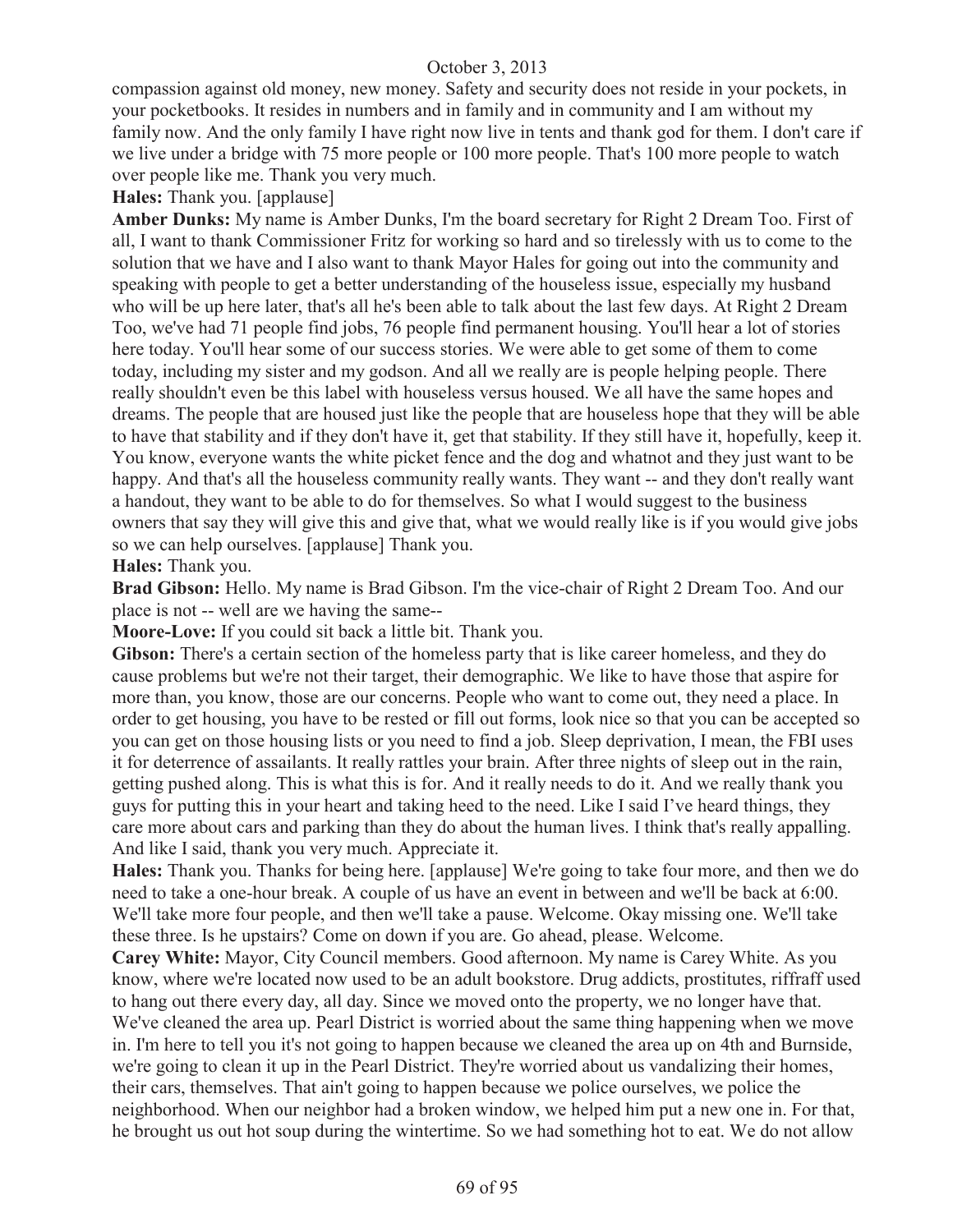compassion against old money, new money. Safety and security does not reside in your pockets, in your pocketbooks. It resides in numbers and in family and in community and I am without my family now. And the only family I have right now live in tents and thank god for them. I don't care if we live under a bridge with 75 more people or 100 more people. That's 100 more people to watch over people like me. Thank you very much.

**Hales:** Thank you. [applause]

**Amber Dunks:** My name is Amber Dunks, I'm the board secretary for Right 2 Dream Too. First of all, I want to thank Commissioner Fritz for working so hard and so tirelessly with us to come to the solution that we have and I also want to thank Mayor Hales for going out into the community and speaking with people to get a better understanding of the houseless issue, especially my husband who will be up here later, that's all he's been able to talk about the last few days. At Right 2 Dream Too, we've had 71 people find jobs, 76 people find permanent housing. You'll hear a lot of stories here today. You'll hear some of our success stories. We were able to get some of them to come today, including my sister and my godson. And all we really are is people helping people. There really shouldn't even be this label with houseless versus housed. We all have the same hopes and dreams. The people that are housed just like the people that are houseless hope that they will be able to have that stability and if they don't have it, get that stability. If they still have it, hopefully, keep it. You know, everyone wants the white picket fence and the dog and whatnot and they just want to be happy. And that's all the houseless community really wants. They want -- and they don't really want a handout, they want to be able to do for themselves. So what I would suggest to the business owners that say they will give this and give that, what we would really like is if you would give jobs so we can help ourselves. [applause] Thank you.

**Hales:** Thank you.

**Brad Gibson:** Hello. My name is Brad Gibson. I'm the vice-chair of Right 2 Dream Too. And our place is not -- well are we having the same--

**Moore-Love:** If you could sit back a little bit. Thank you.

**Gibson:** There's a certain section of the homeless party that is like career homeless, and they do cause problems but we're not their target, their demographic. We like to have those that aspire for more than, you know, those are our concerns. People who want to come out, they need a place. In order to get housing, you have to be rested or fill out forms, look nice so that you can be accepted so you can get on those housing lists or you need to find a job. Sleep deprivation, I mean, the FBI uses it for deterrence of assailants. It really rattles your brain. After three nights of sleep out in the rain, getting pushed along. This is what this is for. And it really needs to do it. And we really thank you guys for putting this in your heart and taking heed to the need. Like I said I've heard things, they care more about cars and parking than they do about the human lives. I think that's really appalling. And like I said, thank you very much. Appreciate it.

**Hales:** Thank you. Thanks for being here. [applause] We're going to take four more, and then we do need to take a one-hour break. A couple of us have an event in between and we'll be back at 6:00. We'll take more four people, and then we'll take a pause. Welcome. Okay missing one. We'll take these three. Is he upstairs? Come on down if you are. Go ahead, please. Welcome.

**Carey White:** Mayor, City Council members. Good afternoon. My name is Carey White. As you know, where we're located now used to be an adult bookstore. Drug addicts, prostitutes, riffraff used to hang out there every day, all day. Since we moved onto the property, we no longer have that. We've cleaned the area up. Pearl District is worried about the same thing happening when we move in. I'm here to tell you it's not going to happen because we cleaned the area up on 4th and Burnside, we're going to clean it up in the Pearl District. They're worried about us vandalizing their homes, their cars, themselves. That ain't going to happen because we police ourselves, we police the neighborhood. When our neighbor had a broken window, we helped him put a new one in. For that, he brought us out hot soup during the wintertime. So we had something hot to eat. We do not allow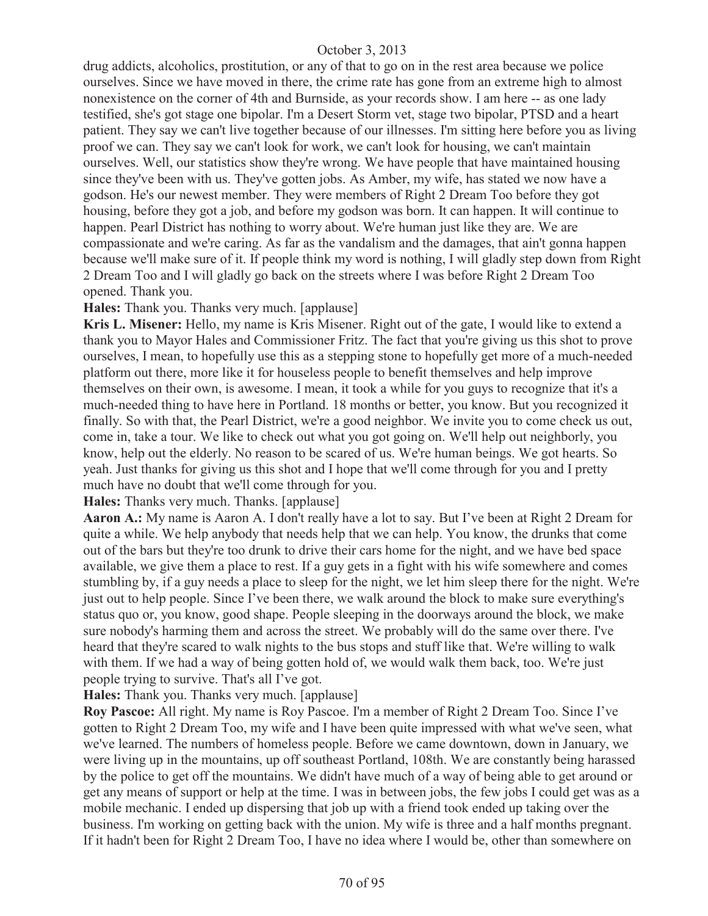drug addicts, alcoholics, prostitution, or any of that to go on in the rest area because we police ourselves. Since we have moved in there, the crime rate has gone from an extreme high to almost nonexistence on the corner of 4th and Burnside, as your records show. I am here -- as one lady testified, she's got stage one bipolar. I'm a Desert Storm vet, stage two bipolar, PTSD and a heart patient. They say we can't live together because of our illnesses. I'm sitting here before you as living proof we can. They say we can't look for work, we can't look for housing, we can't maintain ourselves. Well, our statistics show they're wrong. We have people that have maintained housing since they've been with us. They've gotten jobs. As Amber, my wife, has stated we now have a godson. He's our newest member. They were members of Right 2 Dream Too before they got housing, before they got a job, and before my godson was born. It can happen. It will continue to happen. Pearl District has nothing to worry about. We're human just like they are. We are compassionate and we're caring. As far as the vandalism and the damages, that ain't gonna happen because we'll make sure of it. If people think my word is nothing, I will gladly step down from Right 2 Dream Too and I will gladly go back on the streets where I was before Right 2 Dream Too opened. Thank you.

**Hales:** Thank you. Thanks very much. [applause]

**Kris L. Misener:** Hello, my name is Kris Misener. Right out of the gate, I would like to extend a thank you to Mayor Hales and Commissioner Fritz. The fact that you're giving us this shot to prove ourselves, I mean, to hopefully use this as a stepping stone to hopefully get more of a much-needed platform out there, more like it for houseless people to benefit themselves and help improve themselves on their own, is awesome. I mean, it took a while for you guys to recognize that it's a much-needed thing to have here in Portland. 18 months or better, you know. But you recognized it finally. So with that, the Pearl District, we're a good neighbor. We invite you to come check us out, come in, take a tour. We like to check out what you got going on. We'll help out neighborly, you know, help out the elderly. No reason to be scared of us. We're human beings. We got hearts. So yeah. Just thanks for giving us this shot and I hope that we'll come through for you and I pretty much have no doubt that we'll come through for you.

**Hales:** Thanks very much. Thanks. [applause]

**Aaron A.:** My name is Aaron A. I don't really have a lot to say. But I've been at Right 2 Dream for quite a while. We help anybody that needs help that we can help. You know, the drunks that come out of the bars but they're too drunk to drive their cars home for the night, and we have bed space available, we give them a place to rest. If a guy gets in a fight with his wife somewhere and comes stumbling by, if a guy needs a place to sleep for the night, we let him sleep there for the night. We're just out to help people. Since I've been there, we walk around the block to make sure everything's status quo or, you know, good shape. People sleeping in the doorways around the block, we make sure nobody's harming them and across the street. We probably will do the same over there. I've heard that they're scared to walk nights to the bus stops and stuff like that. We're willing to walk with them. If we had a way of being gotten hold of, we would walk them back, too. We're just people trying to survive. That's all I've got.

**Hales:** Thank you. Thanks very much. [applause]

**Roy Pascoe:** All right. My name is Roy Pascoe. I'm a member of Right 2 Dream Too. Since I've gotten to Right 2 Dream Too, my wife and I have been quite impressed with what we've seen, what we've learned. The numbers of homeless people. Before we came downtown, down in January, we were living up in the mountains, up off southeast Portland, 108th. We are constantly being harassed by the police to get off the mountains. We didn't have much of a way of being able to get around or get any means of support or help at the time. I was in between jobs, the few jobs I could get was as a mobile mechanic. I ended up dispersing that job up with a friend took ended up taking over the business. I'm working on getting back with the union. My wife is three and a half months pregnant. If it hadn't been for Right 2 Dream Too, I have no idea where I would be, other than somewhere on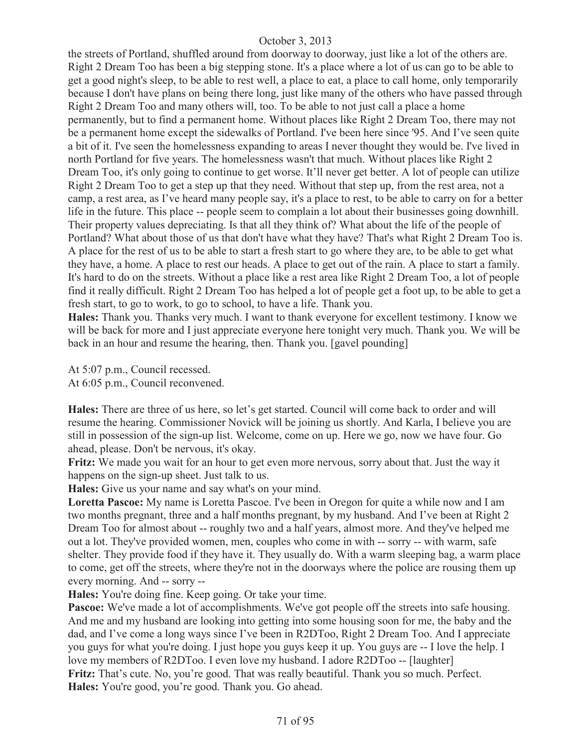the streets of Portland, shuffled around from doorway to doorway, just like a lot of the others are. Right 2 Dream Too has been a big stepping stone. It's a place where a lot of us can go to be able to get a good night's sleep, to be able to rest well, a place to eat, a place to call home, only temporarily because I don't have plans on being there long, just like many of the others who have passed through Right 2 Dream Too and many others will, too. To be able to not just call a place a home permanently, but to find a permanent home. Without places like Right 2 Dream Too, there may not be a permanent home except the sidewalks of Portland. I've been here since '95. And I've seen quite a bit of it. I've seen the homelessness expanding to areas I never thought they would be. I've lived in north Portland for five years. The homelessness wasn't that much. Without places like Right 2 Dream Too, it's only going to continue to get worse. It'll never get better. A lot of people can utilize Right 2 Dream Too to get a step up that they need. Without that step up, from the rest area, not a camp, a rest area, as I've heard many people say, it's a place to rest, to be able to carry on for a better life in the future. This place -- people seem to complain a lot about their businesses going downhill. Their property values depreciating. Is that all they think of? What about the life of the people of Portland? What about those of us that don't have what they have? That's what Right 2 Dream Too is. A place for the rest of us to be able to start a fresh start to go where they are, to be able to get what they have, a home. A place to rest our heads. A place to get out of the rain. A place to start a family. It's hard to do on the streets. Without a place like a rest area like Right 2 Dream Too, a lot of people find it really difficult. Right 2 Dream Too has helped a lot of people get a foot up, to be able to get a fresh start, to go to work, to go to school, to have a life. Thank you.

**Hales:** Thank you. Thanks very much. I want to thank everyone for excellent testimony. I know we will be back for more and I just appreciate everyone here tonight very much. Thank you. We will be back in an hour and resume the hearing, then. Thank you. [gavel pounding]

At 5:07 p.m., Council recessed.
At 6:05 p.m., Council reconvened.

**Hales:** There are three of us here, so let's get started. Council will come back to order and will resume the hearing. Commissioner Novick will be joining us shortly. And Karla, I believe you are still in possession of the sign-up list. Welcome, come on up. Here we go, now we have four. Go ahead, please. Don't be nervous, it's okay.

**Fritz:** We made you wait for an hour to get even more nervous, sorry about that. Just the way it happens on the sign-up sheet. Just talk to us.

**Hales:** Give us your name and say what's on your mind.

**Loretta Pascoe:** My name is Loretta Pascoe. I've been in Oregon for quite a while now and I am two months pregnant, three and a half months pregnant, by my husband. And I've been at Right 2 Dream Too for almost about -- roughly two and a half years, almost more. And they've helped me out a lot. They've provided women, men, couples who come in with -- sorry -- with warm, safe shelter. They provide food if they have it. They usually do. With a warm sleeping bag, a warm place to come, get off the streets, where they're not in the doorways where the police are rousing them up every morning. And -- sorry --

**Hales:** You're doing fine. Keep going. Or take your time.

**Pascoe:** We've made a lot of accomplishments. We've got people off the streets into safe housing. And me and my husband are looking into getting into some housing soon for me, the baby and the dad, and I've come a long ways since I've been in R2DToo, Right 2 Dream Too. And I appreciate you guys for what you're doing. I just hope you guys keep it up. You guys are -- I love the help. I love my members of R2DToo. I even love my husband. I adore R2DToo -- [laughter]

**Fritz:** That's cute. No, you're good. That was really beautiful. Thank you so much. Perfect.

**Hales:** You're good, you're good. Thank you. Go ahead.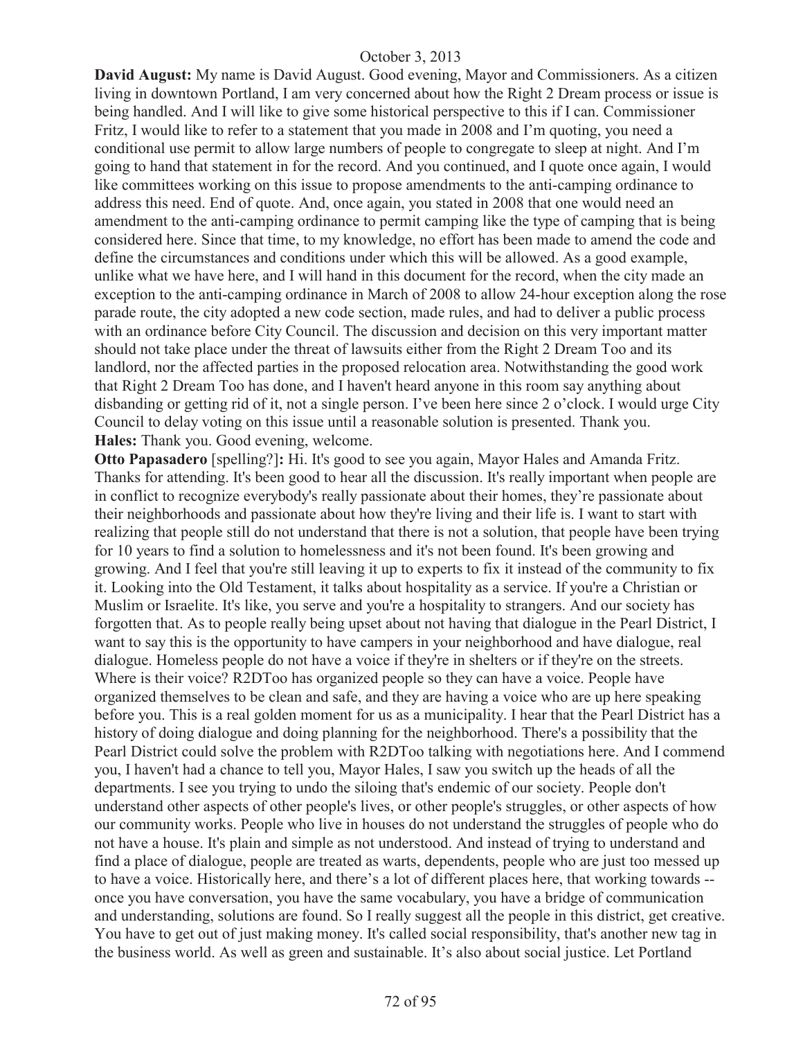**David August:** My name is David August. Good evening, Mayor and Commissioners. As a citizen living in downtown Portland, I am very concerned about how the Right 2 Dream process or issue is being handled. And I will like to give some historical perspective to this if I can. Commissioner Fritz, I would like to refer to a statement that you made in 2008 and I'm quoting, you need a conditional use permit to allow large numbers of people to congregate to sleep at night. And I'm going to hand that statement in for the record. And you continued, and I quote once again, I would like committees working on this issue to propose amendments to the anti-camping ordinance to address this need. End of quote. And, once again, you stated in 2008 that one would need an amendment to the anti-camping ordinance to permit camping like the type of camping that is being considered here. Since that time, to my knowledge, no effort has been made to amend the code and define the circumstances and conditions under which this will be allowed. As a good example, unlike what we have here, and I will hand in this document for the record, when the city made an exception to the anti-camping ordinance in March of 2008 to allow 24-hour exception along the rose parade route, the city adopted a new code section, made rules, and had to deliver a public process with an ordinance before City Council. The discussion and decision on this very important matter should not take place under the threat of lawsuits either from the Right 2 Dream Too and its landlord, nor the affected parties in the proposed relocation area. Notwithstanding the good work that Right 2 Dream Too has done, and I haven't heard anyone in this room say anything about disbanding or getting rid of it, not a single person. I've been here since 2 o'clock. I would urge City Council to delay voting on this issue until a reasonable solution is presented. Thank you.

**Hales:** Thank you. Good evening, welcome.

**Otto Papasadero** [spelling?]**:** Hi. It's good to see you again, Mayor Hales and Amanda Fritz. Thanks for attending. It's been good to hear all the discussion. It's really important when people are in conflict to recognize everybody's really passionate about their homes, they're passionate about their neighborhoods and passionate about how they're living and their life is. I want to start with realizing that people still do not understand that there is not a solution, that people have been trying for 10 years to find a solution to homelessness and it's not been found. It's been growing and growing. And I feel that you're still leaving it up to experts to fix it instead of the community to fix it. Looking into the Old Testament, it talks about hospitality as a service. If you're a Christian or Muslim or Israelite. It's like, you serve and you're a hospitality to strangers. And our society has forgotten that. As to people really being upset about not having that dialogue in the Pearl District, I want to say this is the opportunity to have campers in your neighborhood and have dialogue, real dialogue. Homeless people do not have a voice if they're in shelters or if they're on the streets. Where is their voice? R2DToo has organized people so they can have a voice. People have organized themselves to be clean and safe, and they are having a voice who are up here speaking before you. This is a real golden moment for us as a municipality. I hear that the Pearl District has a history of doing dialogue and doing planning for the neighborhood. There's a possibility that the Pearl District could solve the problem with R2DToo talking with negotiations here. And I commend you, I haven't had a chance to tell you, Mayor Hales, I saw you switch up the heads of all the departments. I see you trying to undo the siloing that's endemic of our society. People don't understand other aspects of other people's lives, or other people's struggles, or other aspects of how our community works. People who live in houses do not understand the struggles of people who do not have a house. It's plain and simple as not understood. And instead of trying to understand and find a place of dialogue, people are treated as warts, dependents, people who are just too messed up to have a voice. Historically here, and there's a lot of different places here, that working towards -- once you have conversation, you have the same vocabulary, you have a bridge of communication and understanding, solutions are found. So I really suggest all the people in this district, get creative. You have to get out of just making money. It's called social responsibility, that's another new tag in the business world. As well as green and sustainable. It's also about social justice. Let Portland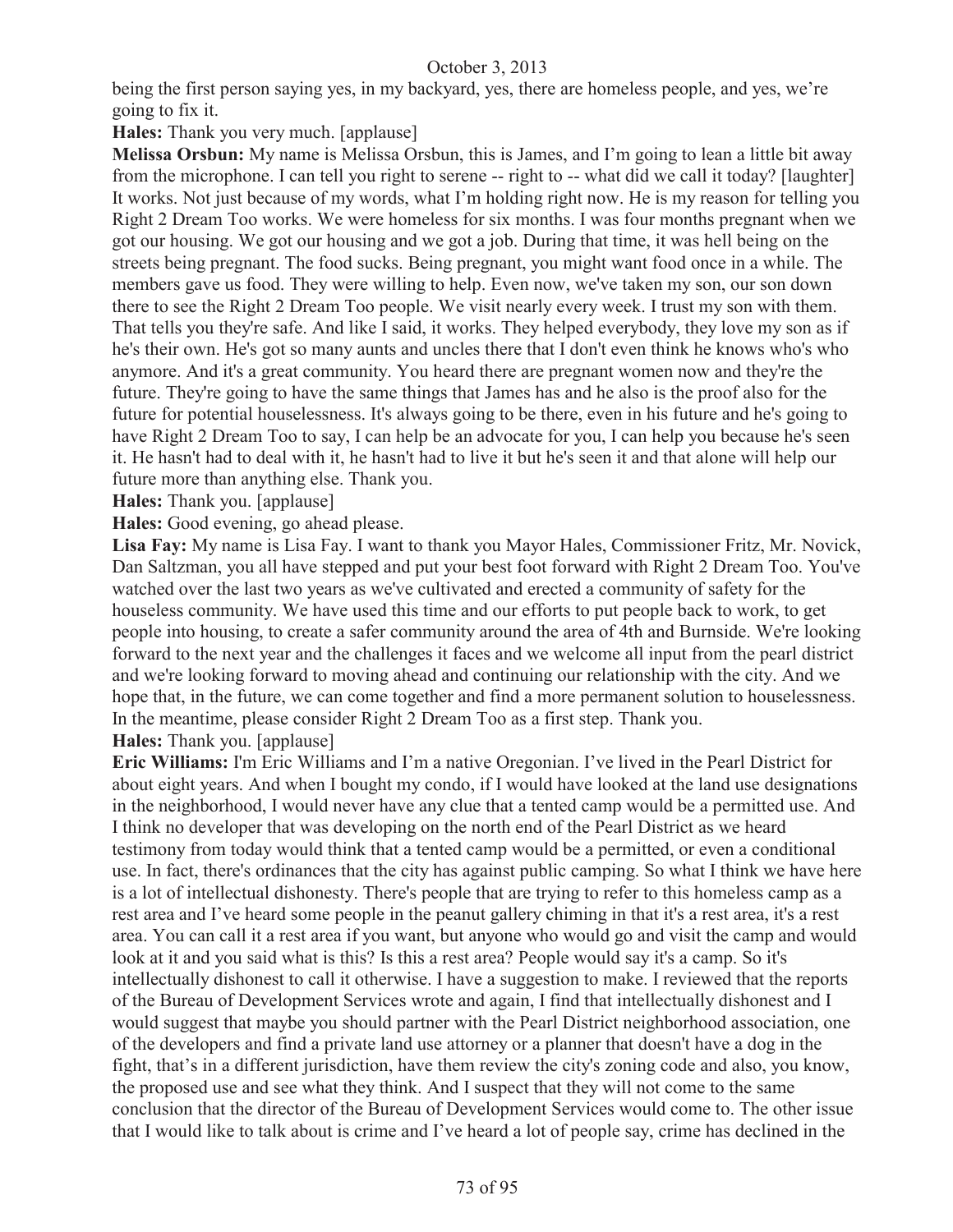being the first person saying yes, in my backyard, yes, there are homeless people, and yes, we're going to fix it.

**Hales:** Thank you very much. [applause]

**Melissa Orsbun:** My name is Melissa Orsbun, this is James, and I'm going to lean a little bit away from the microphone. I can tell you right to serene -- right to -- what did we call it today? [laughter] It works. Not just because of my words, what I'm holding right now. He is my reason for telling you Right 2 Dream Too works. We were homeless for six months. I was four months pregnant when we got our housing. We got our housing and we got a job. During that time, it was hell being on the streets being pregnant. The food sucks. Being pregnant, you might want food once in a while. The members gave us food. They were willing to help. Even now, we've taken my son, our son down there to see the Right 2 Dream Too people. We visit nearly every week. I trust my son with them. That tells you they're safe. And like I said, it works. They helped everybody, they love my son as if he's their own. He's got so many aunts and uncles there that I don't even think he knows who's who anymore. And it's a great community. You heard there are pregnant women now and they're the future. They're going to have the same things that James has and he also is the proof also for the future for potential houselessness. It's always going to be there, even in his future and he's going to have Right 2 Dream Too to say, I can help be an advocate for you, I can help you because he's seen it. He hasn't had to deal with it, he hasn't had to live it but he's seen it and that alone will help our future more than anything else. Thank you.

**Hales:** Thank you. [applause]

**Hales:** Good evening, go ahead please.

**Lisa Fay:** My name is Lisa Fay. I want to thank you Mayor Hales, Commissioner Fritz, Mr. Novick, Dan Saltzman, you all have stepped and put your best foot forward with Right 2 Dream Too. You've watched over the last two years as we've cultivated and erected a community of safety for the houseless community. We have used this time and our efforts to put people back to work, to get people into housing, to create a safer community around the area of 4th and Burnside. We're looking forward to the next year and the challenges it faces and we welcome all input from the pearl district and we're looking forward to moving ahead and continuing our relationship with the city. And we hope that, in the future, we can come together and find a more permanent solution to houselessness. In the meantime, please consider Right 2 Dream Too as a first step. Thank you.

**Hales:** Thank you. [applause]

**Eric Williams:** I'm Eric Williams and I'm a native Oregonian. I've lived in the Pearl District for about eight years. And when I bought my condo, if I would have looked at the land use designations in the neighborhood, I would never have any clue that a tented camp would be a permitted use. And I think no developer that was developing on the north end of the Pearl District as we heard testimony from today would think that a tented camp would be a permitted, or even a conditional use. In fact, there's ordinances that the city has against public camping. So what I think we have here is a lot of intellectual dishonesty. There's people that are trying to refer to this homeless camp as a rest area and I've heard some people in the peanut gallery chiming in that it's a rest area, it's a rest area. You can call it a rest area if you want, but anyone who would go and visit the camp and would look at it and you said what is this? Is this a rest area? People would say it's a camp. So it's intellectually dishonest to call it otherwise. I have a suggestion to make. I reviewed that the reports of the Bureau of Development Services wrote and again, I find that intellectually dishonest and I would suggest that maybe you should partner with the Pearl District neighborhood association, one of the developers and find a private land use attorney or a planner that doesn't have a dog in the fight, that's in a different jurisdiction, have them review the city's zoning code and also, you know, the proposed use and see what they think. And I suspect that they will not come to the same conclusion that the director of the Bureau of Development Services would come to. The other issue that I would like to talk about is crime and I've heard a lot of people say, crime has declined in the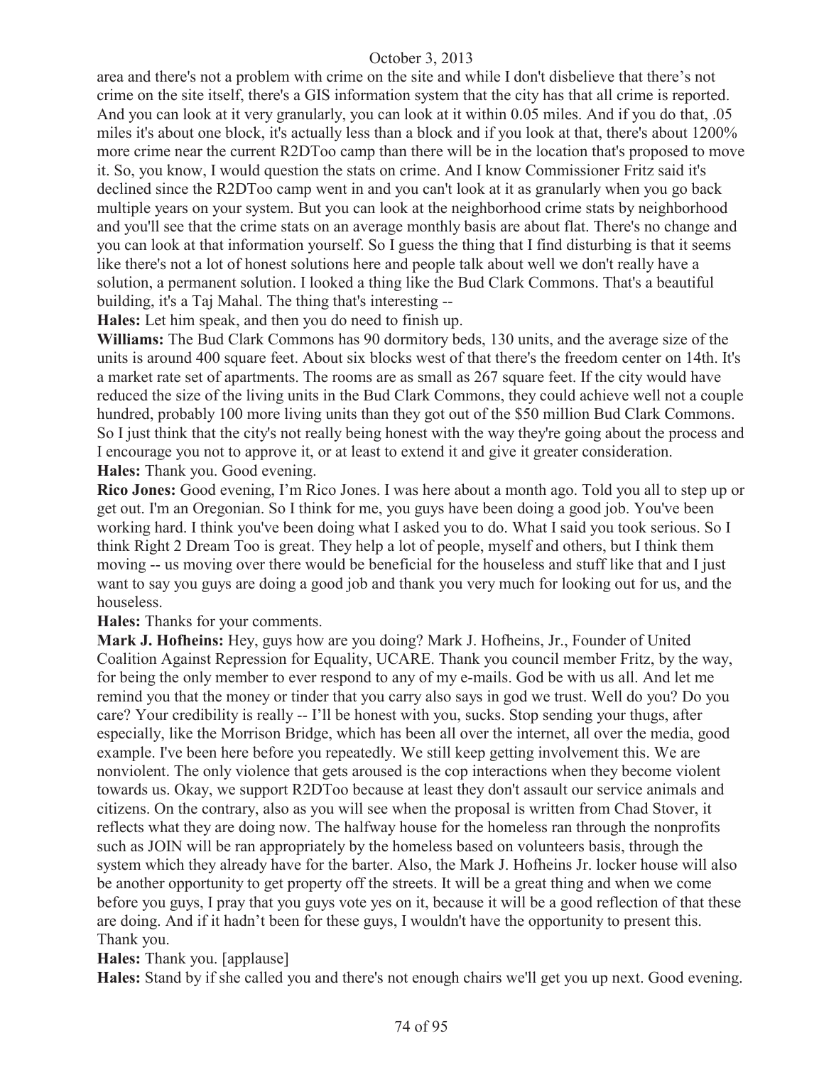area and there's not a problem with crime on the site and while I don't disbelieve that there's not crime on the site itself, there's a GIS information system that the city has that all crime is reported. And you can look at it very granularly, you can look at it within 0.05 miles. And if you do that, .05 miles it's about one block, it's actually less than a block and if you look at that, there's about 1200% more crime near the current R2DToo camp than there will be in the location that's proposed to move it. So, you know, I would question the stats on crime. And I know Commissioner Fritz said it's declined since the R2DToo camp went in and you can't look at it as granularly when you go back multiple years on your system. But you can look at the neighborhood crime stats by neighborhood and you'll see that the crime stats on an average monthly basis are about flat. There's no change and you can look at that information yourself. So I guess the thing that I find disturbing is that it seems like there's not a lot of honest solutions here and people talk about well we don't really have a solution, a permanent solution. I looked a thing like the Bud Clark Commons. That's a beautiful building, it's a Taj Mahal. The thing that's interesting --

**Hales:** Let him speak, and then you do need to finish up.

**Williams:** The Bud Clark Commons has 90 dormitory beds, 130 units, and the average size of the units is around 400 square feet. About six blocks west of that there's the freedom center on 14th. It's a market rate set of apartments. The rooms are as small as 267 square feet. If the city would have reduced the size of the living units in the Bud Clark Commons, they could achieve well not a couple hundred, probably 100 more living units than they got out of the $50 million Bud Clark Commons. So I just think that the city's not really being honest with the way they're going about the process and I encourage you not to approve it, or at least to extend it and give it greater consideration.

**Hales:** Thank you. Good evening.

**Rico Jones:** Good evening, I'm Rico Jones. I was here about a month ago. Told you all to step up or get out. I'm an Oregonian. So I think for me, you guys have been doing a good job. You've been working hard. I think you've been doing what I asked you to do. What I said you took serious. So I think Right 2 Dream Too is great. They help a lot of people, myself and others, but I think them moving -- us moving over there would be beneficial for the houseless and stuff like that and I just want to say you guys are doing a good job and thank you very much for looking out for us, and the houseless.

**Hales:** Thanks for your comments.

**Mark J. Hofheins:** Hey, guys how are you doing? Mark J. Hofheins, Jr., Founder of United Coalition Against Repression for Equality, UCARE. Thank you council member Fritz, by the way, for being the only member to ever respond to any of my e-mails. God be with us all. And let me remind you that the money or tinder that you carry also says in god we trust. Well do you? Do you care? Your credibility is really -- I'll be honest with you, sucks. Stop sending your thugs, after especially, like the Morrison Bridge, which has been all over the internet, all over the media, good example. I've been here before you repeatedly. We still keep getting involvement this. We are nonviolent. The only violence that gets aroused is the cop interactions when they become violent towards us. Okay, we support R2DToo because at least they don't assault our service animals and citizens. On the contrary, also as you will see when the proposal is written from Chad Stover, it reflects what they are doing now. The halfway house for the homeless ran through the nonprofits such as JOIN will be ran appropriately by the homeless based on volunteers basis, through the system which they already have for the barter. Also, the Mark J. Hofheins Jr. locker house will also be another opportunity to get property off the streets. It will be a great thing and when we come before you guys, I pray that you guys vote yes on it, because it will be a good reflection of that these are doing. And if it hadn't been for these guys, I wouldn't have the opportunity to present this. Thank you.

**Hales:** Thank you. [applause]

**Hales:** Stand by if she called you and there's not enough chairs we'll get you up next. Good evening.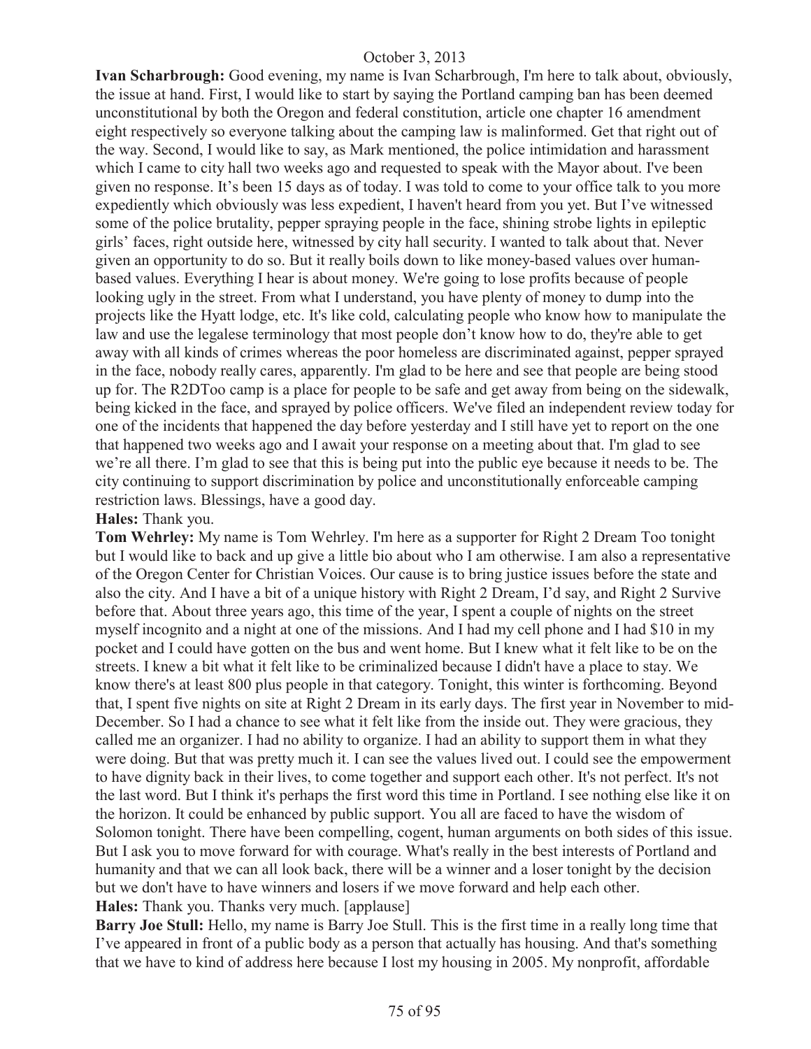**Ivan Scharbrough:** Good evening, my name is Ivan Scharbrough, I'm here to talk about, obviously, the issue at hand. First, I would like to start by saying the Portland camping ban has been deemed unconstitutional by both the Oregon and federal constitution, article one chapter 16 amendment eight respectively so everyone talking about the camping law is malinformed. Get that right out of the way. Second, I would like to say, as Mark mentioned, the police intimidation and harassment which I came to city hall two weeks ago and requested to speak with the Mayor about. I've been given no response. It's been 15 days as of today. I was told to come to your office talk to you more expediently which obviously was less expedient, I haven't heard from you yet. But I've witnessed some of the police brutality, pepper spraying people in the face, shining strobe lights in epileptic girls' faces, right outside here, witnessed by city hall security. I wanted to talk about that. Never given an opportunity to do so. But it really boils down to like money-based values over human-based values. Everything I hear is about money. We're going to lose profits because of people looking ugly in the street. From what I understand, you have plenty of money to dump into the projects like the Hyatt lodge, etc. It's like cold, calculating people who know how to manipulate the law and use the legalese terminology that most people don't know how to do, they're able to get away with all kinds of crimes whereas the poor homeless are discriminated against, pepper sprayed in the face, nobody really cares, apparently. I'm glad to be here and see that people are being stood up for. The R2DToo camp is a place for people to be safe and get away from being on the sidewalk, being kicked in the face, and sprayed by police officers. We've filed an independent review today for one of the incidents that happened the day before yesterday and I still have yet to report on the one that happened two weeks ago and I await your response on a meeting about that. I'm glad to see we're all there. I'm glad to see that this is being put into the public eye because it needs to be. The city continuing to support discrimination by police and unconstitutionally enforceable camping restriction laws. Blessings, have a good day.

**Hales:** Thank you.

**Tom Wehrley:** My name is Tom Wehrley. I'm here as a supporter for Right 2 Dream Too tonight but I would like to back and up give a little bio about who I am otherwise. I am also a representative of the Oregon Center for Christian Voices. Our cause is to bring justice issues before the state and also the city. And I have a bit of a unique history with Right 2 Dream, I'd say, and Right 2 Survive before that. About three years ago, this time of the year, I spent a couple of nights on the street myself incognito and a night at one of the missions. And I had my cell phone and I had $10 in my pocket and I could have gotten on the bus and went home. But I knew what it felt like to be on the streets. I knew a bit what it felt like to be criminalized because I didn't have a place to stay. We know there's at least 800 plus people in that category. Tonight, this winter is forthcoming. Beyond that, I spent five nights on site at Right 2 Dream in its early days. The first year in November to mid-December. So I had a chance to see what it felt like from the inside out. They were gracious, they called me an organizer. I had no ability to organize. I had an ability to support them in what they were doing. But that was pretty much it. I can see the values lived out. I could see the empowerment to have dignity back in their lives, to come together and support each other. It's not perfect. It's not the last word. But I think it's perhaps the first word this time in Portland. I see nothing else like it on the horizon. It could be enhanced by public support. You all are faced to have the wisdom of Solomon tonight. There have been compelling, cogent, human arguments on both sides of this issue. But I ask you to move forward for with courage. What's really in the best interests of Portland and humanity and that we can all look back, there will be a winner and a loser tonight by the decision but we don't have to have winners and losers if we move forward and help each other.

**Hales:** Thank you. Thanks very much. [applause]

**Barry Joe Stull:** Hello, my name is Barry Joe Stull. This is the first time in a really long time that I've appeared in front of a public body as a person that actually has housing. And that's something that we have to kind of address here because I lost my housing in 2005. My nonprofit, affordable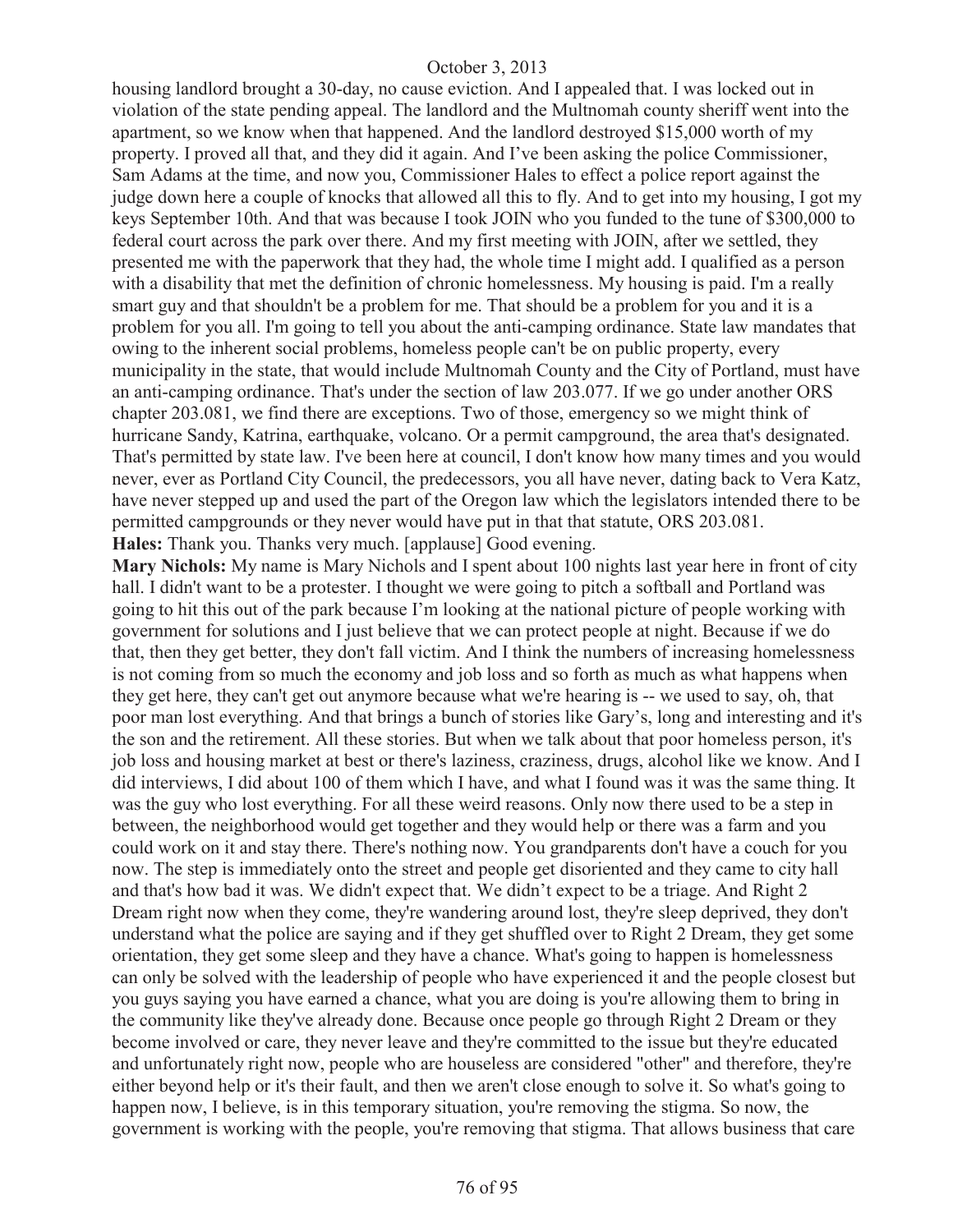housing landlord brought a 30-day, no cause eviction. And I appealed that. I was locked out in violation of the state pending appeal. The landlord and the Multnomah county sheriff went into the apartment, so we know when that happened. And the landlord destroyed $15,000 worth of my property. I proved all that, and they did it again. And I've been asking the police Commissioner, Sam Adams at the time, and now you, Commissioner Hales to effect a police report against the judge down here a couple of knocks that allowed all this to fly. And to get into my housing, I got my keys September 10th. And that was because I took JOIN who you funded to the tune of $300,000 to federal court across the park over there. And my first meeting with JOIN, after we settled, they presented me with the paperwork that they had, the whole time I might add. I qualified as a person with a disability that met the definition of chronic homelessness. My housing is paid. I'm a really smart guy and that shouldn't be a problem for me. That should be a problem for you and it is a problem for you all. I'm going to tell you about the anti-camping ordinance. State law mandates that owing to the inherent social problems, homeless people can't be on public property, every municipality in the state, that would include Multnomah County and the City of Portland, must have an anti-camping ordinance. That's under the section of law 203.077. If we go under another ORS chapter 203.081, we find there are exceptions. Two of those, emergency so we might think of hurricane Sandy, Katrina, earthquake, volcano. Or a permit campground, the area that's designated. That's permitted by state law. I've been here at council, I don't know how many times and you would never, ever as Portland City Council, the predecessors, you all have never, dating back to Vera Katz, have never stepped up and used the part of the Oregon law which the legislators intended there to be permitted campgrounds or they never would have put in that that statute, ORS 203.081.

**Hales:** Thank you. Thanks very much. [applause] Good evening.

**Mary Nichols:** My name is Mary Nichols and I spent about 100 nights last year here in front of city hall. I didn't want to be a protester. I thought we were going to pitch a softball and Portland was going to hit this out of the park because I'm looking at the national picture of people working with government for solutions and I just believe that we can protect people at night. Because if we do that, then they get better, they don't fall victim. And I think the numbers of increasing homelessness is not coming from so much the economy and job loss and so forth as much as what happens when they get here, they can't get out anymore because what we're hearing is -- we used to say, oh, that poor man lost everything. And that brings a bunch of stories like Gary's, long and interesting and it's the son and the retirement. All these stories. But when we talk about that poor homeless person, it's job loss and housing market at best or there's laziness, craziness, drugs, alcohol like we know. And I did interviews, I did about 100 of them which I have, and what I found was it was the same thing. It was the guy who lost everything. For all these weird reasons. Only now there used to be a step in between, the neighborhood would get together and they would help or there was a farm and you could work on it and stay there. There's nothing now. You grandparents don't have a couch for you now. The step is immediately onto the street and people get disoriented and they came to city hall and that's how bad it was. We didn't expect that. We didn't expect to be a triage. And Right 2 Dream right now when they come, they're wandering around lost, they're sleep deprived, they don't understand what the police are saying and if they get shuffled over to Right 2 Dream, they get some orientation, they get some sleep and they have a chance. What's going to happen is homelessness can only be solved with the leadership of people who have experienced it and the people closest but you guys saying you have earned a chance, what you are doing is you're allowing them to bring in the community like they've already done. Because once people go through Right 2 Dream or they become involved or care, they never leave and they're committed to the issue but they're educated and unfortunately right now, people who are houseless are considered "other" and therefore, they're either beyond help or it's their fault, and then we aren't close enough to solve it. So what's going to happen now, I believe, is in this temporary situation, you're removing the stigma. So now, the government is working with the people, you're removing that stigma. That allows business that care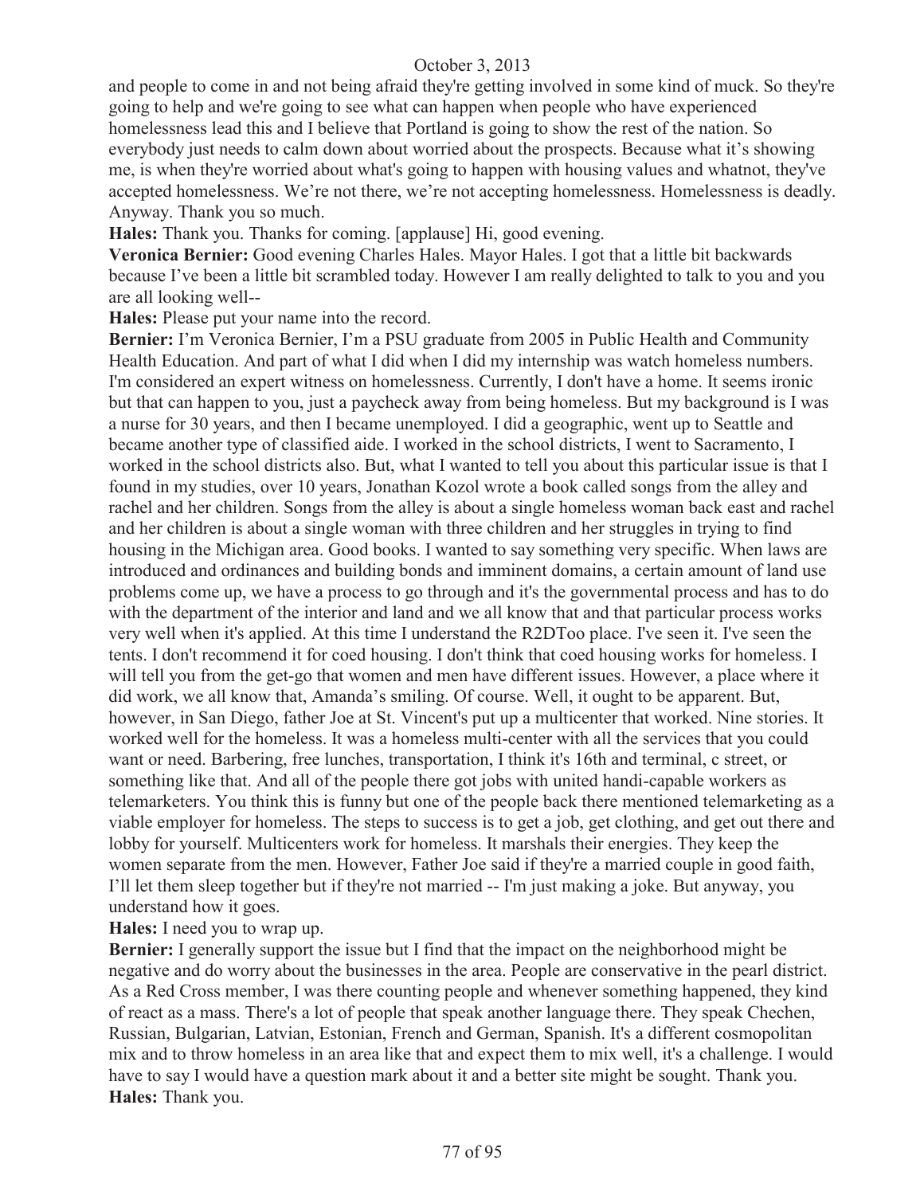and people to come in and not being afraid they're getting involved in some kind of muck. So they're going to help and we're going to see what can happen when people who have experienced homelessness lead this and I believe that Portland is going to show the rest of the nation. So everybody just needs to calm down about worried about the prospects. Because what it's showing me, is when they're worried about what's going to happen with housing values and whatnot, they've accepted homelessness. We're not there, we're not accepting homelessness. Homelessness is deadly. Anyway. Thank you so much.

**Hales:** Thank you. Thanks for coming. [applause] Hi, good evening.

**Veronica Bernier:** Good evening Charles Hales. Mayor Hales. I got that a little bit backwards because I've been a little bit scrambled today. However I am really delighted to talk to you and you are all looking well--

**Hales:** Please put your name into the record.

**Bernier:** I'm Veronica Bernier, I'm a PSU graduate from 2005 in Public Health and Community Health Education. And part of what I did when I did my internship was watch homeless numbers. I'm considered an expert witness on homelessness. Currently, I don't have a home. It seems ironic but that can happen to you, just a paycheck away from being homeless. But my background is I was a nurse for 30 years, and then I became unemployed. I did a geographic, went up to Seattle and became another type of classified aide. I worked in the school districts, I went to Sacramento, I worked in the school districts also. But, what I wanted to tell you about this particular issue is that I found in my studies, over 10 years, Jonathan Kozol wrote a book called songs from the alley and rachel and her children. Songs from the alley is about a single homeless woman back east and rachel and her children is about a single woman with three children and her struggles in trying to find housing in the Michigan area. Good books. I wanted to say something very specific. When laws are introduced and ordinances and building bonds and imminent domains, a certain amount of land use problems come up, we have a process to go through and it's the governmental process and has to do with the department of the interior and land and we all know that and that particular process works very well when it's applied. At this time I understand the R2DToo place. I've seen it. I've seen the tents. I don't recommend it for coed housing. I don't think that coed housing works for homeless. I will tell you from the get-go that women and men have different issues. However, a place where it did work, we all know that, Amanda's smiling. Of course. Well, it ought to be apparent. But, however, in San Diego, father Joe at St. Vincent's put up a multicenter that worked. Nine stories. It worked well for the homeless. It was a homeless multi-center with all the services that you could want or need. Barbering, free lunches, transportation, I think it's 16th and terminal, c street, or something like that. And all of the people there got jobs with united handi-capable workers as telemarketers. You think this is funny but one of the people back there mentioned telemarketing as a viable employer for homeless. The steps to success is to get a job, get clothing, and get out there and lobby for yourself. Multicenters work for homeless. It marshals their energies. They keep the women separate from the men. However, Father Joe said if they're a married couple in good faith, I'll let them sleep together but if they're not married -- I'm just making a joke. But anyway, you understand how it goes.

**Hales:** I need you to wrap up.

**Bernier:** I generally support the issue but I find that the impact on the neighborhood might be negative and do worry about the businesses in the area. People are conservative in the pearl district. As a Red Cross member, I was there counting people and whenever something happened, they kind of react as a mass. There's a lot of people that speak another language there. They speak Chechen, Russian, Bulgarian, Latvian, Estonian, French and German, Spanish. It's a different cosmopolitan mix and to throw homeless in an area like that and expect them to mix well, it's a challenge. I would have to say I would have a question mark about it and a better site might be sought. Thank you.

**Hales:** Thank you.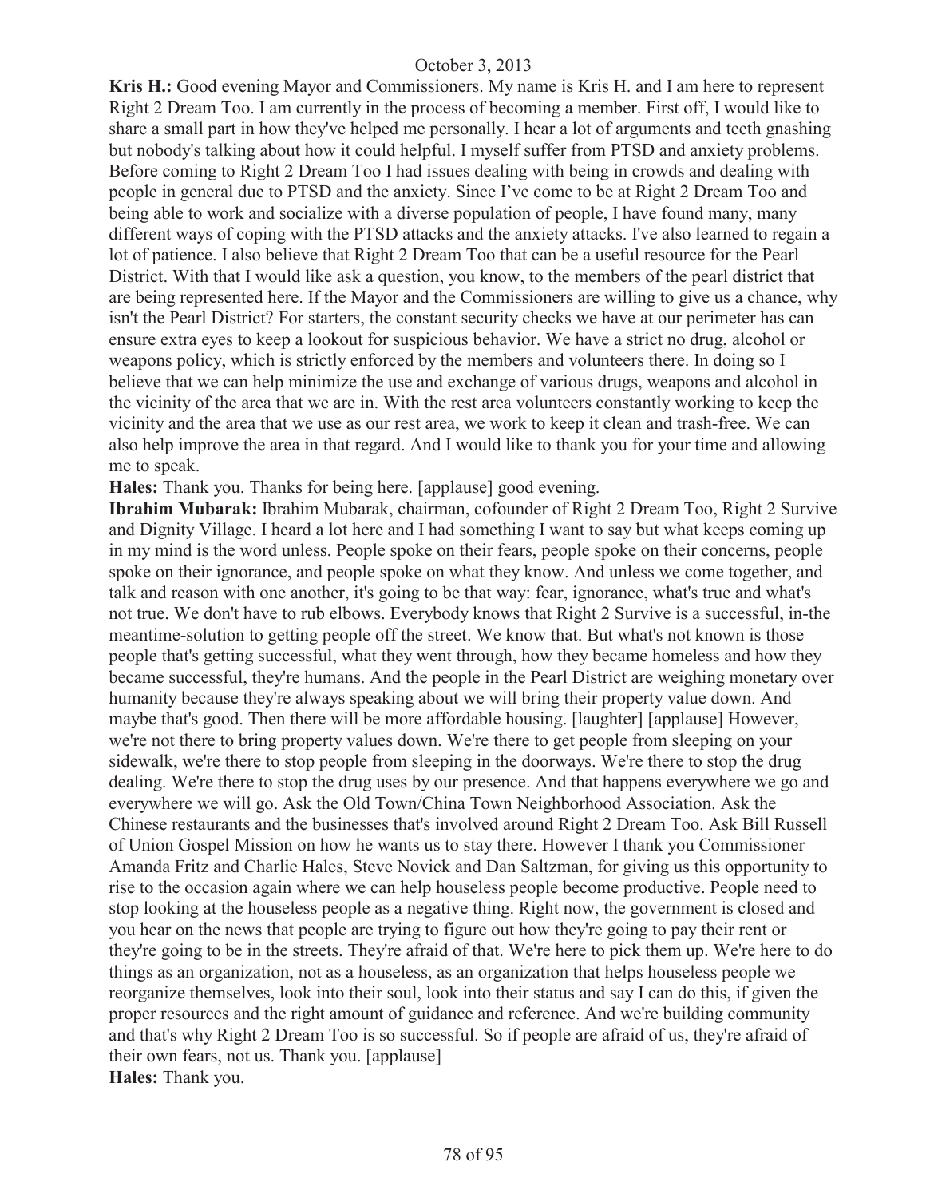**Kris H.:** Good evening Mayor and Commissioners. My name is Kris H. and I am here to represent Right 2 Dream Too. I am currently in the process of becoming a member. First off, I would like to share a small part in how they've helped me personally. I hear a lot of arguments and teeth gnashing but nobody's talking about how it could helpful. I myself suffer from PTSD and anxiety problems. Before coming to Right 2 Dream Too I had issues dealing with being in crowds and dealing with people in general due to PTSD and the anxiety. Since I've come to be at Right 2 Dream Too and being able to work and socialize with a diverse population of people, I have found many, many different ways of coping with the PTSD attacks and the anxiety attacks. I've also learned to regain a lot of patience. I also believe that Right 2 Dream Too that can be a useful resource for the Pearl District. With that I would like ask a question, you know, to the members of the pearl district that are being represented here. If the Mayor and the Commissioners are willing to give us a chance, why isn't the Pearl District? For starters, the constant security checks we have at our perimeter has can ensure extra eyes to keep a lookout for suspicious behavior. We have a strict no drug, alcohol or weapons policy, which is strictly enforced by the members and volunteers there. In doing so I believe that we can help minimize the use and exchange of various drugs, weapons and alcohol in the vicinity of the area that we are in. With the rest area volunteers constantly working to keep the vicinity and the area that we use as our rest area, we work to keep it clean and trash-free. We can also help improve the area in that regard. And I would like to thank you for your time and allowing me to speak.

**Hales:** Thank you. Thanks for being here. [applause] good evening.

**Ibrahim Mubarak:** Ibrahim Mubarak, chairman, cofounder of Right 2 Dream Too, Right 2 Survive and Dignity Village. I heard a lot here and I had something I want to say but what keeps coming up in my mind is the word unless. People spoke on their fears, people spoke on their concerns, people spoke on their ignorance, and people spoke on what they know. And unless we come together, and talk and reason with one another, it's going to be that way: fear, ignorance, what's true and what's not true. We don't have to rub elbows. Everybody knows that Right 2 Survive is a successful, in-the meantime-solution to getting people off the street. We know that. But what's not known is those people that's getting successful, what they went through, how they became homeless and how they became successful, they're humans. And the people in the Pearl District are weighing monetary over humanity because they're always speaking about we will bring their property value down. And maybe that's good. Then there will be more affordable housing. [laughter] [applause] However, we're not there to bring property values down. We're there to get people from sleeping on your sidewalk, we're there to stop people from sleeping in the doorways. We're there to stop the drug dealing. We're there to stop the drug uses by our presence. And that happens everywhere we go and everywhere we will go. Ask the Old Town/China Town Neighborhood Association. Ask the Chinese restaurants and the businesses that's involved around Right 2 Dream Too. Ask Bill Russell of Union Gospel Mission on how he wants us to stay there. However I thank you Commissioner Amanda Fritz and Charlie Hales, Steve Novick and Dan Saltzman, for giving us this opportunity to rise to the occasion again where we can help houseless people become productive. People need to stop looking at the houseless people as a negative thing. Right now, the government is closed and you hear on the news that people are trying to figure out how they're going to pay their rent or they're going to be in the streets. They're afraid of that. We're here to pick them up. We're here to do things as an organization, not as a houseless, as an organization that helps houseless people we reorganize themselves, look into their soul, look into their status and say I can do this, if given the proper resources and the right amount of guidance and reference. And we're building community and that's why Right 2 Dream Too is so successful. So if people are afraid of us, they're afraid of their own fears, not us. Thank you. [applause]

**Hales:** Thank you.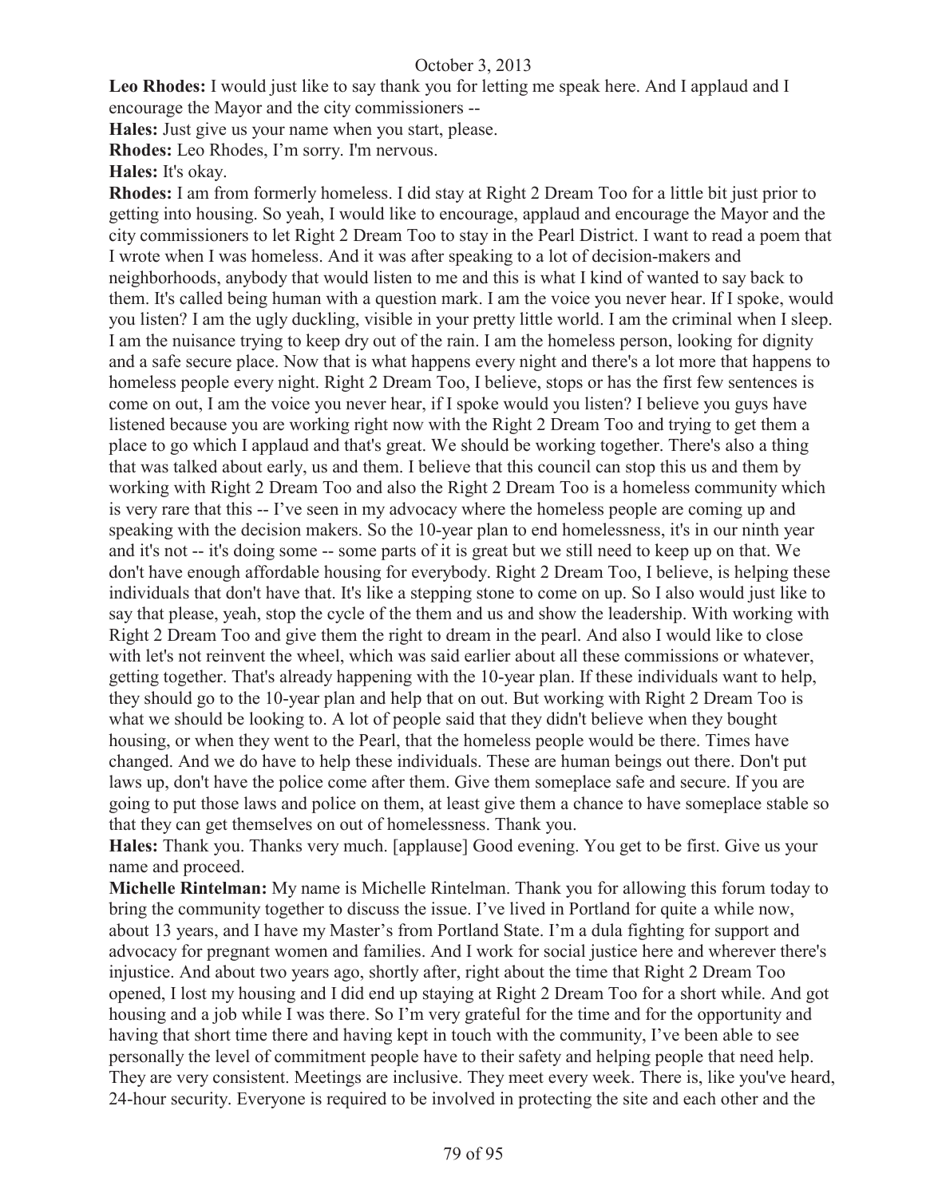**Leo Rhodes:** I would just like to say thank you for letting me speak here. And I applaud and I encourage the Mayor and the city commissioners --

**Hales:** Just give us your name when you start, please.

**Rhodes:** Leo Rhodes, I'm sorry. I'm nervous.

**Hales:** It's okay.

**Rhodes:** I am from formerly homeless. I did stay at Right 2 Dream Too for a little bit just prior to getting into housing. So yeah, I would like to encourage, applaud and encourage the Mayor and the city commissioners to let Right 2 Dream Too to stay in the Pearl District. I want to read a poem that I wrote when I was homeless. And it was after speaking to a lot of decision-makers and neighborhoods, anybody that would listen to me and this is what I kind of wanted to say back to them. It's called being human with a question mark. I am the voice you never hear. If I spoke, would you listen? I am the ugly duckling, visible in your pretty little world. I am the criminal when I sleep. I am the nuisance trying to keep dry out of the rain. I am the homeless person, looking for dignity and a safe secure place. Now that is what happens every night and there's a lot more that happens to homeless people every night. Right 2 Dream Too, I believe, stops or has the first few sentences is come on out, I am the voice you never hear, if I spoke would you listen? I believe you guys have listened because you are working right now with the Right 2 Dream Too and trying to get them a place to go which I applaud and that's great. We should be working together. There's also a thing that was talked about early, us and them. I believe that this council can stop this us and them by working with Right 2 Dream Too and also the Right 2 Dream Too is a homeless community which is very rare that this -- I've seen in my advocacy where the homeless people are coming up and speaking with the decision makers. So the 10-year plan to end homelessness, it's in our ninth year and it's not -- it's doing some -- some parts of it is great but we still need to keep up on that. We don't have enough affordable housing for everybody. Right 2 Dream Too, I believe, is helping these individuals that don't have that. It's like a stepping stone to come on up. So I also would just like to say that please, yeah, stop the cycle of the them and us and show the leadership. With working with Right 2 Dream Too and give them the right to dream in the pearl. And also I would like to close with let's not reinvent the wheel, which was said earlier about all these commissions or whatever, getting together. That's already happening with the 10-year plan. If these individuals want to help, they should go to the 10-year plan and help that on out. But working with Right 2 Dream Too is what we should be looking to. A lot of people said that they didn't believe when they bought housing, or when they went to the Pearl, that the homeless people would be there. Times have changed. And we do have to help these individuals. These are human beings out there. Don't put laws up, don't have the police come after them. Give them someplace safe and secure. If you are going to put those laws and police on them, at least give them a chance to have someplace stable so that they can get themselves on out of homelessness. Thank you.

**Hales:** Thank you. Thanks very much. [applause] Good evening. You get to be first. Give us your name and proceed.

**Michelle Rintelman:** My name is Michelle Rintelman. Thank you for allowing this forum today to bring the community together to discuss the issue. I've lived in Portland for quite a while now, about 13 years, and I have my Master's from Portland State. I'm a dula fighting for support and advocacy for pregnant women and families. And I work for social justice here and wherever there's injustice. And about two years ago, shortly after, right about the time that Right 2 Dream Too opened, I lost my housing and I did end up staying at Right 2 Dream Too for a short while. And got housing and a job while I was there. So I'm very grateful for the time and for the opportunity and having that short time there and having kept in touch with the community, I've been able to see personally the level of commitment people have to their safety and helping people that need help. They are very consistent. Meetings are inclusive. They meet every week. There is, like you've heard, 24-hour security. Everyone is required to be involved in protecting the site and each other and the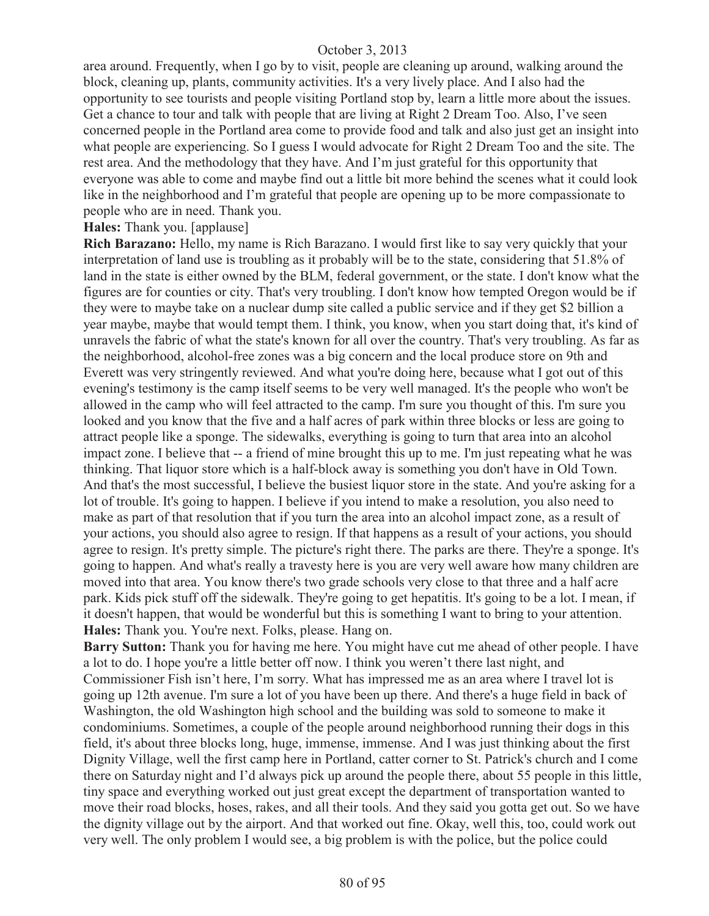area around. Frequently, when I go by to visit, people are cleaning up around, walking around the block, cleaning up, plants, community activities. It's a very lively place. And I also had the opportunity to see tourists and people visiting Portland stop by, learn a little more about the issues. Get a chance to tour and talk with people that are living at Right 2 Dream Too. Also, I've seen concerned people in the Portland area come to provide food and talk and also just get an insight into what people are experiencing. So I guess I would advocate for Right 2 Dream Too and the site. The rest area. And the methodology that they have. And I'm just grateful for this opportunity that everyone was able to come and maybe find out a little bit more behind the scenes what it could look like in the neighborhood and I'm grateful that people are opening up to be more compassionate to people who are in need. Thank you.

**Hales:** Thank you. [applause]

**Rich Barazano:** Hello, my name is Rich Barazano. I would first like to say very quickly that your interpretation of land use is troubling as it probably will be to the state, considering that 51.8% of land in the state is either owned by the BLM, federal government, or the state. I don't know what the figures are for counties or city. That's very troubling. I don't know how tempted Oregon would be if they were to maybe take on a nuclear dump site called a public service and if they get $2 billion a year maybe, maybe that would tempt them. I think, you know, when you start doing that, it's kind of unravels the fabric of what the state's known for all over the country. That's very troubling. As far as the neighborhood, alcohol-free zones was a big concern and the local produce store on 9th and Everett was very stringently reviewed. And what you're doing here, because what I got out of this evening's testimony is the camp itself seems to be very well managed. It's the people who won't be allowed in the camp who will feel attracted to the camp. I'm sure you thought of this. I'm sure you looked and you know that the five and a half acres of park within three blocks or less are going to attract people like a sponge. The sidewalks, everything is going to turn that area into an alcohol impact zone. I believe that -- a friend of mine brought this up to me. I'm just repeating what he was thinking. That liquor store which is a half-block away is something you don't have in Old Town. And that's the most successful, I believe the busiest liquor store in the state. And you're asking for a lot of trouble. It's going to happen. I believe if you intend to make a resolution, you also need to make as part of that resolution that if you turn the area into an alcohol impact zone, as a result of your actions, you should also agree to resign. If that happens as a result of your actions, you should agree to resign. It's pretty simple. The picture's right there. The parks are there. They're a sponge. It's going to happen. And what's really a travesty here is you are very well aware how many children are moved into that area. You know there's two grade schools very close to that three and a half acre park. Kids pick stuff off the sidewalk. They're going to get hepatitis. It's going to be a lot. I mean, if it doesn't happen, that would be wonderful but this is something I want to bring to your attention.

**Hales:** Thank you. You're next. Folks, please. Hang on.

**Barry Sutton:** Thank you for having me here. You might have cut me ahead of other people. I have a lot to do. I hope you're a little better off now. I think you weren't there last night, and Commissioner Fish isn't here, I'm sorry. What has impressed me as an area where I travel lot is going up 12th avenue. I'm sure a lot of you have been up there. And there's a huge field in back of Washington, the old Washington high school and the building was sold to someone to make it condominiums. Sometimes, a couple of the people around neighborhood running their dogs in this field, it's about three blocks long, huge, immense, immense. And I was just thinking about the first Dignity Village, well the first camp here in Portland, catter corner to St. Patrick's church and I come there on Saturday night and I'd always pick up around the people there, about 55 people in this little, tiny space and everything worked out just great except the department of transportation wanted to move their road blocks, hoses, rakes, and all their tools. And they said you gotta get out. So we have the dignity village out by the airport. And that worked out fine. Okay, well this, too, could work out very well. The only problem I would see, a big problem is with the police, but the police could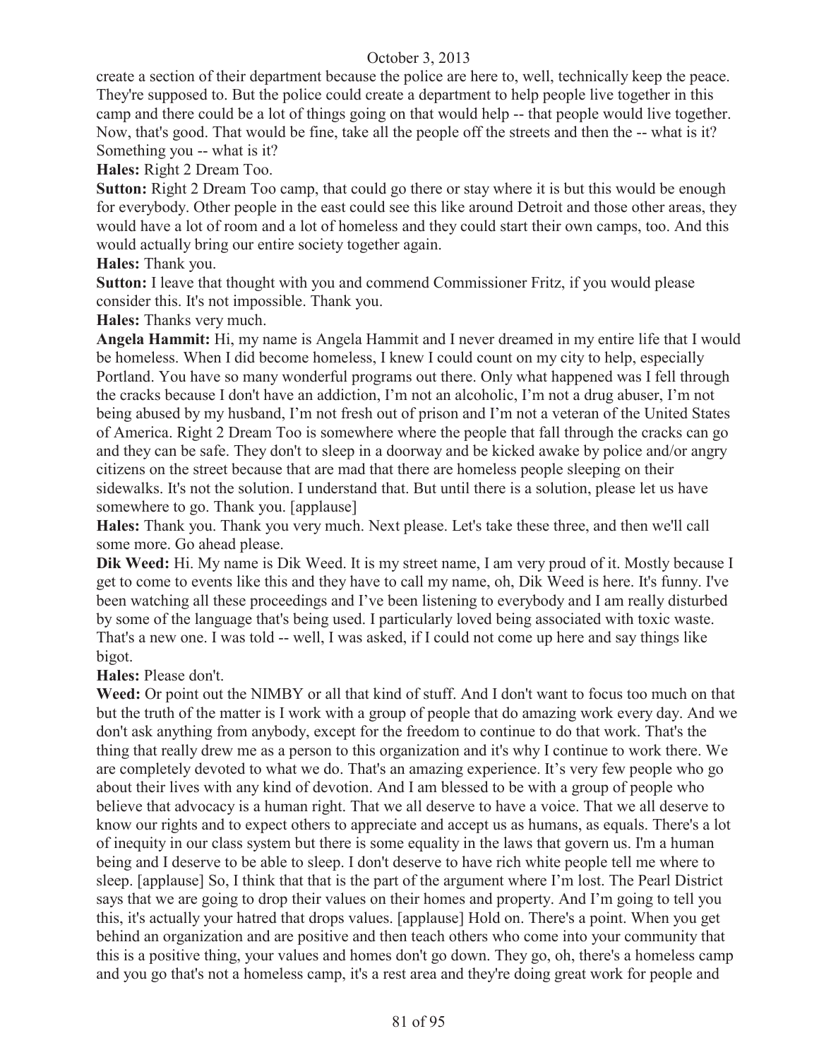create a section of their department because the police are here to, well, technically keep the peace. They're supposed to. But the police could create a department to help people live together in this camp and there could be a lot of things going on that would help -- that people would live together. Now, that's good. That would be fine, take all the people off the streets and then the -- what is it? Something you -- what is it?

**Hales:** Right 2 Dream Too.

**Sutton:** Right 2 Dream Too camp, that could go there or stay where it is but this would be enough for everybody. Other people in the east could see this like around Detroit and those other areas, they would have a lot of room and a lot of homeless and they could start their own camps, too. And this would actually bring our entire society together again.

**Hales:** Thank you.

**Sutton:** I leave that thought with you and commend Commissioner Fritz, if you would please consider this. It's not impossible. Thank you.

**Hales:** Thanks very much.

**Angela Hammit:** Hi, my name is Angela Hammit and I never dreamed in my entire life that I would be homeless. When I did become homeless, I knew I could count on my city to help, especially Portland. You have so many wonderful programs out there. Only what happened was I fell through the cracks because I don't have an addiction, I'm not an alcoholic, I'm not a drug abuser, I'm not being abused by my husband, I'm not fresh out of prison and I'm not a veteran of the United States of America. Right 2 Dream Too is somewhere where the people that fall through the cracks can go and they can be safe. They don't to sleep in a doorway and be kicked awake by police and/or angry citizens on the street because that are mad that there are homeless people sleeping on their sidewalks. It's not the solution. I understand that. But until there is a solution, please let us have somewhere to go. Thank you. [applause]

**Hales:** Thank you. Thank you very much. Next please. Let's take these three, and then we'll call some more. Go ahead please.

**Dik Weed:** Hi. My name is Dik Weed. It is my street name, I am very proud of it. Mostly because I get to come to events like this and they have to call my name, oh, Dik Weed is here. It's funny. I've been watching all these proceedings and I've been listening to everybody and I am really disturbed by some of the language that's being used. I particularly loved being associated with toxic waste. That's a new one. I was told -- well, I was asked, if I could not come up here and say things like bigot.

**Hales:** Please don't.

**Weed:** Or point out the NIMBY or all that kind of stuff. And I don't want to focus too much on that but the truth of the matter is I work with a group of people that do amazing work every day. And we don't ask anything from anybody, except for the freedom to continue to do that work. That's the thing that really drew me as a person to this organization and it's why I continue to work there. We are completely devoted to what we do. That's an amazing experience. It's very few people who go about their lives with any kind of devotion. And I am blessed to be with a group of people who believe that advocacy is a human right. That we all deserve to have a voice. That we all deserve to know our rights and to expect others to appreciate and accept us as humans, as equals. There's a lot of inequity in our class system but there is some equality in the laws that govern us. I'm a human being and I deserve to be able to sleep. I don't deserve to have rich white people tell me where to sleep. [applause] So, I think that that is the part of the argument where I'm lost. The Pearl District says that we are going to drop their values on their homes and property. And I'm going to tell you this, it's actually your hatred that drops values. [applause] Hold on. There's a point. When you get behind an organization and are positive and then teach others who come into your community that this is a positive thing, your values and homes don't go down. They go, oh, there's a homeless camp and you go that's not a homeless camp, it's a rest area and they're doing great work for people and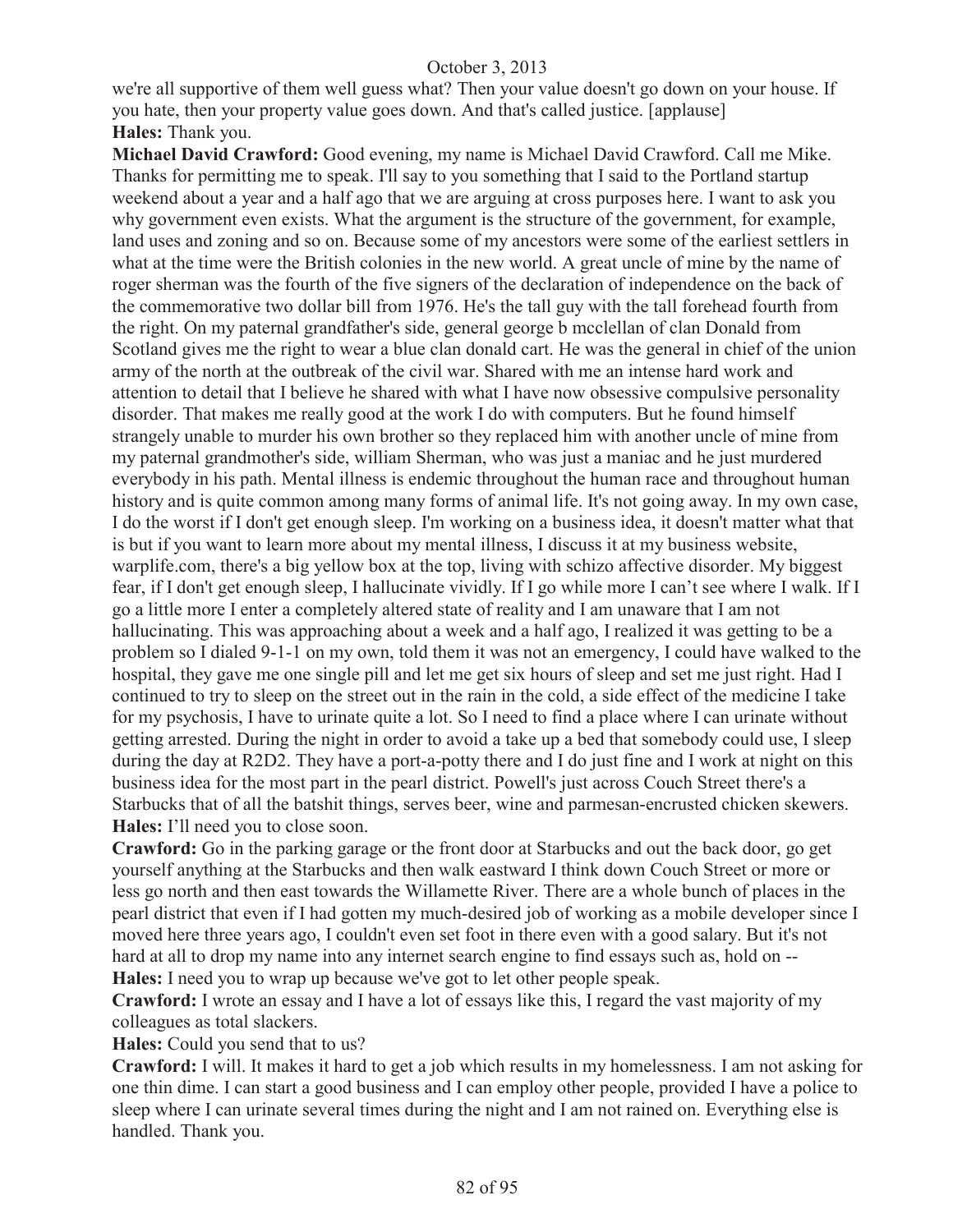we're all supportive of them well guess what? Then your value doesn't go down on your house. If you hate, then your property value goes down. And that's called justice. [applause]

**Hales:** Thank you.

**Michael David Crawford:** Good evening, my name is Michael David Crawford. Call me Mike. Thanks for permitting me to speak. I'll say to you something that I said to the Portland startup weekend about a year and a half ago that we are arguing at cross purposes here. I want to ask you why government even exists. What the argument is the structure of the government, for example, land uses and zoning and so on. Because some of my ancestors were some of the earliest settlers in what at the time were the British colonies in the new world. A great uncle of mine by the name of roger sherman was the fourth of the five signers of the declaration of independence on the back of the commemorative two dollar bill from 1976. He's the tall guy with the tall forehead fourth from the right. On my paternal grandfather's side, general george b mcclellan of clan Donald from Scotland gives me the right to wear a blue clan donald cart. He was the general in chief of the union army of the north at the outbreak of the civil war. Shared with me an intense hard work and attention to detail that I believe he shared with what I have now obsessive compulsive personality disorder. That makes me really good at the work I do with computers. But he found himself strangely unable to murder his own brother so they replaced him with another uncle of mine from my paternal grandmother's side, william Sherman, who was just a maniac and he just murdered everybody in his path. Mental illness is endemic throughout the human race and throughout human history and is quite common among many forms of animal life. It's not going away. In my own case, I do the worst if I don't get enough sleep. I'm working on a business idea, it doesn't matter what that is but if you want to learn more about my mental illness, I discuss it at my business website, warplife.com, there's a big yellow box at the top, living with schizo affective disorder. My biggest fear, if I don't get enough sleep, I hallucinate vividly. If I go while more I can't see where I walk. If I go a little more I enter a completely altered state of reality and I am unaware that I am not hallucinating. This was approaching about a week and a half ago, I realized it was getting to be a problem so I dialed 9-1-1 on my own, told them it was not an emergency, I could have walked to the hospital, they gave me one single pill and let me get six hours of sleep and set me just right. Had I continued to try to sleep on the street out in the rain in the cold, a side effect of the medicine I take for my psychosis, I have to urinate quite a lot. So I need to find a place where I can urinate without getting arrested. During the night in order to avoid a take up a bed that somebody could use, I sleep during the day at R2D2. They have a port-a-potty there and I do just fine and I work at night on this business idea for the most part in the pearl district. Powell's just across Couch Street there's a Starbucks that of all the batshit things, serves beer, wine and parmesan-encrusted chicken skewers.

**Hales:** I'll need you to close soon.

**Crawford:** Go in the parking garage or the front door at Starbucks and out the back door, go get yourself anything at the Starbucks and then walk eastward I think down Couch Street or more or less go north and then east towards the Willamette River. There are a whole bunch of places in the pearl district that even if I had gotten my much-desired job of working as a mobile developer since I moved here three years ago, I couldn't even set foot in there even with a good salary. But it's not hard at all to drop my name into any internet search engine to find essays such as, hold on --

**Hales:** I need you to wrap up because we've got to let other people speak.

**Crawford:** I wrote an essay and I have a lot of essays like this, I regard the vast majority of my colleagues as total slackers.

**Hales:** Could you send that to us?

**Crawford:** I will. It makes it hard to get a job which results in my homelessness. I am not asking for one thin dime. I can start a good business and I can employ other people, provided I have a police to sleep where I can urinate several times during the night and I am not rained on. Everything else is handled. Thank you.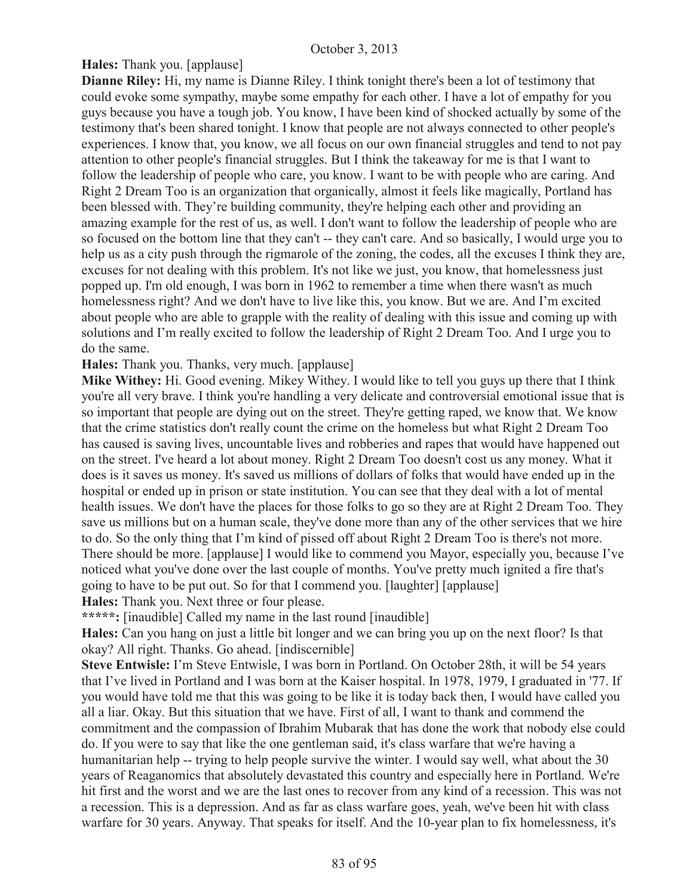**Hales:** Thank you. [applause]

**Dianne Riley:** Hi, my name is Dianne Riley. I think tonight there's been a lot of testimony that could evoke some sympathy, maybe some empathy for each other. I have a lot of empathy for you guys because you have a tough job. You know, I have been kind of shocked actually by some of the testimony that's been shared tonight. I know that people are not always connected to other people's experiences. I know that, you know, we all focus on our own financial struggles and tend to not pay attention to other people's financial struggles. But I think the takeaway for me is that I want to follow the leadership of people who care, you know. I want to be with people who are caring. And Right 2 Dream Too is an organization that organically, almost it feels like magically, Portland has been blessed with. They're building community, they're helping each other and providing an amazing example for the rest of us, as well. I don't want to follow the leadership of people who are so focused on the bottom line that they can't -- they can't care. And so basically, I would urge you to help us as a city push through the rigmarole of the zoning, the codes, all the excuses I think they are, excuses for not dealing with this problem. It's not like we just, you know, that homelessness just popped up. I'm old enough, I was born in 1962 to remember a time when there wasn't as much homelessness right? And we don't have to live like this, you know. But we are. And I'm excited about people who are able to grapple with the reality of dealing with this issue and coming up with solutions and I'm really excited to follow the leadership of Right 2 Dream Too. And I urge you to do the same.

**Hales:** Thank you. Thanks, very much. [applause]

**Mike Withey:** Hi. Good evening. Mikey Withey. I would like to tell you guys up there that I think you're all very brave. I think you're handling a very delicate and controversial emotional issue that is so important that people are dying out on the street. They're getting raped, we know that. We know that the crime statistics don't really count the crime on the homeless but what Right 2 Dream Too has caused is saving lives, uncountable lives and robberies and rapes that would have happened out on the street. I've heard a lot about money. Right 2 Dream Too doesn't cost us any money. What it does is it saves us money. It's saved us millions of dollars of folks that would have ended up in the hospital or ended up in prison or state institution. You can see that they deal with a lot of mental health issues. We don't have the places for those folks to go so they are at Right 2 Dream Too. They save us millions but on a human scale, they've done more than any of the other services that we hire to do. So the only thing that I'm kind of pissed off about Right 2 Dream Too is there's not more. There should be more. [applause] I would like to commend you Mayor, especially you, because I've noticed what you've done over the last couple of months. You've pretty much ignited a fire that's going to have to be put out. So for that I commend you. [laughter] [applause]

**Hales:** Thank you. Next three or four please.

*****:** [inaudible] Called my name in the last round [inaudible]

**Hales:** Can you hang on just a little bit longer and we can bring you up on the next floor? Is that okay? All right. Thanks. Go ahead. [indiscernible]

**Steve Entwisle:** I'm Steve Entwisle, I was born in Portland. On October 28th, it will be 54 years that I've lived in Portland and I was born at the Kaiser hospital. In 1978, 1979, I graduated in '77. If you would have told me that this was going to be like it is today back then, I would have called you all a liar. Okay. But this situation that we have. First of all, I want to thank and commend the commitment and the compassion of Ibrahim Mubarak that has done the work that nobody else could do. If you were to say that like the one gentleman said, it's class warfare that we're having a humanitarian help -- trying to help people survive the winter. I would say well, what about the 30 years of Reaganomics that absolutely devastated this country and especially here in Portland. We're hit first and the worst and we are the last ones to recover from any kind of a recession. This was not a recession. This is a depression. And as far as class warfare goes, yeah, we've been hit with class warfare for 30 years. Anyway. That speaks for itself. And the 10-year plan to fix homelessness, it's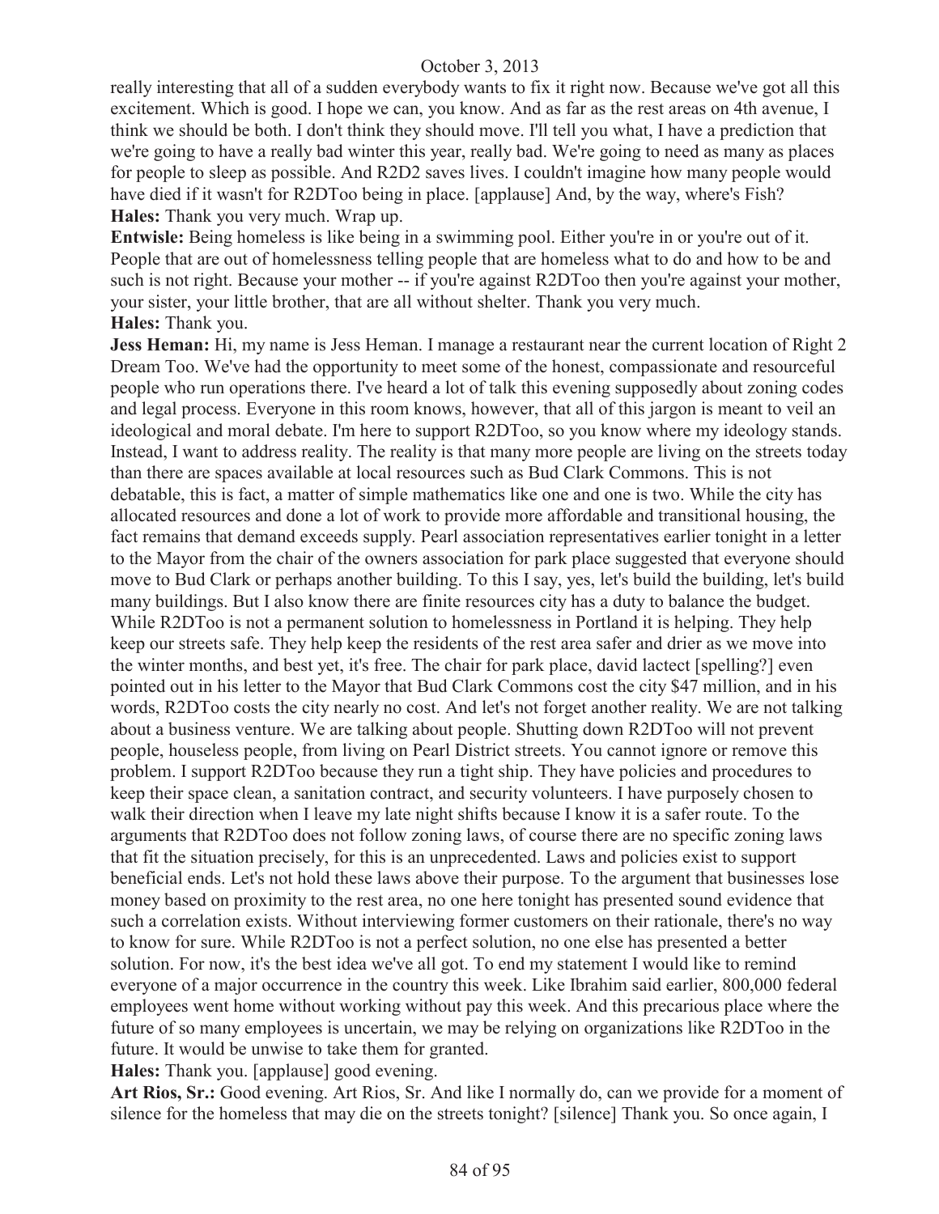really interesting that all of a sudden everybody wants to fix it right now. Because we've got all this excitement. Which is good. I hope we can, you know. And as far as the rest areas on 4th avenue, I think we should be both. I don't think they should move. I'll tell you what, I have a prediction that we're going to have a really bad winter this year, really bad. We're going to need as many as places for people to sleep as possible. And R2D2 saves lives. I couldn't imagine how many people would have died if it wasn't for R2DToo being in place. [applause] And, by the way, where's Fish?

**Hales:** Thank you very much. Wrap up.

**Entwisle:** Being homeless is like being in a swimming pool. Either you're in or you're out of it. People that are out of homelessness telling people that are homeless what to do and how to be and such is not right. Because your mother -- if you're against R2DToo then you're against your mother, your sister, your little brother, that are all without shelter. Thank you very much.

**Hales:** Thank you.

**Jess Heman:** Hi, my name is Jess Heman. I manage a restaurant near the current location of Right 2 Dream Too. We've had the opportunity to meet some of the honest, compassionate and resourceful people who run operations there. I've heard a lot of talk this evening supposedly about zoning codes and legal process. Everyone in this room knows, however, that all of this jargon is meant to veil an ideological and moral debate. I'm here to support R2DToo, so you know where my ideology stands. Instead, I want to address reality. The reality is that many more people are living on the streets today than there are spaces available at local resources such as Bud Clark Commons. This is not debatable, this is fact, a matter of simple mathematics like one and one is two. While the city has allocated resources and done a lot of work to provide more affordable and transitional housing, the fact remains that demand exceeds supply. Pearl association representatives earlier tonight in a letter to the Mayor from the chair of the owners association for park place suggested that everyone should move to Bud Clark or perhaps another building. To this I say, yes, let's build the building, let's build many buildings. But I also know there are finite resources city has a duty to balance the budget. While R2DToo is not a permanent solution to homelessness in Portland it is helping. They help keep our streets safe. They help keep the residents of the rest area safer and drier as we move into the winter months, and best yet, it's free. The chair for park place, david lactect [spelling?] even pointed out in his letter to the Mayor that Bud Clark Commons cost the city $47 million, and in his words, R2DToo costs the city nearly no cost. And let's not forget another reality. We are not talking about a business venture. We are talking about people. Shutting down R2DToo will not prevent people, houseless people, from living on Pearl District streets. You cannot ignore or remove this problem. I support R2DToo because they run a tight ship. They have policies and procedures to keep their space clean, a sanitation contract, and security volunteers. I have purposely chosen to walk their direction when I leave my late night shifts because I know it is a safer route. To the arguments that R2DToo does not follow zoning laws, of course there are no specific zoning laws that fit the situation precisely, for this is an unprecedented. Laws and policies exist to support beneficial ends. Let's not hold these laws above their purpose. To the argument that businesses lose money based on proximity to the rest area, no one here tonight has presented sound evidence that such a correlation exists. Without interviewing former customers on their rationale, there's no way to know for sure. While R2DToo is not a perfect solution, no one else has presented a better solution. For now, it's the best idea we've all got. To end my statement I would like to remind everyone of a major occurrence in the country this week. Like Ibrahim said earlier, 800,000 federal employees went home without working without pay this week. And this precarious place where the future of so many employees is uncertain, we may be relying on organizations like R2DToo in the future. It would be unwise to take them for granted.

**Hales:** Thank you. [applause] good evening.

**Art Rios, Sr.:** Good evening. Art Rios, Sr. And like I normally do, can we provide for a moment of silence for the homeless that may die on the streets tonight? [silence] Thank you. So once again, I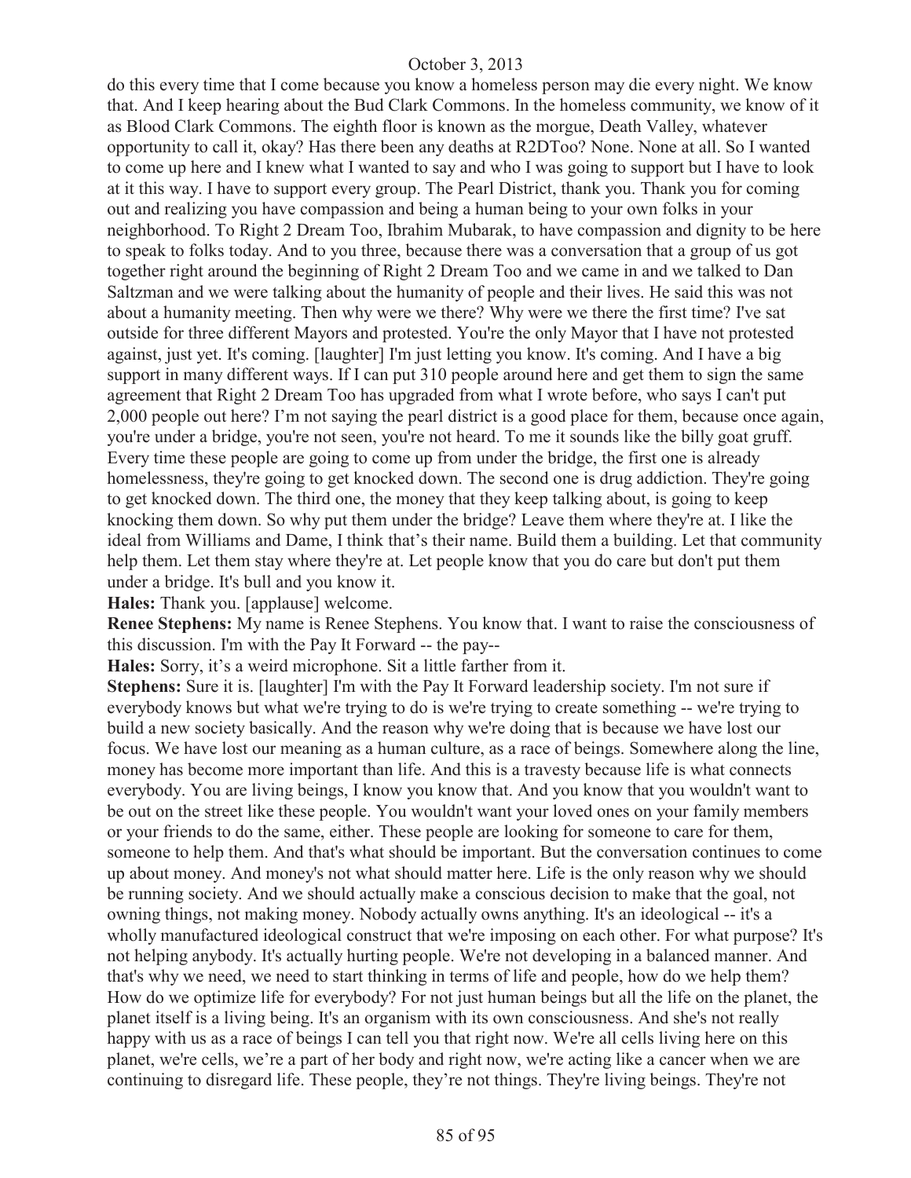do this every time that I come because you know a homeless person may die every night. We know that. And I keep hearing about the Bud Clark Commons. In the homeless community, we know of it as Blood Clark Commons. The eighth floor is known as the morgue, Death Valley, whatever opportunity to call it, okay? Has there been any deaths at R2DToo? None. None at all. So I wanted to come up here and I knew what I wanted to say and who I was going to support but I have to look at it this way. I have to support every group. The Pearl District, thank you. Thank you for coming out and realizing you have compassion and being a human being to your own folks in your neighborhood. To Right 2 Dream Too, Ibrahim Mubarak, to have compassion and dignity to be here to speak to folks today. And to you three, because there was a conversation that a group of us got together right around the beginning of Right 2 Dream Too and we came in and we talked to Dan Saltzman and we were talking about the humanity of people and their lives. He said this was not about a humanity meeting. Then why were we there? Why were we there the first time? I've sat outside for three different Mayors and protested. You're the only Mayor that I have not protested against, just yet. It's coming. [laughter] I'm just letting you know. It's coming. And I have a big support in many different ways. If I can put 310 people around here and get them to sign the same agreement that Right 2 Dream Too has upgraded from what I wrote before, who says I can't put 2,000 people out here? I'm not saying the pearl district is a good place for them, because once again, you're under a bridge, you're not seen, you're not heard. To me it sounds like the billy goat gruff. Every time these people are going to come up from under the bridge, the first one is already homelessness, they're going to get knocked down. The second one is drug addiction. They're going to get knocked down. The third one, the money that they keep talking about, is going to keep knocking them down. So why put them under the bridge? Leave them where they're at. I like the ideal from Williams and Dame, I think that's their name. Build them a building. Let that community help them. Let them stay where they're at. Let people know that you do care but don't put them under a bridge. It's bull and you know it.

**Hales:** Thank you. [applause] welcome.

**Renee Stephens:** My name is Renee Stephens. You know that. I want to raise the consciousness of this discussion. I'm with the Pay It Forward -- the pay--

**Hales:** Sorry, it's a weird microphone. Sit a little farther from it.

**Stephens:** Sure it is. [laughter] I'm with the Pay It Forward leadership society. I'm not sure if everybody knows but what we're trying to do is we're trying to create something -- we're trying to build a new society basically. And the reason why we're doing that is because we have lost our focus. We have lost our meaning as a human culture, as a race of beings. Somewhere along the line, money has become more important than life. And this is a travesty because life is what connects everybody. You are living beings, I know you know that. And you know that you wouldn't want to be out on the street like these people. You wouldn't want your loved ones on your family members or your friends to do the same, either. These people are looking for someone to care for them, someone to help them. And that's what should be important. But the conversation continues to come up about money. And money's not what should matter here. Life is the only reason why we should be running society. And we should actually make a conscious decision to make that the goal, not owning things, not making money. Nobody actually owns anything. It's an ideological -- it's a wholly manufactured ideological construct that we're imposing on each other. For what purpose? It's not helping anybody. It's actually hurting people. We're not developing in a balanced manner. And that's why we need, we need to start thinking in terms of life and people, how do we help them? How do we optimize life for everybody? For not just human beings but all the life on the planet, the planet itself is a living being. It's an organism with its own consciousness. And she's not really happy with us as a race of beings I can tell you that right now. We're all cells living here on this planet, we're cells, we're a part of her body and right now, we're acting like a cancer when we are continuing to disregard life. These people, they're not things. They're living beings. They're not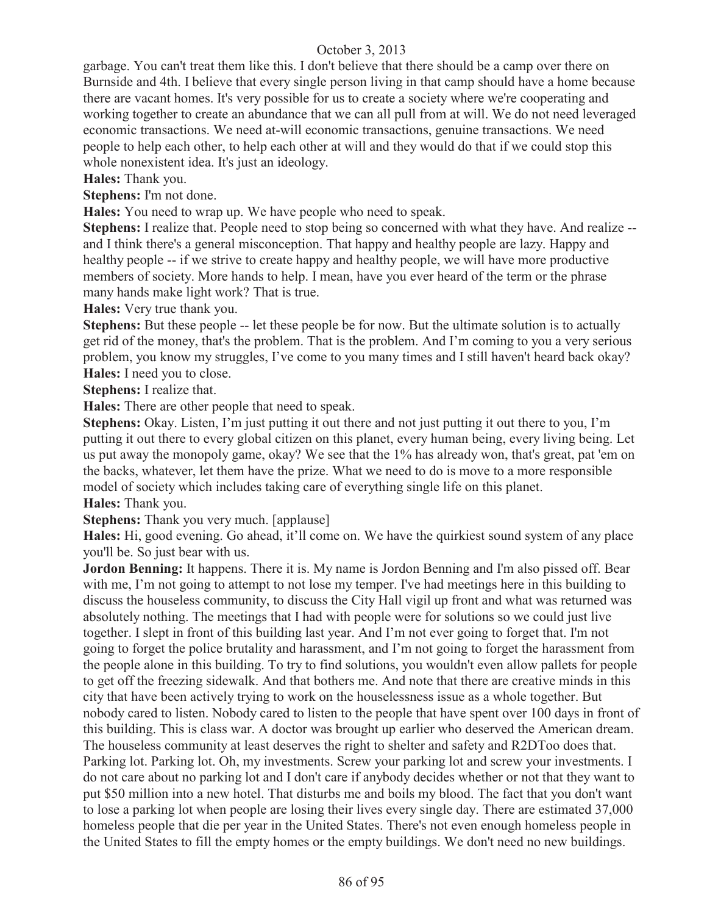garbage. You can't treat them like this. I don't believe that there should be a camp over there on Burnside and 4th. I believe that every single person living in that camp should have a home because there are vacant homes. It's very possible for us to create a society where we're cooperating and working together to create an abundance that we can all pull from at will. We do not need leveraged economic transactions. We need at-will economic transactions, genuine transactions. We need people to help each other, to help each other at will and they would do that if we could stop this whole nonexistent idea. It's just an ideology.

**Hales:** Thank you.

**Stephens:** I'm not done.

**Hales:** You need to wrap up. We have people who need to speak.

**Stephens:** I realize that. People need to stop being so concerned with what they have. And realize -- and I think there's a general misconception. That happy and healthy people are lazy. Happy and healthy people -- if we strive to create happy and healthy people, we will have more productive members of society. More hands to help. I mean, have you ever heard of the term or the phrase many hands make light work? That is true.

**Hales:** Very true thank you.

**Stephens:** But these people -- let these people be for now. But the ultimate solution is to actually get rid of the money, that's the problem. That is the problem. And I'm coming to you a very serious problem, you know my struggles, I've come to you many times and I still haven't heard back okay?

**Hales:** I need you to close.

**Stephens:** I realize that.

**Hales:** There are other people that need to speak.

**Stephens:** Okay. Listen, I'm just putting it out there and not just putting it out there to you, I'm putting it out there to every global citizen on this planet, every human being, every living being. Let us put away the monopoly game, okay? We see that the 1% has already won, that's great, pat 'em on the backs, whatever, let them have the prize. What we need to do is move to a more responsible model of society which includes taking care of everything single life on this planet.

**Hales:** Thank you.

**Stephens:** Thank you very much. [applause]

**Hales:** Hi, good evening. Go ahead, it'll come on. We have the quirkiest sound system of any place you'll be. So just bear with us.

**Jordon Benning:** It happens. There it is. My name is Jordon Benning and I'm also pissed off. Bear with me, I'm not going to attempt to not lose my temper. I've had meetings here in this building to discuss the houseless community, to discuss the City Hall vigil up front and what was returned was absolutely nothing. The meetings that I had with people were for solutions so we could just live together. I slept in front of this building last year. And I'm not ever going to forget that. I'm not going to forget the police brutality and harassment, and I'm not going to forget the harassment from the people alone in this building. To try to find solutions, you wouldn't even allow pallets for people to get off the freezing sidewalk. And that bothers me. And note that there are creative minds in this city that have been actively trying to work on the houselessness issue as a whole together. But nobody cared to listen. Nobody cared to listen to the people that have spent over 100 days in front of this building. This is class war. A doctor was brought up earlier who deserved the American dream. The houseless community at least deserves the right to shelter and safety and R2DToo does that. Parking lot. Parking lot. Oh, my investments. Screw your parking lot and screw your investments. I do not care about no parking lot and I don't care if anybody decides whether or not that they want to put $50 million into a new hotel. That disturbs me and boils my blood. The fact that you don't want to lose a parking lot when people are losing their lives every single day. There are estimated 37,000 homeless people that die per year in the United States. There's not even enough homeless people in the United States to fill the empty homes or the empty buildings. We don't need no new buildings.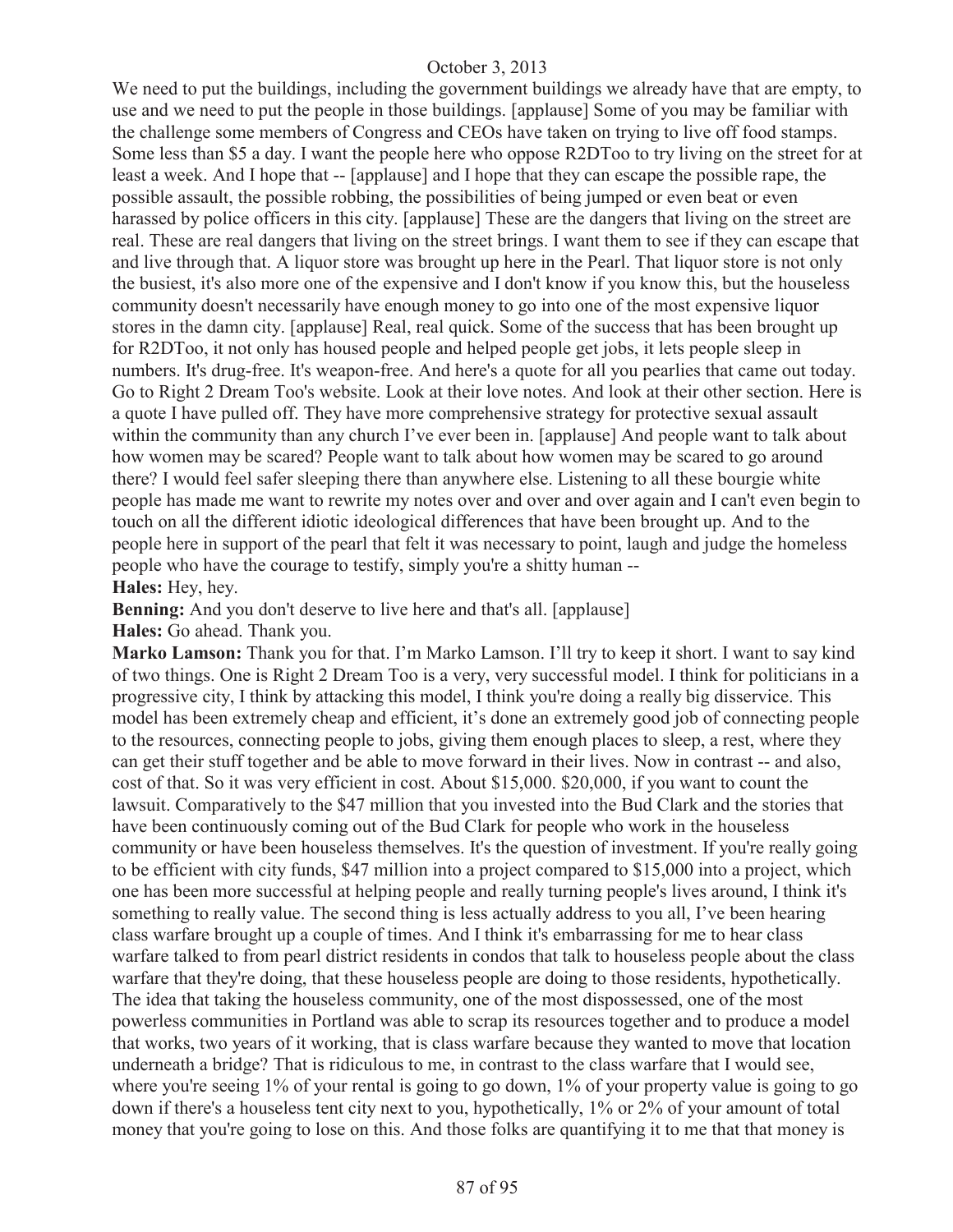We need to put the buildings, including the government buildings we already have that are empty, to use and we need to put the people in those buildings. [applause] Some of you may be familiar with the challenge some members of Congress and CEOs have taken on trying to live off food stamps. Some less than $5 a day. I want the people here who oppose R2DToo to try living on the street for at least a week. And I hope that -- [applause] and I hope that they can escape the possible rape, the possible assault, the possible robbing, the possibilities of being jumped or even beat or even harassed by police officers in this city. [applause] These are the dangers that living on the street are real. These are real dangers that living on the street brings. I want them to see if they can escape that and live through that. A liquor store was brought up here in the Pearl. That liquor store is not only the busiest, it's also more one of the expensive and I don't know if you know this, but the houseless community doesn't necessarily have enough money to go into one of the most expensive liquor stores in the damn city. [applause] Real, real quick. Some of the success that has been brought up for R2DToo, it not only has housed people and helped people get jobs, it lets people sleep in numbers. It's drug-free. It's weapon-free. And here's a quote for all you pearlies that came out today. Go to Right 2 Dream Too's website. Look at their love notes. And look at their other section. Here is a quote I have pulled off. They have more comprehensive strategy for protective sexual assault within the community than any church I've ever been in. [applause] And people want to talk about how women may be scared? People want to talk about how women may be scared to go around there? I would feel safer sleeping there than anywhere else. Listening to all these bourgie white people has made me want to rewrite my notes over and over and over again and I can't even begin to touch on all the different idiotic ideological differences that have been brought up. And to the people here in support of the pearl that felt it was necessary to point, laugh and judge the homeless people who have the courage to testify, simply you're a shitty human --

**Hales:** Hey, hey.

**Benning:** And you don't deserve to live here and that's all. [applause]

**Hales:** Go ahead. Thank you.

**Marko Lamson:** Thank you for that. I'm Marko Lamson. I'll try to keep it short. I want to say kind of two things. One is Right 2 Dream Too is a very, very successful model. I think for politicians in a progressive city, I think by attacking this model, I think you're doing a really big disservice. This model has been extremely cheap and efficient, it's done an extremely good job of connecting people to the resources, connecting people to jobs, giving them enough places to sleep, a rest, where they can get their stuff together and be able to move forward in their lives. Now in contrast -- and also, cost of that. So it was very efficient in cost. About $15,000. $20,000, if you want to count the lawsuit. Comparatively to the $47 million that you invested into the Bud Clark and the stories that have been continuously coming out of the Bud Clark for people who work in the houseless community or have been houseless themselves. It's the question of investment. If you're really going to be efficient with city funds, $47 million into a project compared to $15,000 into a project, which one has been more successful at helping people and really turning people's lives around, I think it's something to really value. The second thing is less actually address to you all, I've been hearing class warfare brought up a couple of times. And I think it's embarrassing for me to hear class warfare talked to from pearl district residents in condos that talk to houseless people about the class warfare that they're doing, that these houseless people are doing to those residents, hypothetically. The idea that taking the houseless community, one of the most dispossessed, one of the most powerless communities in Portland was able to scrap its resources together and to produce a model that works, two years of it working, that is class warfare because they wanted to move that location underneath a bridge? That is ridiculous to me, in contrast to the class warfare that I would see, where you're seeing 1% of your rental is going to go down, 1% of your property value is going to go down if there's a houseless tent city next to you, hypothetically, 1% or 2% of your amount of total money that you're going to lose on this. And those folks are quantifying it to me that that money is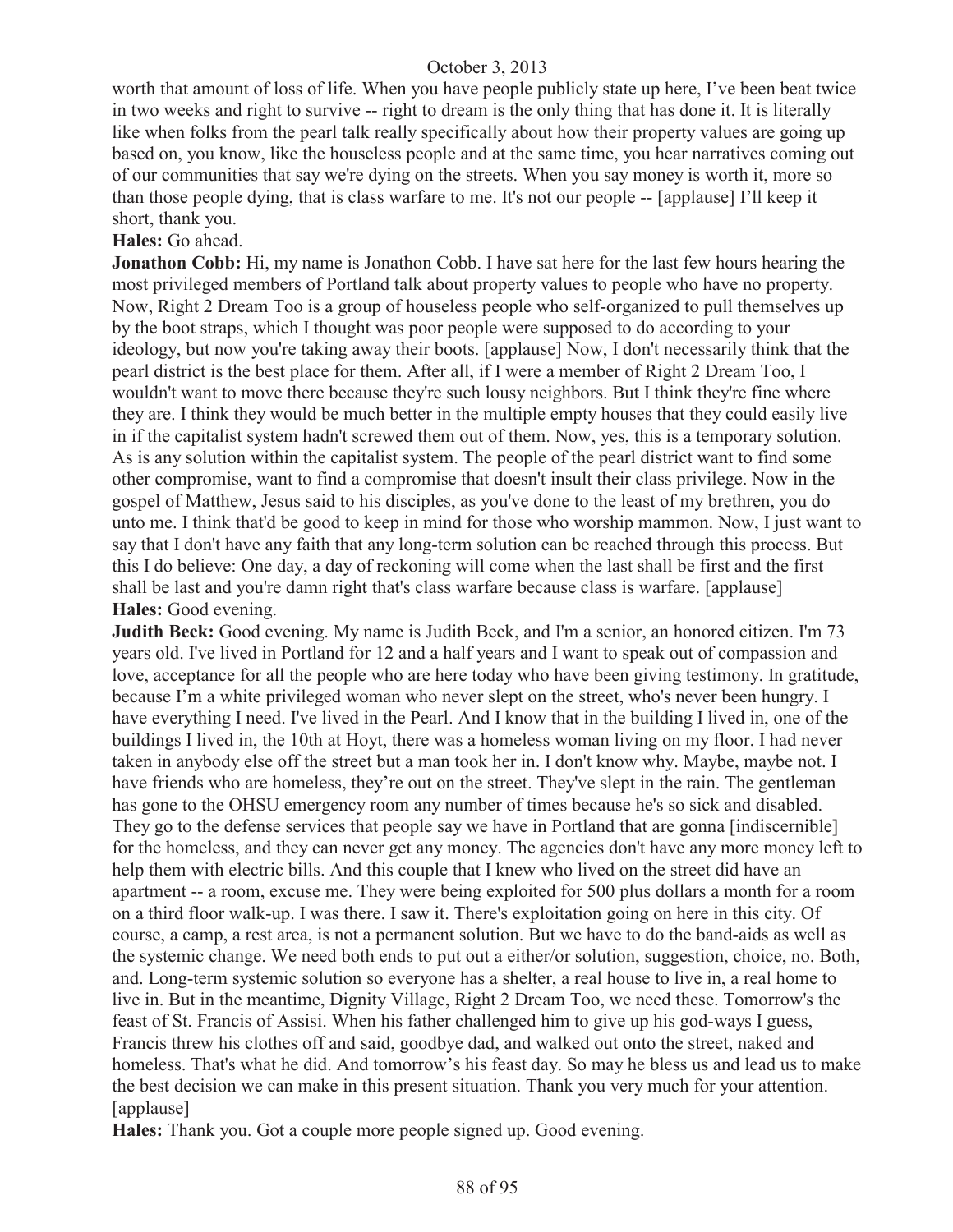worth that amount of loss of life. When you have people publicly state up here, I've been beat twice in two weeks and right to survive -- right to dream is the only thing that has done it. It is literally like when folks from the pearl talk really specifically about how their property values are going up based on, you know, like the houseless people and at the same time, you hear narratives coming out of our communities that say we're dying on the streets. When you say money is worth it, more so than those people dying, that is class warfare to me. It's not our people -- [applause] I'll keep it short, thank you.

**Hales:** Go ahead.

**Jonathon Cobb:** Hi, my name is Jonathon Cobb. I have sat here for the last few hours hearing the most privileged members of Portland talk about property values to people who have no property. Now, Right 2 Dream Too is a group of houseless people who self-organized to pull themselves up by the boot straps, which I thought was poor people were supposed to do according to your ideology, but now you're taking away their boots. [applause] Now, I don't necessarily think that the pearl district is the best place for them. After all, if I were a member of Right 2 Dream Too, I wouldn't want to move there because they're such lousy neighbors. But I think they're fine where they are. I think they would be much better in the multiple empty houses that they could easily live in if the capitalist system hadn't screwed them out of them. Now, yes, this is a temporary solution. As is any solution within the capitalist system. The people of the pearl district want to find some other compromise, want to find a compromise that doesn't insult their class privilege. Now in the gospel of Matthew, Jesus said to his disciples, as you've done to the least of my brethren, you do unto me. I think that'd be good to keep in mind for those who worship mammon. Now, I just want to say that I don't have any faith that any long-term solution can be reached through this process. But this I do believe: One day, a day of reckoning will come when the last shall be first and the first shall be last and you're damn right that's class warfare because class is warfare. [applause]

**Hales:** Good evening.

**Judith Beck:** Good evening. My name is Judith Beck, and I'm a senior, an honored citizen. I'm 73 years old. I've lived in Portland for 12 and a half years and I want to speak out of compassion and love, acceptance for all the people who are here today who have been giving testimony. In gratitude, because I'm a white privileged woman who never slept on the street, who's never been hungry. I have everything I need. I've lived in the Pearl. And I know that in the building I lived in, one of the buildings I lived in, the 10th at Hoyt, there was a homeless woman living on my floor. I had never taken in anybody else off the street but a man took her in. I don't know why. Maybe, maybe not. I have friends who are homeless, they're out on the street. They've slept in the rain. The gentleman has gone to the OHSU emergency room any number of times because he's so sick and disabled. They go to the defense services that people say we have in Portland that are gonna [indiscernible] for the homeless, and they can never get any money. The agencies don't have any more money left to help them with electric bills. And this couple that I knew who lived on the street did have an apartment -- a room, excuse me. They were being exploited for 500 plus dollars a month for a room on a third floor walk-up. I was there. I saw it. There's exploitation going on here in this city. Of course, a camp, a rest area, is not a permanent solution. But we have to do the band-aids as well as the systemic change. We need both ends to put out a either/or solution, suggestion, choice, no. Both, and. Long-term systemic solution so everyone has a shelter, a real house to live in, a real home to live in. But in the meantime, Dignity Village, Right 2 Dream Too, we need these. Tomorrow's the feast of St. Francis of Assisi. When his father challenged him to give up his god-ways I guess, Francis threw his clothes off and said, goodbye dad, and walked out onto the street, naked and homeless. That's what he did. And tomorrow's his feast day. So may he bless us and lead us to make the best decision we can make in this present situation. Thank you very much for your attention. [applause]

**Hales:** Thank you. Got a couple more people signed up. Good evening.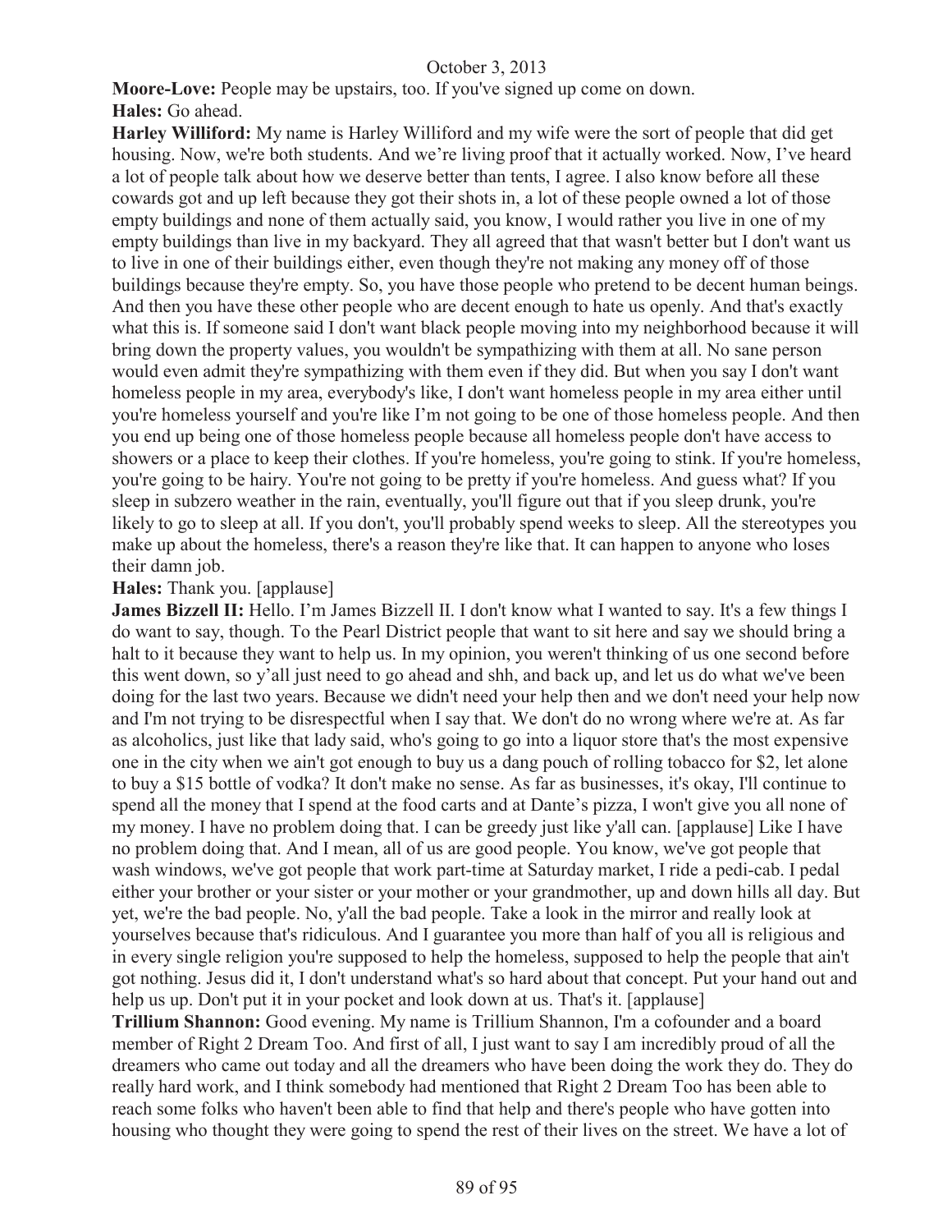**Moore-Love:** People may be upstairs, too. If you've signed up come on down.

**Hales:** Go ahead.

**Harley Williford:** My name is Harley Williford and my wife were the sort of people that did get housing. Now, we're both students. And we're living proof that it actually worked. Now, I've heard a lot of people talk about how we deserve better than tents, I agree. I also know before all these cowards got and up left because they got their shots in, a lot of these people owned a lot of those empty buildings and none of them actually said, you know, I would rather you live in one of my empty buildings than live in my backyard. They all agreed that that wasn't better but I don't want us to live in one of their buildings either, even though they're not making any money off of those buildings because they're empty. So, you have those people who pretend to be decent human beings. And then you have these other people who are decent enough to hate us openly. And that's exactly what this is. If someone said I don't want black people moving into my neighborhood because it will bring down the property values, you wouldn't be sympathizing with them at all. No sane person would even admit they're sympathizing with them even if they did. But when you say I don't want homeless people in my area, everybody's like, I don't want homeless people in my area either until you're homeless yourself and you're like I'm not going to be one of those homeless people. And then you end up being one of those homeless people because all homeless people don't have access to showers or a place to keep their clothes. If you're homeless, you're going to stink. If you're homeless, you're going to be hairy. You're not going to be pretty if you're homeless. And guess what? If you sleep in subzero weather in the rain, eventually, you'll figure out that if you sleep drunk, you're likely to go to sleep at all. If you don't, you'll probably spend weeks to sleep. All the stereotypes you make up about the homeless, there's a reason they're like that. It can happen to anyone who loses their damn job.

**Hales:** Thank you. [applause]

**James Bizzell II:** Hello. I'm James Bizzell II. I don't know what I wanted to say. It's a few things I do want to say, though. To the Pearl District people that want to sit here and say we should bring a halt to it because they want to help us. In my opinion, you weren't thinking of us one second before this went down, so y'all just need to go ahead and shh, and back up, and let us do what we've been doing for the last two years. Because we didn't need your help then and we don't need your help now and I'm not trying to be disrespectful when I say that. We don't do no wrong where we're at. As far as alcoholics, just like that lady said, who's going to go into a liquor store that's the most expensive one in the city when we ain't got enough to buy us a dang pouch of rolling tobacco for $2, let alone to buy a $15 bottle of vodka? It don't make no sense. As far as businesses, it's okay, I'll continue to spend all the money that I spend at the food carts and at Dante's pizza, I won't give you all none of my money. I have no problem doing that. I can be greedy just like y'all can. [applause] Like I have no problem doing that. And I mean, all of us are good people. You know, we've got people that wash windows, we've got people that work part-time at Saturday market, I ride a pedi-cab. I pedal either your brother or your sister or your mother or your grandmother, up and down hills all day. But yet, we're the bad people. No, y'all the bad people. Take a look in the mirror and really look at yourselves because that's ridiculous. And I guarantee you more than half of you all is religious and in every single religion you're supposed to help the homeless, supposed to help the people that ain't got nothing. Jesus did it, I don't understand what's so hard about that concept. Put your hand out and help us up. Don't put it in your pocket and look down at us. That's it. [applause]

**Trillium Shannon:** Good evening. My name is Trillium Shannon, I'm a cofounder and a board member of Right 2 Dream Too. And first of all, I just want to say I am incredibly proud of all the dreamers who came out today and all the dreamers who have been doing the work they do. They do really hard work, and I think somebody had mentioned that Right 2 Dream Too has been able to reach some folks who haven't been able to find that help and there's people who have gotten into housing who thought they were going to spend the rest of their lives on the street. We have a lot of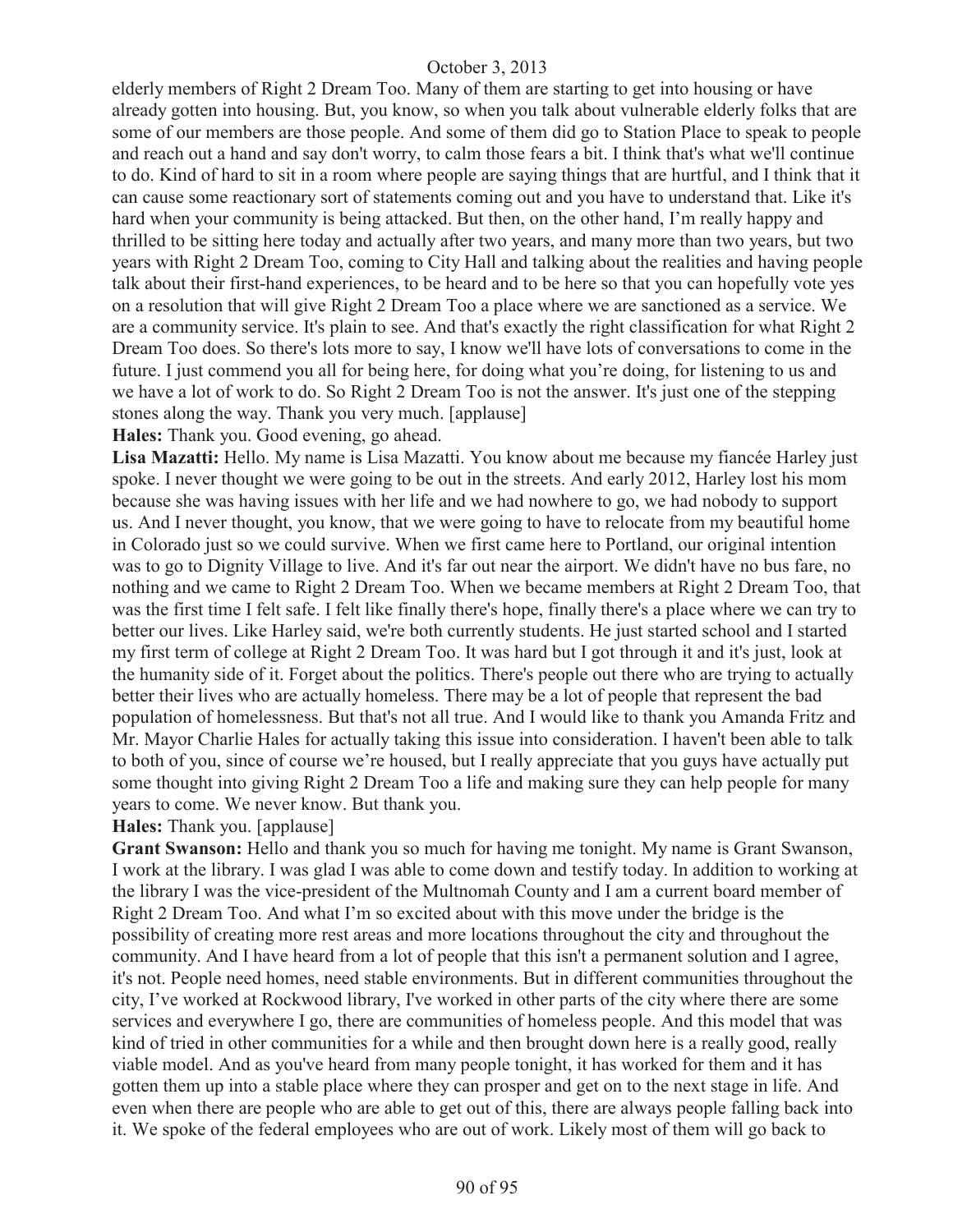elderly members of Right 2 Dream Too. Many of them are starting to get into housing or have already gotten into housing. But, you know, so when you talk about vulnerable elderly folks that are some of our members are those people. And some of them did go to Station Place to speak to people and reach out a hand and say don't worry, to calm those fears a bit. I think that's what we'll continue to do. Kind of hard to sit in a room where people are saying things that are hurtful, and I think that it can cause some reactionary sort of statements coming out and you have to understand that. Like it's hard when your community is being attacked. But then, on the other hand, I'm really happy and thrilled to be sitting here today and actually after two years, and many more than two years, but two years with Right 2 Dream Too, coming to City Hall and talking about the realities and having people talk about their first-hand experiences, to be heard and to be here so that you can hopefully vote yes on a resolution that will give Right 2 Dream Too a place where we are sanctioned as a service. We are a community service. It's plain to see. And that's exactly the right classification for what Right 2 Dream Too does. So there's lots more to say, I know we'll have lots of conversations to come in the future. I just commend you all for being here, for doing what you're doing, for listening to us and we have a lot of work to do. So Right 2 Dream Too is not the answer. It's just one of the stepping stones along the way. Thank you very much. [applause]

**Hales:** Thank you. Good evening, go ahead.

**Lisa Mazatti:** Hello. My name is Lisa Mazatti. You know about me because my fiancée Harley just spoke. I never thought we were going to be out in the streets. And early 2012, Harley lost his mom because she was having issues with her life and we had nowhere to go, we had nobody to support us. And I never thought, you know, that we were going to have to relocate from my beautiful home in Colorado just so we could survive. When we first came here to Portland, our original intention was to go to Dignity Village to live. And it's far out near the airport. We didn't have no bus fare, no nothing and we came to Right 2 Dream Too. When we became members at Right 2 Dream Too, that was the first time I felt safe. I felt like finally there's hope, finally there's a place where we can try to better our lives. Like Harley said, we're both currently students. He just started school and I started my first term of college at Right 2 Dream Too. It was hard but I got through it and it's just, look at the humanity side of it. Forget about the politics. There's people out there who are trying to actually better their lives who are actually homeless. There may be a lot of people that represent the bad population of homelessness. But that's not all true. And I would like to thank you Amanda Fritz and Mr. Mayor Charlie Hales for actually taking this issue into consideration. I haven't been able to talk to both of you, since of course we're housed, but I really appreciate that you guys have actually put some thought into giving Right 2 Dream Too a life and making sure they can help people for many years to come. We never know. But thank you.

**Hales:** Thank you. [applause]

**Grant Swanson:** Hello and thank you so much for having me tonight. My name is Grant Swanson, I work at the library. I was glad I was able to come down and testify today. In addition to working at the library I was the vice-president of the Multnomah County and I am a current board member of Right 2 Dream Too. And what I'm so excited about with this move under the bridge is the possibility of creating more rest areas and more locations throughout the city and throughout the community. And I have heard from a lot of people that this isn't a permanent solution and I agree, it's not. People need homes, need stable environments. But in different communities throughout the city, I've worked at Rockwood library, I've worked in other parts of the city where there are some services and everywhere I go, there are communities of homeless people. And this model that was kind of tried in other communities for a while and then brought down here is a really good, really viable model. And as you've heard from many people tonight, it has worked for them and it has gotten them up into a stable place where they can prosper and get on to the next stage in life. And even when there are people who are able to get out of this, there are always people falling back into it. We spoke of the federal employees who are out of work. Likely most of them will go back to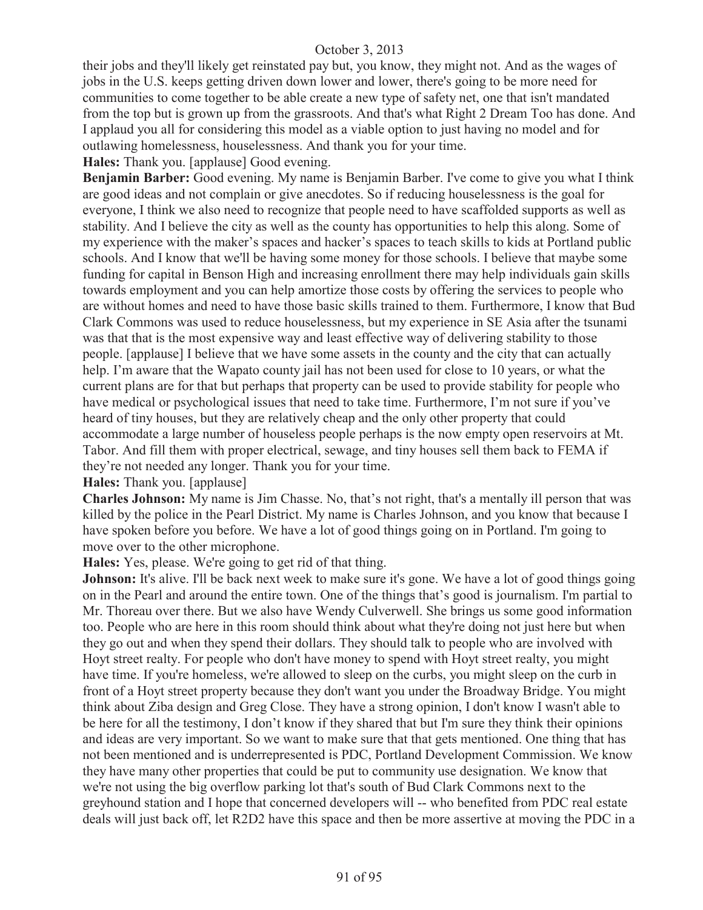their jobs and they'll likely get reinstated pay but, you know, they might not. And as the wages of jobs in the U.S. keeps getting driven down lower and lower, there's going to be more need for communities to come together to be able create a new type of safety net, one that isn't mandated from the top but is grown up from the grassroots. And that's what Right 2 Dream Too has done. And I applaud you all for considering this model as a viable option to just having no model and for outlawing homelessness, houselessness. And thank you for your time.

**Hales:** Thank you. [applause] Good evening.

**Benjamin Barber:** Good evening. My name is Benjamin Barber. I've come to give you what I think are good ideas and not complain or give anecdotes. So if reducing houselessness is the goal for everyone, I think we also need to recognize that people need to have scaffolded supports as well as stability. And I believe the city as well as the county has opportunities to help this along. Some of my experience with the maker's spaces and hacker's spaces to teach skills to kids at Portland public schools. And I know that we'll be having some money for those schools. I believe that maybe some funding for capital in Benson High and increasing enrollment there may help individuals gain skills towards employment and you can help amortize those costs by offering the services to people who are without homes and need to have those basic skills trained to them. Furthermore, I know that Bud Clark Commons was used to reduce houselessness, but my experience in SE Asia after the tsunami was that that is the most expensive way and least effective way of delivering stability to those people. [applause] I believe that we have some assets in the county and the city that can actually help. I'm aware that the Wapato county jail has not been used for close to 10 years, or what the current plans are for that but perhaps that property can be used to provide stability for people who have medical or psychological issues that need to take time. Furthermore, I'm not sure if you've heard of tiny houses, but they are relatively cheap and the only other property that could accommodate a large number of houseless people perhaps is the now empty open reservoirs at Mt. Tabor. And fill them with proper electrical, sewage, and tiny houses sell them back to FEMA if they're not needed any longer. Thank you for your time.

**Hales:** Thank you. [applause]

**Charles Johnson:** My name is Jim Chasse. No, that's not right, that's a mentally ill person that was killed by the police in the Pearl District. My name is Charles Johnson, and you know that because I have spoken before you before. We have a lot of good things going on in Portland. I'm going to move over to the other microphone.

**Hales:** Yes, please. We're going to get rid of that thing.

**Johnson:** It's alive. I'll be back next week to make sure it's gone. We have a lot of good things going on in the Pearl and around the entire town. One of the things that's good is journalism. I'm partial to Mr. Thoreau over there. But we also have Wendy Culverwell. She brings us some good information too. People who are here in this room should think about what they're doing not just here but when they go out and when they spend their dollars. They should talk to people who are involved with Hoyt street realty. For people who don't have money to spend with Hoyt street realty, you might have time. If you're homeless, we're allowed to sleep on the curbs, you might sleep on the curb in front of a Hoyt street property because they don't want you under the Broadway Bridge. You might think about Ziba design and Greg Close. They have a strong opinion, I don't know I wasn't able to be here for all the testimony, I don't know if they shared that but I'm sure they think their opinions and ideas are very important. So we want to make sure that that gets mentioned. One thing that has not been mentioned and is underrepresented is PDC, Portland Development Commission. We know they have many other properties that could be put to community use designation. We know that we're not using the big overflow parking lot that's south of Bud Clark Commons next to the greyhound station and I hope that concerned developers will -- who benefited from PDC real estate deals will just back off, let R2D2 have this space and then be more assertive at moving the PDC in a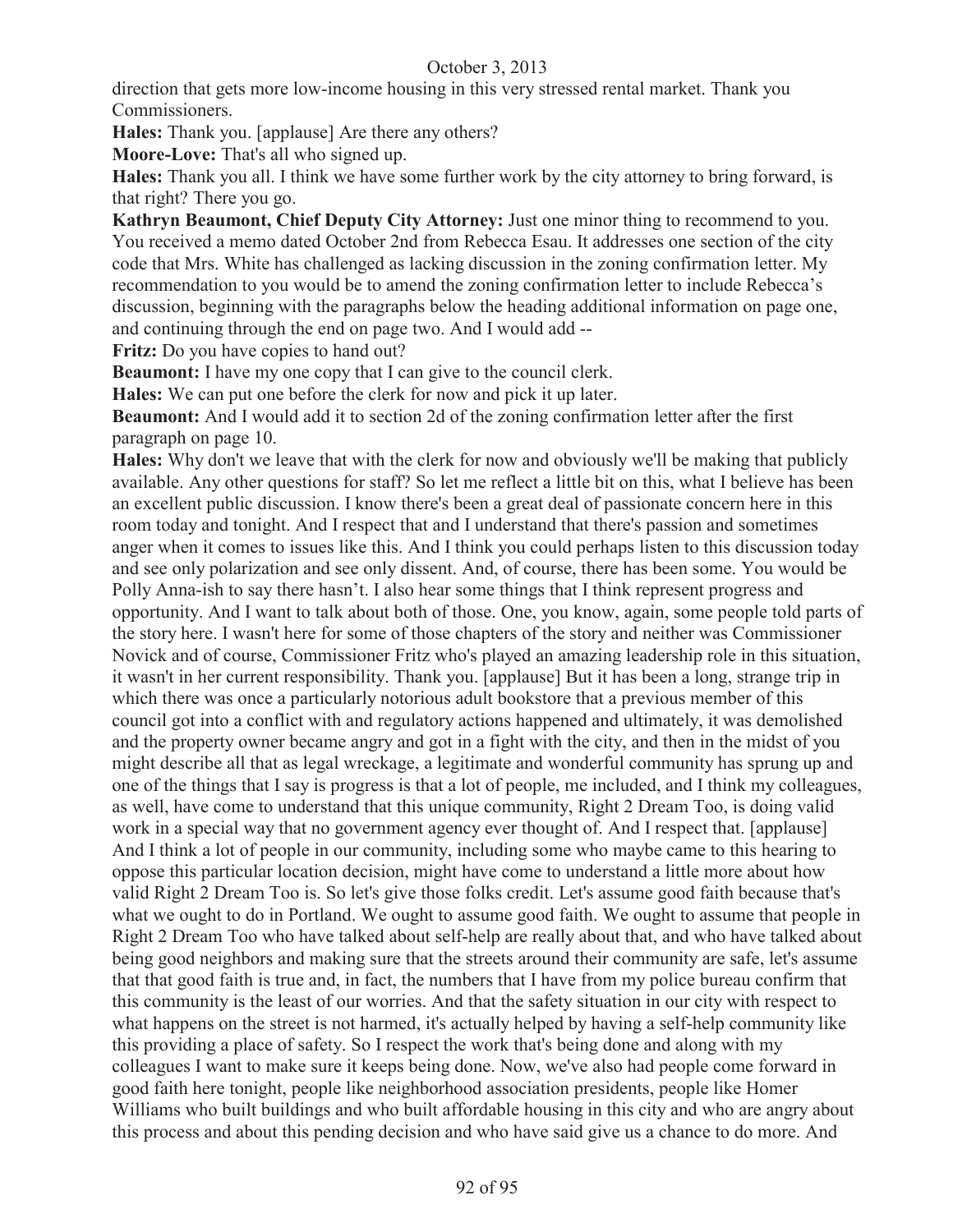direction that gets more low-income housing in this very stressed rental market. Thank you Commissioners.

**Hales:** Thank you. [applause] Are there any others?

**Moore-Love:** That's all who signed up.

**Hales:** Thank you all. I think we have some further work by the city attorney to bring forward, is that right? There you go.

**Kathryn Beaumont, Chief Deputy City Attorney:** Just one minor thing to recommend to you. You received a memo dated October 2nd from Rebecca Esau. It addresses one section of the city code that Mrs. White has challenged as lacking discussion in the zoning confirmation letter. My recommendation to you would be to amend the zoning confirmation letter to include Rebecca's discussion, beginning with the paragraphs below the heading additional information on page one, and continuing through the end on page two. And I would add --

**Fritz:** Do you have copies to hand out?

**Beaumont:** I have my one copy that I can give to the council clerk.

**Hales:** We can put one before the clerk for now and pick it up later.

**Beaumont:** And I would add it to section 2d of the zoning confirmation letter after the first paragraph on page 10.

**Hales:** Why don't we leave that with the clerk for now and obviously we'll be making that publicly available. Any other questions for staff? So let me reflect a little bit on this, what I believe has been an excellent public discussion. I know there's been a great deal of passionate concern here in this room today and tonight. And I respect that and I understand that there's passion and sometimes anger when it comes to issues like this. And I think you could perhaps listen to this discussion today and see only polarization and see only dissent. And, of course, there has been some. You would be Polly Anna-ish to say there hasn't. I also hear some things that I think represent progress and opportunity. And I want to talk about both of those. One, you know, again, some people told parts of the story here. I wasn't here for some of those chapters of the story and neither was Commissioner Novick and of course, Commissioner Fritz who's played an amazing leadership role in this situation, it wasn't in her current responsibility. Thank you. [applause] But it has been a long, strange trip in which there was once a particularly notorious adult bookstore that a previous member of this council got into a conflict with and regulatory actions happened and ultimately, it was demolished and the property owner became angry and got in a fight with the city, and then in the midst of you might describe all that as legal wreckage, a legitimate and wonderful community has sprung up and one of the things that I say is progress is that a lot of people, me included, and I think my colleagues, as well, have come to understand that this unique community, Right 2 Dream Too, is doing valid work in a special way that no government agency ever thought of. And I respect that. [applause] And I think a lot of people in our community, including some who maybe came to this hearing to oppose this particular location decision, might have come to understand a little more about how valid Right 2 Dream Too is. So let's give those folks credit. Let's assume good faith because that's what we ought to do in Portland. We ought to assume good faith. We ought to assume that people in Right 2 Dream Too who have talked about self-help are really about that, and who have talked about being good neighbors and making sure that the streets around their community are safe, let's assume that that good faith is true and, in fact, the numbers that I have from my police bureau confirm that this community is the least of our worries. And that the safety situation in our city with respect to what happens on the street is not harmed, it's actually helped by having a self-help community like this providing a place of safety. So I respect the work that's being done and along with my colleagues I want to make sure it keeps being done. Now, we've also had people come forward in good faith here tonight, people like neighborhood association presidents, people like Homer Williams who built buildings and who built affordable housing in this city and who are angry about this process and about this pending decision and who have said give us a chance to do more. And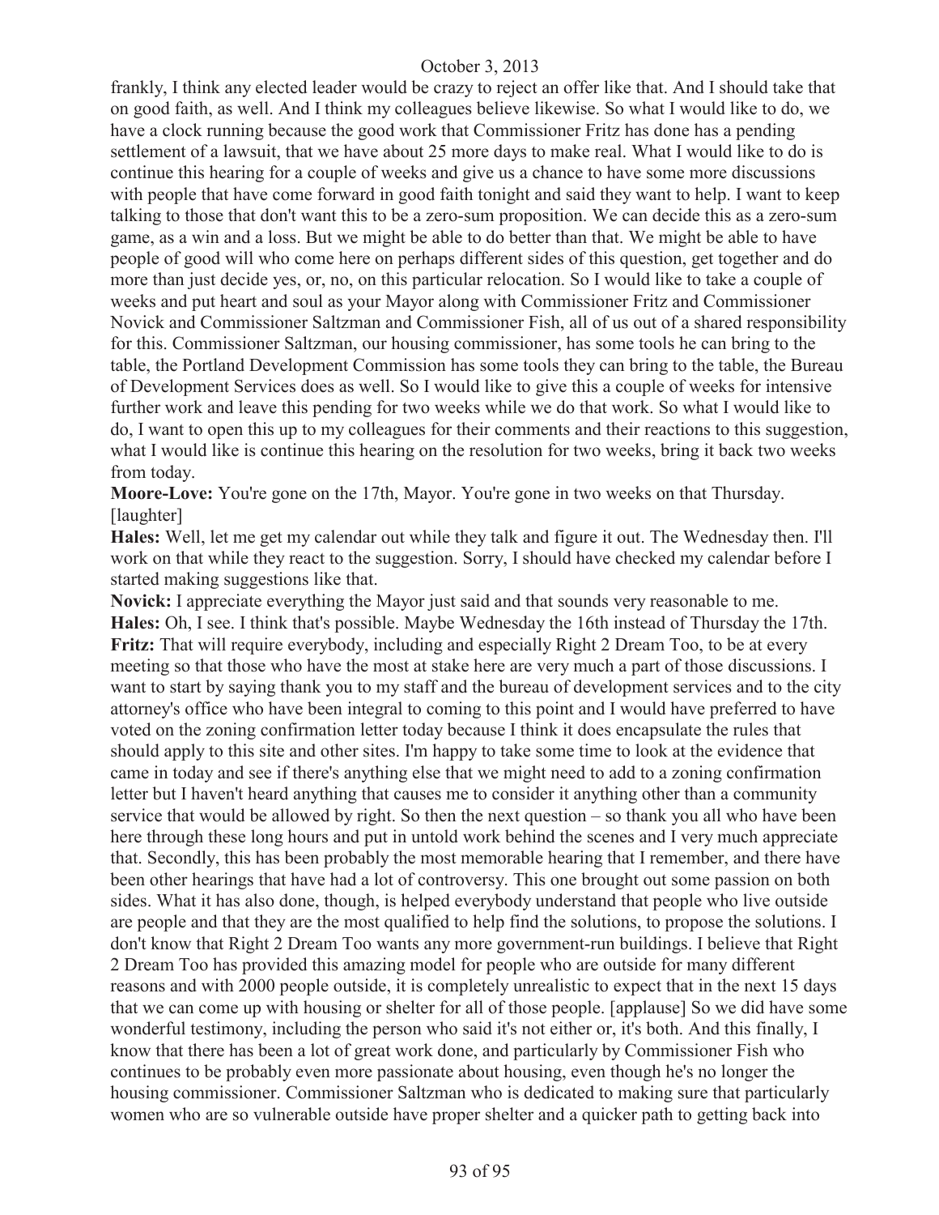frankly, I think any elected leader would be crazy to reject an offer like that. And I should take that on good faith, as well. And I think my colleagues believe likewise. So what I would like to do, we have a clock running because the good work that Commissioner Fritz has done has a pending settlement of a lawsuit, that we have about 25 more days to make real. What I would like to do is continue this hearing for a couple of weeks and give us a chance to have some more discussions with people that have come forward in good faith tonight and said they want to help. I want to keep talking to those that don't want this to be a zero-sum proposition. We can decide this as a zero-sum game, as a win and a loss. But we might be able to do better than that. We might be able to have people of good will who come here on perhaps different sides of this question, get together and do more than just decide yes, or, no, on this particular relocation. So I would like to take a couple of weeks and put heart and soul as your Mayor along with Commissioner Fritz and Commissioner Novick and Commissioner Saltzman and Commissioner Fish, all of us out of a shared responsibility for this. Commissioner Saltzman, our housing commissioner, has some tools he can bring to the table, the Portland Development Commission has some tools they can bring to the table, the Bureau of Development Services does as well. So I would like to give this a couple of weeks for intensive further work and leave this pending for two weeks while we do that work. So what I would like to do, I want to open this up to my colleagues for their comments and their reactions to this suggestion, what I would like is continue this hearing on the resolution for two weeks, bring it back two weeks from today.

**Moore-Love:** You're gone on the 17th, Mayor. You're gone in two weeks on that Thursday. [laughter]

**Hales:** Well, let me get my calendar out while they talk and figure it out. The Wednesday then. I'll work on that while they react to the suggestion. Sorry, I should have checked my calendar before I started making suggestions like that.

**Novick:** I appreciate everything the Mayor just said and that sounds very reasonable to me.

**Hales:** Oh, I see. I think that's possible. Maybe Wednesday the 16th instead of Thursday the 17th.

**Fritz:** That will require everybody, including and especially Right 2 Dream Too, to be at every meeting so that those who have the most at stake here are very much a part of those discussions. I want to start by saying thank you to my staff and the bureau of development services and to the city attorney's office who have been integral to coming to this point and I would have preferred to have voted on the zoning confirmation letter today because I think it does encapsulate the rules that should apply to this site and other sites. I'm happy to take some time to look at the evidence that came in today and see if there's anything else that we might need to add to a zoning confirmation letter but I haven't heard anything that causes me to consider it anything other than a community service that would be allowed by right. So then the next question – so thank you all who have been here through these long hours and put in untold work behind the scenes and I very much appreciate that. Secondly, this has been probably the most memorable hearing that I remember, and there have been other hearings that have had a lot of controversy. This one brought out some passion on both sides. What it has also done, though, is helped everybody understand that people who live outside are people and that they are the most qualified to help find the solutions, to propose the solutions. I don't know that Right 2 Dream Too wants any more government-run buildings. I believe that Right 2 Dream Too has provided this amazing model for people who are outside for many different reasons and with 2000 people outside, it is completely unrealistic to expect that in the next 15 days that we can come up with housing or shelter for all of those people. [applause] So we did have some wonderful testimony, including the person who said it's not either or, it's both. And this finally, I know that there has been a lot of great work done, and particularly by Commissioner Fish who continues to be probably even more passionate about housing, even though he's no longer the housing commissioner. Commissioner Saltzman who is dedicated to making sure that particularly women who are so vulnerable outside have proper shelter and a quicker path to getting back into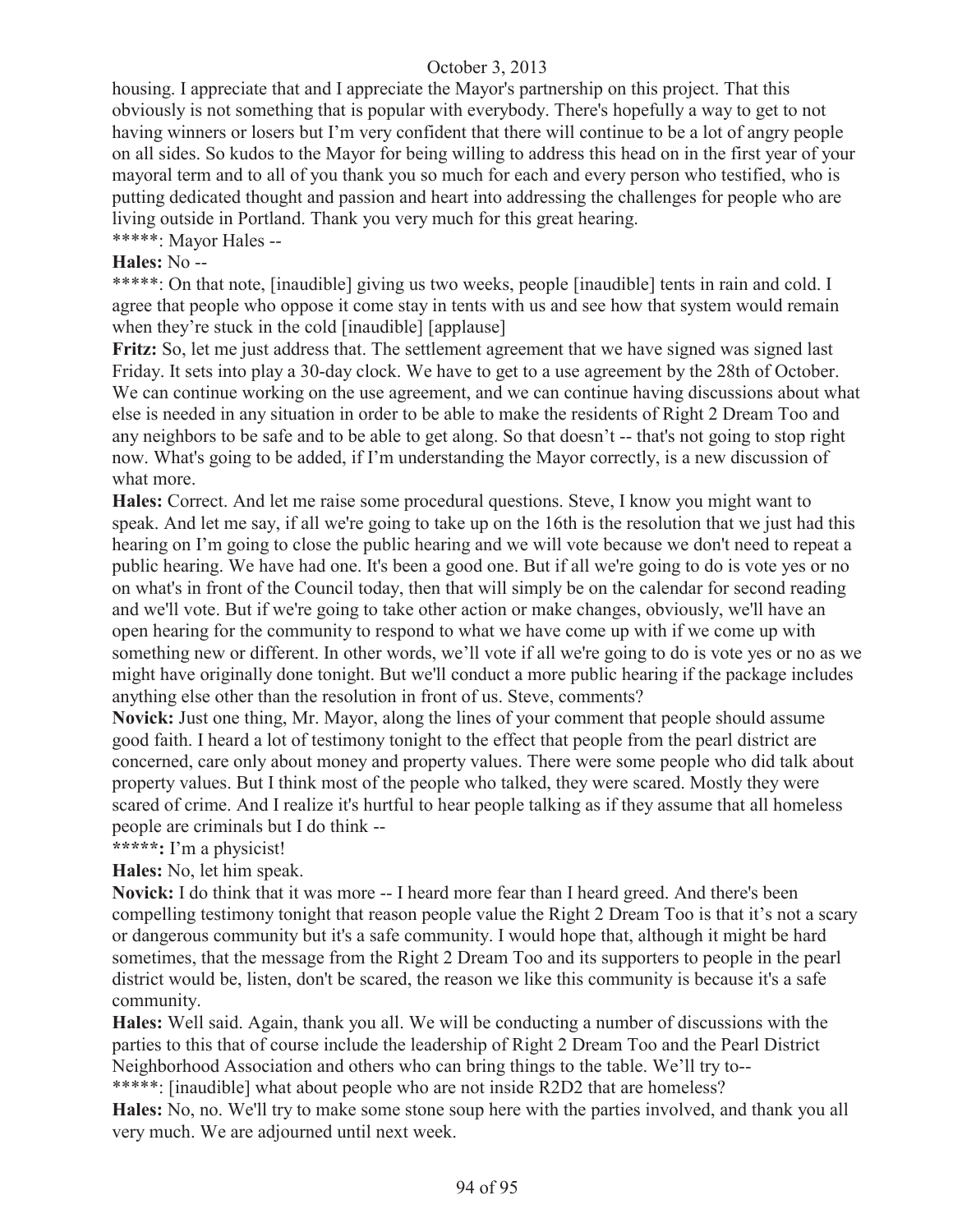housing. I appreciate that and I appreciate the Mayor's partnership on this project. That this obviously is not something that is popular with everybody. There's hopefully a way to get to not having winners or losers but I'm very confident that there will continue to be a lot of angry people on all sides. So kudos to the Mayor for being willing to address this head on in the first year of your mayoral term and to all of you thank you so much for each and every person who testified, who is putting dedicated thought and passion and heart into addressing the challenges for people who are living outside in Portland. Thank you very much for this great hearing.

*****: Mayor Hales --

**Hales:** No --

*****: On that note, [inaudible] giving us two weeks, people [inaudible] tents in rain and cold. I agree that people who oppose it come stay in tents with us and see how that system would remain when they're stuck in the cold [inaudible] [applause]

**Fritz:** So, let me just address that. The settlement agreement that we have signed was signed last Friday. It sets into play a 30-day clock. We have to get to a use agreement by the 28th of October. We can continue working on the use agreement, and we can continue having discussions about what else is needed in any situation in order to be able to make the residents of Right 2 Dream Too and any neighbors to be safe and to be able to get along. So that doesn't -- that's not going to stop right now. What's going to be added, if I'm understanding the Mayor correctly, is a new discussion of what more.

**Hales:** Correct. And let me raise some procedural questions. Steve, I know you might want to speak. And let me say, if all we're going to take up on the 16th is the resolution that we just had this hearing on I'm going to close the public hearing and we will vote because we don't need to repeat a public hearing. We have had one. It's been a good one. But if all we're going to do is vote yes or no on what's in front of the Council today, then that will simply be on the calendar for second reading and we'll vote. But if we're going to take other action or make changes, obviously, we'll have an open hearing for the community to respond to what we have come up with if we come up with something new or different. In other words, we'll vote if all we're going to do is vote yes or no as we might have originally done tonight. But we'll conduct a more public hearing if the package includes anything else other than the resolution in front of us. Steve, comments?

**Novick:** Just one thing, Mr. Mayor, along the lines of your comment that people should assume good faith. I heard a lot of testimony tonight to the effect that people from the pearl district are concerned, care only about money and property values. There were some people who did talk about property values. But I think most of the people who talked, they were scared. Mostly they were scared of crime. And I realize it's hurtful to hear people talking as if they assume that all homeless people are criminals but I do think --

**\*\*\*\*\*:** I'm a physicist!

**Hales:** No, let him speak.

**Novick:** I do think that it was more -- I heard more fear than I heard greed. And there's been compelling testimony tonight that reason people value the Right 2 Dream Too is that it's not a scary or dangerous community but it's a safe community. I would hope that, although it might be hard sometimes, that the message from the Right 2 Dream Too and its supporters to people in the pearl district would be, listen, don't be scared, the reason we like this community is because it's a safe community.

**Hales:** Well said. Again, thank you all. We will be conducting a number of discussions with the parties to this that of course include the leadership of Right 2 Dream Too and the Pearl District Neighborhood Association and others who can bring things to the table. We'll try to--

*****: [inaudible] what about people who are not inside R2D2 that are homeless?

**Hales:** No, no. We'll try to make some stone soup here with the parties involved, and thank you all very much. We are adjourned until next week.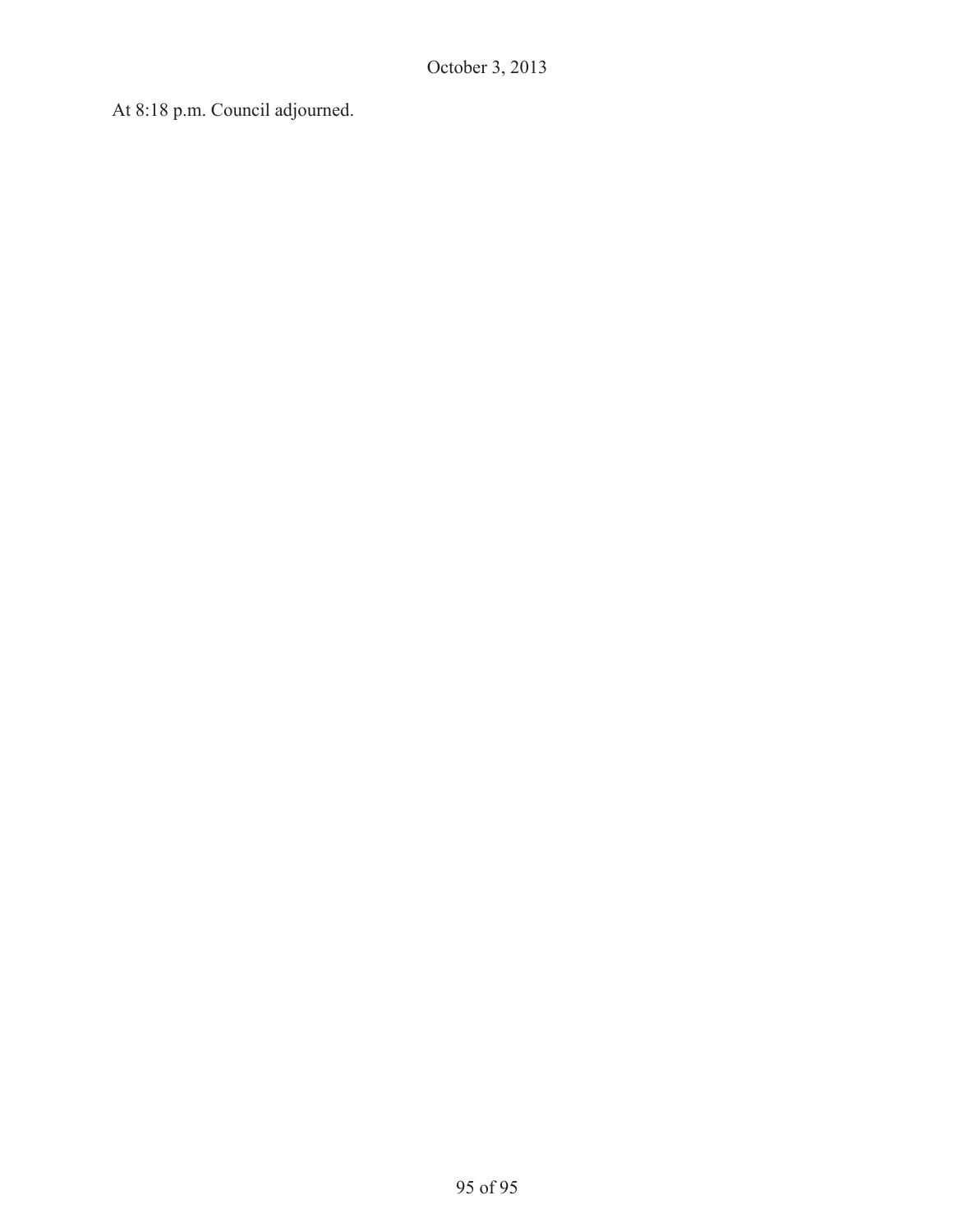At 8:18 p.m. Council adjourned.